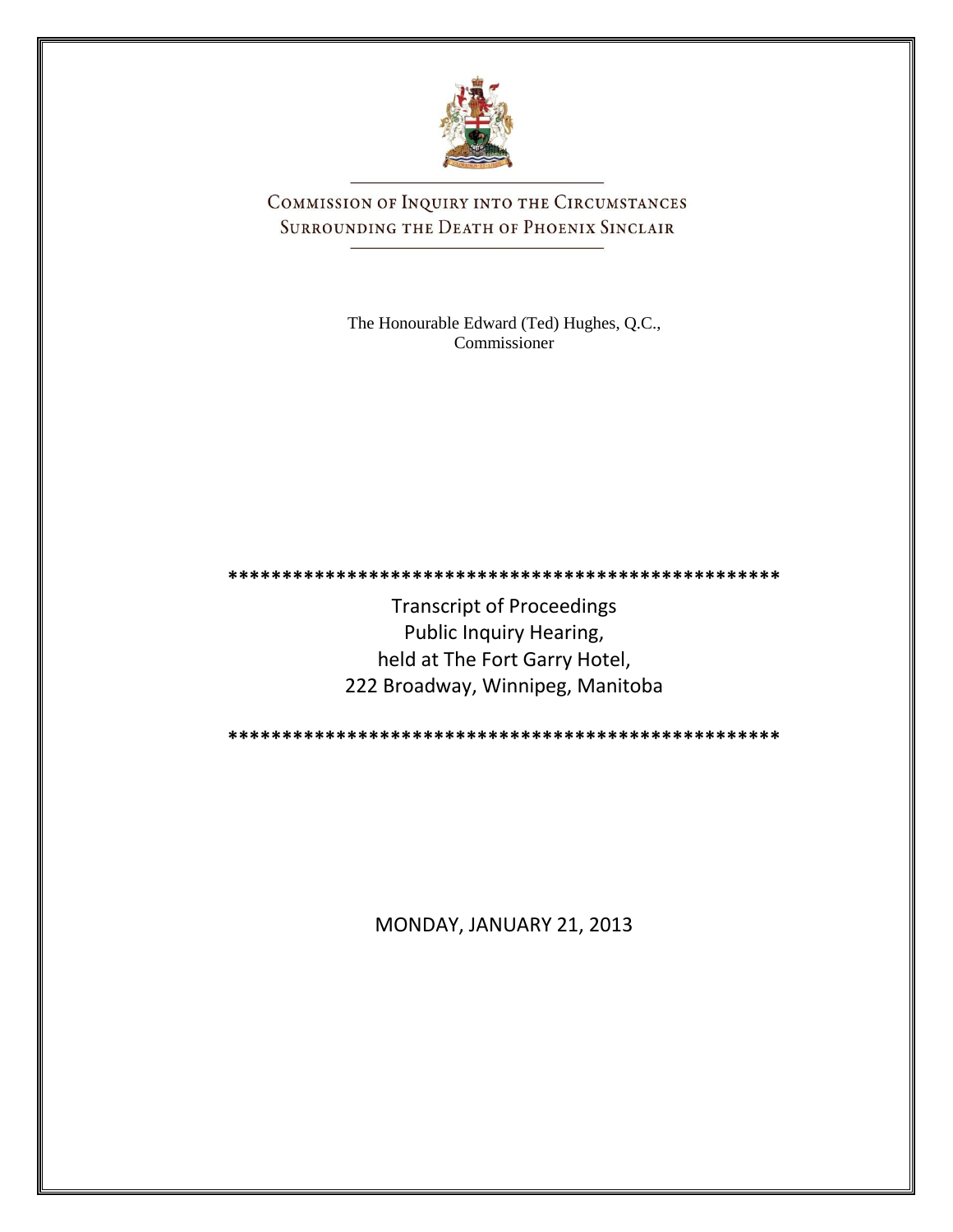# Commission of Inquiry into the Circumstances Surrounding the Death of Phoenix Sinclair

The Honourable Edward (Ted) Hughes, Q.C.,
Commissioner

**\*\*\*\*\*\*\*\*\*\*\*\*\*\*\*\*\*\*\*\*\*\*\*\*\*\*\*\*\*\*\*\*\*\*\*\*\*\*\*\*\*\*\*\*\*\*\*\*\*\*\***

Transcript of Proceedings
Public Inquiry Hearing,
held at The Fort Garry Hotel,
222 Broadway, Winnipeg, Manitoba

**\*\*\*\*\*\*\*\*\*\*\*\*\*\*\*\*\*\*\*\*\*\*\*\*\*\*\*\*\*\*\*\*\*\*\*\*\*\*\*\*\*\*\*\*\*\*\*\*\*\*\***

MONDAY, JANUARY 21, 2013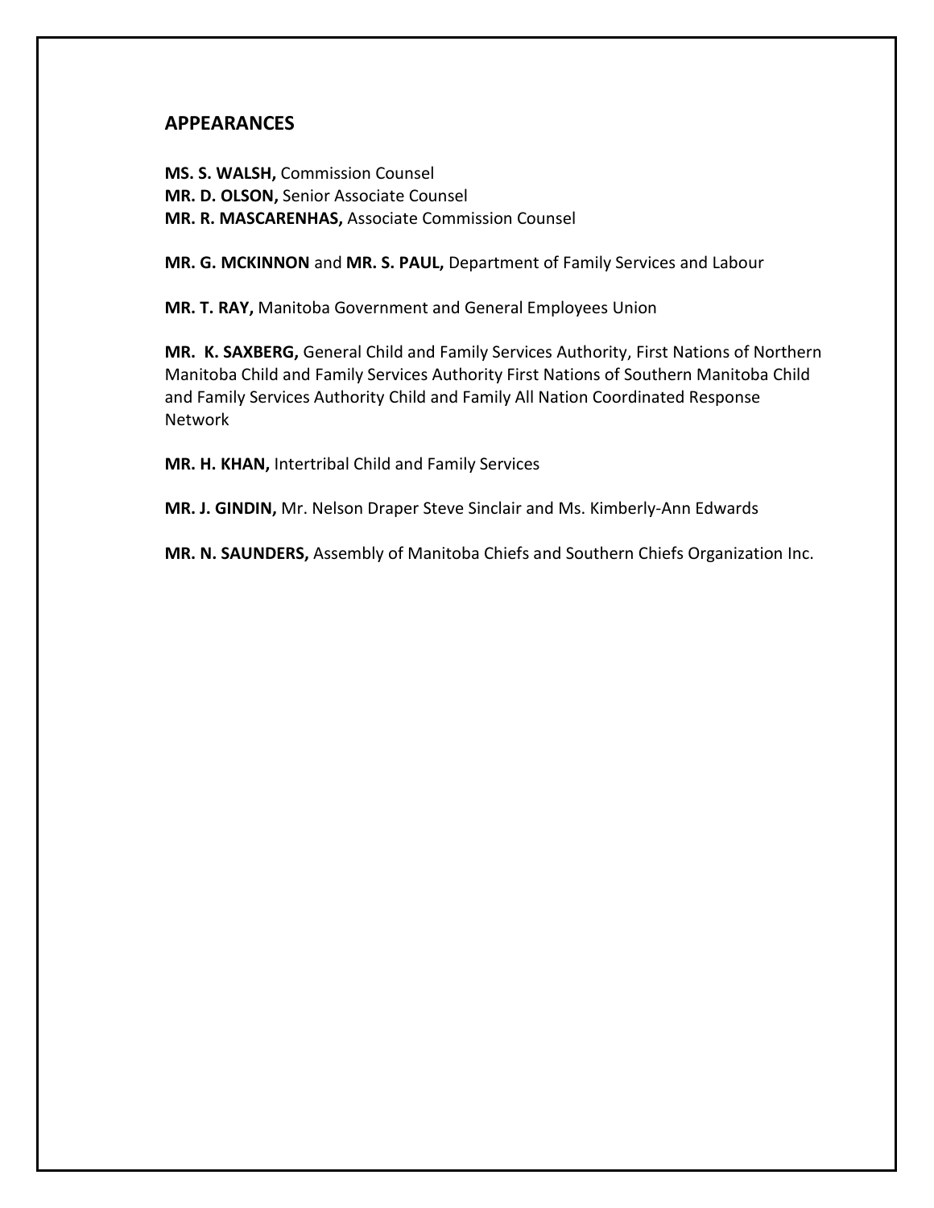## APPEARANCES

**MS. S. WALSH,** Commission Counsel
**MR. D. OLSON,** Senior Associate Counsel
**MR. R. MASCARENHAS,** Associate Commission Counsel

**MR. G. MCKINNON** and **MR. S. PAUL,** Department of Family Services and Labour

**MR. T. RAY,** Manitoba Government and General Employees Union

**MR. K. SAXBERG,** General Child and Family Services Authority, First Nations of Northern Manitoba Child and Family Services Authority First Nations of Southern Manitoba Child and Family Services Authority Child and Family All Nation Coordinated Response Network

**MR. H. KHAN,** Intertribal Child and Family Services

**MR. J. GINDIN,** Mr. Nelson Draper Steve Sinclair and Ms. Kimberly-Ann Edwards

**MR. N. SAUNDERS,** Assembly of Manitoba Chiefs and Southern Chiefs Organization Inc.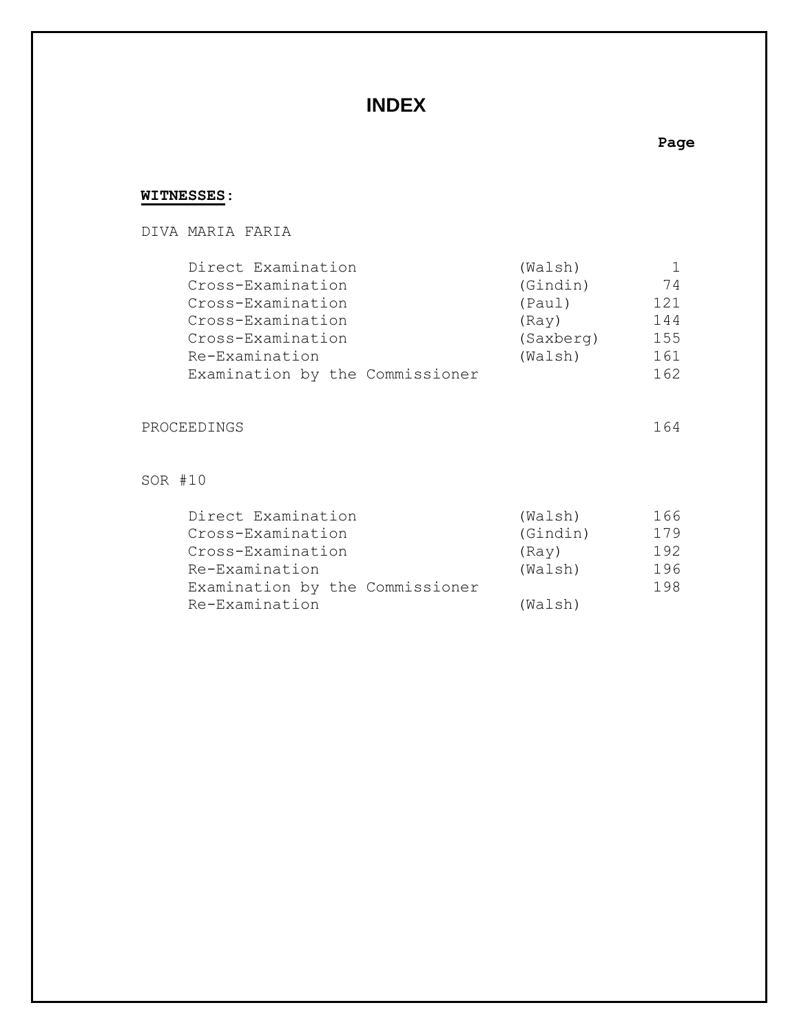# INDEX

| | | Page |
|---|---|---|
| **WITNESSES:** | | |
| DIVA MARIA FARIA | | |
| Direct Examination | (Walsh) | 1 |
| Cross-Examination | (Gindin) | 74 |
| Cross-Examination | (Paul) | 121 |
| Cross-Examination | (Ray) | 144 |
| Cross-Examination | (Saxberg) | 155 |
| Re-Examination | (Walsh) | 161 |
| Examination by the Commissioner | | 162 |
| PROCEEDINGS | | 164 |
| SOR #10 | | |
| Direct Examination | (Walsh) | 166 |
| Cross-Examination | (Gindin) | 179 |
| Cross-Examination | (Ray) | 192 |
| Re-Examination | (Walsh) | 196 |
| Examination by the Commissioner | | 198 |
| Re-Examination | (Walsh) | |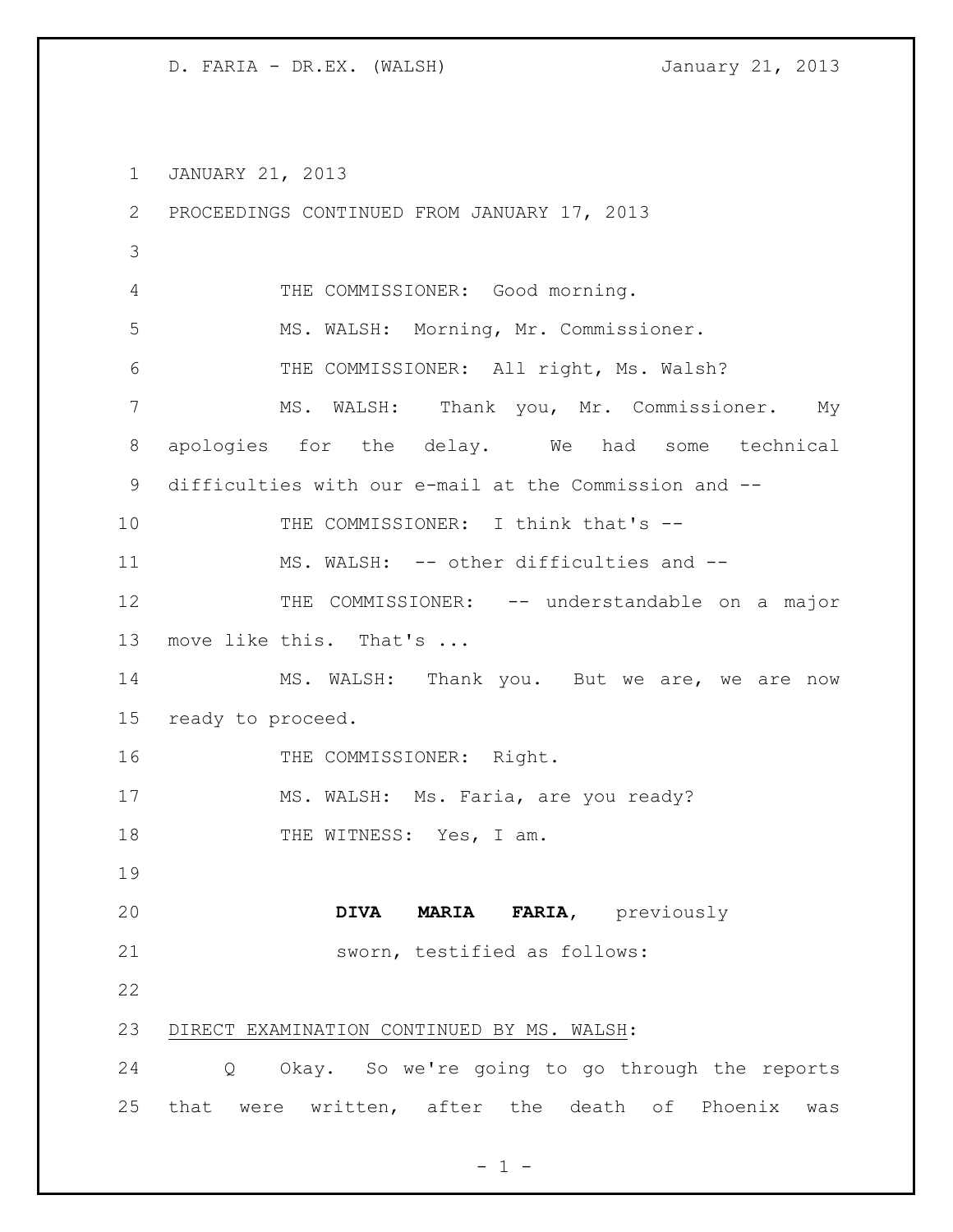JANUARY 21, 2013

PROCEEDINGS CONTINUED FROM JANUARY 17, 2013

THE COMMISSIONER: Good morning.

MS. WALSH: Morning, Mr. Commissioner.

THE COMMISSIONER: All right, Ms. Walsh?

MS. WALSH: Thank you, Mr. Commissioner. My apologies for the delay. We had some technical difficulties with our e-mail at the Commission and --

THE COMMISSIONER: I think that's --

MS. WALSH: -- other difficulties and --

THE COMMISSIONER: -- understandable on a major move like this. That's ...

MS. WALSH: Thank you. But we are, we are now ready to proceed.

THE COMMISSIONER: Right.

MS. WALSH: Ms. Faria, are you ready?

THE WITNESS: Yes, I am.

**DIVA MARIA FARIA**, previously sworn, testified as follows:

DIRECT EXAMINATION CONTINUED BY MS. WALSH:

Q Okay. So we're going to go through the reports that were written, after the death of Phoenix was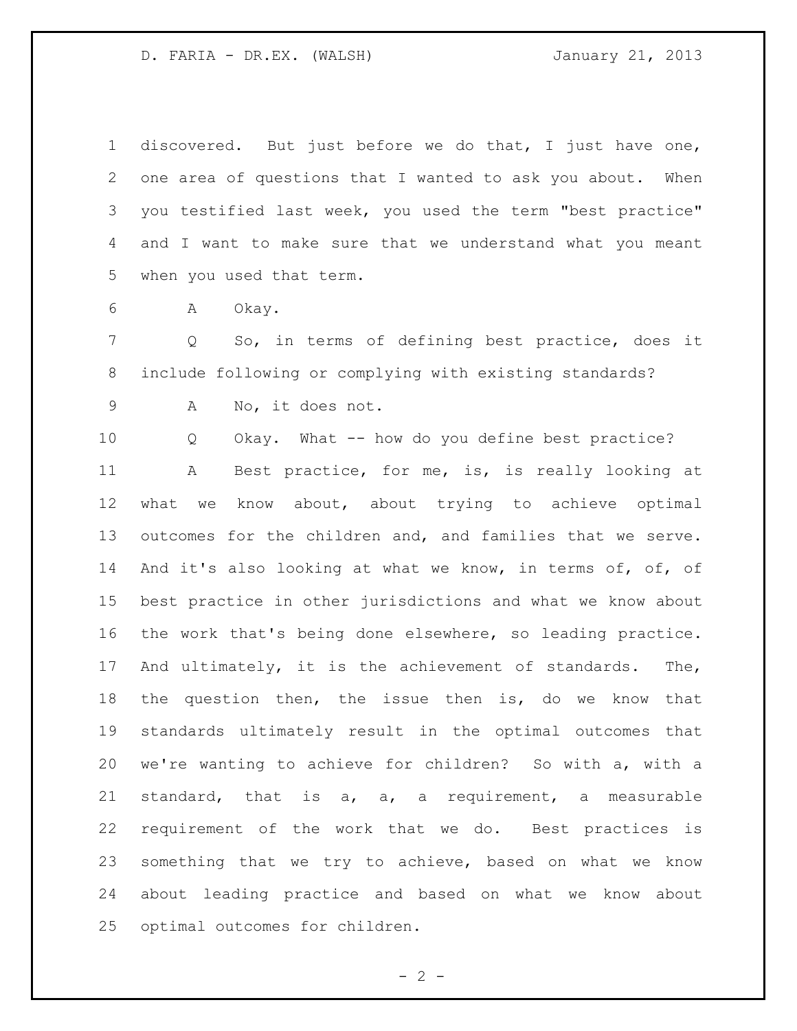discovered. But just before we do that, I just have one, one area of questions that I wanted to ask you about. When you testified last week, you used the term "best practice" and I want to make sure that we understand what you meant when you used that term.

A Okay.

Q So, in terms of defining best practice, does it include following or complying with existing standards?

A No, it does not.

Q Okay. What -- how do you define best practice?

A Best practice, for me, is, is really looking at what we know about, about trying to achieve optimal outcomes for the children and, and families that we serve. And it's also looking at what we know, in terms of, of, of best practice in other jurisdictions and what we know about the work that's being done elsewhere, so leading practice. And ultimately, it is the achievement of standards. The, the question then, the issue then is, do we know that standards ultimately result in the optimal outcomes that we're wanting to achieve for children? So with a, with a standard, that is a, a, a requirement, a measurable requirement of the work that we do. Best practices is something that we try to achieve, based on what we know about leading practice and based on what we know about optimal outcomes for children.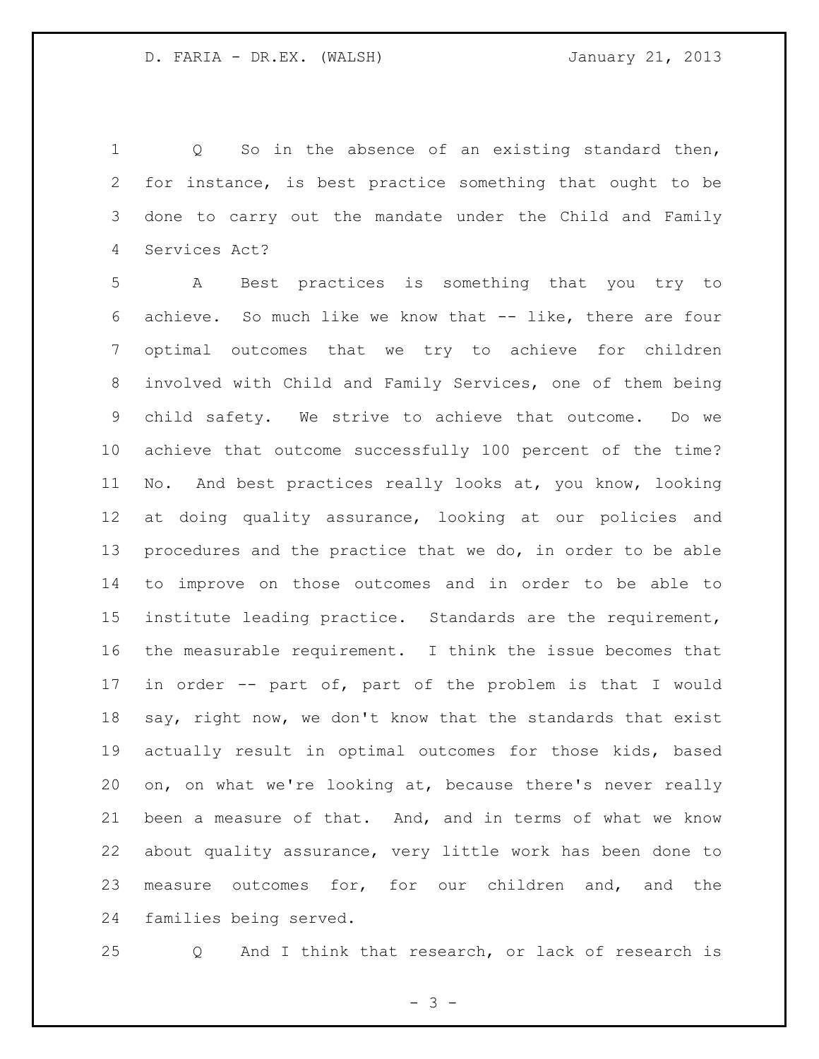Q So in the absence of an existing standard then, for instance, is best practice something that ought to be done to carry out the mandate under the Child and Family Services Act?

A Best practices is something that you try to achieve. So much like we know that -- like, there are four optimal outcomes that we try to achieve for children involved with Child and Family Services, one of them being child safety. We strive to achieve that outcome. Do we achieve that outcome successfully 100 percent of the time? No. And best practices really looks at, you know, looking at doing quality assurance, looking at our policies and procedures and the practice that we do, in order to be able to improve on those outcomes and in order to be able to institute leading practice. Standards are the requirement, the measurable requirement. I think the issue becomes that in order -- part of, part of the problem is that I would say, right now, we don't know that the standards that exist actually result in optimal outcomes for those kids, based on, on what we're looking at, because there's never really been a measure of that. And, and in terms of what we know about quality assurance, very little work has been done to measure outcomes for, for our children and, and the families being served.

Q And I think that research, or lack of research is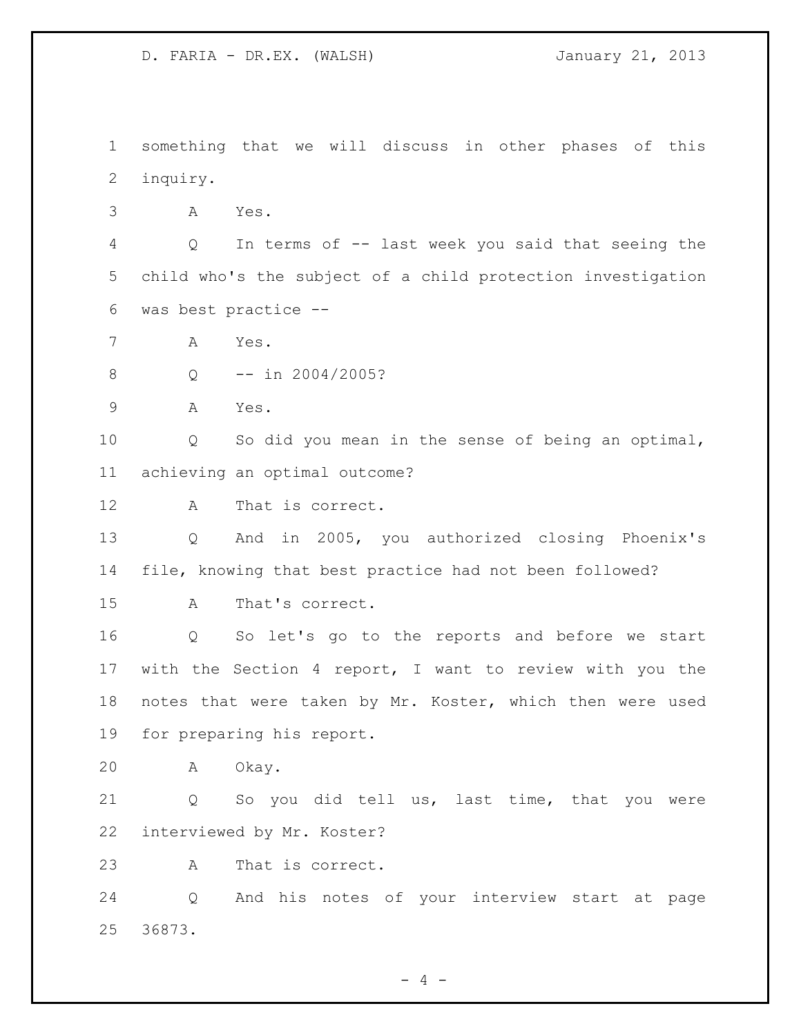something that we will discuss in other phases of this inquiry.

A Yes.

Q In terms of -- last week you said that seeing the child who's the subject of a child protection investigation was best practice --

A Yes.

Q -- in 2004/2005?

A Yes.

Q So did you mean in the sense of being an optimal, achieving an optimal outcome?

A That is correct.

Q And in 2005, you authorized closing Phoenix's file, knowing that best practice had not been followed?

A That's correct.

Q So let's go to the reports and before we start with the Section 4 report, I want to review with you the notes that were taken by Mr. Koster, which then were used for preparing his report.

A Okay.

Q So you did tell us, last time, that you were interviewed by Mr. Koster?

A That is correct.

Q And his notes of your interview start at page 36873.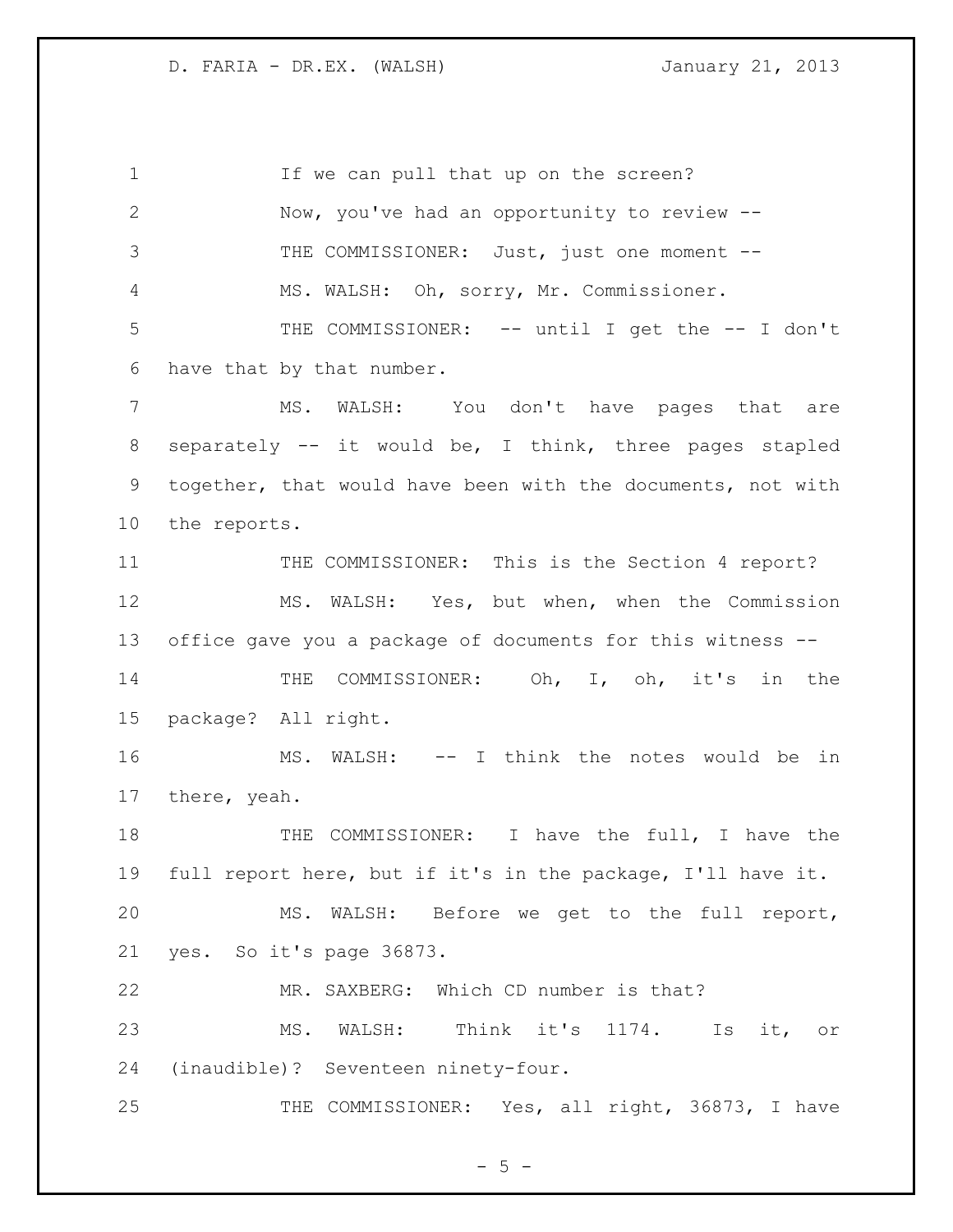If we can pull that up on the screen?

Now, you've had an opportunity to review --

THE COMMISSIONER: Just, just one moment --

MS. WALSH: Oh, sorry, Mr. Commissioner.

THE COMMISSIONER: -- until I get the -- I don't have that by that number.

MS. WALSH: You don't have pages that are separately -- it would be, I think, three pages stapled together, that would have been with the documents, not with the reports.

THE COMMISSIONER: This is the Section 4 report?

MS. WALSH: Yes, but when, when the Commission office gave you a package of documents for this witness --

THE COMMISSIONER: Oh, I, oh, it's in the package? All right.

MS. WALSH: -- I think the notes would be in there, yeah.

THE COMMISSIONER: I have the full, I have the full report here, but if it's in the package, I'll have it.

MS. WALSH: Before we get to the full report, yes. So it's page 36873.

MR. SAXBERG: Which CD number is that?

MS. WALSH: Think it's 1174. Is it, or (inaudible)? Seventeen ninety-four.

THE COMMISSIONER: Yes, all right, 36873, I have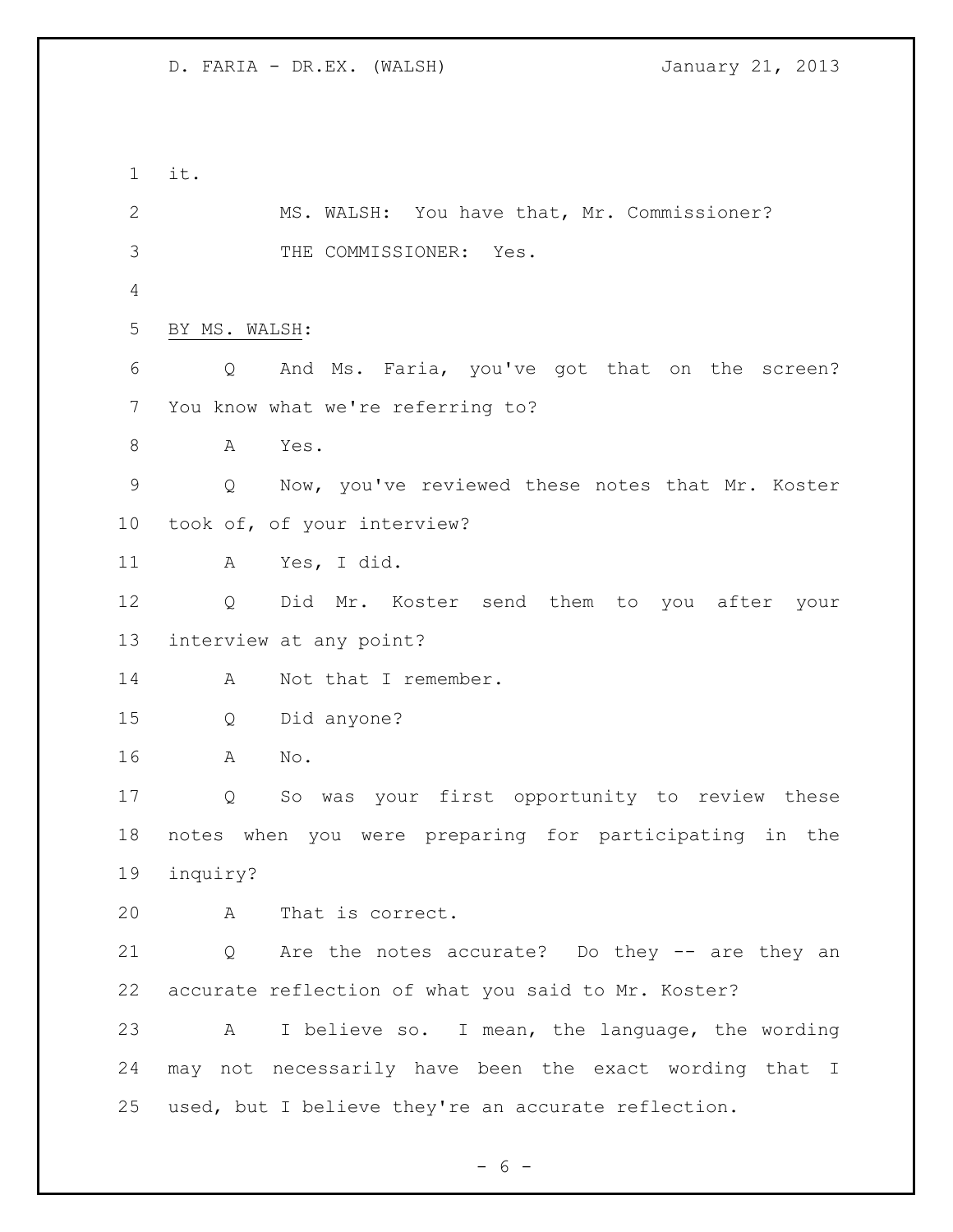it.

MS. WALSH: You have that, Mr. Commissioner?

THE COMMISSIONER: Yes.

BY MS. WALSH:

Q And Ms. Faria, you've got that on the screen? You know what we're referring to?

A Yes.

Q Now, you've reviewed these notes that Mr. Koster took of, of your interview?

A Yes, I did.

Q Did Mr. Koster send them to you after your interview at any point?

A Not that I remember.

Q Did anyone?

A No.

Q So was your first opportunity to review these notes when you were preparing for participating in the inquiry?

A That is correct.

Q Are the notes accurate? Do they -- are they an accurate reflection of what you said to Mr. Koster?

A I believe so. I mean, the language, the wording may not necessarily have been the exact wording that I used, but I believe they're an accurate reflection.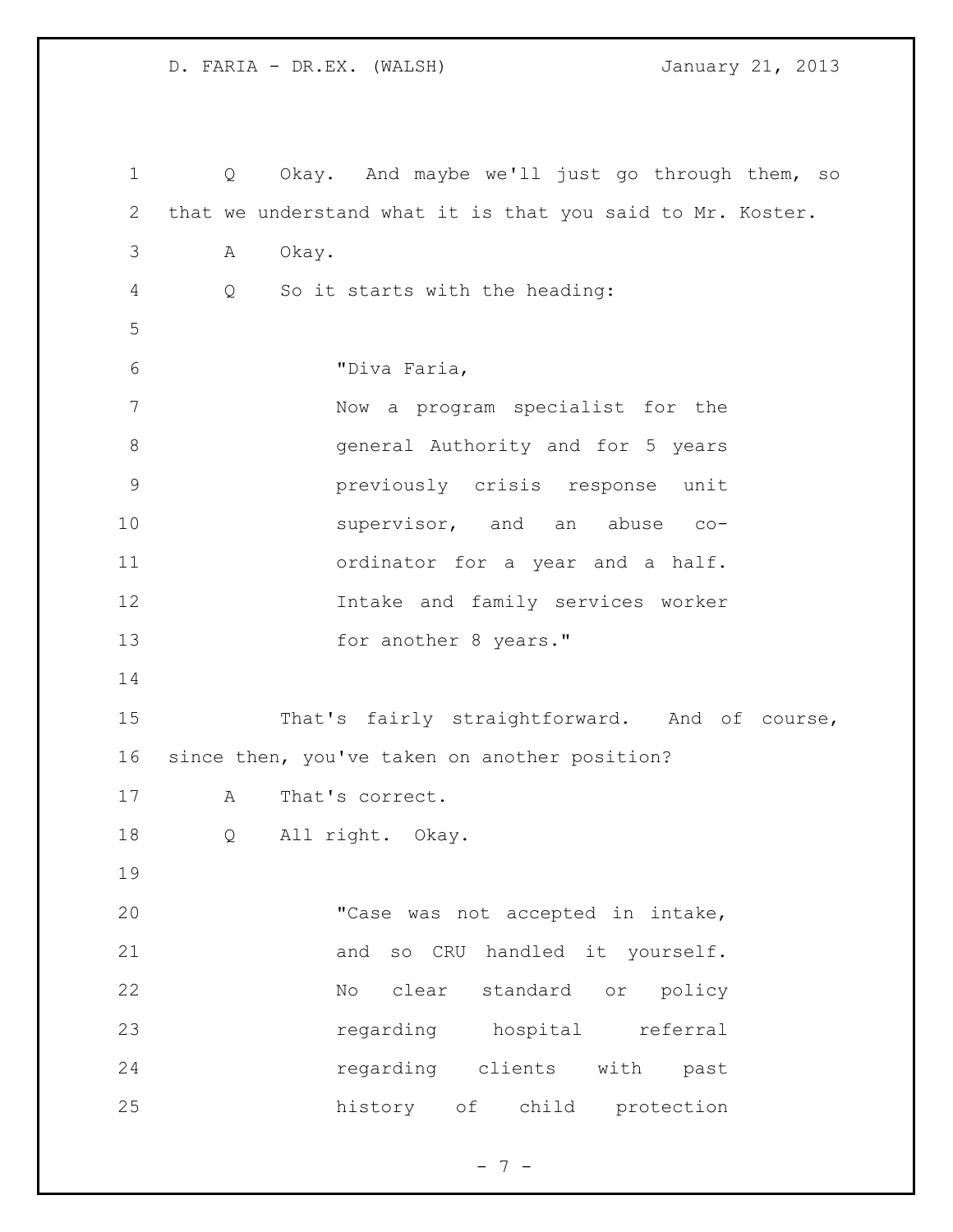Q Okay. And maybe we'll just go through them, so that we understand what it is that you said to Mr. Koster.

A Okay.

Q So it starts with the heading:

> "Diva Faria,
> Now a program specialist for the general Authority and for 5 years previously crisis response unit supervisor, and an abuse co-ordinator for a year and a half. Intake and family services worker for another 8 years."

That's fairly straightforward. And of course, since then, you've taken on another position?

A That's correct.

Q All right. Okay.

> "Case was not accepted in intake, and so CRU handled it yourself. No clear standard or policy regarding hospital referral regarding clients with past history of child protection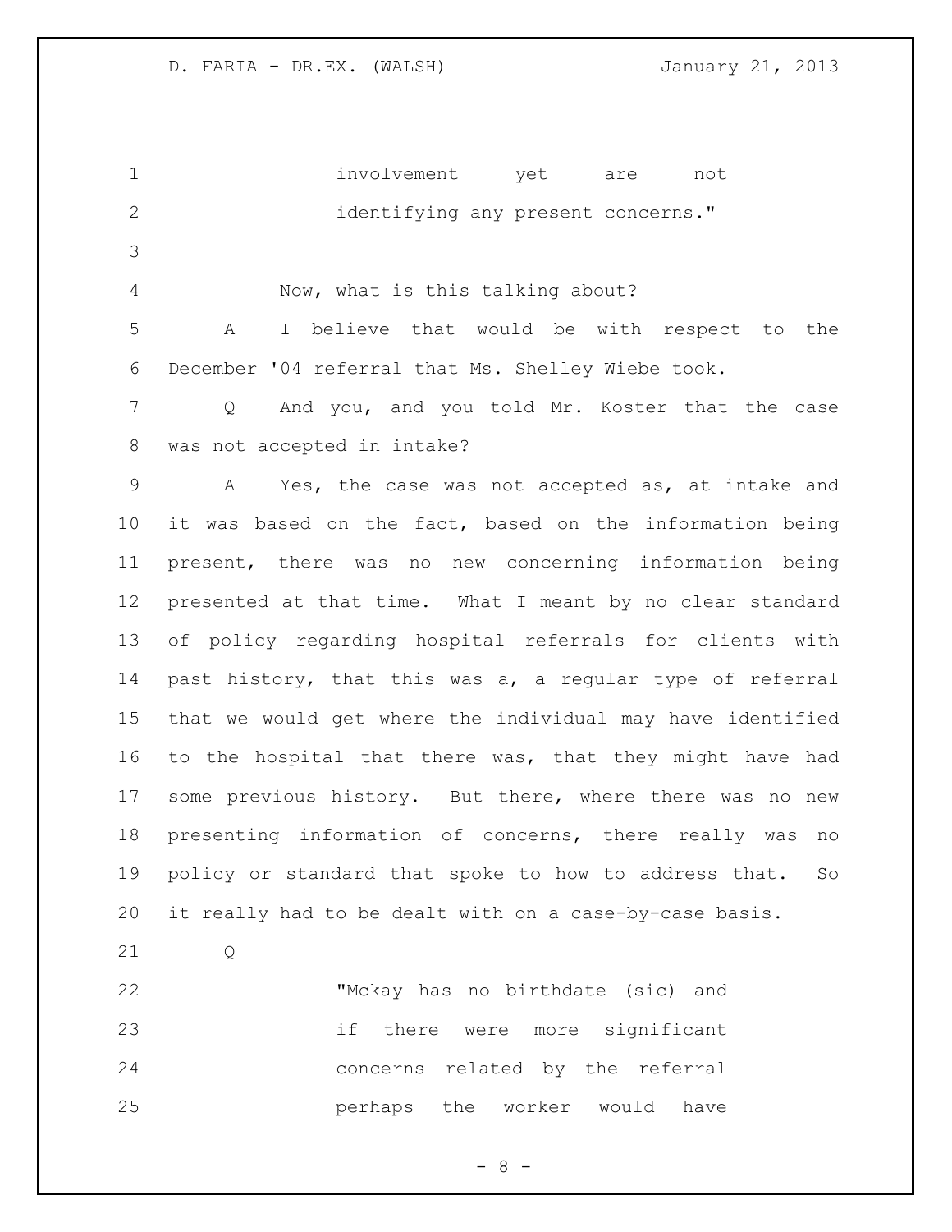> involvement yet are not identifying any present concerns."

Now, what is this talking about?

A I believe that would be with respect to the December '04 referral that Ms. Shelley Wiebe took.

Q And you, and you told Mr. Koster that the case was not accepted in intake?

A Yes, the case was not accepted as, at intake and it was based on the fact, based on the information being present, there was no new concerning information being presented at that time. What I meant by no clear standard of policy regarding hospital referrals for clients with past history, that this was a, a regular type of referral that we would get where the individual may have identified to the hospital that there was, that they might have had some previous history. But there, where there was no new presenting information of concerns, there really was no policy or standard that spoke to how to address that. So it really had to be dealt with on a case-by-case basis.

Q

> "Mckay has no birthdate (sic) and if there were more significant concerns related by the referral perhaps the worker would have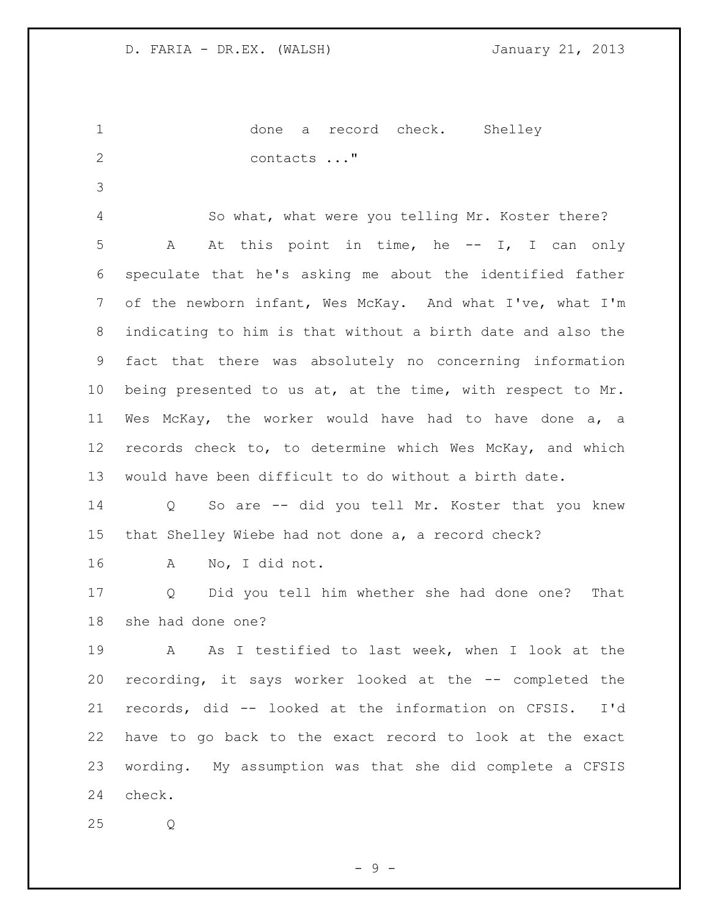done a record check. Shelley contacts ..."

So what, what were you telling Mr. Koster there?

A At this point in time, he -- I, I can only speculate that he's asking me about the identified father of the newborn infant, Wes McKay. And what I've, what I'm indicating to him is that without a birth date and also the fact that there was absolutely no concerning information being presented to us at, at the time, with respect to Mr. Wes McKay, the worker would have had to have done a, a records check to, to determine which Wes McKay, and which would have been difficult to do without a birth date.

Q So are -- did you tell Mr. Koster that you knew that Shelley Wiebe had not done a, a record check?

A No, I did not.

Q Did you tell him whether she had done one? That she had done one?

A As I testified to last week, when I look at the recording, it says worker looked at the -- completed the records, did -- looked at the information on CFSIS. I'd have to go back to the exact record to look at the exact wording. My assumption was that she did complete a CFSIS check.

Q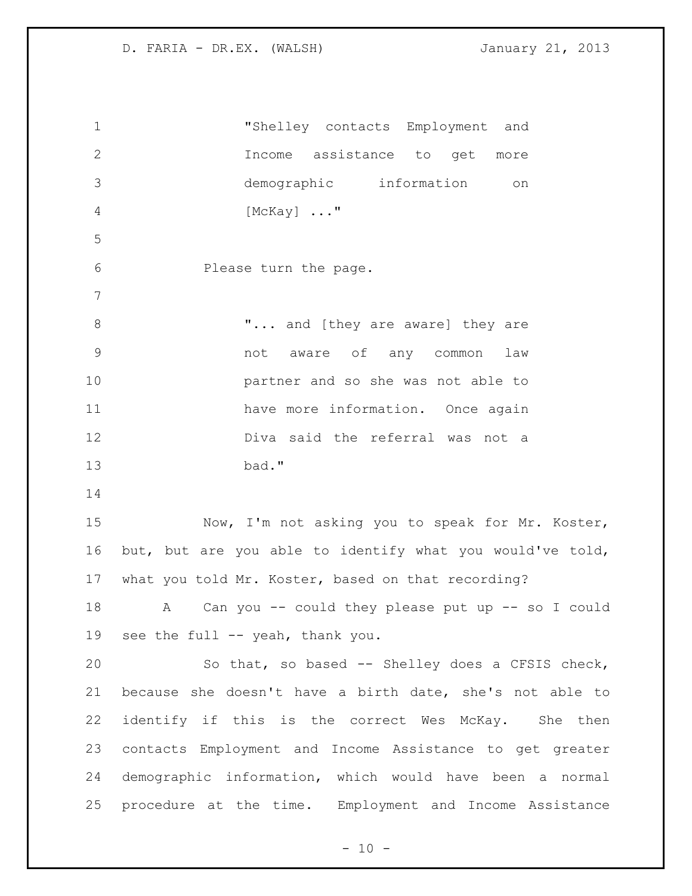> "Shelley contacts Employment and Income assistance to get more demographic information on [McKay] ..."

Please turn the page.

> "... and [they are aware] they are not aware of any common law partner and so she was not able to have more information. Once again Diva said the referral was not a bad."

Now, I'm not asking you to speak for Mr. Koster, but, but are you able to identify what you would've told, what you told Mr. Koster, based on that recording?

A Can you -- could they please put up -- so I could see the full -- yeah, thank you.

So that, so based -- Shelley does a CFSIS check, because she doesn't have a birth date, she's not able to identify if this is the correct Wes McKay. She then contacts Employment and Income Assistance to get greater demographic information, which would have been a normal procedure at the time. Employment and Income Assistance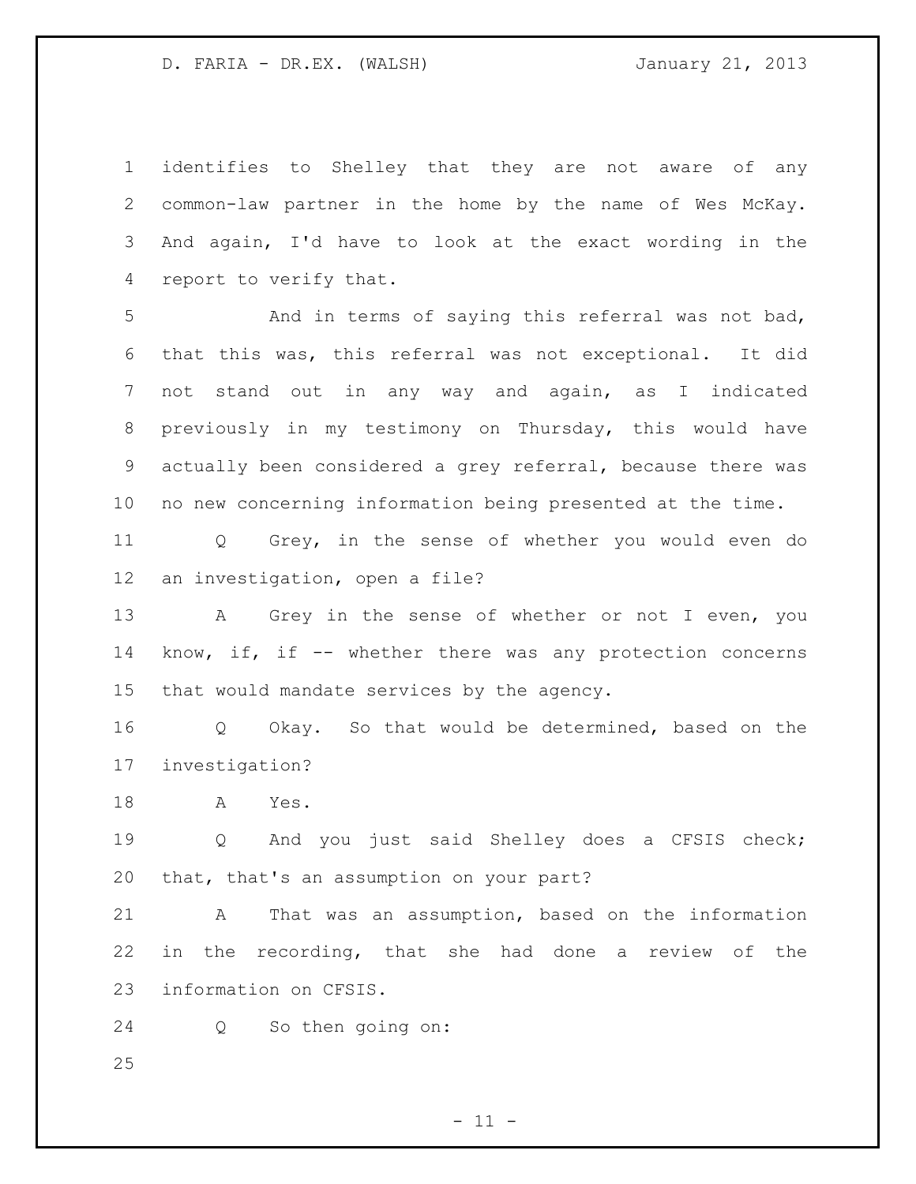identifies to Shelley that they are not aware of any common-law partner in the home by the name of Wes McKay. And again, I'd have to look at the exact wording in the report to verify that.

And in terms of saying this referral was not bad, that this was, this referral was not exceptional. It did not stand out in any way and again, as I indicated previously in my testimony on Thursday, this would have actually been considered a grey referral, because there was no new concerning information being presented at the time.

Q Grey, in the sense of whether you would even do an investigation, open a file?

A Grey in the sense of whether or not I even, you know, if, if -- whether there was any protection concerns that would mandate services by the agency.

Q Okay. So that would be determined, based on the investigation?

A Yes.

Q And you just said Shelley does a CFSIS check; that, that's an assumption on your part?

A That was an assumption, based on the information in the recording, that she had done a review of the information on CFSIS.

Q So then going on: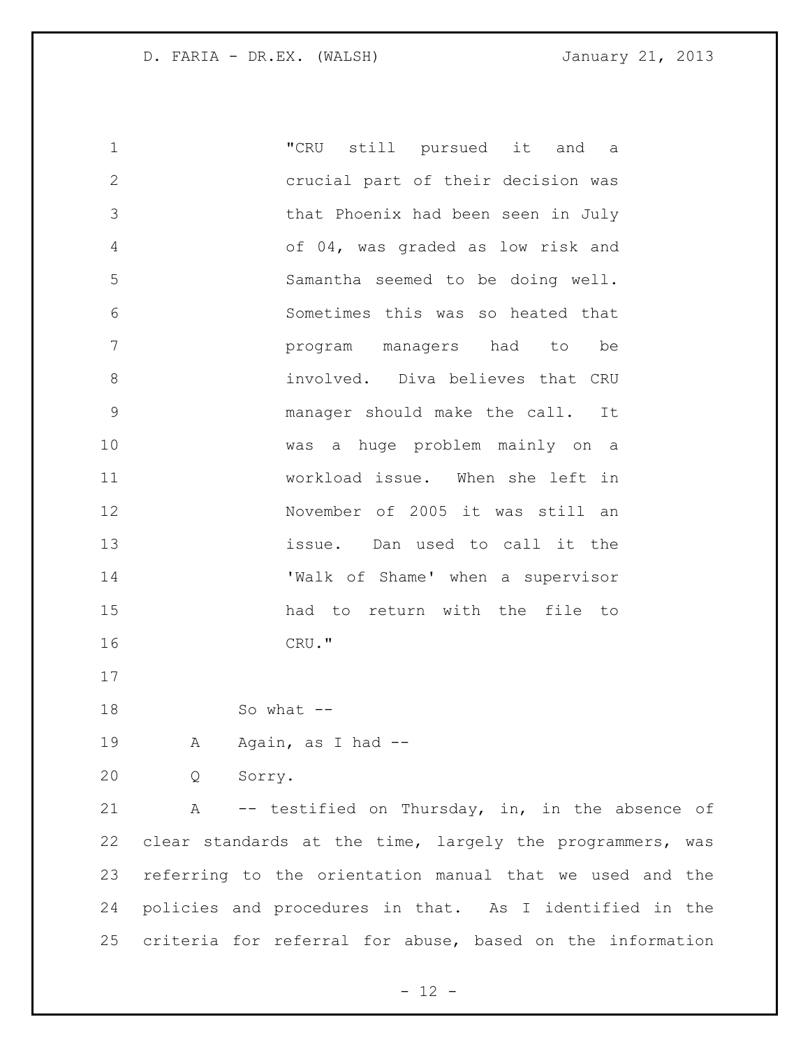"CRU still pursued it and a crucial part of their decision was that Phoenix had been seen in July of 04, was graded as low risk and Samantha seemed to be doing well. Sometimes this was so heated that program managers had to be involved. Diva believes that CRU manager should make the call. It was a huge problem mainly on a workload issue. When she left in November of 2005 it was still an issue. Dan used to call it the 'Walk of Shame' when a supervisor had to return with the file to CRU."

So what --

A Again, as I had --

Q Sorry.

A -- testified on Thursday, in, in the absence of clear standards at the time, largely the programmers, was referring to the orientation manual that we used and the policies and procedures in that. As I identified in the criteria for referral for abuse, based on the information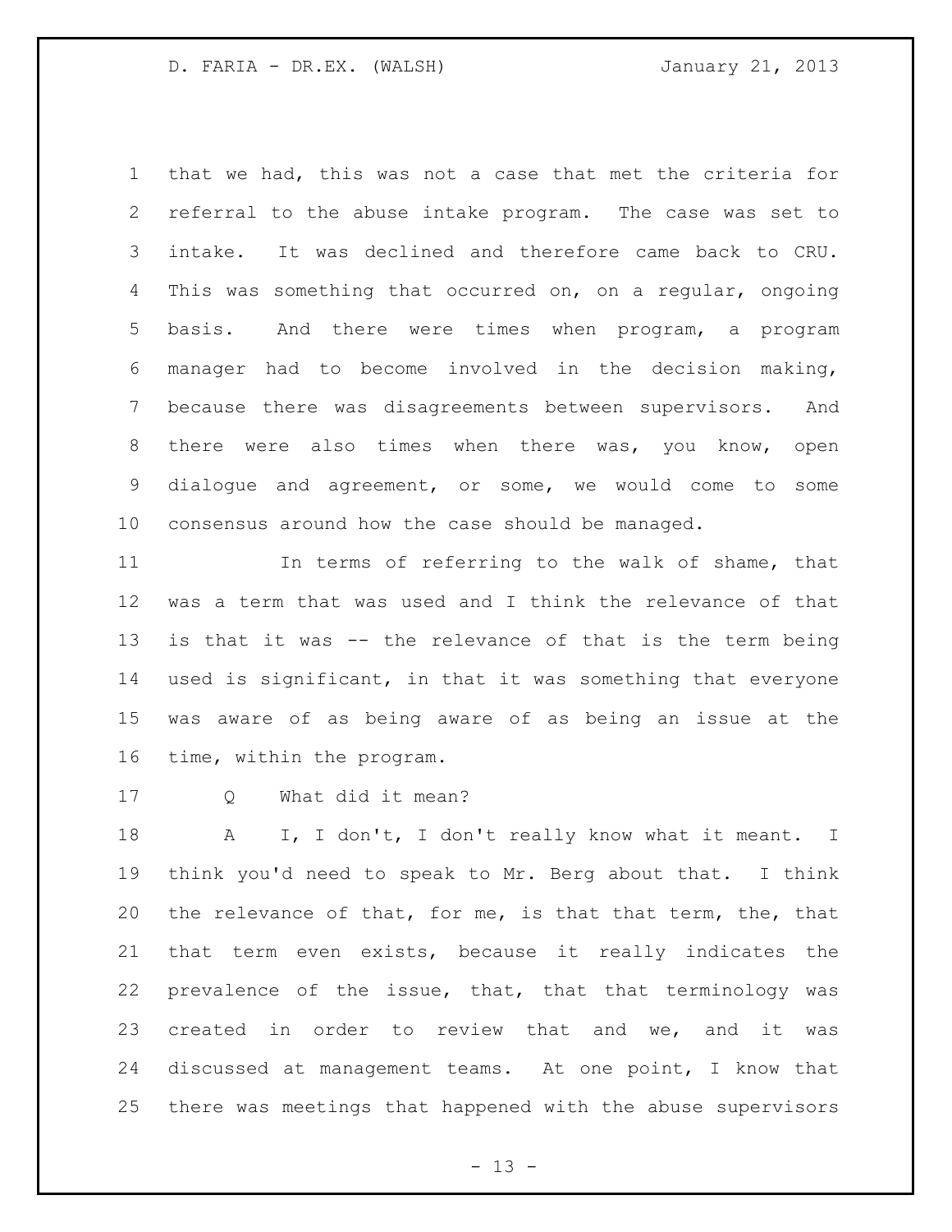that we had, this was not a case that met the criteria for referral to the abuse intake program. The case was set to intake. It was declined and therefore came back to CRU. This was something that occurred on, on a regular, ongoing basis. And there were times when program, a program manager had to become involved in the decision making, because there was disagreements between supervisors. And there were also times when there was, you know, open dialogue and agreement, or some, we would come to some consensus around how the case should be managed.

In terms of referring to the walk of shame, that was a term that was used and I think the relevance of that is that it was -- the relevance of that is the term being used is significant, in that it was something that everyone was aware of as being aware of as being an issue at the time, within the program.

Q What did it mean?

A I, I don't, I don't really know what it meant. I think you'd need to speak to Mr. Berg about that. I think the relevance of that, for me, is that that term, the, that that term even exists, because it really indicates the prevalence of the issue, that, that that terminology was created in order to review that and we, and it was discussed at management teams. At one point, I know that there was meetings that happened with the abuse supervisors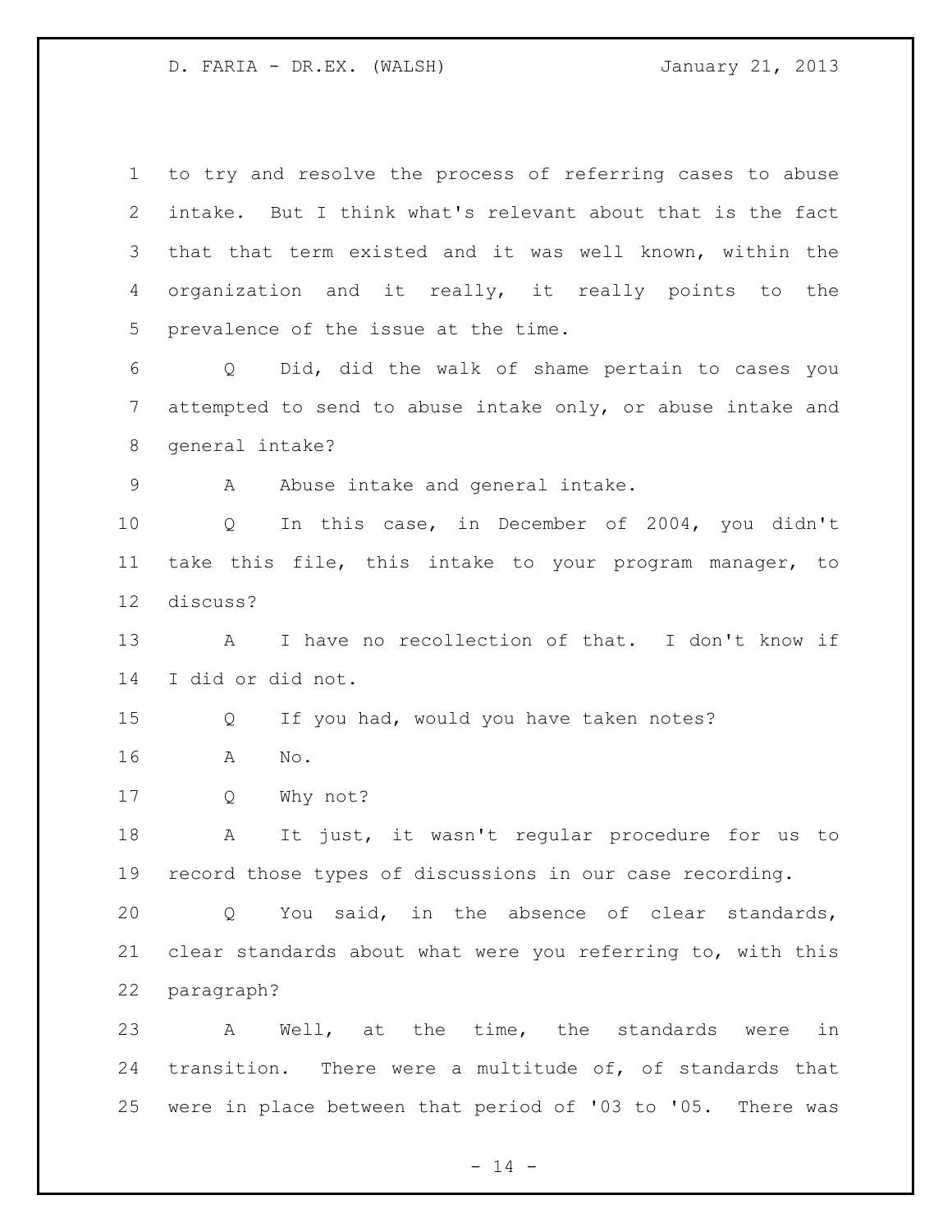to try and resolve the process of referring cases to abuse intake. But I think what's relevant about that is the fact that that term existed and it was well known, within the organization and it really, it really points to the prevalence of the issue at the time.

Q Did, did the walk of shame pertain to cases you attempted to send to abuse intake only, or abuse intake and general intake?

A Abuse intake and general intake.

Q In this case, in December of 2004, you didn't take this file, this intake to your program manager, to discuss?

A I have no recollection of that. I don't know if I did or did not.

Q If you had, would you have taken notes?

A No.

Q Why not?

A It just, it wasn't regular procedure for us to record those types of discussions in our case recording.

Q You said, in the absence of clear standards, clear standards about what were you referring to, with this paragraph?

A Well, at the time, the standards were in transition. There were a multitude of, of standards that were in place between that period of '03 to '05. There was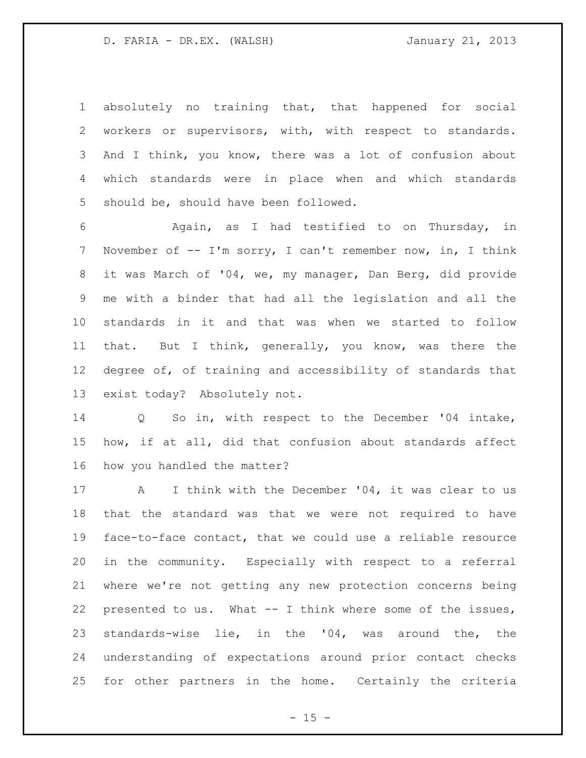absolutely no training that, that happened for social workers or supervisors, with, with respect to standards. And I think, you know, there was a lot of confusion about which standards were in place when and which standards should be, should have been followed.

Again, as I had testified to on Thursday, in November of -- I'm sorry, I can't remember now, in, I think it was March of '04, we, my manager, Dan Berg, did provide me with a binder that had all the legislation and all the standards in it and that was when we started to follow that. But I think, generally, you know, was there the degree of, of training and accessibility of standards that exist today? Absolutely not.

Q So in, with respect to the December '04 intake, how, if at all, did that confusion about standards affect how you handled the matter?

A I think with the December '04, it was clear to us that the standard was that we were not required to have face-to-face contact, that we could use a reliable resource in the community. Especially with respect to a referral where we're not getting any new protection concerns being presented to us. What -- I think where some of the issues, standards-wise lie, in the '04, was around the, the understanding of expectations around prior contact checks for other partners in the home. Certainly the criteria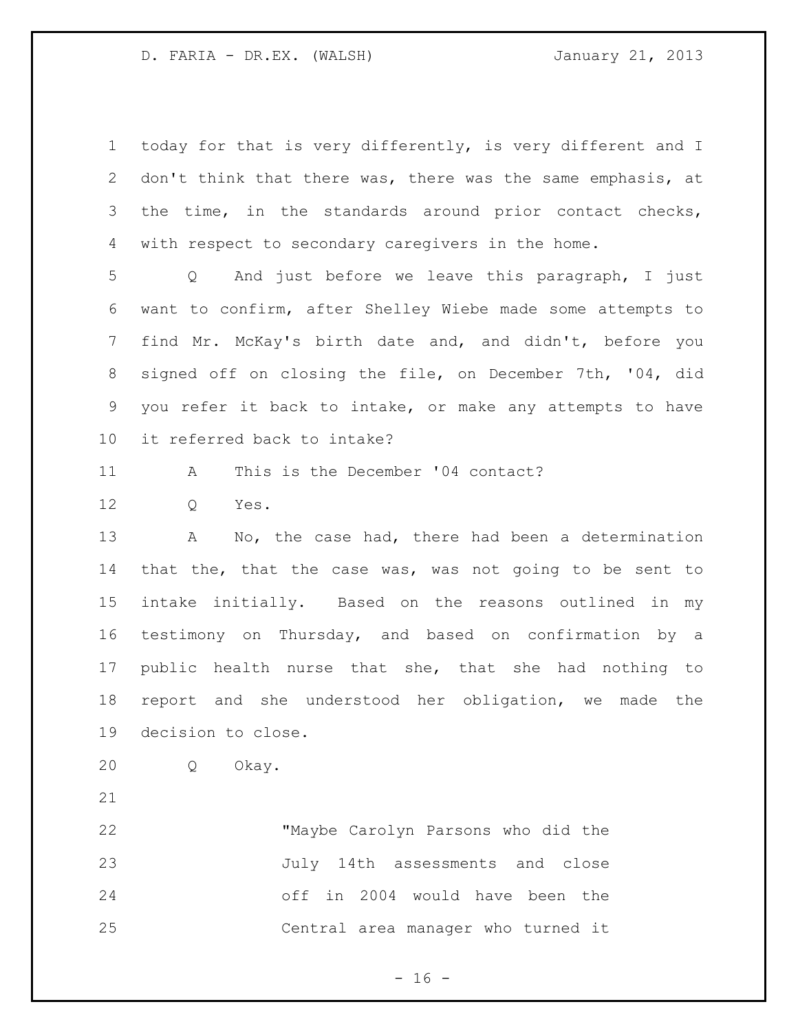today for that is very differently, is very different and I don't think that there was, there was the same emphasis, at the time, in the standards around prior contact checks, with respect to secondary caregivers in the home.

Q And just before we leave this paragraph, I just want to confirm, after Shelley Wiebe made some attempts to find Mr. McKay's birth date and, and didn't, before you signed off on closing the file, on December 7th, '04, did you refer it back to intake, or make any attempts to have it referred back to intake?

A This is the December '04 contact?

Q Yes.

A No, the case had, there had been a determination that the, that the case was, was not going to be sent to intake initially. Based on the reasons outlined in my testimony on Thursday, and based on confirmation by a public health nurse that she, that she had nothing to report and she understood her obligation, we made the decision to close.

Q Okay.

> "Maybe Carolyn Parsons who did the July 14th assessments and close off in 2004 would have been the Central area manager who turned it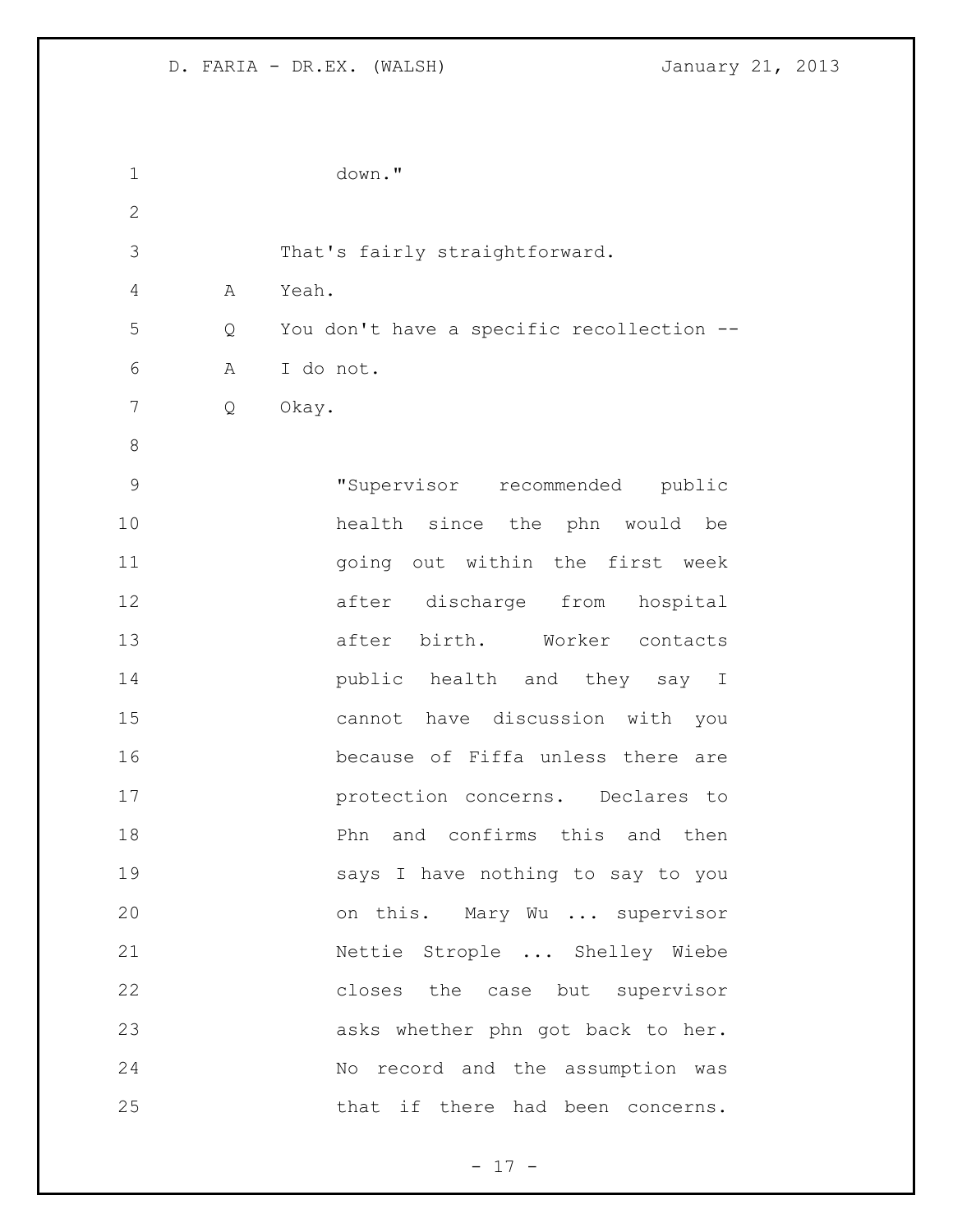down."

That's fairly straightforward.

A Yeah.

Q You don't have a specific recollection --

A I do not.

Q Okay.

> "Supervisor recommended public health since the phn would be going out within the first week after discharge from hospital after birth. Worker contacts public health and they say I cannot have discussion with you because of Fiffa unless there are protection concerns. Declares to Phn and confirms this and then says I have nothing to say to you on this. Mary Wu ... supervisor Nettie Strople ... Shelley Wiebe closes the case but supervisor asks whether phn got back to her. No record and the assumption was that if there had been concerns.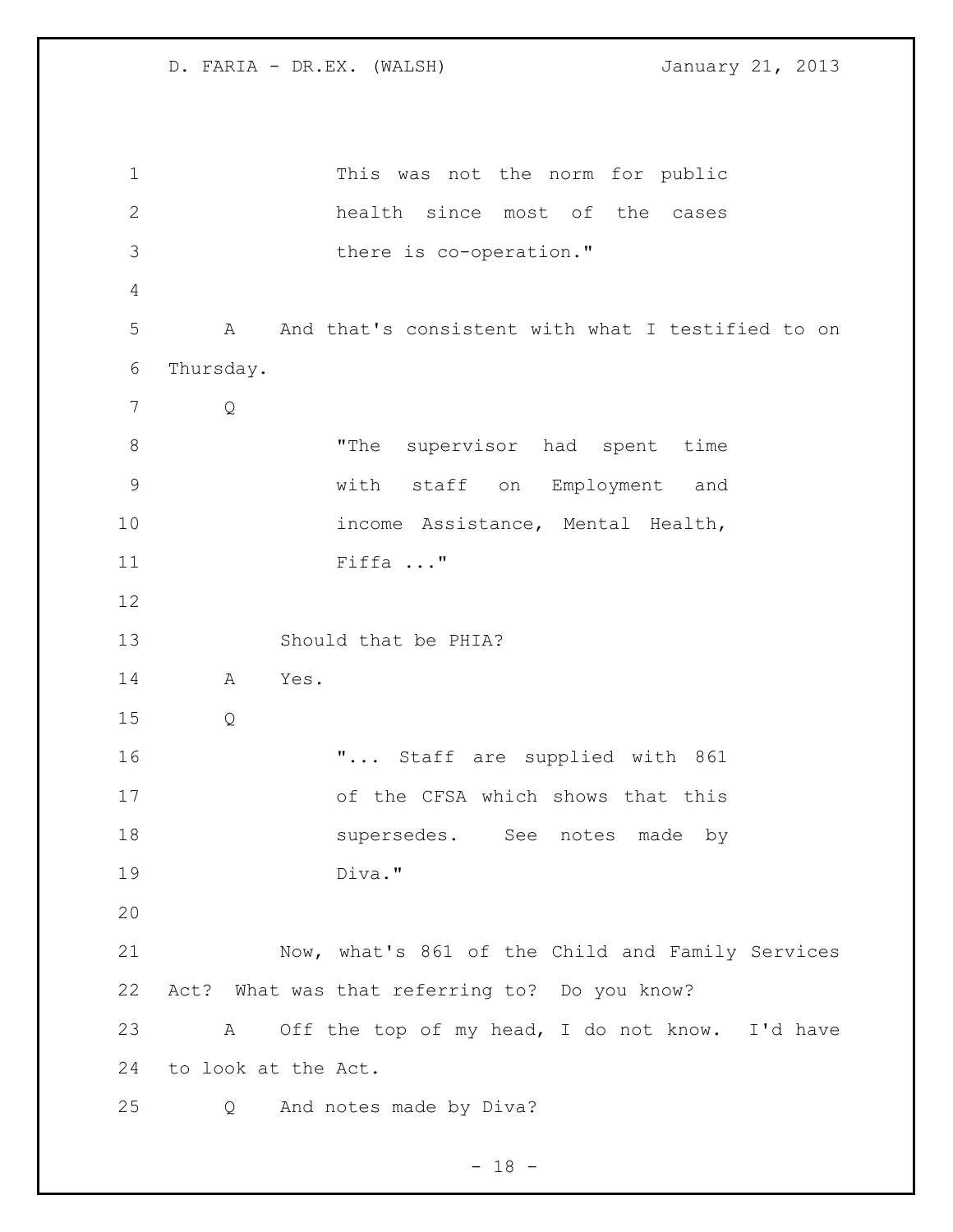This was not the norm for public health since most of the cases there is co-operation."

A And that's consistent with what I testified to on Thursday.

Q

"The supervisor had spent time with staff on Employment and income Assistance, Mental Health, Fiffa ..."

Should that be PHIA?

A Yes.

Q

"... Staff are supplied with 861 of the CFSA which shows that this supersedes. See notes made by Diva."

Now, what's 861 of the Child and Family Services Act? What was that referring to? Do you know?

A Off the top of my head, I do not know. I'd have to look at the Act.

Q And notes made by Diva?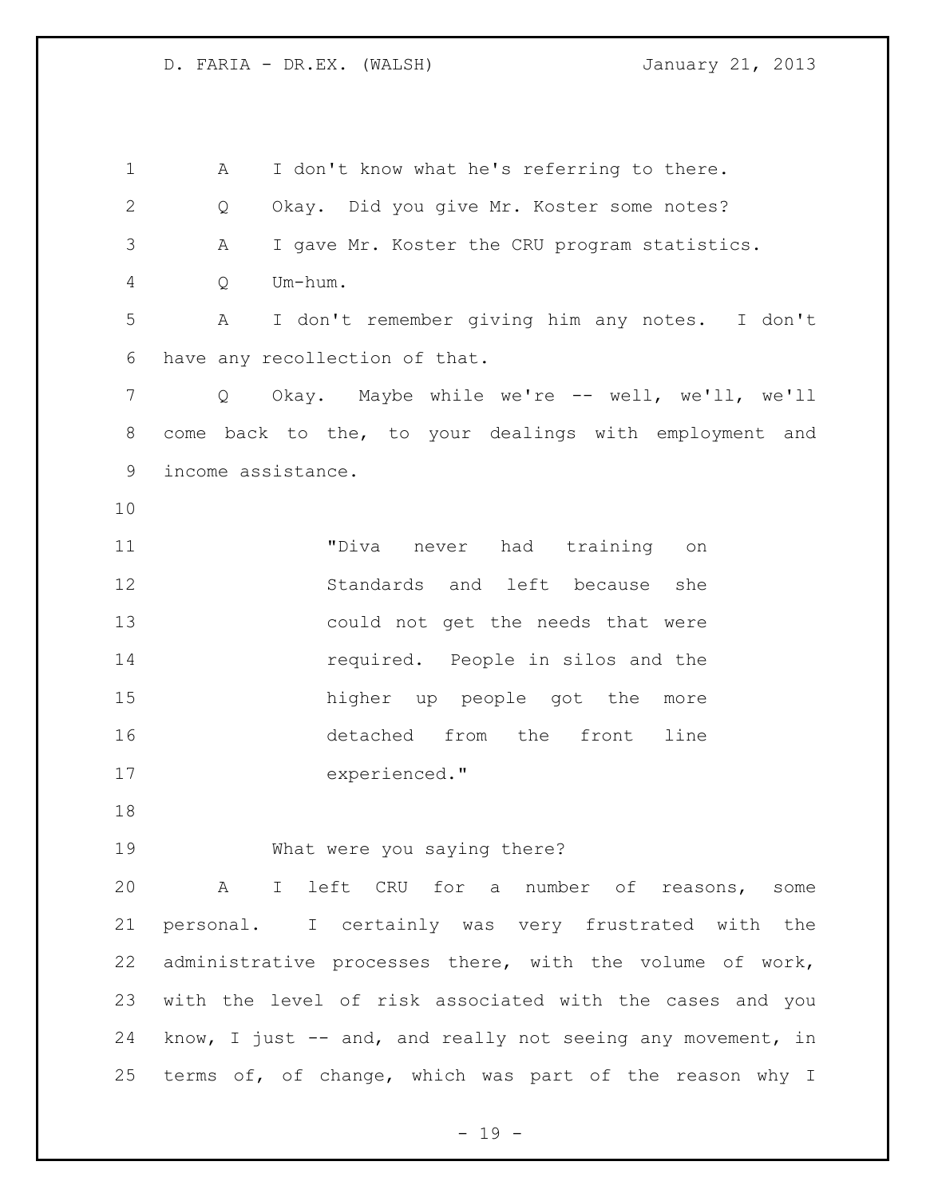A I don't know what he's referring to there.

Q Okay. Did you give Mr. Koster some notes?

A I gave Mr. Koster the CRU program statistics.

Q Um-hum.

A I don't remember giving him any notes. I don't have any recollection of that.

Q Okay. Maybe while we're -- well, we'll, we'll come back to the, to your dealings with employment and income assistance.

> "Diva never had training on Standards and left because she could not get the needs that were required. People in silos and the higher up people got the more detached from the front line experienced."

What were you saying there?

A I left CRU for a number of reasons, some personal. I certainly was very frustrated with the administrative processes there, with the volume of work, with the level of risk associated with the cases and you know, I just -- and, and really not seeing any movement, in terms of, of change, which was part of the reason why I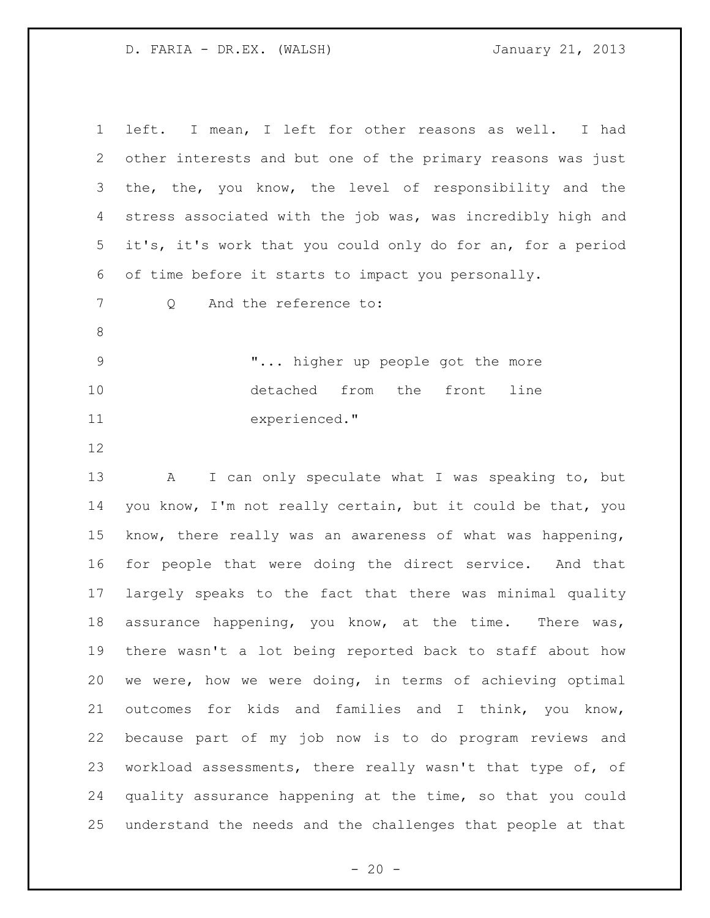left. I mean, I left for other reasons as well. I had other interests and but one of the primary reasons was just the, the, you know, the level of responsibility and the stress associated with the job was, was incredibly high and it's, it's work that you could only do for an, for a period of time before it starts to impact you personally.

Q And the reference to:

> "... higher up people got the more detached from the front line experienced."

A I can only speculate what I was speaking to, but you know, I'm not really certain, but it could be that, you know, there really was an awareness of what was happening, for people that were doing the direct service. And that largely speaks to the fact that there was minimal quality assurance happening, you know, at the time. There was, there wasn't a lot being reported back to staff about how we were, how we were doing, in terms of achieving optimal outcomes for kids and families and I think, you know, because part of my job now is to do program reviews and workload assessments, there really wasn't that type of, of quality assurance happening at the time, so that you could understand the needs and the challenges that people at that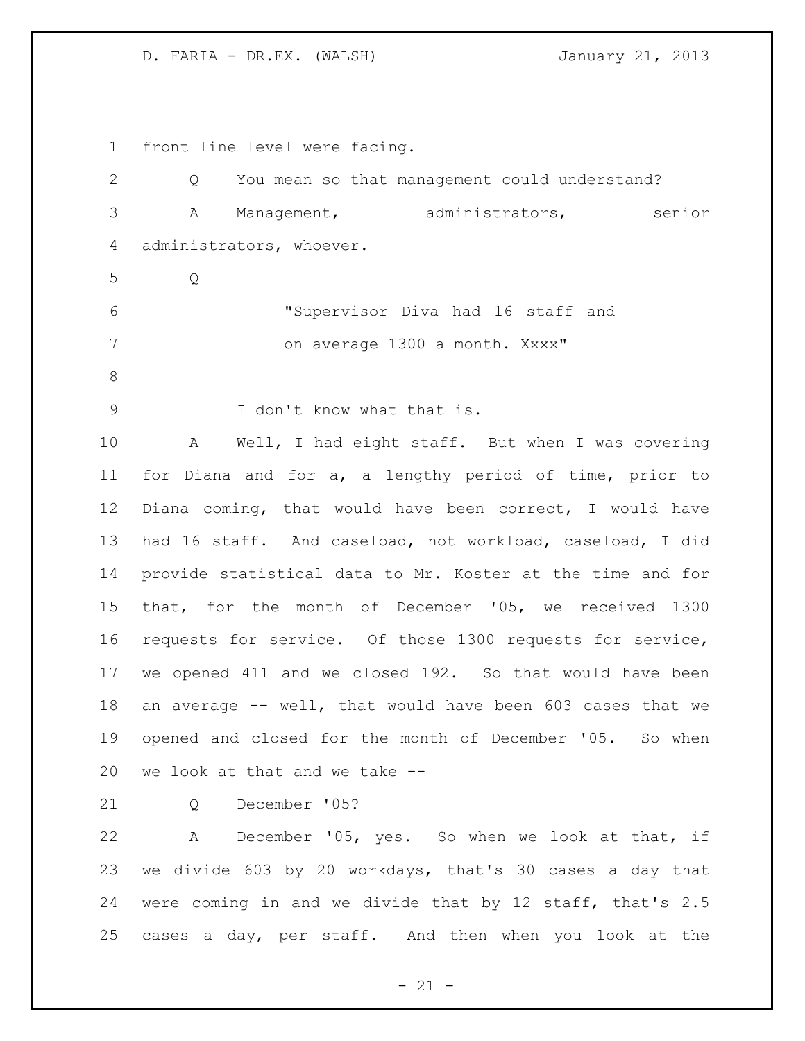front line level were facing.

Q You mean so that management could understand?

A Management, administrators, senior administrators, whoever.

Q

> "Supervisor Diva had 16 staff and on average 1300 a month. Xxxx"

I don't know what that is.

A Well, I had eight staff. But when I was covering for Diana and for a, a lengthy period of time, prior to Diana coming, that would have been correct, I would have had 16 staff. And caseload, not workload, caseload, I did provide statistical data to Mr. Koster at the time and for that, for the month of December '05, we received 1300 requests for service. Of those 1300 requests for service, we opened 411 and we closed 192. So that would have been an average -- well, that would have been 603 cases that we opened and closed for the month of December '05. So when we look at that and we take --

Q December '05?

A December '05, yes. So when we look at that, if we divide 603 by 20 workdays, that's 30 cases a day that were coming in and we divide that by 12 staff, that's 2.5 cases a day, per staff. And then when you look at the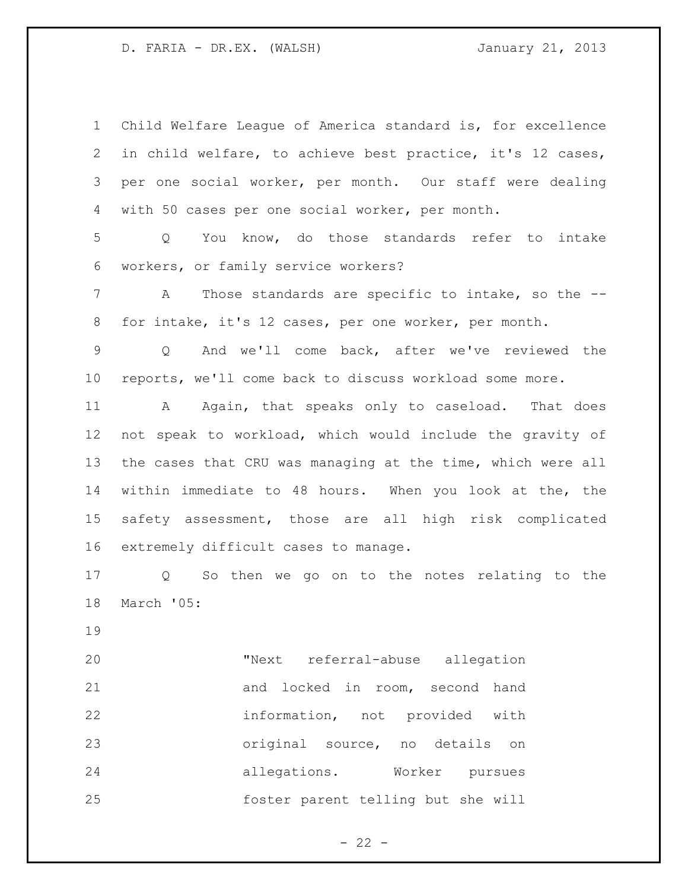Child Welfare League of America standard is, for excellence in child welfare, to achieve best practice, it's 12 cases, per one social worker, per month. Our staff were dealing with 50 cases per one social worker, per month.

Q You know, do those standards refer to intake workers, or family service workers?

A Those standards are specific to intake, so the -- for intake, it's 12 cases, per one worker, per month.

Q And we'll come back, after we've reviewed the reports, we'll come back to discuss workload some more.

A Again, that speaks only to caseload. That does not speak to workload, which would include the gravity of the cases that CRU was managing at the time, which were all within immediate to 48 hours. When you look at the, the safety assessment, those are all high risk complicated extremely difficult cases to manage.

Q So then we go on to the notes relating to the March '05:

> "Next referral-abuse allegation and locked in room, second hand information, not provided with original source, no details on allegations. Worker pursues foster parent telling but she will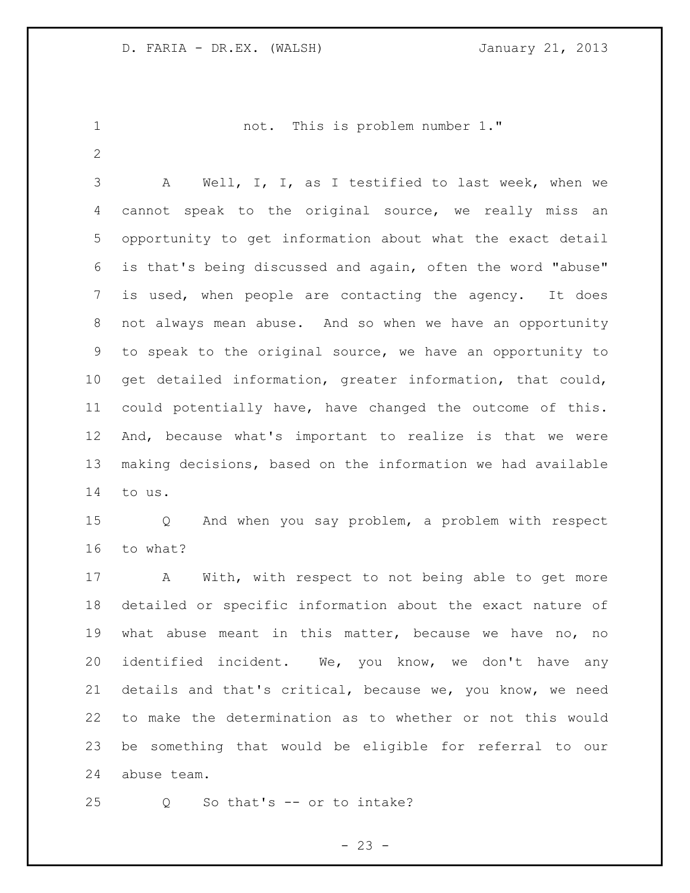not. This is problem number 1."

A Well, I, I, as I testified to last week, when we cannot speak to the original source, we really miss an opportunity to get information about what the exact detail is that's being discussed and again, often the word "abuse" is used, when people are contacting the agency. It does not always mean abuse. And so when we have an opportunity to speak to the original source, we have an opportunity to get detailed information, greater information, that could, could potentially have, have changed the outcome of this. And, because what's important to realize is that we were making decisions, based on the information we had available to us.

Q And when you say problem, a problem with respect to what?

A With, with respect to not being able to get more detailed or specific information about the exact nature of what abuse meant in this matter, because we have no, no identified incident. We, you know, we don't have any details and that's critical, because we, you know, we need to make the determination as to whether or not this would be something that would be eligible for referral to our abuse team.

Q So that's -- or to intake?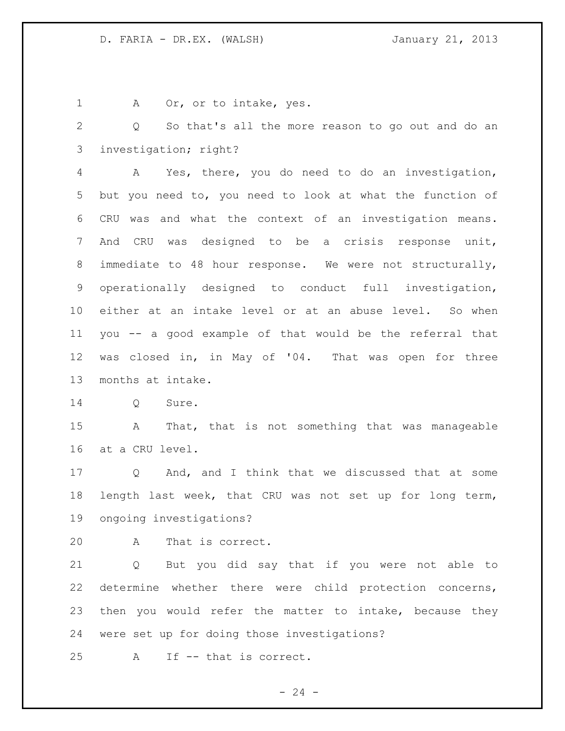A Or, or to intake, yes.

Q So that's all the more reason to go out and do an investigation; right?

A Yes, there, you do need to do an investigation, but you need to, you need to look at what the function of CRU was and what the context of an investigation means. And CRU was designed to be a crisis response unit, immediate to 48 hour response. We were not structurally, operationally designed to conduct full investigation, either at an intake level or at an abuse level. So when you -- a good example of that would be the referral that was closed in, in May of '04. That was open for three months at intake.

Q Sure.

A That, that is not something that was manageable at a CRU level.

Q And, and I think that we discussed that at some length last week, that CRU was not set up for long term, ongoing investigations?

A That is correct.

Q But you did say that if you were not able to determine whether there were child protection concerns, then you would refer the matter to intake, because they were set up for doing those investigations?

A If -- that is correct.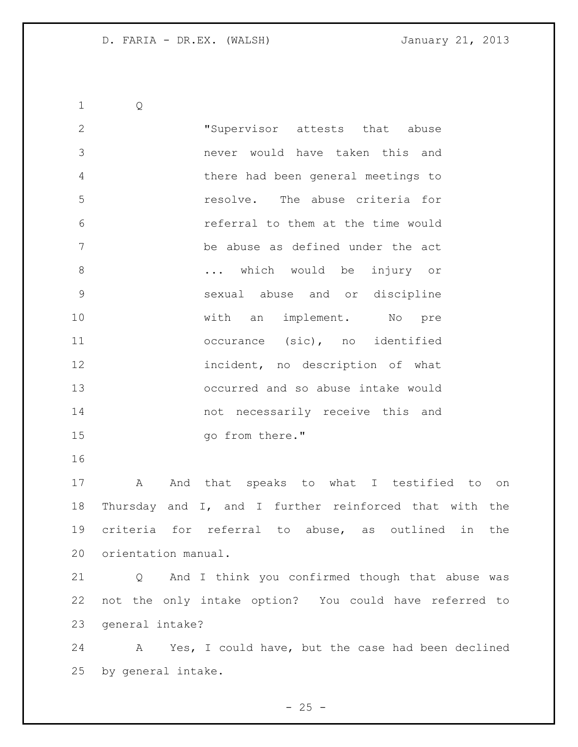Q

> "Supervisor attests that abuse never would have taken this and there had been general meetings to resolve. The abuse criteria for referral to them at the time would be abuse as defined under the act ... which would be injury or sexual abuse and or discipline with an implement. No pre occurance (sic), no identified incident, no description of what occurred and so abuse intake would not necessarily receive this and go from there."

A And that speaks to what I testified to on Thursday and I, and I further reinforced that with the criteria for referral to abuse, as outlined in the orientation manual.

Q And I think you confirmed though that abuse was not the only intake option? You could have referred to general intake?

A Yes, I could have, but the case had been declined by general intake.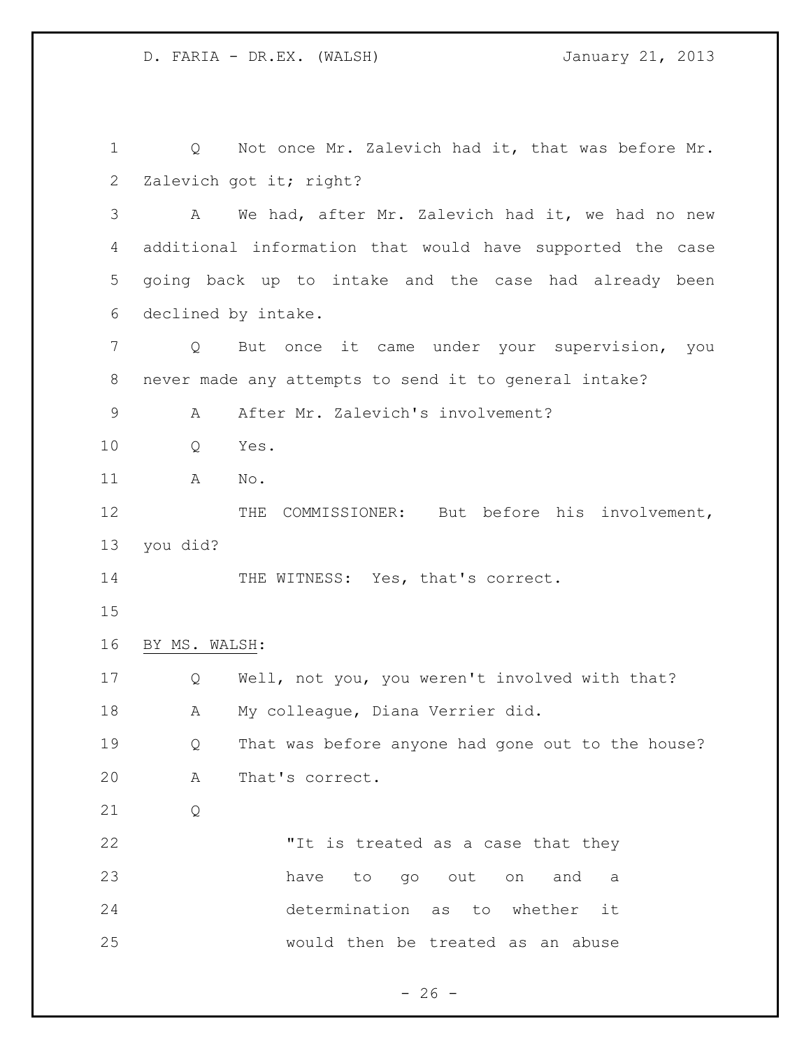Q Not once Mr. Zalevich had it, that was before Mr. Zalevich got it; right?

A We had, after Mr. Zalevich had it, we had no new additional information that would have supported the case going back up to intake and the case had already been declined by intake.

Q But once it came under your supervision, you never made any attempts to send it to general intake?

A After Mr. Zalevich's involvement?

Q Yes.

A No.

THE COMMISSIONER: But before his involvement, you did?

THE WITNESS: Yes, that's correct.

BY MS. WALSH:

Q Well, not you, you weren't involved with that?

A My colleague, Diana Verrier did.

Q That was before anyone had gone out to the house?

A That's correct.

Q

> "It is treated as a case that they have to go out on and a determination as to whether it would then be treated as an abuse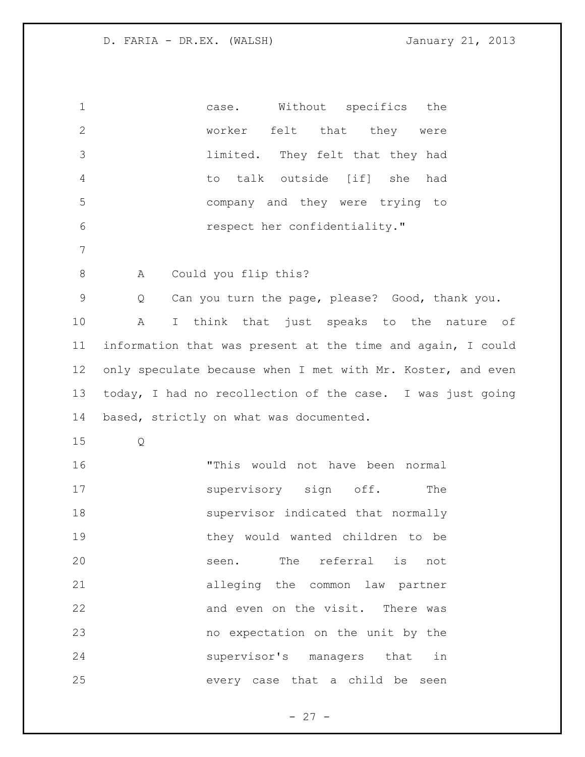case. Without specifics the worker felt that they were limited. They felt that they had to talk outside [if] she had company and they were trying to respect her confidentiality."

A Could you flip this?

Q Can you turn the page, please? Good, thank you.

A I think that just speaks to the nature of information that was present at the time and again, I could only speculate because when I met with Mr. Koster, and even today, I had no recollection of the case. I was just going based, strictly on what was documented.

Q

"This would not have been normal supervisory sign off. The supervisor indicated that normally they would wanted children to be seen. The referral is not alleging the common law partner and even on the visit. There was no expectation on the unit by the supervisor's managers that in every case that a child be seen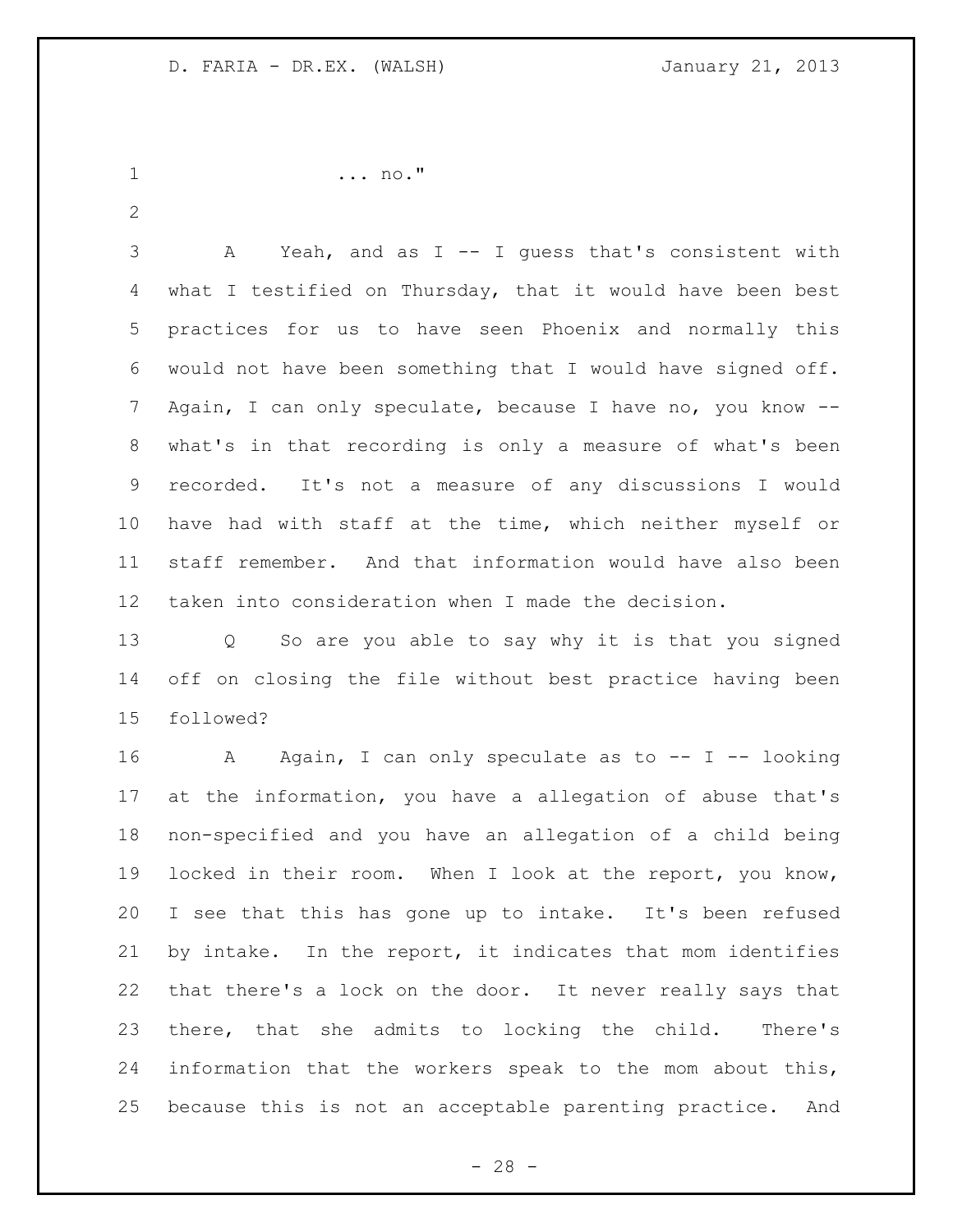... no."

A Yeah, and as I -- I guess that's consistent with what I testified on Thursday, that it would have been best practices for us to have seen Phoenix and normally this would not have been something that I would have signed off. Again, I can only speculate, because I have no, you know -- what's in that recording is only a measure of what's been recorded. It's not a measure of any discussions I would have had with staff at the time, which neither myself or staff remember. And that information would have also been taken into consideration when I made the decision.

Q So are you able to say why it is that you signed off on closing the file without best practice having been followed?

A Again, I can only speculate as to -- I -- looking at the information, you have a allegation of abuse that's non-specified and you have an allegation of a child being locked in their room. When I look at the report, you know, I see that this has gone up to intake. It's been refused by intake. In the report, it indicates that mom identifies that there's a lock on the door. It never really says that there, that she admits to locking the child. There's information that the workers speak to the mom about this, because this is not an acceptable parenting practice. And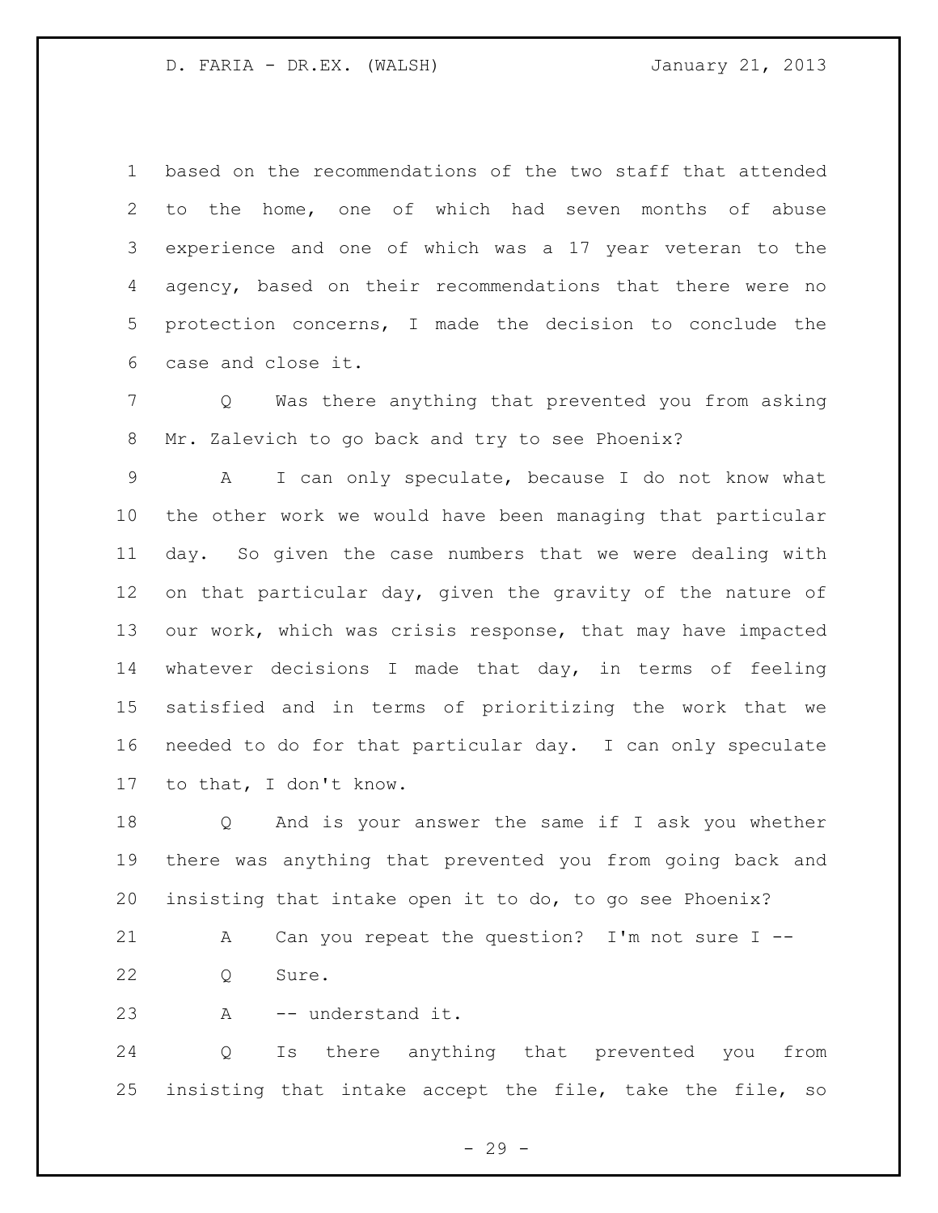based on the recommendations of the two staff that attended to the home, one of which had seven months of abuse experience and one of which was a 17 year veteran to the agency, based on their recommendations that there were no protection concerns, I made the decision to conclude the case and close it.

Q Was there anything that prevented you from asking Mr. Zalevich to go back and try to see Phoenix?

A I can only speculate, because I do not know what the other work we would have been managing that particular day. So given the case numbers that we were dealing with on that particular day, given the gravity of the nature of our work, which was crisis response, that may have impacted whatever decisions I made that day, in terms of feeling satisfied and in terms of prioritizing the work that we needed to do for that particular day. I can only speculate to that, I don't know.

Q And is your answer the same if I ask you whether there was anything that prevented you from going back and insisting that intake open it to do, to go see Phoenix?

A Can you repeat the question? I'm not sure I --

Q Sure.

A -- understand it.

Q Is there anything that prevented you from insisting that intake accept the file, take the file, so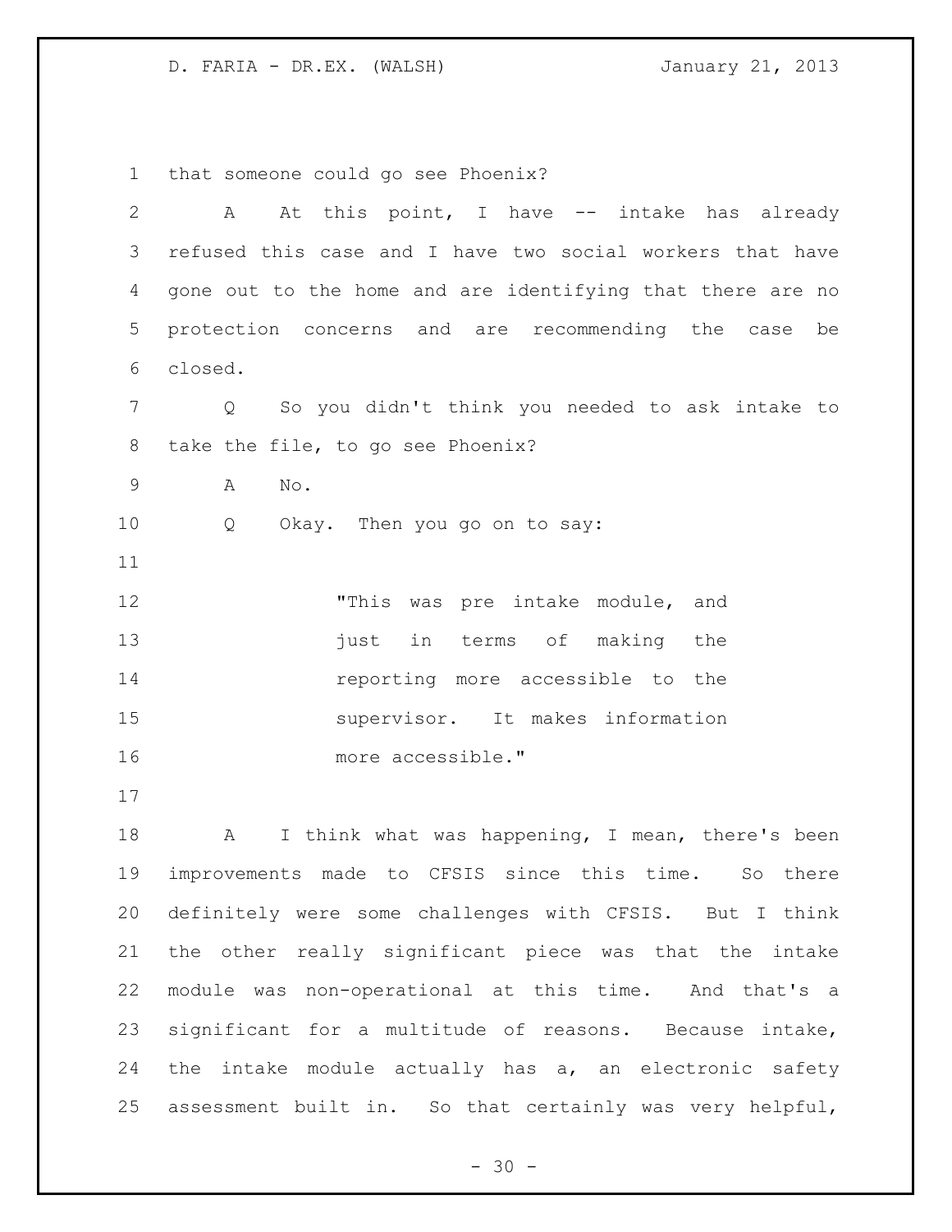that someone could go see Phoenix?

A At this point, I have -- intake has already refused this case and I have two social workers that have gone out to the home and are identifying that there are no protection concerns and are recommending the case be closed.

Q So you didn't think you needed to ask intake to take the file, to go see Phoenix?

A No.

Q Okay. Then you go on to say:

> "This was pre intake module, and just in terms of making the reporting more accessible to the supervisor. It makes information more accessible."

A I think what was happening, I mean, there's been improvements made to CFSIS since this time. So there definitely were some challenges with CFSIS. But I think the other really significant piece was that the intake module was non-operational at this time. And that's a significant for a multitude of reasons. Because intake, the intake module actually has a, an electronic safety assessment built in. So that certainly was very helpful,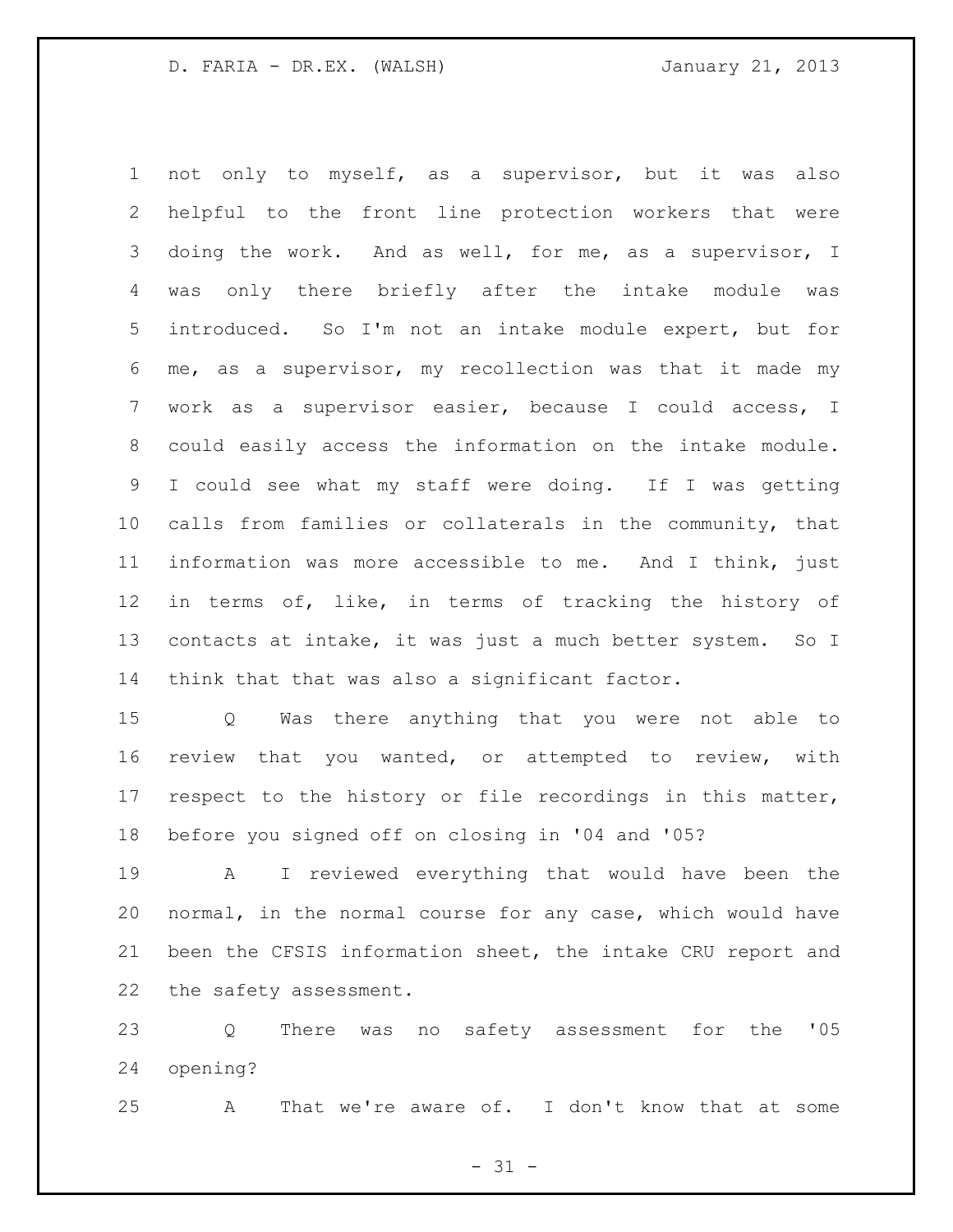not only to myself, as a supervisor, but it was also helpful to the front line protection workers that were doing the work. And as well, for me, as a supervisor, I was only there briefly after the intake module was introduced. So I'm not an intake module expert, but for me, as a supervisor, my recollection was that it made my work as a supervisor easier, because I could access, I could easily access the information on the intake module. I could see what my staff were doing. If I was getting calls from families or collaterals in the community, that information was more accessible to me. And I think, just in terms of, like, in terms of tracking the history of contacts at intake, it was just a much better system. So I think that that was also a significant factor.

Q Was there anything that you were not able to review that you wanted, or attempted to review, with respect to the history or file recordings in this matter, before you signed off on closing in '04 and '05?

A I reviewed everything that would have been the normal, in the normal course for any case, which would have been the CFSIS information sheet, the intake CRU report and the safety assessment.

Q There was no safety assessment for the '05 opening?

A That we're aware of. I don't know that at some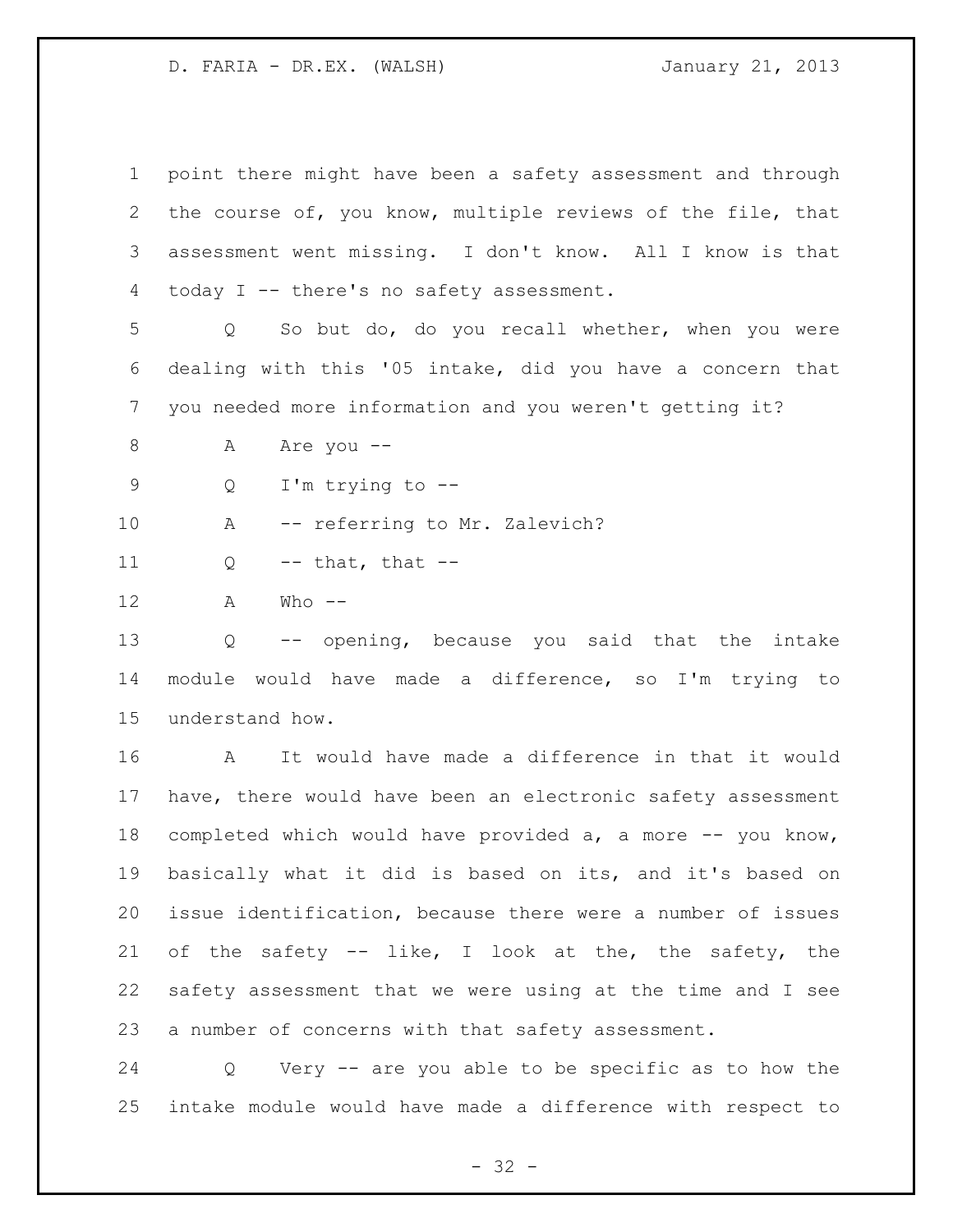point there might have been a safety assessment and through the course of, you know, multiple reviews of the file, that assessment went missing. I don't know. All I know is that today I -- there's no safety assessment.

Q So but do, do you recall whether, when you were dealing with this '05 intake, did you have a concern that you needed more information and you weren't getting it?

A Are you --

Q I'm trying to --

A -- referring to Mr. Zalevich?

Q -- that, that --

A Who --

Q -- opening, because you said that the intake module would have made a difference, so I'm trying to understand how.

A It would have made a difference in that it would have, there would have been an electronic safety assessment completed which would have provided a, a more -- you know, basically what it did is based on its, and it's based on issue identification, because there were a number of issues of the safety -- like, I look at the, the safety, the safety assessment that we were using at the time and I see a number of concerns with that safety assessment.

Q Very -- are you able to be specific as to how the intake module would have made a difference with respect to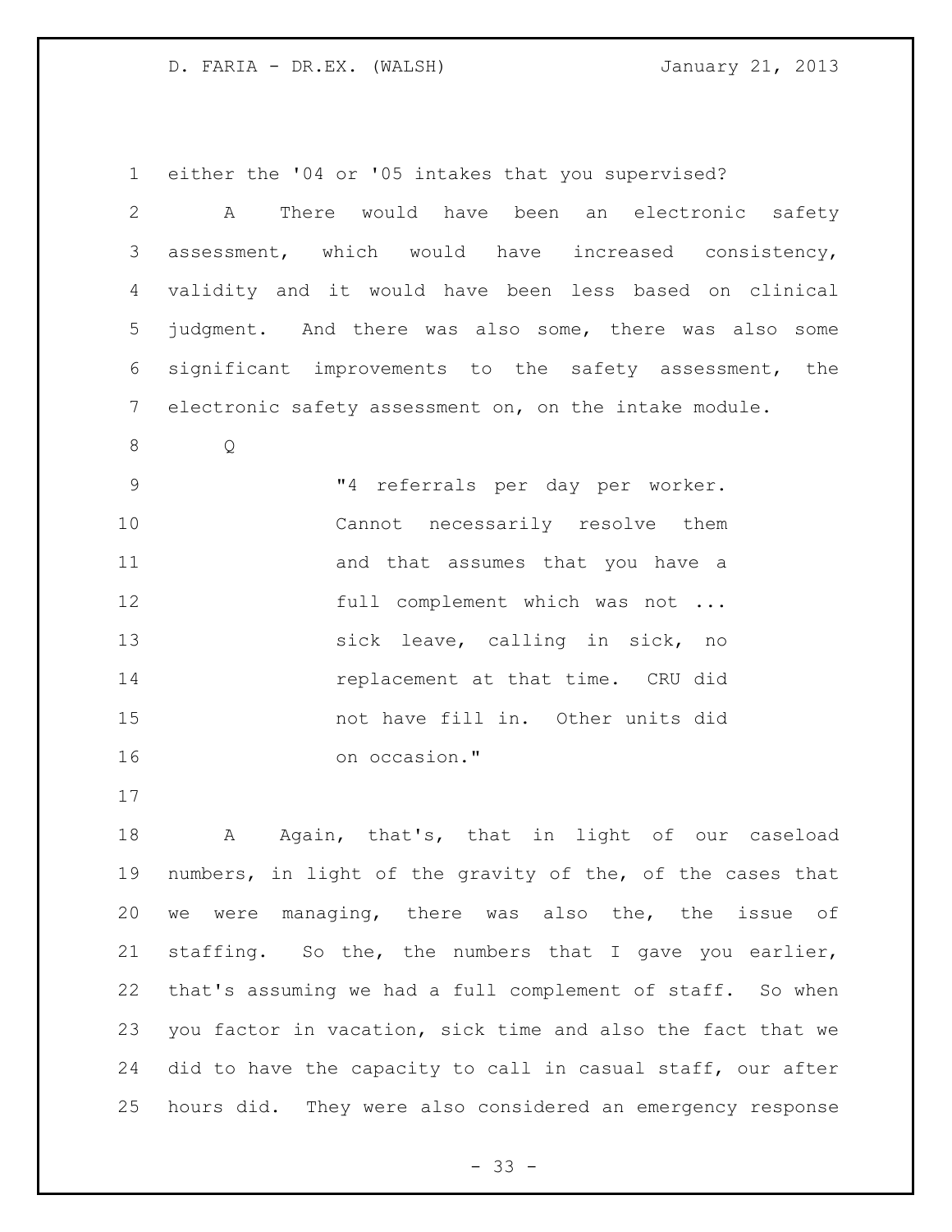either the '04 or '05 intakes that you supervised?

A There would have been an electronic safety assessment, which would have increased consistency, validity and it would have been less based on clinical judgment. And there was also some, there was also some significant improvements to the safety assessment, the electronic safety assessment on, on the intake module.

Q

> "4 referrals per day per worker. Cannot necessarily resolve them and that assumes that you have a full complement which was not ... sick leave, calling in sick, no replacement at that time. CRU did not have fill in. Other units did on occasion."

A Again, that's, that in light of our caseload numbers, in light of the gravity of the, of the cases that we were managing, there was also the, the issue of staffing. So the, the numbers that I gave you earlier, that's assuming we had a full complement of staff. So when you factor in vacation, sick time and also the fact that we did to have the capacity to call in casual staff, our after hours did. They were also considered an emergency response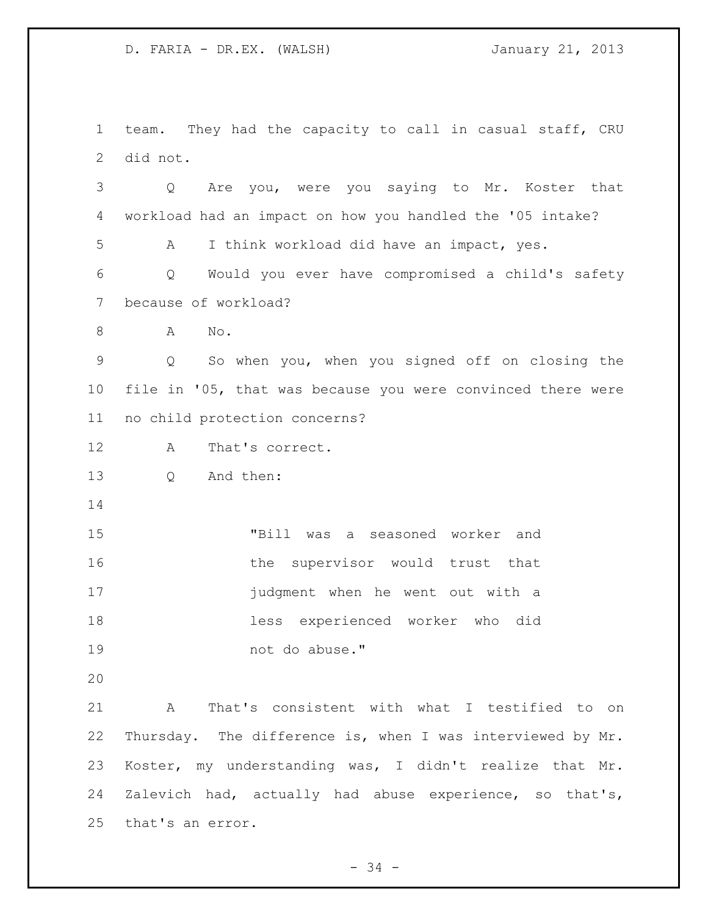team. They had the capacity to call in casual staff, CRU did not.

Q Are you, were you saying to Mr. Koster that workload had an impact on how you handled the '05 intake?

A I think workload did have an impact, yes.

Q Would you ever have compromised a child's safety because of workload?

A No.

Q So when you, when you signed off on closing the file in '05, that was because you were convinced there were no child protection concerns?

A That's correct.

Q And then:

> "Bill was a seasoned worker and the supervisor would trust that judgment when he went out with a less experienced worker who did not do abuse."

A That's consistent with what I testified to on Thursday. The difference is, when I was interviewed by Mr. Koster, my understanding was, I didn't realize that Mr. Zalevich had, actually had abuse experience, so that's, that's an error.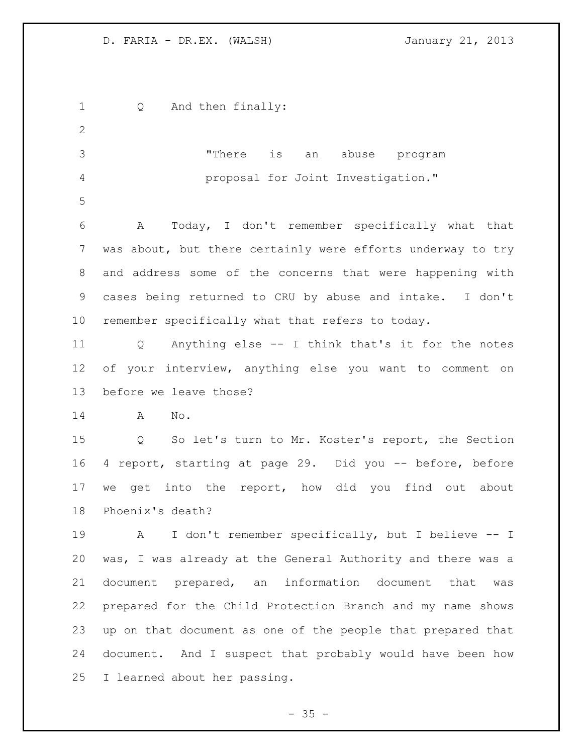Q And then finally:

> "There is an abuse program proposal for Joint Investigation."

A Today, I don't remember specifically what that was about, but there certainly were efforts underway to try and address some of the concerns that were happening with cases being returned to CRU by abuse and intake. I don't remember specifically what that refers to today.

Q Anything else -- I think that's it for the notes of your interview, anything else you want to comment on before we leave those?

A No.

Q So let's turn to Mr. Koster's report, the Section 4 report, starting at page 29. Did you -- before, before we get into the report, how did you find out about Phoenix's death?

A I don't remember specifically, but I believe -- I was, I was already at the General Authority and there was a document prepared, an information document that was prepared for the Child Protection Branch and my name shows up on that document as one of the people that prepared that document. And I suspect that probably would have been how I learned about her passing.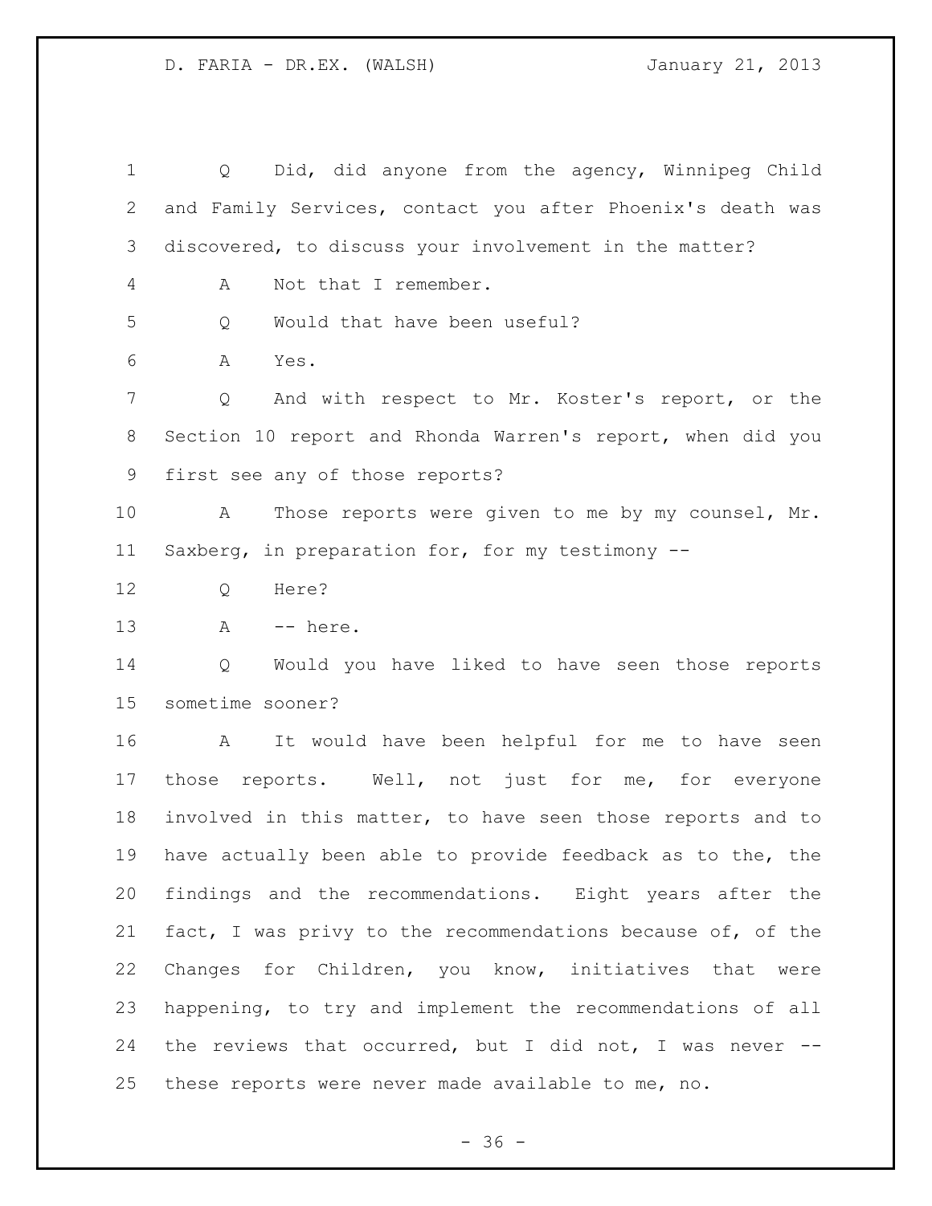Q Did, did anyone from the agency, Winnipeg Child and Family Services, contact you after Phoenix's death was discovered, to discuss your involvement in the matter?

A Not that I remember.

Q Would that have been useful?

A Yes.

Q And with respect to Mr. Koster's report, or the Section 10 report and Rhonda Warren's report, when did you first see any of those reports?

A Those reports were given to me by my counsel, Mr. Saxberg, in preparation for, for my testimony --

Q Here?

A -- here.

Q Would you have liked to have seen those reports sometime sooner?

A It would have been helpful for me to have seen those reports. Well, not just for me, for everyone involved in this matter, to have seen those reports and to have actually been able to provide feedback as to the, the findings and the recommendations. Eight years after the fact, I was privy to the recommendations because of, of the Changes for Children, you know, initiatives that were happening, to try and implement the recommendations of all the reviews that occurred, but I did not, I was never -- these reports were never made available to me, no.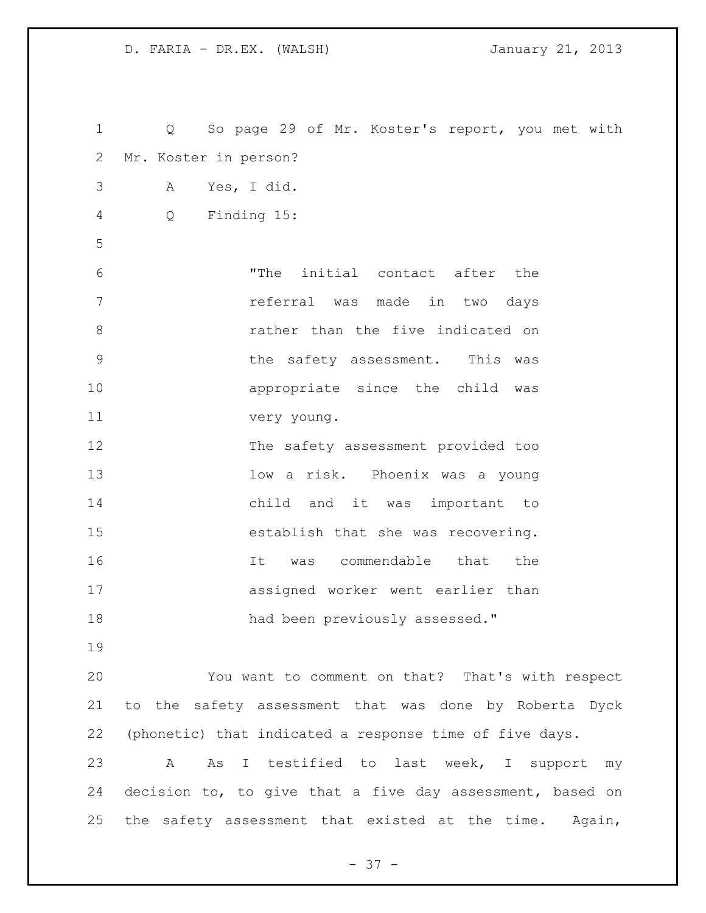Q So page 29 of Mr. Koster's report, you met with Mr. Koster in person?

A Yes, I did.

Q Finding 15:

> "The initial contact after the referral was made in two days rather than the five indicated on the safety assessment. This was appropriate since the child was very young.
>
> The safety assessment provided too low a risk. Phoenix was a young child and it was important to establish that she was recovering. It was commendable that the assigned worker went earlier than had been previously assessed."

You want to comment on that? That's with respect to the safety assessment that was done by Roberta Dyck (phonetic) that indicated a response time of five days.

A As I testified to last week, I support my decision to, to give that a five day assessment, based on the safety assessment that existed at the time. Again,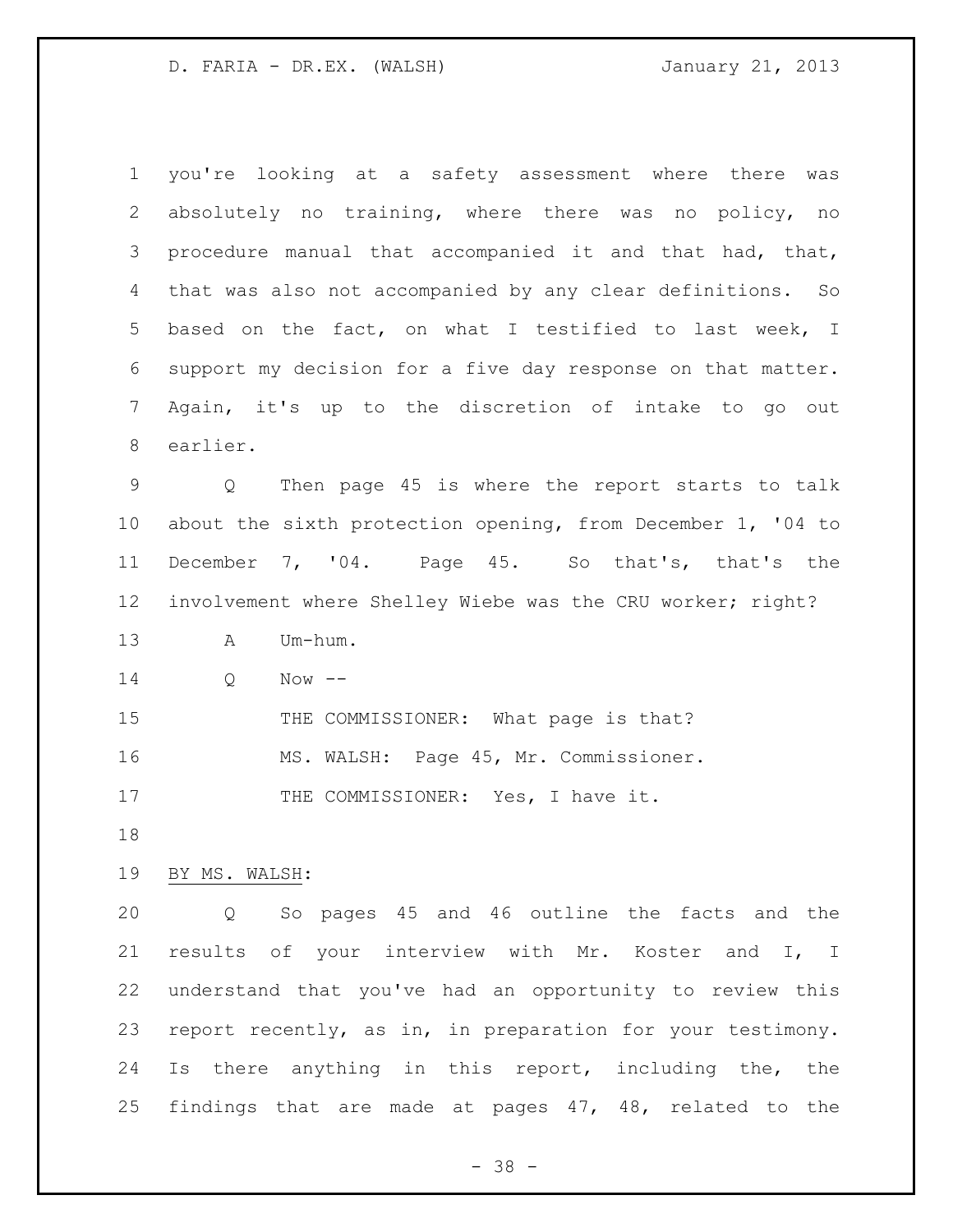you're looking at a safety assessment where there was absolutely no training, where there was no policy, no procedure manual that accompanied it and that had, that, that was also not accompanied by any clear definitions. So based on the fact, on what I testified to last week, I support my decision for a five day response on that matter. Again, it's up to the discretion of intake to go out earlier.

Q Then page 45 is where the report starts to talk about the sixth protection opening, from December 1, '04 to December 7, '04. Page 45. So that's, that's the involvement where Shelley Wiebe was the CRU worker; right?

A Um-hum.

Q Now --

THE COMMISSIONER: What page is that?

MS. WALSH: Page 45, Mr. Commissioner.

THE COMMISSIONER: Yes, I have it.

BY MS. WALSH:

Q So pages 45 and 46 outline the facts and the results of your interview with Mr. Koster and I, I understand that you've had an opportunity to review this report recently, as in, in preparation for your testimony. Is there anything in this report, including the, the findings that are made at pages 47, 48, related to the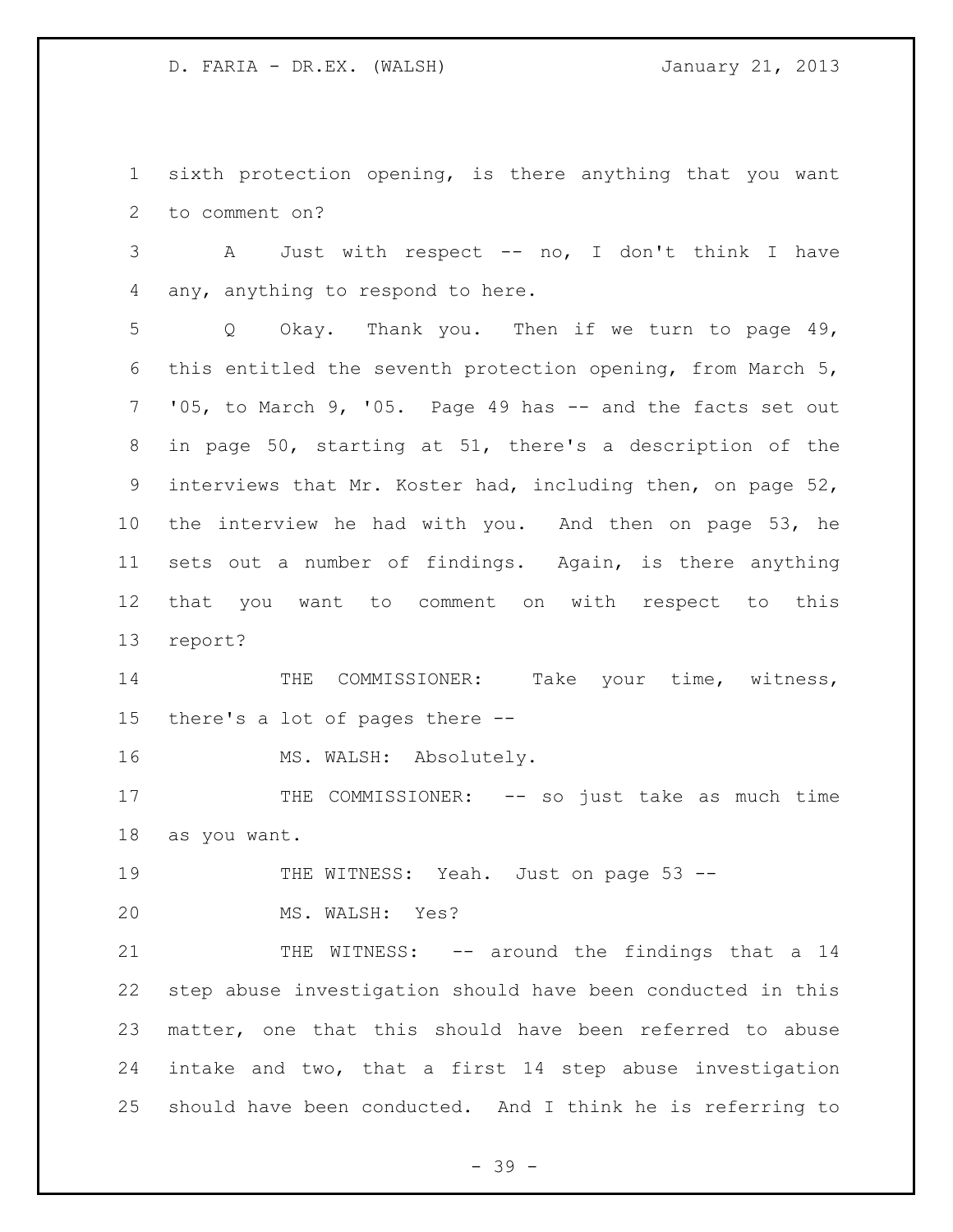sixth protection opening, is there anything that you want to comment on?

A Just with respect -- no, I don't think I have any, anything to respond to here.

Q Okay. Thank you. Then if we turn to page 49, this entitled the seventh protection opening, from March 5, '05, to March 9, '05. Page 49 has -- and the facts set out in page 50, starting at 51, there's a description of the interviews that Mr. Koster had, including then, on page 52, the interview he had with you. And then on page 53, he sets out a number of findings. Again, is there anything that you want to comment on with respect to this report?

THE COMMISSIONER: Take your time, witness, there's a lot of pages there --

MS. WALSH: Absolutely.

THE COMMISSIONER: -- so just take as much time as you want.

THE WITNESS: Yeah. Just on page 53 --

MS. WALSH: Yes?

THE WITNESS: -- around the findings that a 14 step abuse investigation should have been conducted in this matter, one that this should have been referred to abuse intake and two, that a first 14 step abuse investigation should have been conducted. And I think he is referring to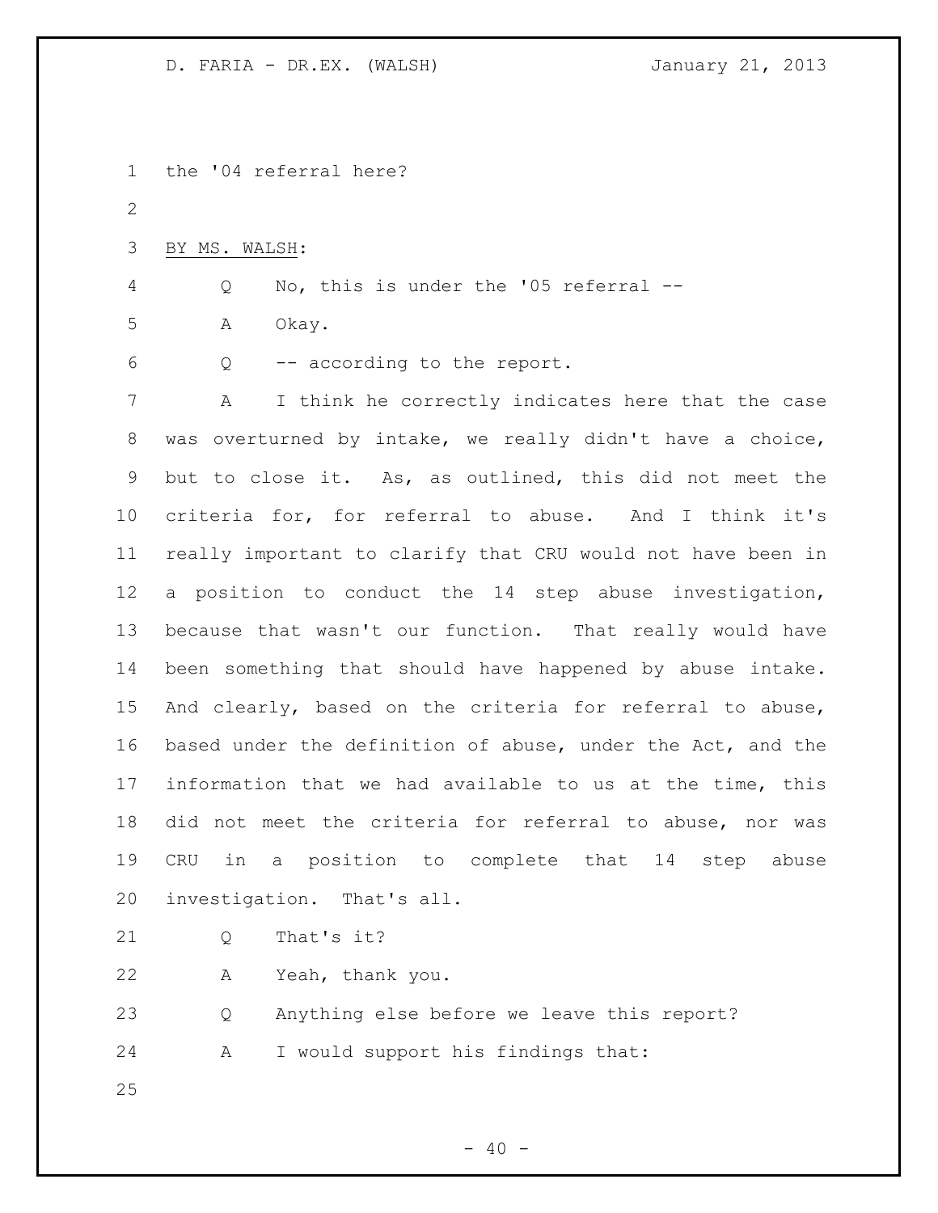the '04 referral here?

BY MS. WALSH:

Q No, this is under the '05 referral --

A Okay.

Q -- according to the report.

A I think he correctly indicates here that the case was overturned by intake, we really didn't have a choice, but to close it. As, as outlined, this did not meet the criteria for, for referral to abuse. And I think it's really important to clarify that CRU would not have been in a position to conduct the 14 step abuse investigation, because that wasn't our function. That really would have been something that should have happened by abuse intake. And clearly, based on the criteria for referral to abuse, based under the definition of abuse, under the Act, and the information that we had available to us at the time, this did not meet the criteria for referral to abuse, nor was CRU in a position to complete that 14 step abuse investigation. That's all.

Q That's it?

A Yeah, thank you.

Q Anything else before we leave this report?

A I would support his findings that: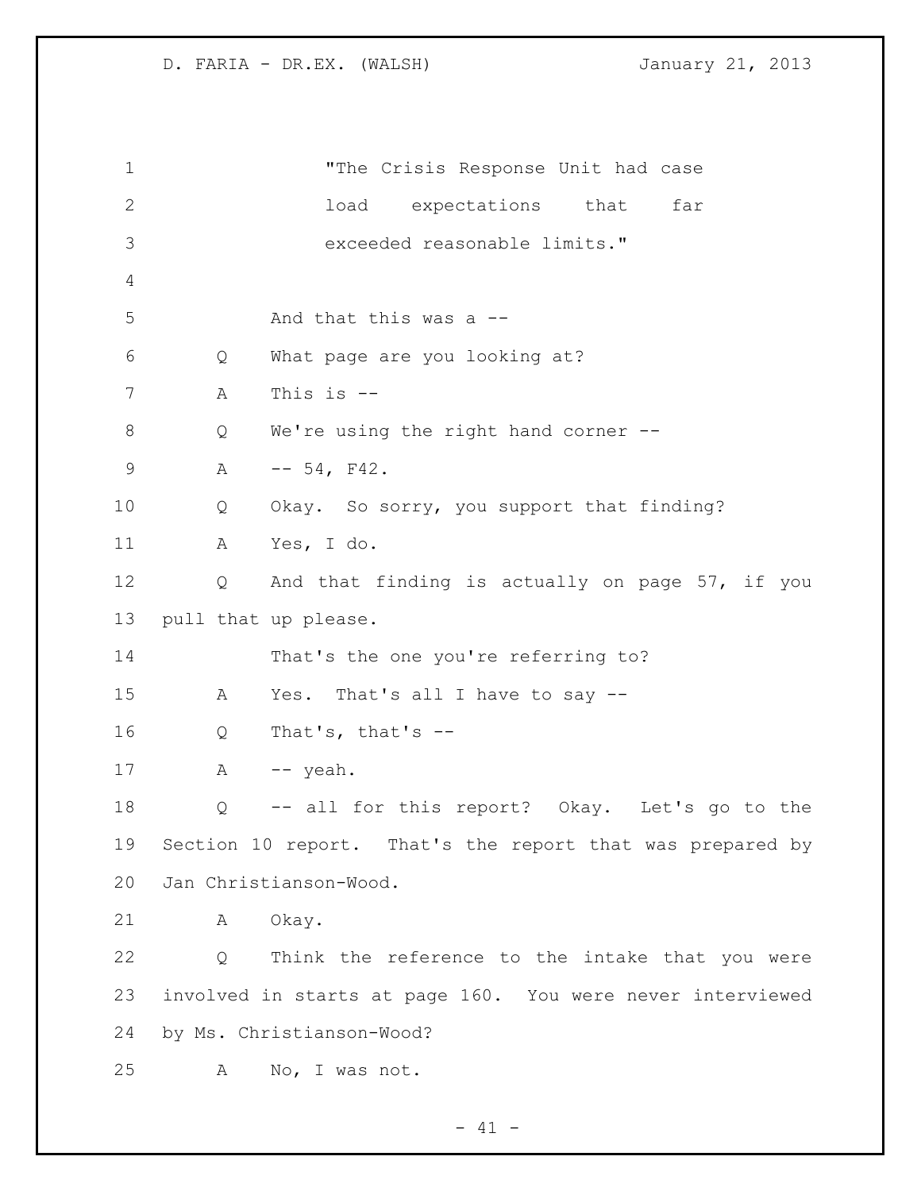"The Crisis Response Unit had case load expectations that far exceeded reasonable limits."

And that this was a --

Q What page are you looking at?

A This is --

Q We're using the right hand corner --

A -- 54, F42.

Q Okay. So sorry, you support that finding?

A Yes, I do.

Q And that finding is actually on page 57, if you pull that up please.

That's the one you're referring to?

A Yes. That's all I have to say --

Q That's, that's --

A -- yeah.

Q -- all for this report? Okay. Let's go to the Section 10 report. That's the report that was prepared by Jan Christianson-Wood.

A Okay.

Q Think the reference to the intake that you were involved in starts at page 160. You were never interviewed by Ms. Christianson-Wood?

A No, I was not.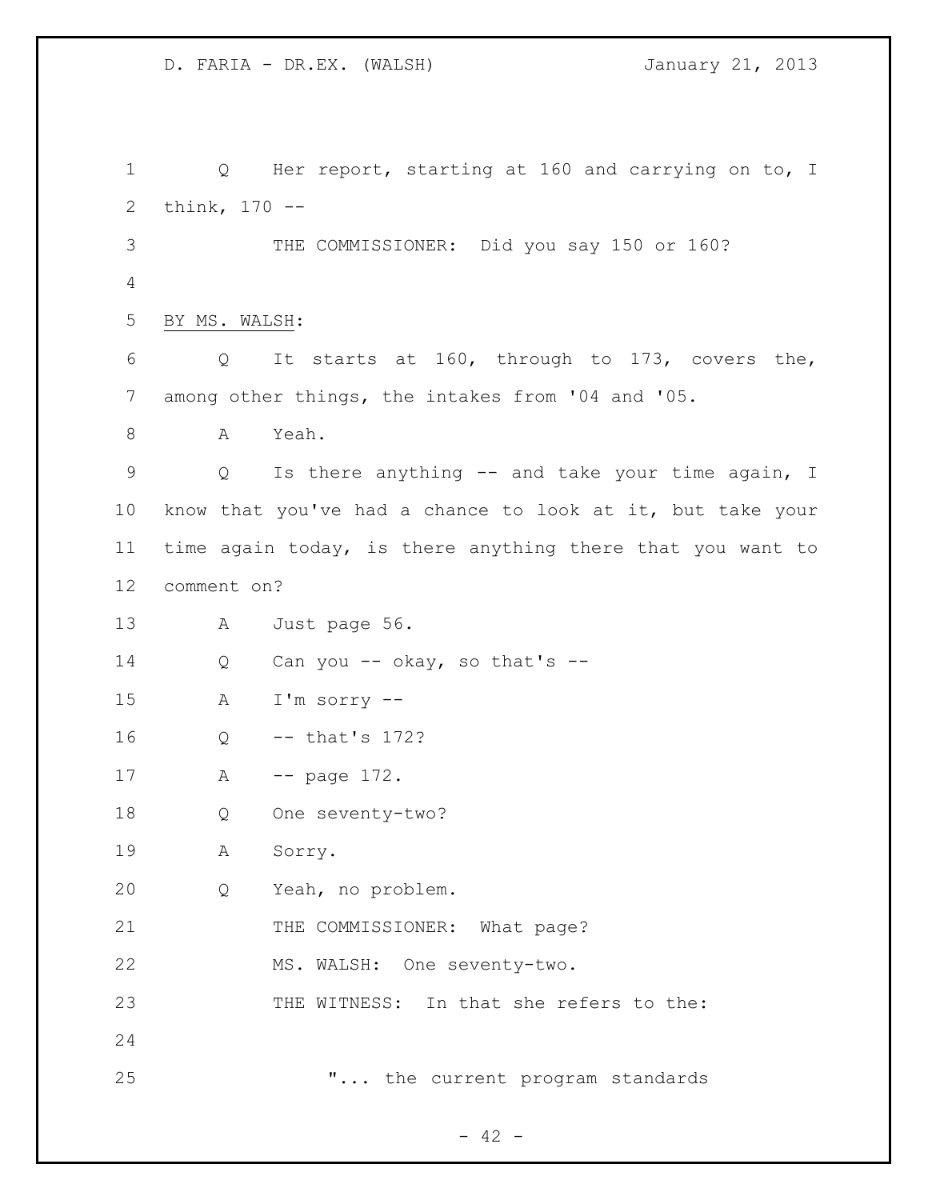Q Her report, starting at 160 and carrying on to, I think, 170 --

THE COMMISSIONER: Did you say 150 or 160?

BY MS. WALSH:

Q It starts at 160, through to 173, covers the, among other things, the intakes from '04 and '05.

A Yeah.

Q Is there anything -- and take your time again, I know that you've had a chance to look at it, but take your time again today, is there anything there that you want to comment on?

A Just page 56.

Q Can you -- okay, so that's --

A I'm sorry --

Q -- that's 172?

A -- page 172.

Q One seventy-two?

A Sorry.

Q Yeah, no problem.

THE COMMISSIONER: What page?

MS. WALSH: One seventy-two.

THE WITNESS: In that she refers to the:

"... the current program standards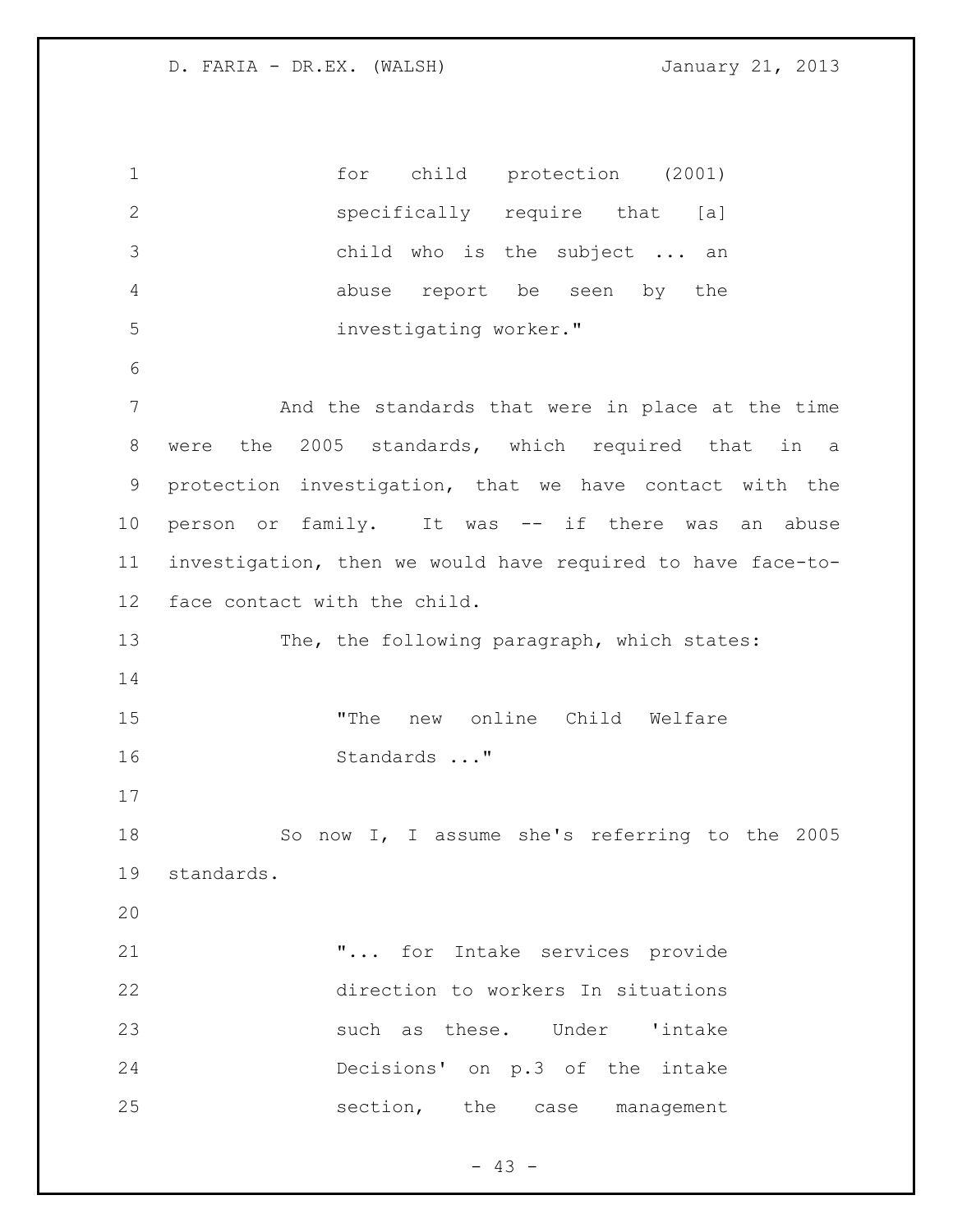for child protection (2001) specifically require that [a] child who is the subject ... an abuse report be seen by the investigating worker."

And the standards that were in place at the time were the 2005 standards, which required that in a protection investigation, that we have contact with the person or family. It was -- if there was an abuse investigation, then we would have required to have face-to-face contact with the child.

The, the following paragraph, which states:

> "The new online Child Welfare Standards ..."

So now I, I assume she's referring to the 2005 standards.

> "... for Intake services provide direction to workers In situations such as these. Under 'intake Decisions' on p.3 of the intake section, the case management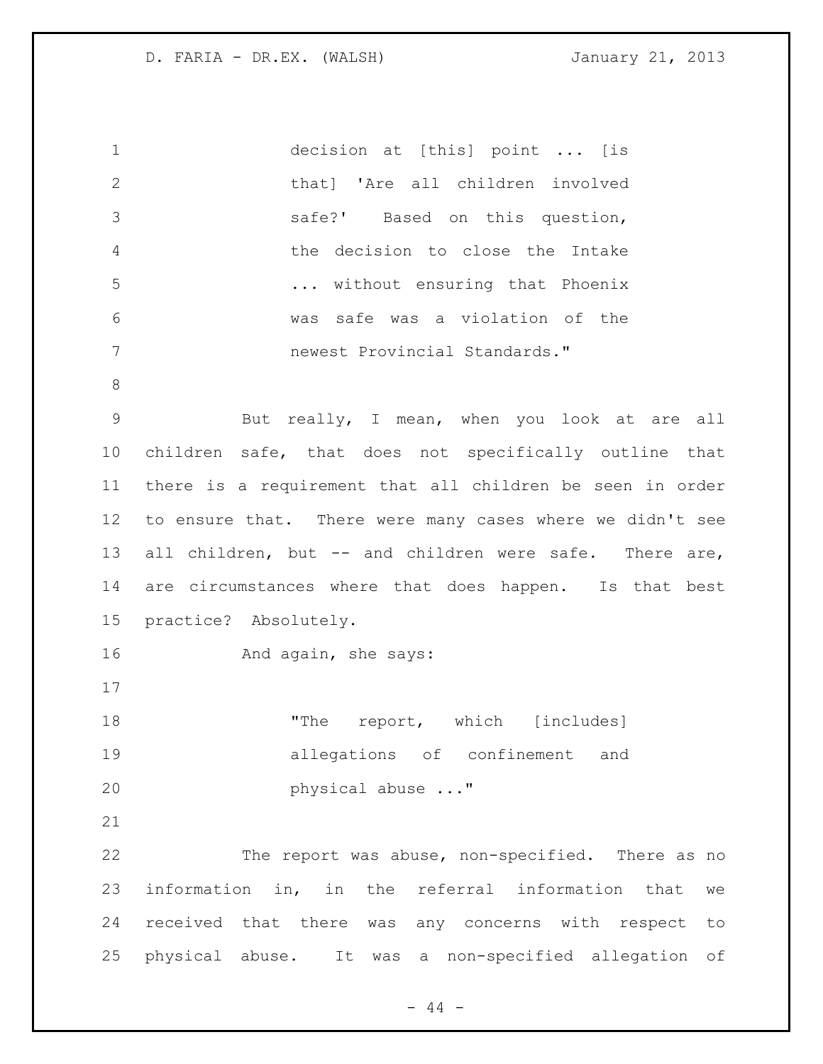> decision at [this] point ... [is that] 'Are all children involved safe?' Based on this question, the decision to close the Intake ... without ensuring that Phoenix was safe was a violation of the newest Provincial Standards."

But really, I mean, when you look at are all children safe, that does not specifically outline that there is a requirement that all children be seen in order to ensure that. There were many cases where we didn't see all children, but -- and children were safe. There are, are circumstances where that does happen. Is that best practice? Absolutely.

And again, she says:

> "The report, which [includes] allegations of confinement and physical abuse ..."

The report was abuse, non-specified. There as no information in, in the referral information that we received that there was any concerns with respect to physical abuse. It was a non-specified allegation of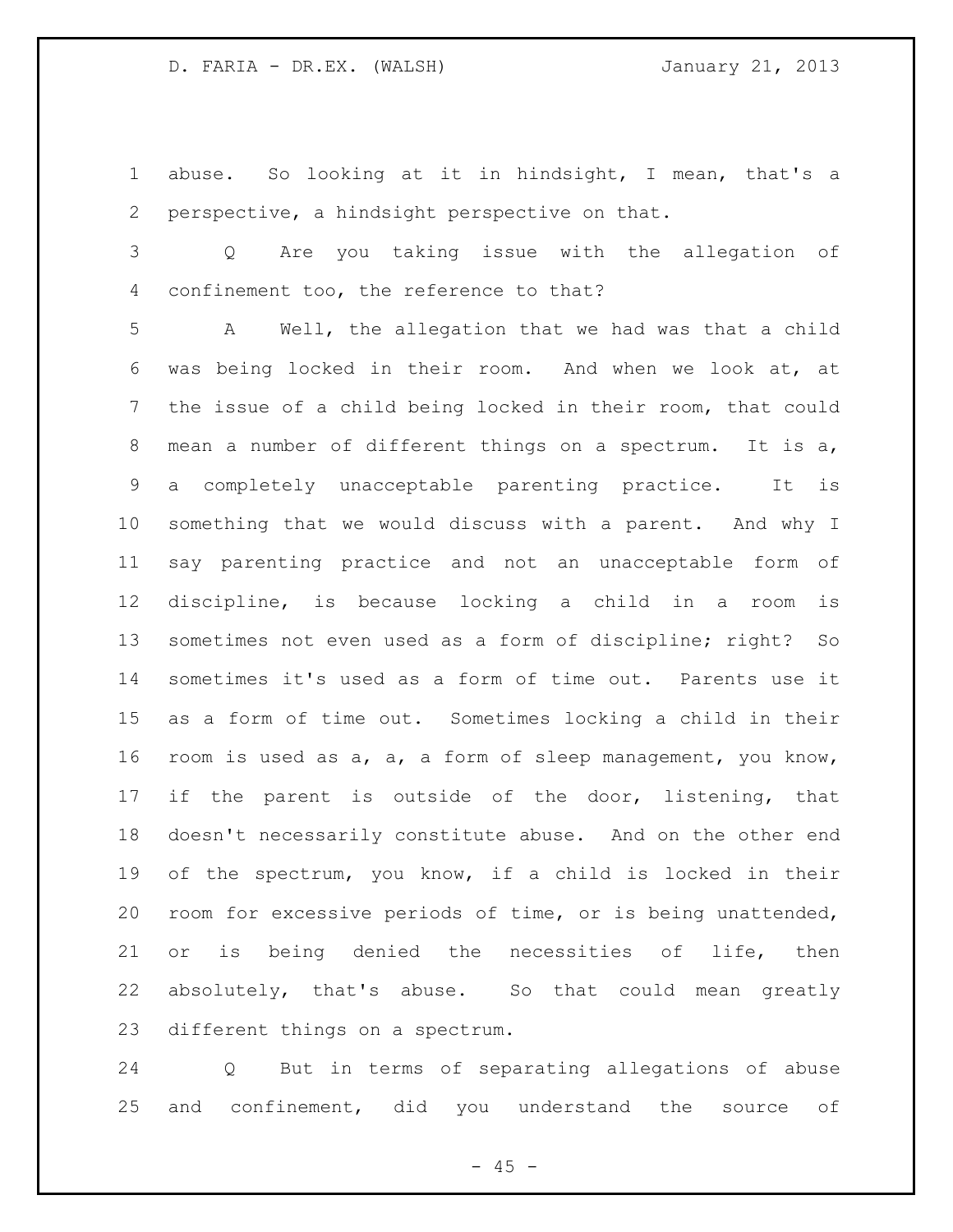abuse. So looking at it in hindsight, I mean, that's a perspective, a hindsight perspective on that.

Q Are you taking issue with the allegation of confinement too, the reference to that?

A Well, the allegation that we had was that a child was being locked in their room. And when we look at, at the issue of a child being locked in their room, that could mean a number of different things on a spectrum. It is a, a completely unacceptable parenting practice. It is something that we would discuss with a parent. And why I say parenting practice and not an unacceptable form of discipline, is because locking a child in a room is sometimes not even used as a form of discipline; right? So sometimes it's used as a form of time out. Parents use it as a form of time out. Sometimes locking a child in their room is used as a, a, a form of sleep management, you know, if the parent is outside of the door, listening, that doesn't necessarily constitute abuse. And on the other end of the spectrum, you know, if a child is locked in their room for excessive periods of time, or is being unattended, or is being denied the necessities of life, then absolutely, that's abuse. So that could mean greatly different things on a spectrum.

Q But in terms of separating allegations of abuse and confinement, did you understand the source of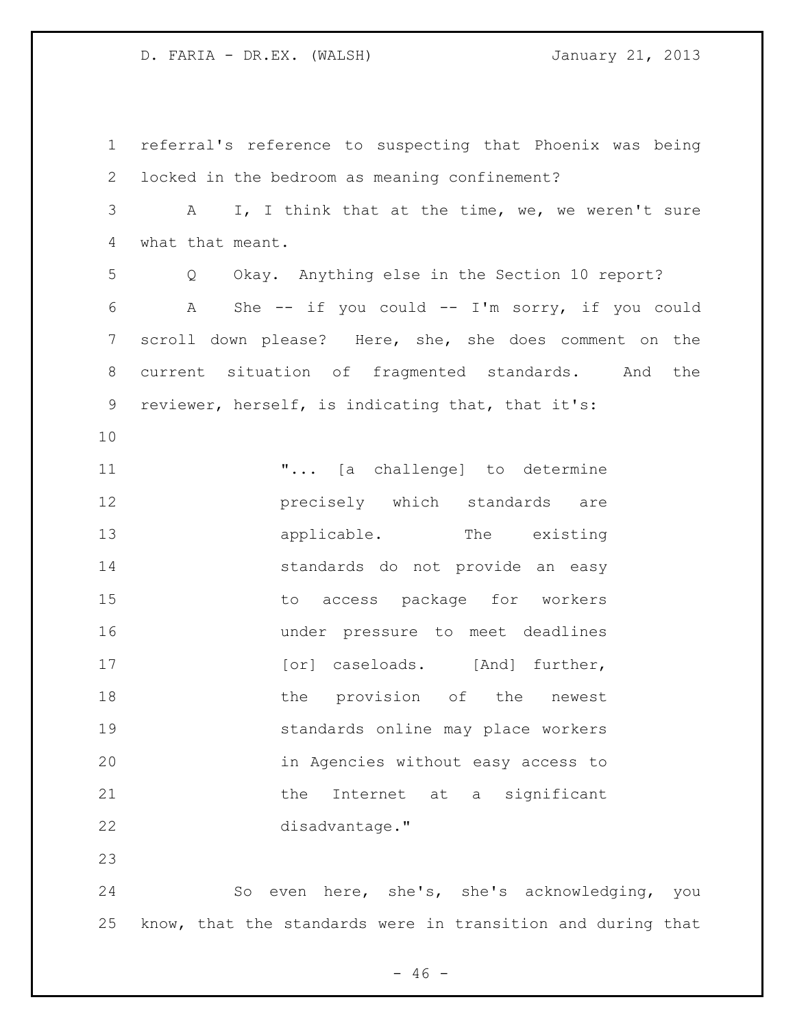referral's reference to suspecting that Phoenix was being locked in the bedroom as meaning confinement?

A I, I think that at the time, we, we weren't sure what that meant.

Q Okay. Anything else in the Section 10 report?

A She -- if you could -- I'm sorry, if you could scroll down please? Here, she, she does comment on the current situation of fragmented standards. And the reviewer, herself, is indicating that, that it's:

> "... [a challenge] to determine precisely which standards are applicable. The existing standards do not provide an easy to access package for workers under pressure to meet deadlines [or] caseloads. [And] further, the provision of the newest standards online may place workers in Agencies without easy access to the Internet at a significant disadvantage."

So even here, she's, she's acknowledging, you know, that the standards were in transition and during that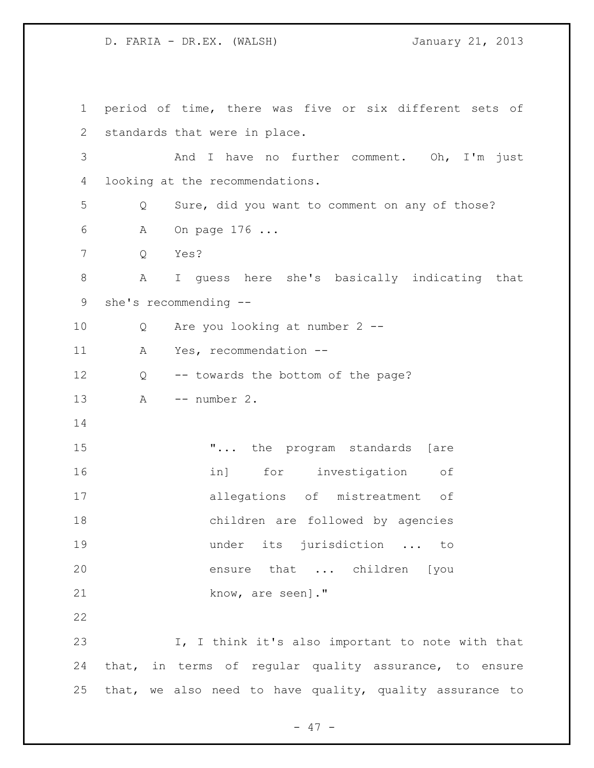period of time, there was five or six different sets of standards that were in place.

And I have no further comment. Oh, I'm just looking at the recommendations.

Q Sure, did you want to comment on any of those?

A On page 176 ...

Q Yes?

A I guess here she's basically indicating that she's recommending --

Q Are you looking at number 2 --

A Yes, recommendation --

Q -- towards the bottom of the page?

A -- number 2.

> "... the program standards [are in] for investigation of allegations of mistreatment of children are followed by agencies under its jurisdiction ... to ensure that ... children [you know, are seen]."

I, I think it's also important to note with that that, in terms of regular quality assurance, to ensure that, we also need to have quality, quality assurance to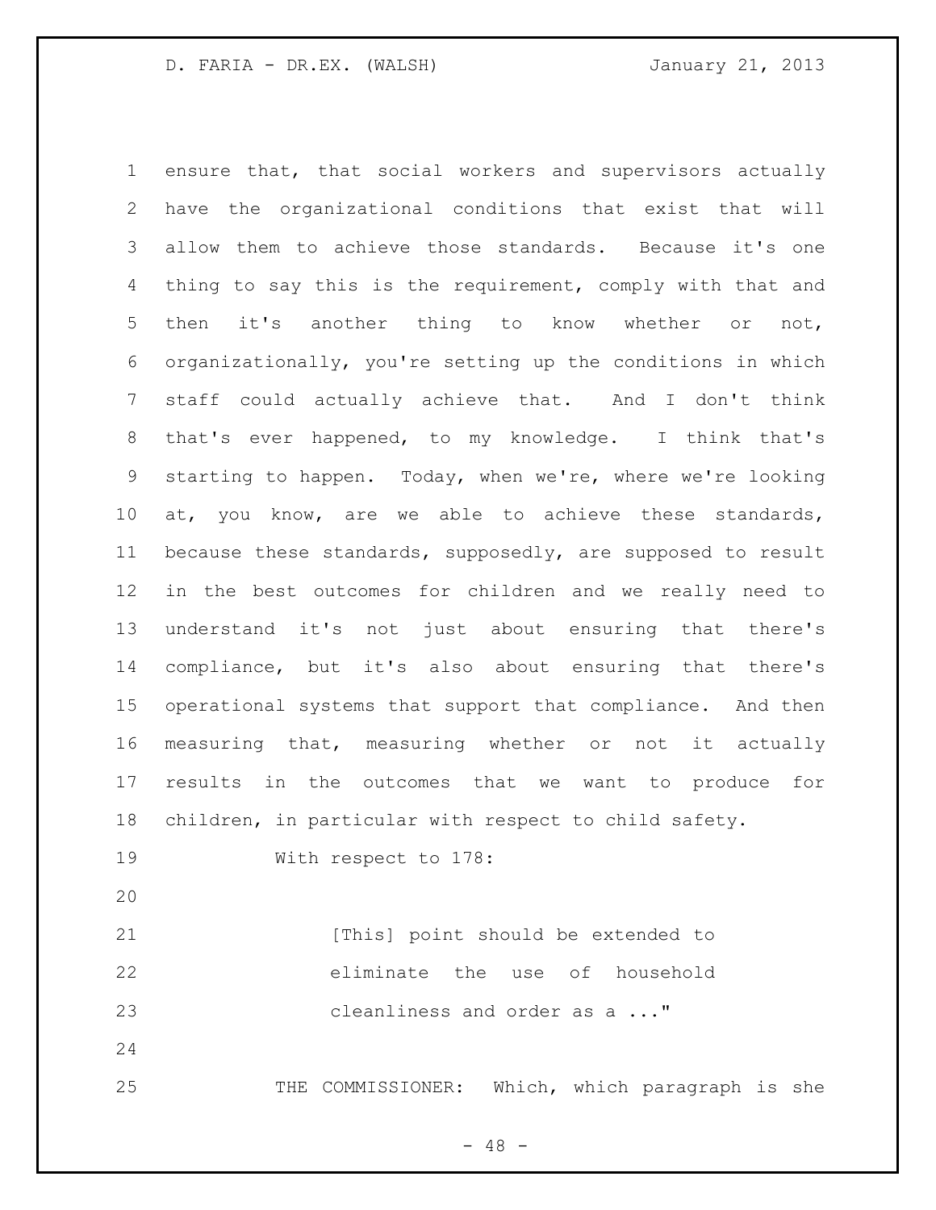ensure that, that social workers and supervisors actually have the organizational conditions that exist that will allow them to achieve those standards. Because it's one thing to say this is the requirement, comply with that and then it's another thing to know whether or not, organizationally, you're setting up the conditions in which staff could actually achieve that. And I don't think that's ever happened, to my knowledge. I think that's starting to happen. Today, when we're, where we're looking at, you know, are we able to achieve these standards, because these standards, supposedly, are supposed to result in the best outcomes for children and we really need to understand it's not just about ensuring that there's compliance, but it's also about ensuring that there's operational systems that support that compliance. And then measuring that, measuring whether or not it actually results in the outcomes that we want to produce for children, in particular with respect to child safety.

With respect to 178:

> [This] point should be extended to eliminate the use of household cleanliness and order as a ..."

THE COMMISSIONER: Which, which paragraph is she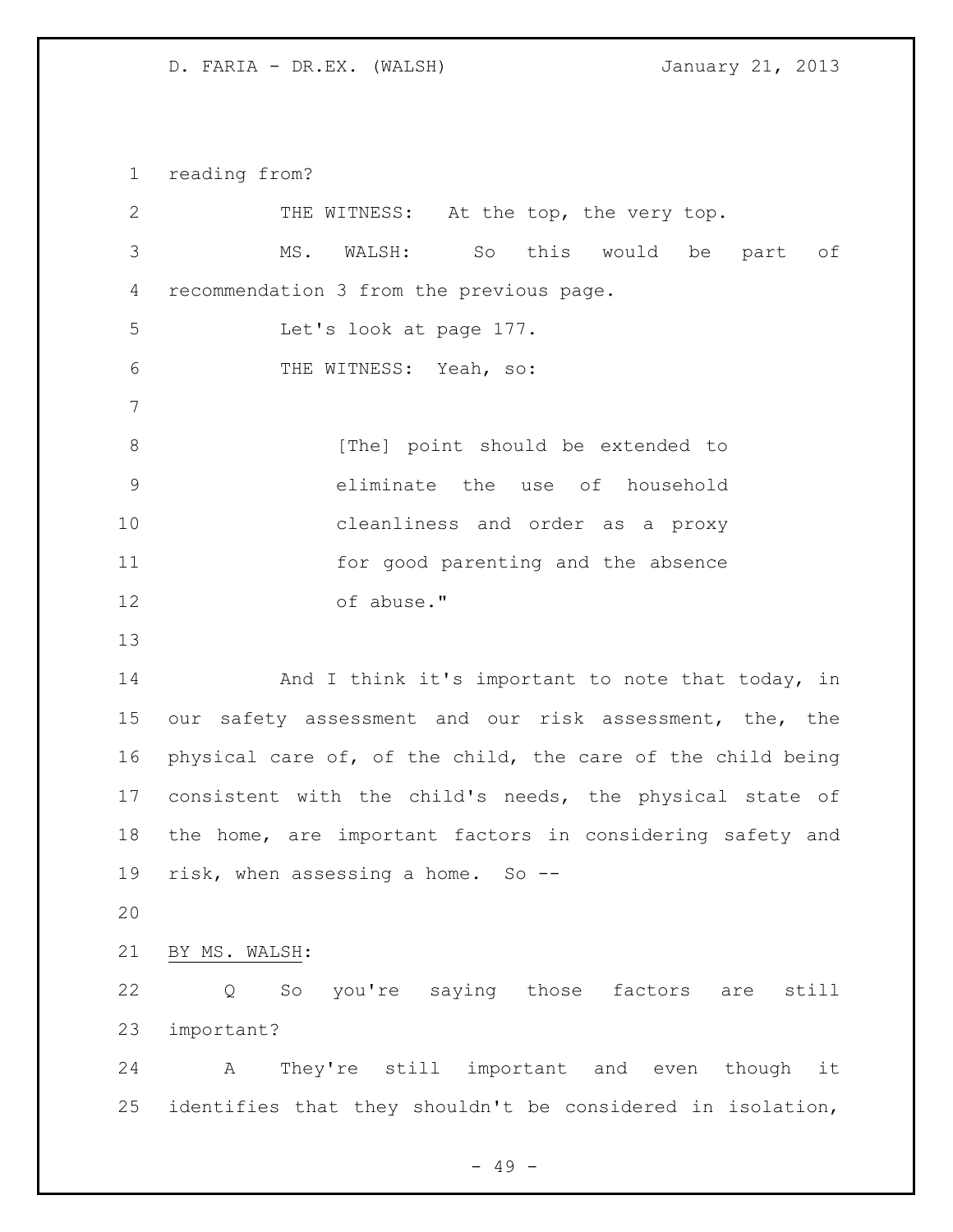reading from?

THE WITNESS: At the top, the very top.

MS. WALSH: So this would be part of recommendation 3 from the previous page.

Let's look at page 177.

THE WITNESS: Yeah, so:

> [The] point should be extended to eliminate the use of household cleanliness and order as a proxy for good parenting and the absence of abuse."

And I think it's important to note that today, in our safety assessment and our risk assessment, the, the physical care of, of the child, the care of the child being consistent with the child's needs, the physical state of the home, are important factors in considering safety and risk, when assessing a home. So --

BY MS. WALSH:

Q So you're saying those factors are still important?

A They're still important and even though it identifies that they shouldn't be considered in isolation,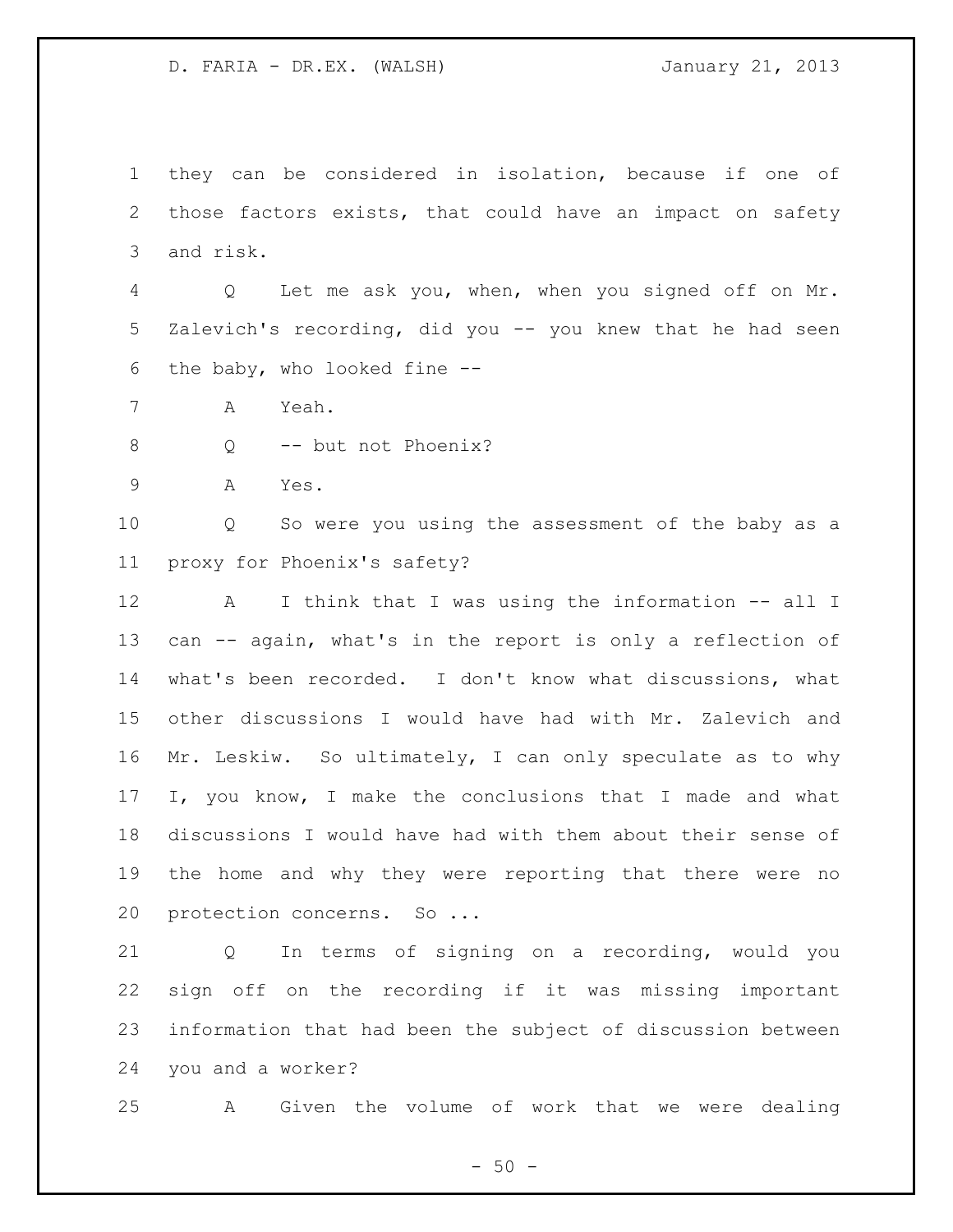they can be considered in isolation, because if one of those factors exists, that could have an impact on safety and risk.

Q Let me ask you, when, when you signed off on Mr. Zalevich's recording, did you -- you knew that he had seen the baby, who looked fine --

A Yeah.

Q -- but not Phoenix?

A Yes.

Q So were you using the assessment of the baby as a proxy for Phoenix's safety?

A I think that I was using the information -- all I can -- again, what's in the report is only a reflection of what's been recorded. I don't know what discussions, what other discussions I would have had with Mr. Zalevich and Mr. Leskiw. So ultimately, I can only speculate as to why I, you know, I make the conclusions that I made and what discussions I would have had with them about their sense of the home and why they were reporting that there were no protection concerns. So ...

Q In terms of signing on a recording, would you sign off on the recording if it was missing important information that had been the subject of discussion between you and a worker?

A Given the volume of work that we were dealing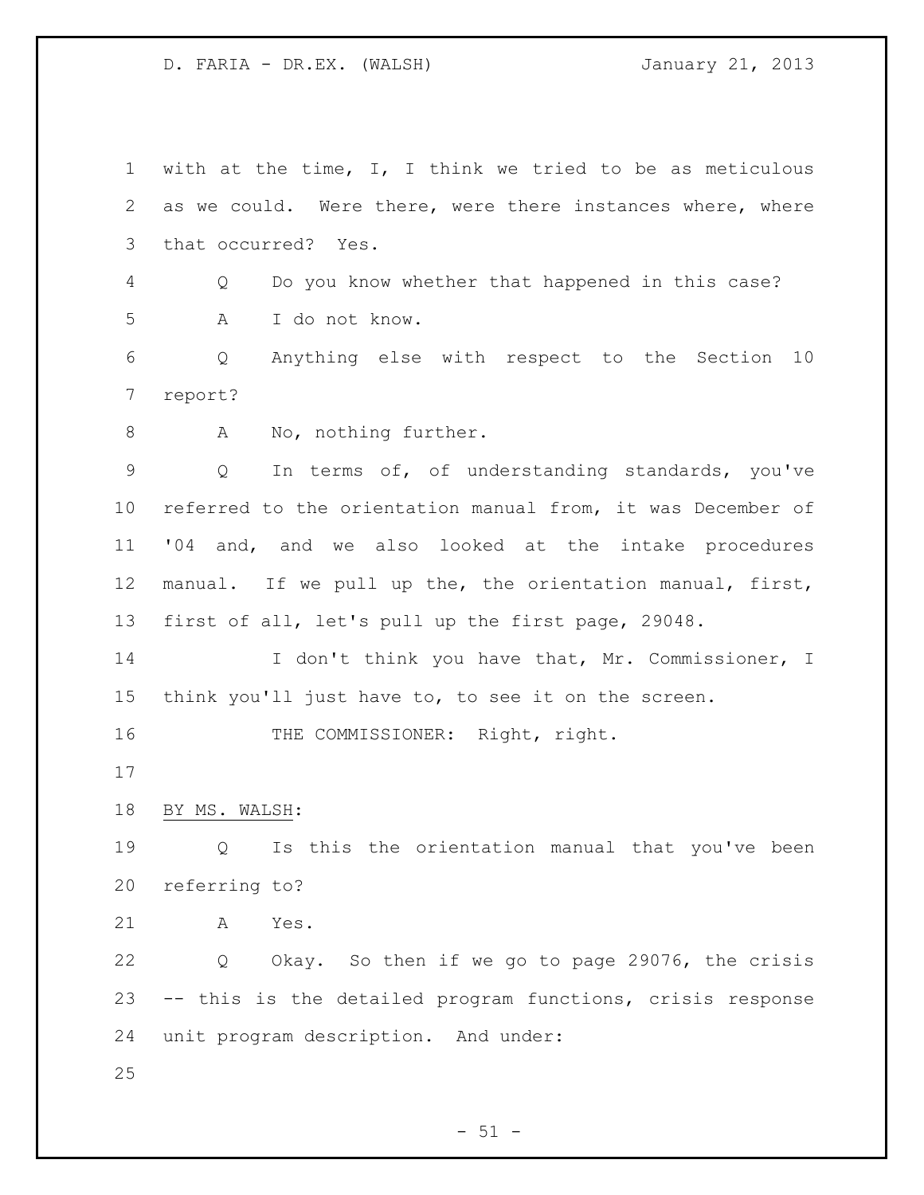with at the time, I, I think we tried to be as meticulous as we could. Were there, were there instances where, where that occurred? Yes.

Q Do you know whether that happened in this case?

A I do not know.

Q Anything else with respect to the Section 10 report?

A No, nothing further.

Q In terms of, of understanding standards, you've referred to the orientation manual from, it was December of '04 and, and we also looked at the intake procedures manual. If we pull up the, the orientation manual, first, first of all, let's pull up the first page, 29048.

I don't think you have that, Mr. Commissioner, I think you'll just have to, to see it on the screen.

THE COMMISSIONER: Right, right.

BY MS. WALSH:

Q Is this the orientation manual that you've been referring to?

A Yes.

Q Okay. So then if we go to page 29076, the crisis -- this is the detailed program functions, crisis response unit program description. And under: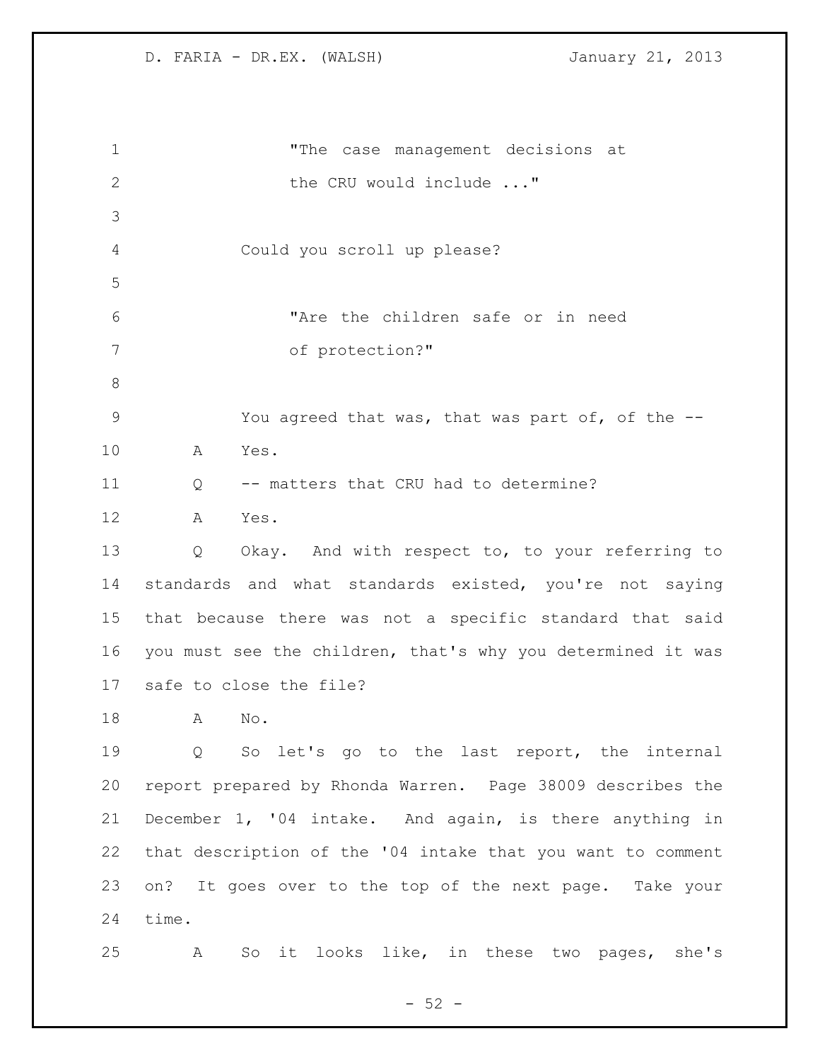"The case management decisions at the CRU would include ..."

Could you scroll up please?

"Are the children safe or in need of protection?"

You agreed that was, that was part of, of the --

A Yes.

Q -- matters that CRU had to determine?

A Yes.

Q Okay. And with respect to, to your referring to standards and what standards existed, you're not saying that because there was not a specific standard that said you must see the children, that's why you determined it was safe to close the file?

A No.

Q So let's go to the last report, the internal report prepared by Rhonda Warren. Page 38009 describes the December 1, '04 intake. And again, is there anything in that description of the '04 intake that you want to comment on? It goes over to the top of the next page. Take your time.

A So it looks like, in these two pages, she's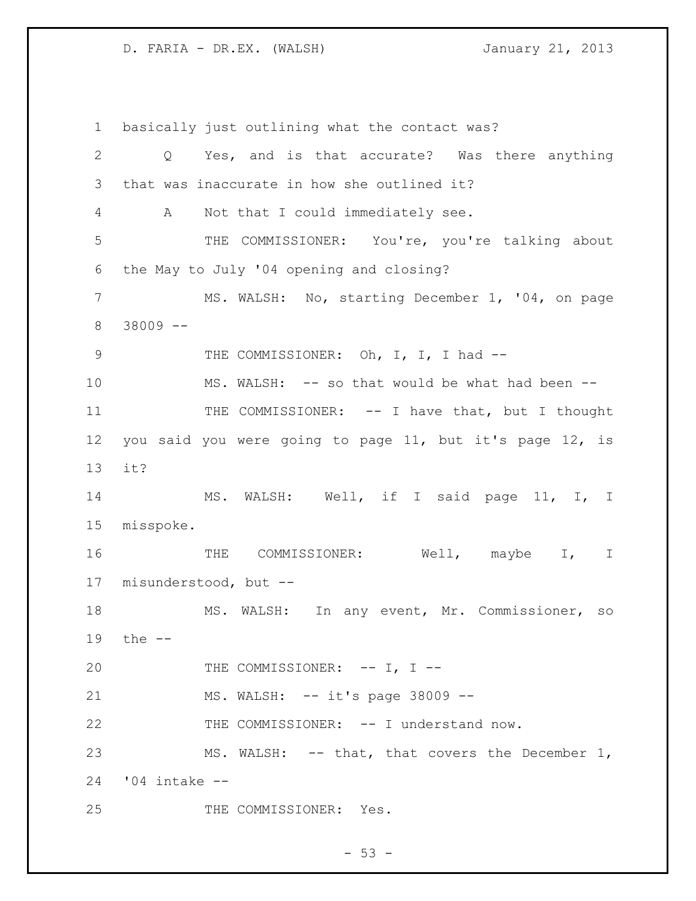basically just outlining what the contact was?

Q Yes, and is that accurate? Was there anything that was inaccurate in how she outlined it?

A Not that I could immediately see.

THE COMMISSIONER: You're, you're talking about the May to July '04 opening and closing?

MS. WALSH: No, starting December 1, '04, on page 38009 --

THE COMMISSIONER: Oh, I, I, I had --

MS. WALSH: -- so that would be what had been --

THE COMMISSIONER: -- I have that, but I thought you said you were going to page 11, but it's page 12, is it?

MS. WALSH: Well, if I said page 11, I, I misspoke.

THE COMMISSIONER: Well, maybe I, I misunderstood, but --

MS. WALSH: In any event, Mr. Commissioner, so the --

THE COMMISSIONER: -- I, I --

MS. WALSH: -- it's page 38009 --

THE COMMISSIONER: -- I understand now.

MS. WALSH: -- that, that covers the December 1, '04 intake --

THE COMMISSIONER: Yes.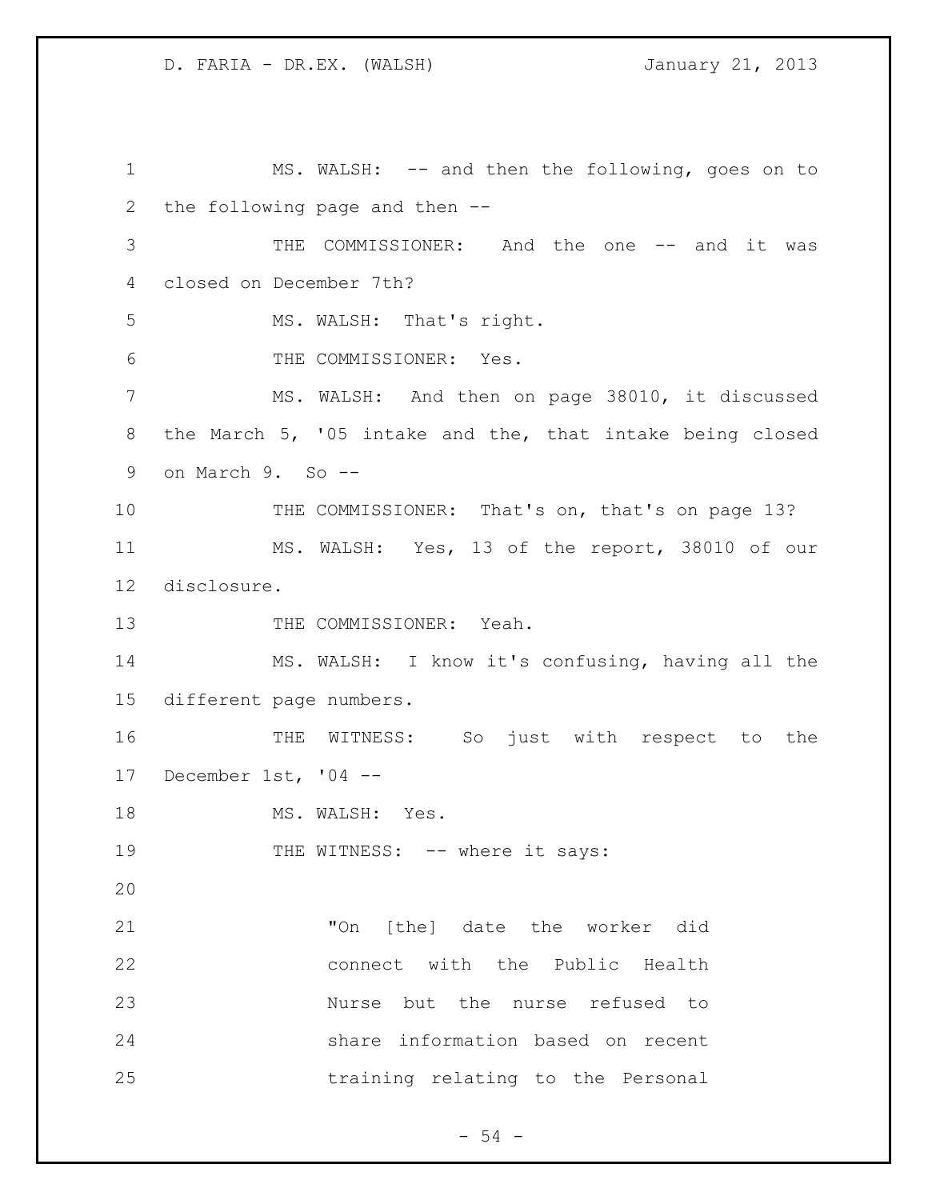MS. WALSH: -- and then the following, goes on to the following page and then --

THE COMMISSIONER: And the one -- and it was closed on December 7th?

MS. WALSH: That's right.

THE COMMISSIONER: Yes.

MS. WALSH: And then on page 38010, it discussed the March 5, '05 intake and the, that intake being closed on March 9. So --

THE COMMISSIONER: That's on, that's on page 13?

MS. WALSH: Yes, 13 of the report, 38010 of our disclosure.

THE COMMISSIONER: Yeah.

MS. WALSH: I know it's confusing, having all the different page numbers.

THE WITNESS: So just with respect to the December 1st, '04 --

MS. WALSH: Yes.

THE WITNESS: -- where it says:

> "On [the] date the worker did connect with the Public Health Nurse but the nurse refused to share information based on recent training relating to the Personal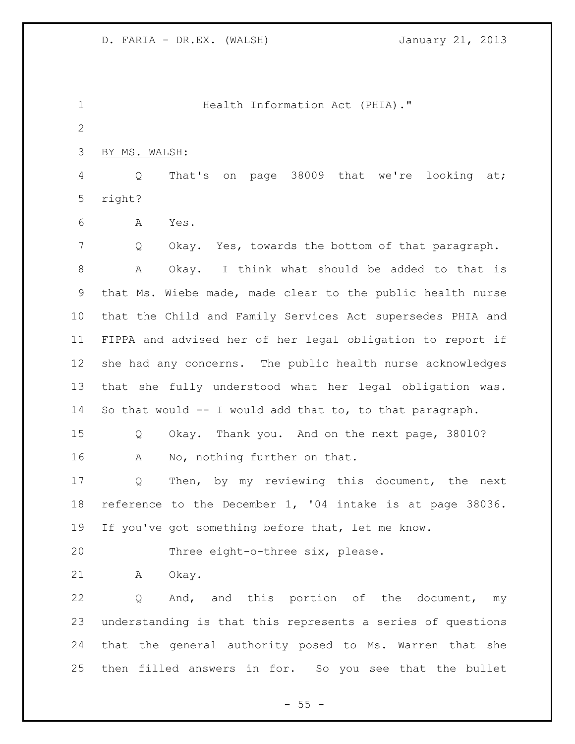Health Information Act (PHIA)."

BY MS. WALSH:

Q That's on page 38009 that we're looking at; right?

A Yes.

Q Okay. Yes, towards the bottom of that paragraph.

A Okay. I think what should be added to that is that Ms. Wiebe made, made clear to the public health nurse that the Child and Family Services Act supersedes PHIA and FIPPA and advised her of her legal obligation to report if she had any concerns. The public health nurse acknowledges that she fully understood what her legal obligation was. So that would -- I would add that to, to that paragraph.

Q Okay. Thank you. And on the next page, 38010?

A No, nothing further on that.

Q Then, by my reviewing this document, the next reference to the December 1, '04 intake is at page 38036. If you've got something before that, let me know.

Three eight-o-three six, please.

A Okay.

Q And, and this portion of the document, my understanding is that this represents a series of questions that the general authority posed to Ms. Warren that she then filled answers in for. So you see that the bullet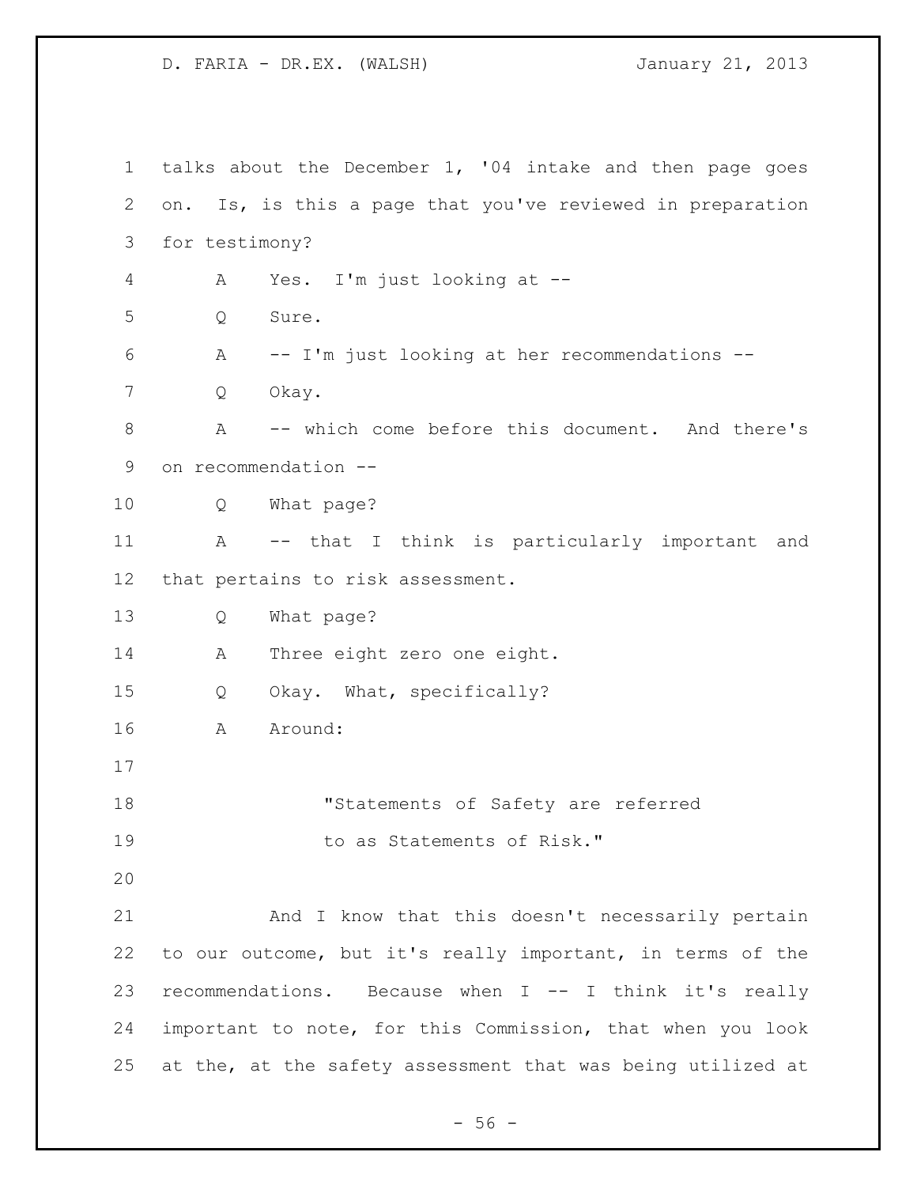talks about the December 1, '04 intake and then page goes on. Is, is this a page that you've reviewed in preparation for testimony?

A Yes. I'm just looking at --

Q Sure.

A -- I'm just looking at her recommendations --

Q Okay.

A -- which come before this document. And there's on recommendation --

Q What page?

A -- that I think is particularly important and that pertains to risk assessment.

Q What page?

A Three eight zero one eight.

Q Okay. What, specifically?

A Around:

> "Statements of Safety are referred to as Statements of Risk."

And I know that this doesn't necessarily pertain to our outcome, but it's really important, in terms of the recommendations. Because when I -- I think it's really important to note, for this Commission, that when you look at the, at the safety assessment that was being utilized at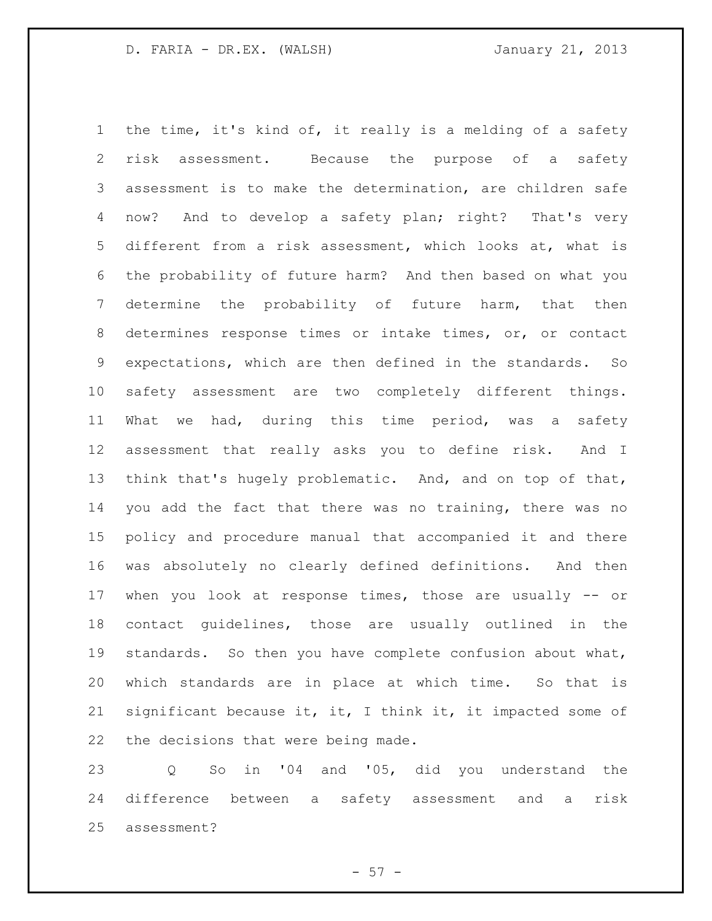the time, it's kind of, it really is a melding of a safety risk assessment. Because the purpose of a safety assessment is to make the determination, are children safe now? And to develop a safety plan; right? That's very different from a risk assessment, which looks at, what is the probability of future harm? And then based on what you determine the probability of future harm, that then determines response times or intake times, or, or contact expectations, which are then defined in the standards. So safety assessment are two completely different things. What we had, during this time period, was a safety assessment that really asks you to define risk. And I think that's hugely problematic. And, and on top of that, you add the fact that there was no training, there was no policy and procedure manual that accompanied it and there was absolutely no clearly defined definitions. And then when you look at response times, those are usually -- or contact guidelines, those are usually outlined in the standards. So then you have complete confusion about what, which standards are in place at which time. So that is significant because it, it, I think it, it impacted some of the decisions that were being made.

Q So in '04 and '05, did you understand the difference between a safety assessment and a risk assessment?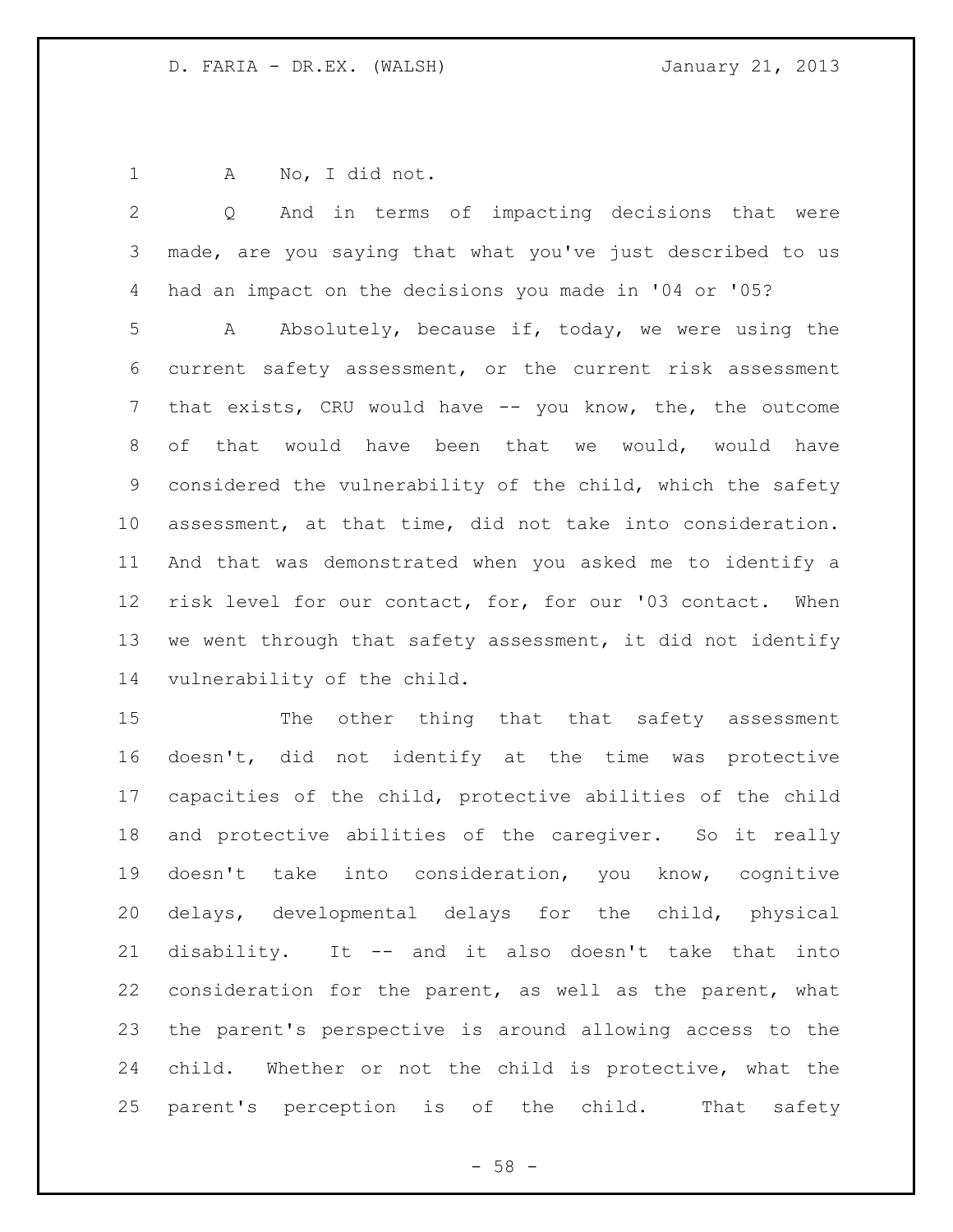A No, I did not.

Q And in terms of impacting decisions that were made, are you saying that what you've just described to us had an impact on the decisions you made in '04 or '05?

A Absolutely, because if, today, we were using the current safety assessment, or the current risk assessment that exists, CRU would have -- you know, the, the outcome of that would have been that we would, would have considered the vulnerability of the child, which the safety assessment, at that time, did not take into consideration. And that was demonstrated when you asked me to identify a risk level for our contact, for, for our '03 contact. When we went through that safety assessment, it did not identify vulnerability of the child.

The other thing that that safety assessment doesn't, did not identify at the time was protective capacities of the child, protective abilities of the child and protective abilities of the caregiver. So it really doesn't take into consideration, you know, cognitive delays, developmental delays for the child, physical disability. It -- and it also doesn't take that into consideration for the parent, as well as the parent, what the parent's perspective is around allowing access to the child. Whether or not the child is protective, what the parent's perception is of the child. That safety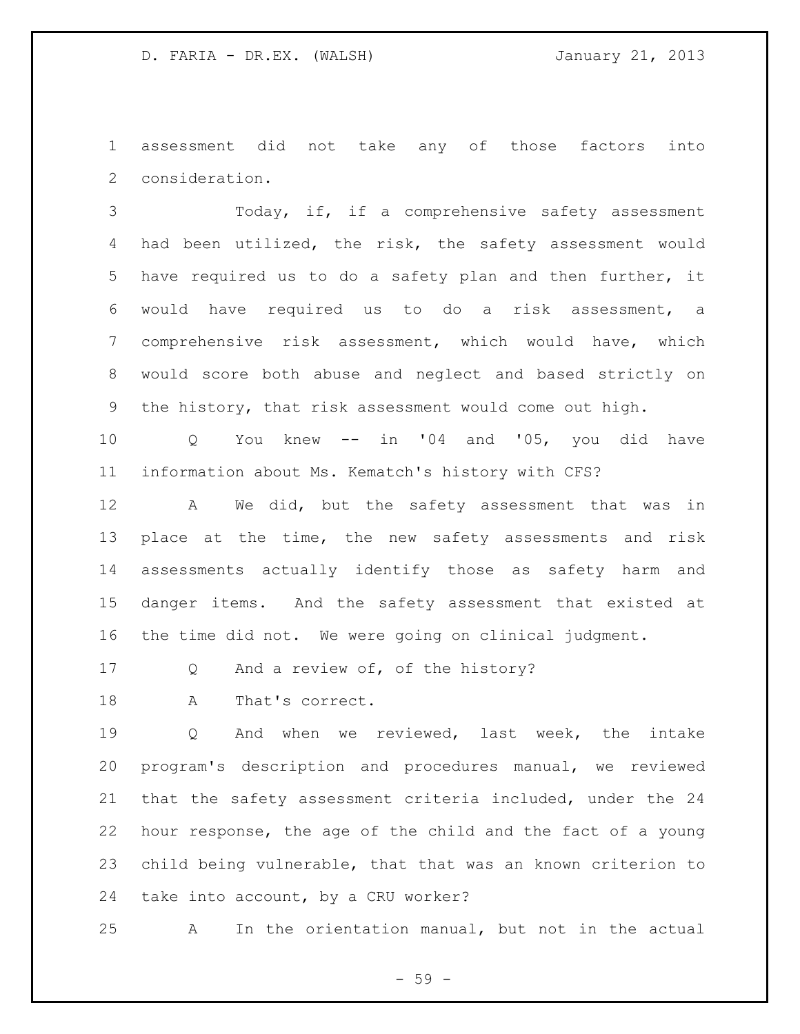assessment did not take any of those factors into consideration.

Today, if, if a comprehensive safety assessment had been utilized, the risk, the safety assessment would have required us to do a safety plan and then further, it would have required us to do a risk assessment, a comprehensive risk assessment, which would have, which would score both abuse and neglect and based strictly on the history, that risk assessment would come out high.

Q You knew -- in '04 and '05, you did have information about Ms. Kematch's history with CFS?

A We did, but the safety assessment that was in place at the time, the new safety assessments and risk assessments actually identify those as safety harm and danger items. And the safety assessment that existed at the time did not. We were going on clinical judgment.

Q And a review of, of the history?

A That's correct.

Q And when we reviewed, last week, the intake program's description and procedures manual, we reviewed that the safety assessment criteria included, under the 24 hour response, the age of the child and the fact of a young child being vulnerable, that that was an known criterion to take into account, by a CRU worker?

A In the orientation manual, but not in the actual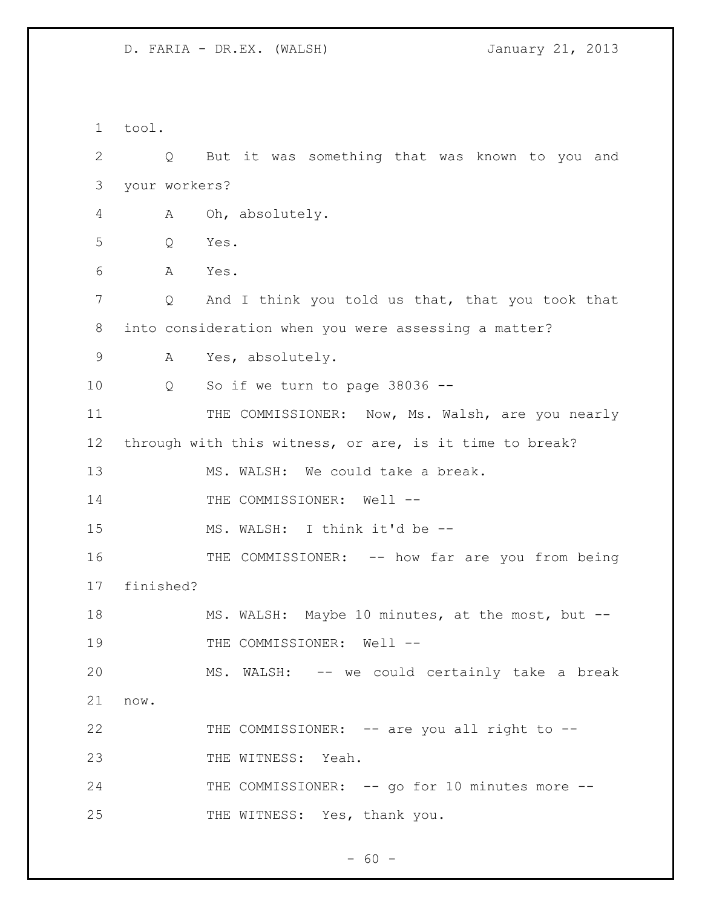tool.

Q But it was something that was known to you and your workers?

A Oh, absolutely.

Q Yes.

A Yes.

Q And I think you told us that, that you took that into consideration when you were assessing a matter?

A Yes, absolutely.

Q So if we turn to page 38036 --

THE COMMISSIONER: Now, Ms. Walsh, are you nearly through with this witness, or are, is it time to break?

MS. WALSH: We could take a break.

THE COMMISSIONER: Well --

MS. WALSH: I think it'd be --

THE COMMISSIONER: -- how far are you from being finished?

MS. WALSH: Maybe 10 minutes, at the most, but --

THE COMMISSIONER: Well --

MS. WALSH: -- we could certainly take a break now.

THE COMMISSIONER: -- are you all right to --

THE WITNESS: Yeah.

THE COMMISSIONER: -- go for 10 minutes more --

THE WITNESS: Yes, thank you.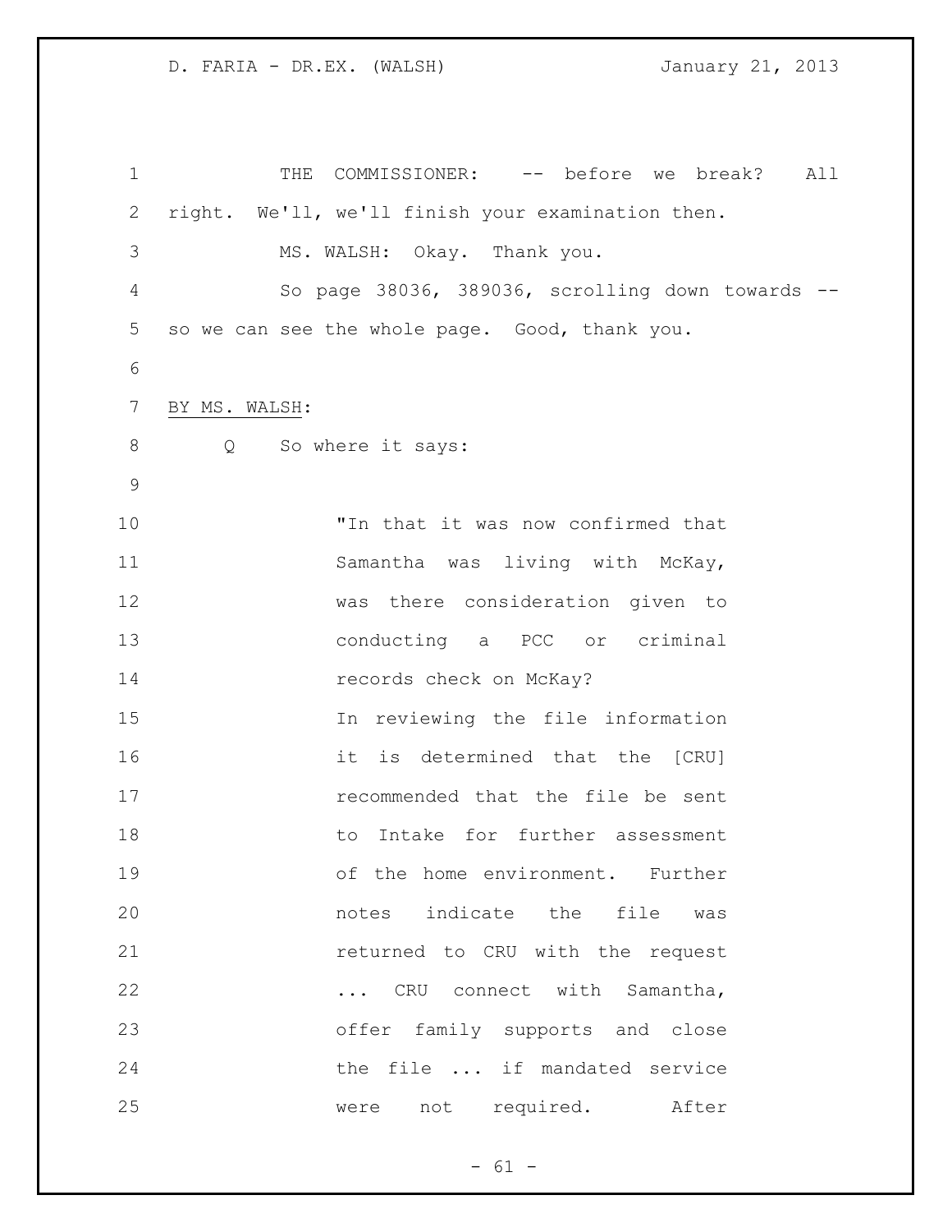THE COMMISSIONER: -- before we break? All right. We'll, we'll finish your examination then.

MS. WALSH: Okay. Thank you.

So page 38036, 389036, scrolling down towards -- so we can see the whole page. Good, thank you.

BY MS. WALSH:

Q So where it says:

> "In that it was now confirmed that Samantha was living with McKay, was there consideration given to conducting a PCC or criminal records check on McKay?
>
> In reviewing the file information it is determined that the [CRU] recommended that the file be sent to Intake for further assessment of the home environment. Further notes indicate the file was returned to CRU with the request ... CRU connect with Samantha, offer family supports and close the file ... if mandated service were not required. After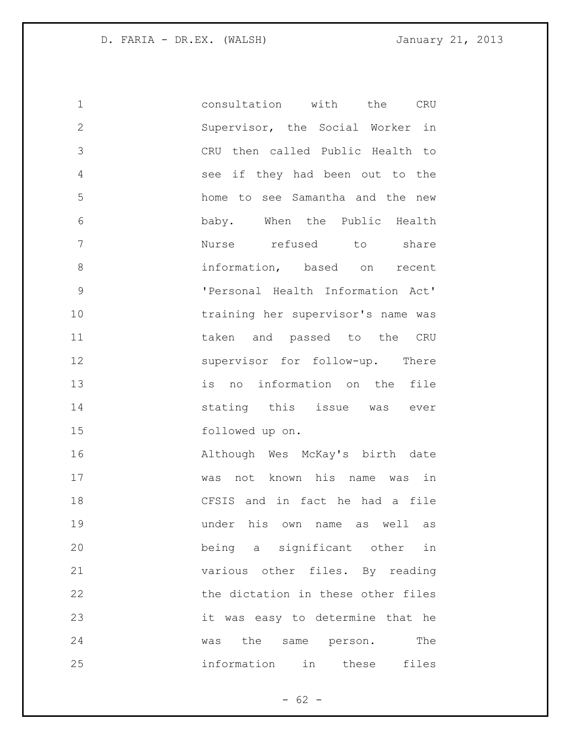consultation with the CRU Supervisor, the Social Worker in CRU then called Public Health to see if they had been out to the home to see Samantha and the new baby. When the Public Health Nurse refused to share information, based on recent 'Personal Health Information Act' training her supervisor's name was taken and passed to the CRU supervisor for follow-up. There is no information on the file stating this issue was ever followed up on.

Although Wes McKay's birth date was not known his name was in CFSIS and in fact he had a file under his own name as well as being a significant other in various other files. By reading the dictation in these other files it was easy to determine that he was the same person. The information in these files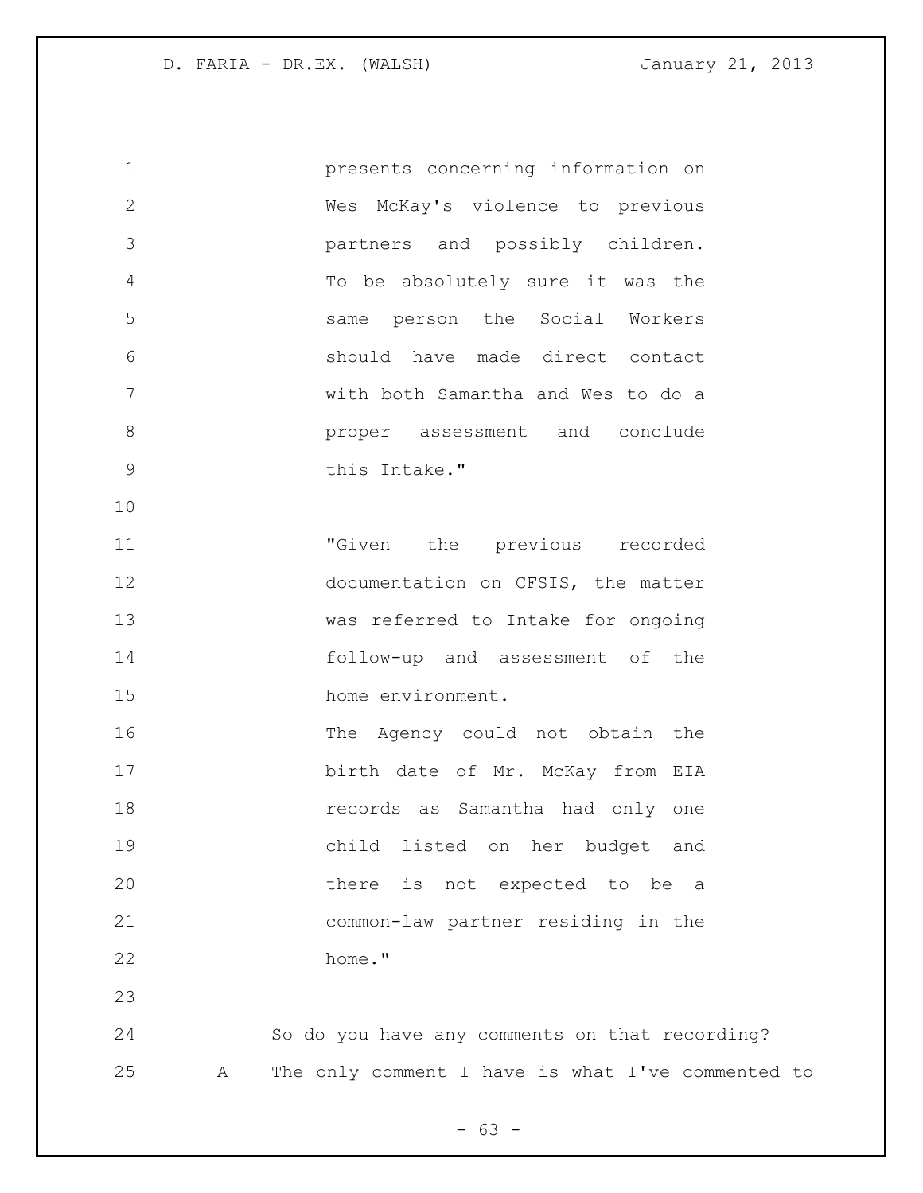presents concerning information on Wes McKay's violence to previous partners and possibly children. To be absolutely sure it was the same person the Social Workers should have made direct contact with both Samantha and Wes to do a proper assessment and conclude this Intake."

"Given the previous recorded documentation on CFSIS, the matter was referred to Intake for ongoing follow-up and assessment of the home environment.
The Agency could not obtain the birth date of Mr. McKay from EIA records as Samantha had only one child listed on her budget and there is not expected to be a common-law partner residing in the home."

So do you have any comments on that recording?

A The only comment I have is what I've commented to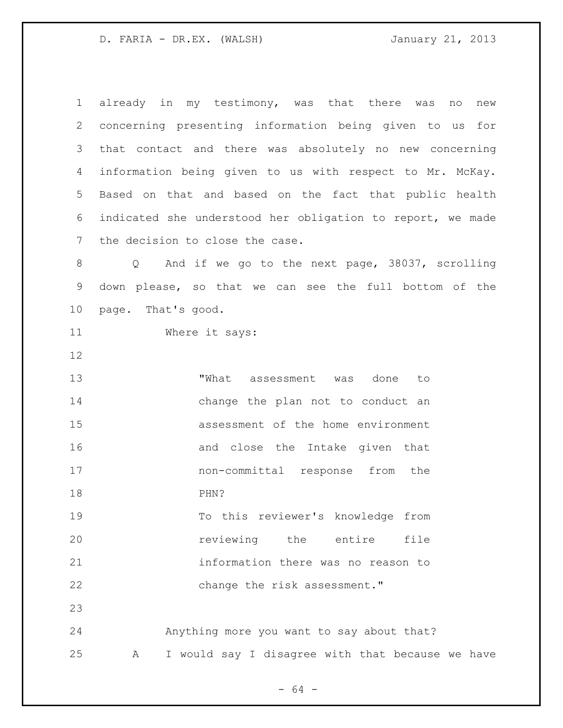already in my testimony, was that there was no new concerning presenting information being given to us for that contact and there was absolutely no new concerning information being given to us with respect to Mr. McKay. Based on that and based on the fact that public health indicated she understood her obligation to report, we made the decision to close the case.

Q And if we go to the next page, 38037, scrolling down please, so that we can see the full bottom of the page. That's good.

Where it says:

> "What assessment was done to change the plan not to conduct an assessment of the home environment and close the Intake given that non-committal response from the PHN?
>
> To this reviewer's knowledge from reviewing the entire file information there was no reason to change the risk assessment."

Anything more you want to say about that?

A I would say I disagree with that because we have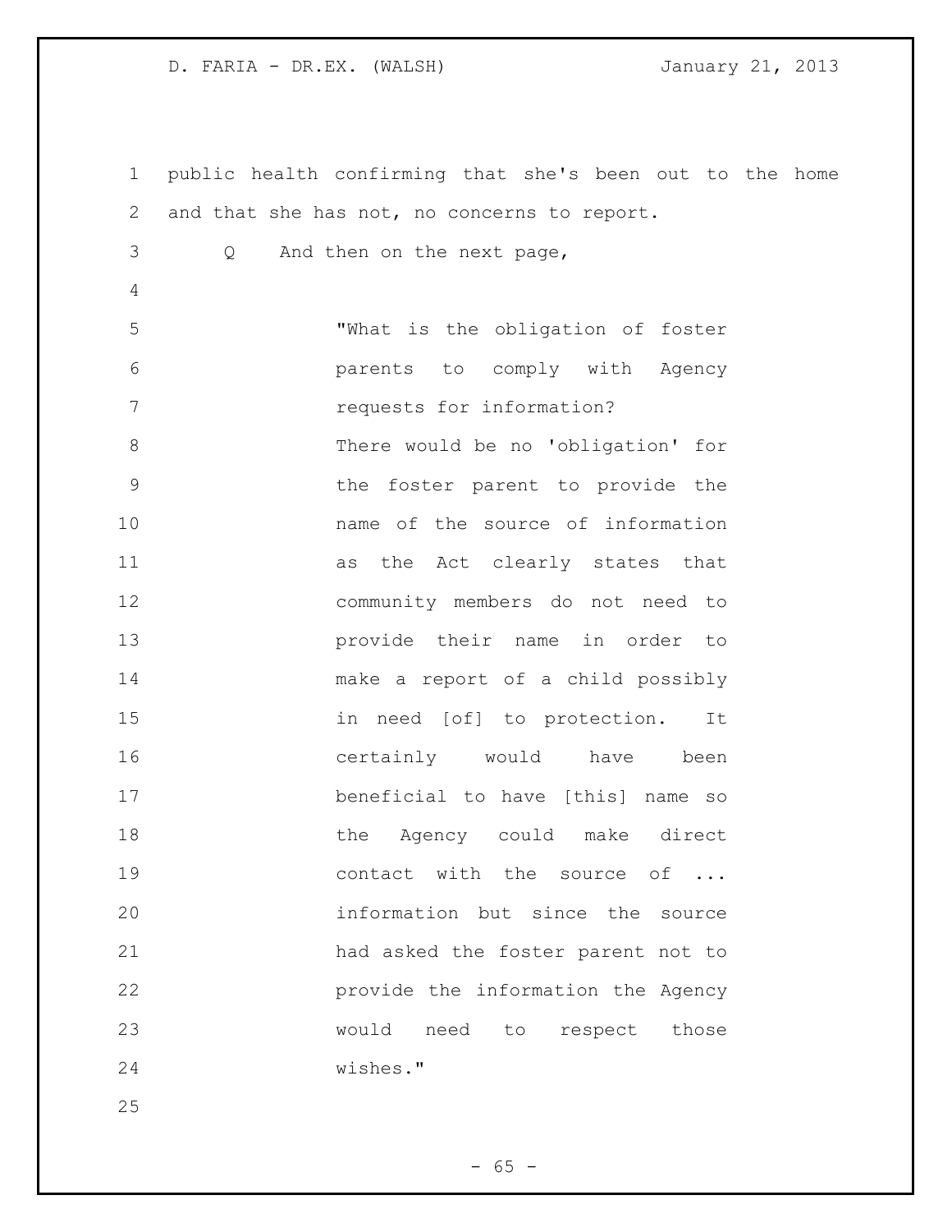public health confirming that she's been out to the home and that she has not, no concerns to report.

Q And then on the next page,

> "What is the obligation of foster parents to comply with Agency requests for information?
> There would be no 'obligation' for the foster parent to provide the name of the source of information as the Act clearly states that community members do not need to provide their name in order to make a report of a child possibly in need [of] to protection. It certainly would have been beneficial to have [this] name so the Agency could make direct contact with the source of ... information but since the source had asked the foster parent not to provide the information the Agency would need to respect those wishes."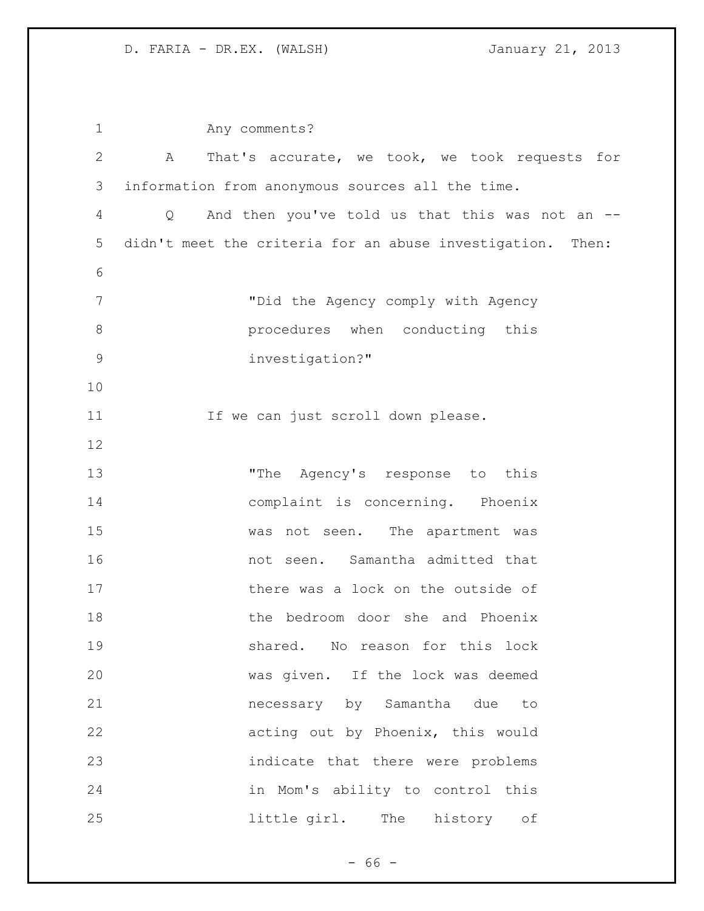Any comments?

A That's accurate, we took, we took requests for information from anonymous sources all the time.

Q And then you've told us that this was not an -- didn't meet the criteria for an abuse investigation. Then:

> "Did the Agency comply with Agency procedures when conducting this investigation?"

If we can just scroll down please.

> "The Agency's response to this complaint is concerning. Phoenix was not seen. The apartment was not seen. Samantha admitted that there was a lock on the outside of the bedroom door she and Phoenix shared. No reason for this lock was given. If the lock was deemed necessary by Samantha due to acting out by Phoenix, this would indicate that there were problems in Mom's ability to control this little girl. The history of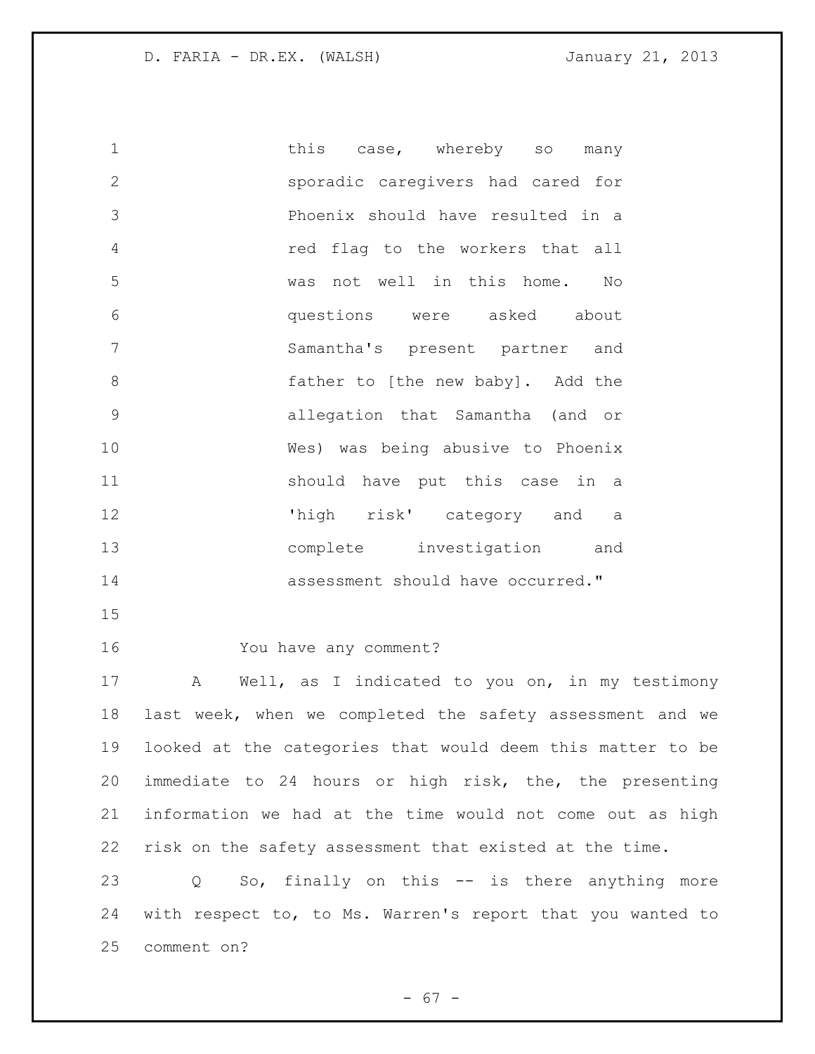this case, whereby so many sporadic caregivers had cared for Phoenix should have resulted in a red flag to the workers that all was not well in this home. No questions were asked about Samantha's present partner and father to [the new baby]. Add the allegation that Samantha (and or Wes) was being abusive to Phoenix should have put this case in a 'high risk' category and a complete investigation and assessment should have occurred."

You have any comment?

A Well, as I indicated to you on, in my testimony last week, when we completed the safety assessment and we looked at the categories that would deem this matter to be immediate to 24 hours or high risk, the, the presenting information we had at the time would not come out as high risk on the safety assessment that existed at the time.

Q So, finally on this -- is there anything more with respect to, to Ms. Warren's report that you wanted to comment on?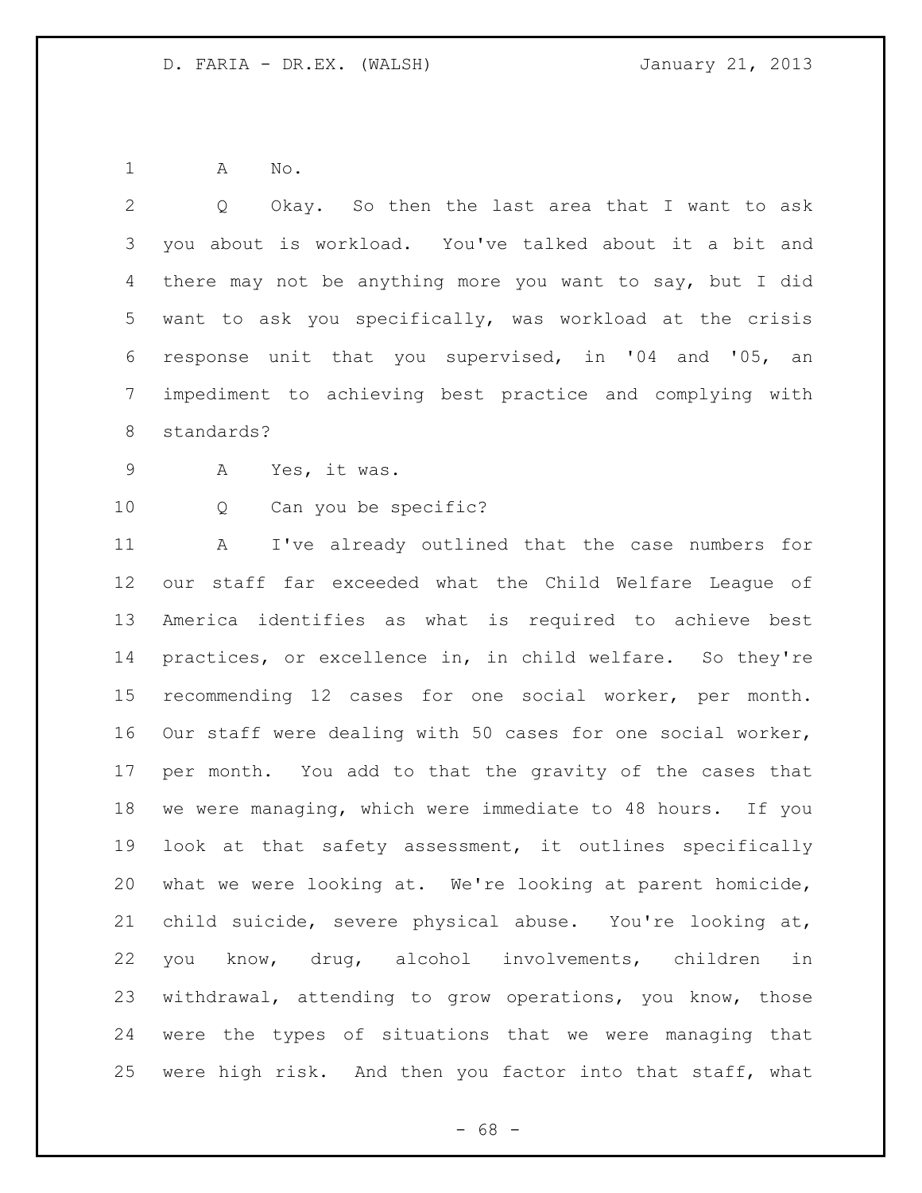A No.

Q Okay. So then the last area that I want to ask you about is workload. You've talked about it a bit and there may not be anything more you want to say, but I did want to ask you specifically, was workload at the crisis response unit that you supervised, in '04 and '05, an impediment to achieving best practice and complying with standards?

A Yes, it was.

Q Can you be specific?

A I've already outlined that the case numbers for our staff far exceeded what the Child Welfare League of America identifies as what is required to achieve best practices, or excellence in, in child welfare. So they're recommending 12 cases for one social worker, per month. Our staff were dealing with 50 cases for one social worker, per month. You add to that the gravity of the cases that we were managing, which were immediate to 48 hours. If you look at that safety assessment, it outlines specifically what we were looking at. We're looking at parent homicide, child suicide, severe physical abuse. You're looking at, you know, drug, alcohol involvements, children in withdrawal, attending to grow operations, you know, those were the types of situations that we were managing that were high risk. And then you factor into that staff, what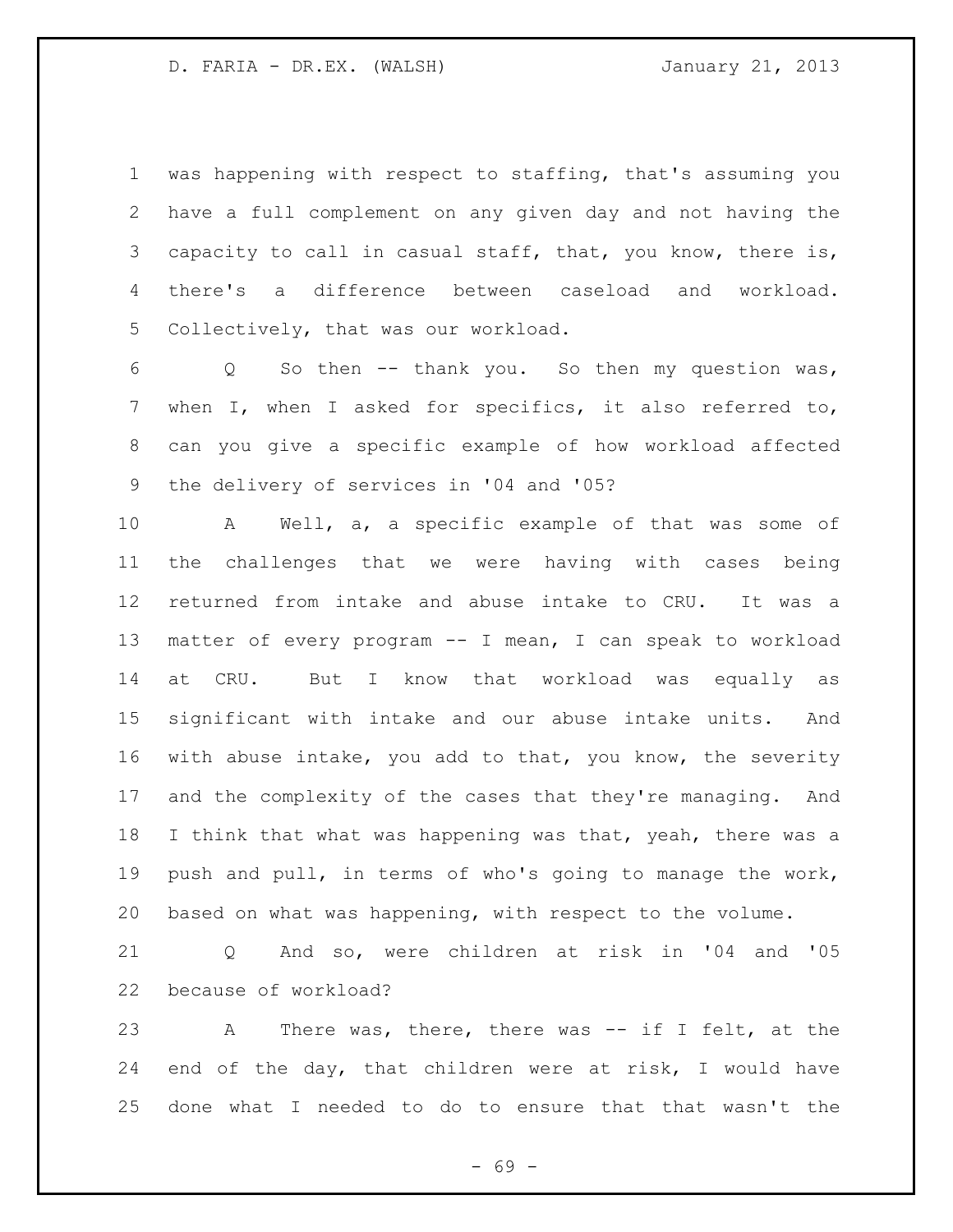was happening with respect to staffing, that's assuming you have a full complement on any given day and not having the capacity to call in casual staff, that, you know, there is, there's a difference between caseload and workload. Collectively, that was our workload.

Q So then -- thank you. So then my question was, when I, when I asked for specifics, it also referred to, can you give a specific example of how workload affected the delivery of services in '04 and '05?

A Well, a, a specific example of that was some of the challenges that we were having with cases being returned from intake and abuse intake to CRU. It was a matter of every program -- I mean, I can speak to workload at CRU. But I know that workload was equally as significant with intake and our abuse intake units. And with abuse intake, you add to that, you know, the severity and the complexity of the cases that they're managing. And I think that what was happening was that, yeah, there was a push and pull, in terms of who's going to manage the work, based on what was happening, with respect to the volume.

Q And so, were children at risk in '04 and '05 because of workload?

A There was, there, there was -- if I felt, at the end of the day, that children were at risk, I would have done what I needed to do to ensure that that wasn't the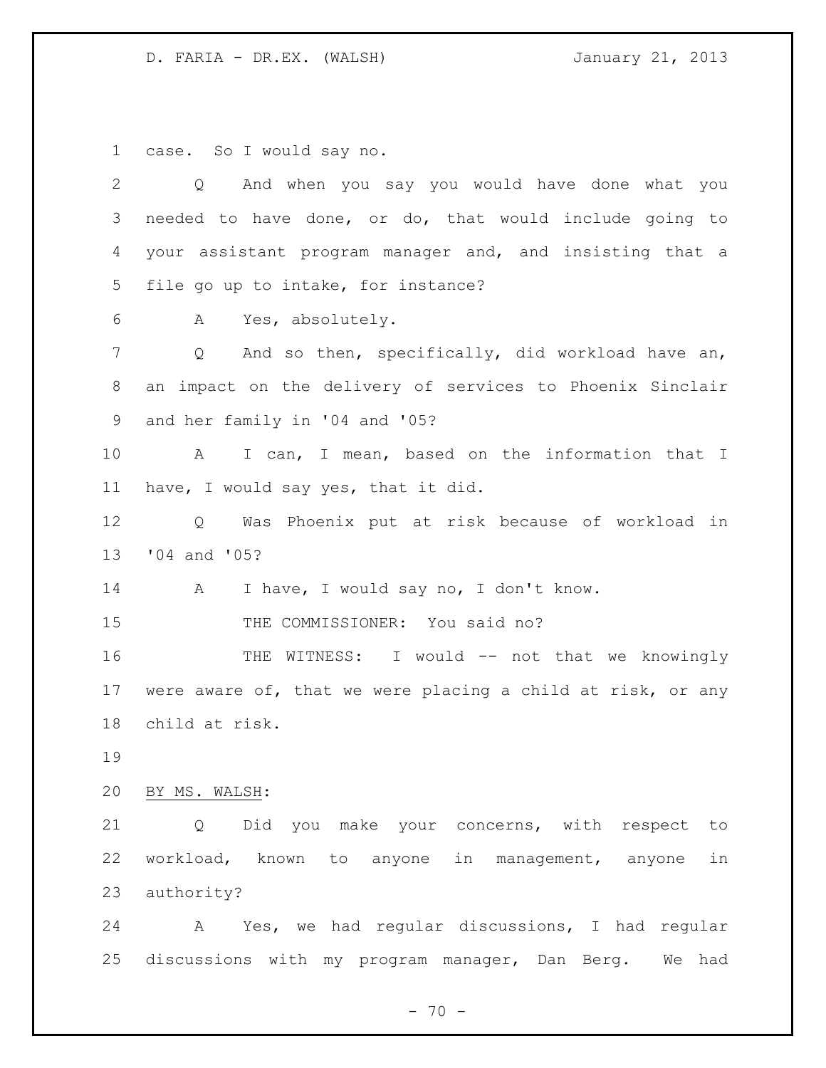case. So I would say no.

Q And when you say you would have done what you needed to have done, or do, that would include going to your assistant program manager and, and insisting that a file go up to intake, for instance?

A Yes, absolutely.

Q And so then, specifically, did workload have an, an impact on the delivery of services to Phoenix Sinclair and her family in '04 and '05?

A I can, I mean, based on the information that I have, I would say yes, that it did.

Q Was Phoenix put at risk because of workload in '04 and '05?

A I have, I would say no, I don't know.

THE COMMISSIONER: You said no?

THE WITNESS: I would -- not that we knowingly were aware of, that we were placing a child at risk, or any child at risk.

BY MS. WALSH:

Q Did you make your concerns, with respect to workload, known to anyone in management, anyone in authority?

A Yes, we had regular discussions, I had regular discussions with my program manager, Dan Berg. We had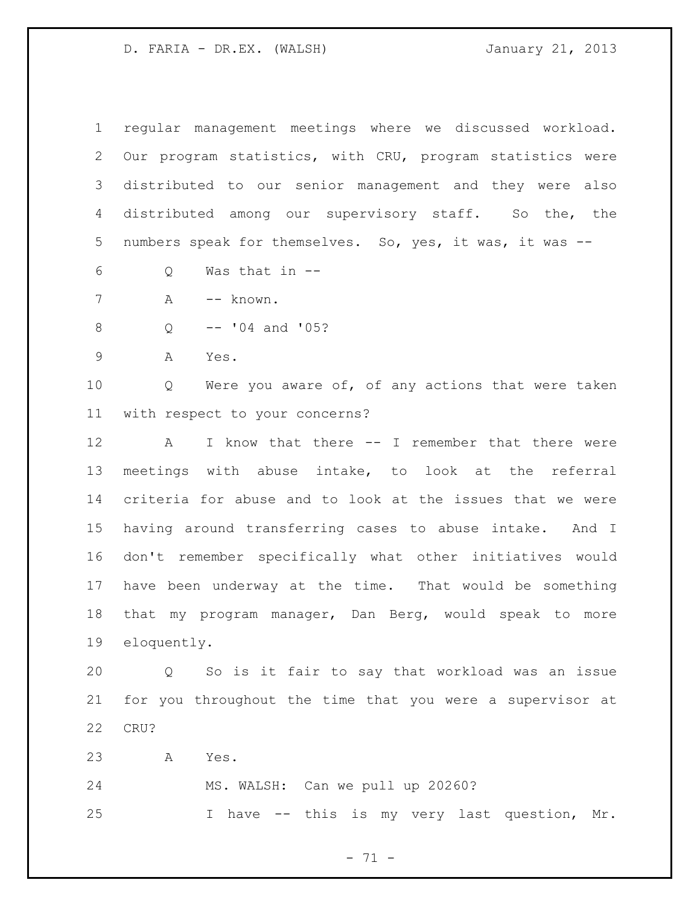regular management meetings where we discussed workload. Our program statistics, with CRU, program statistics were distributed to our senior management and they were also distributed among our supervisory staff. So the, the numbers speak for themselves. So, yes, it was, it was --

Q Was that in --

A -- known.

Q -- '04 and '05?

A Yes.

Q Were you aware of, of any actions that were taken with respect to your concerns?

A I know that there -- I remember that there were meetings with abuse intake, to look at the referral criteria for abuse and to look at the issues that we were having around transferring cases to abuse intake. And I don't remember specifically what other initiatives would have been underway at the time. That would be something that my program manager, Dan Berg, would speak to more eloquently.

Q So is it fair to say that workload was an issue for you throughout the time that you were a supervisor at CRU?

A Yes.

MS. WALSH: Can we pull up 20260?

I have -- this is my very last question, Mr.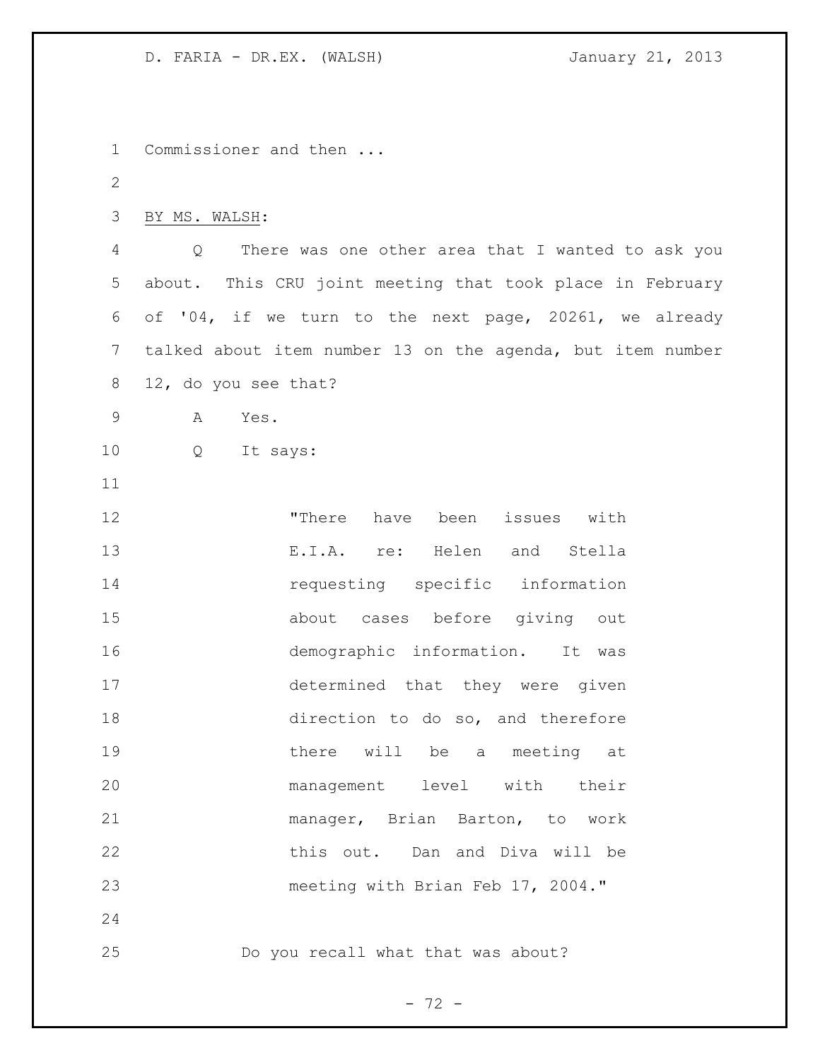Commissioner and then ...

BY MS. WALSH:

Q There was one other area that I wanted to ask you about. This CRU joint meeting that took place in February of '04, if we turn to the next page, 20261, we already talked about item number 13 on the agenda, but item number 12, do you see that?

A Yes.

Q It says:

> "There have been issues with E.I.A. re: Helen and Stella requesting specific information about cases before giving out demographic information. It was determined that they were given direction to do so, and therefore there will be a meeting at management level with their manager, Brian Barton, to work this out. Dan and Diva will be meeting with Brian Feb 17, 2004."

Do you recall what that was about?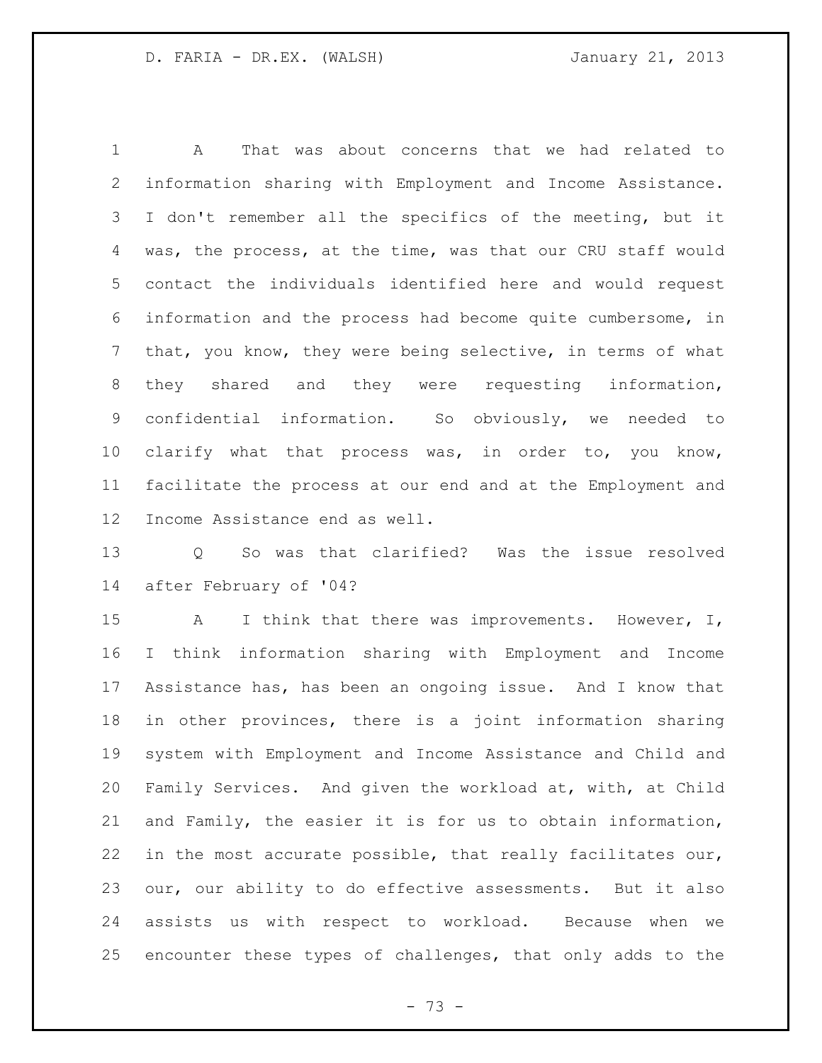A That was about concerns that we had related to information sharing with Employment and Income Assistance. I don't remember all the specifics of the meeting, but it was, the process, at the time, was that our CRU staff would contact the individuals identified here and would request information and the process had become quite cumbersome, in that, you know, they were being selective, in terms of what they shared and they were requesting information, confidential information. So obviously, we needed to clarify what that process was, in order to, you know, facilitate the process at our end and at the Employment and Income Assistance end as well.

Q So was that clarified? Was the issue resolved after February of '04?

A I think that there was improvements. However, I, I think information sharing with Employment and Income Assistance has, has been an ongoing issue. And I know that in other provinces, there is a joint information sharing system with Employment and Income Assistance and Child and Family Services. And given the workload at, with, at Child and Family, the easier it is for us to obtain information, in the most accurate possible, that really facilitates our, our, our ability to do effective assessments. But it also assists us with respect to workload. Because when we encounter these types of challenges, that only adds to the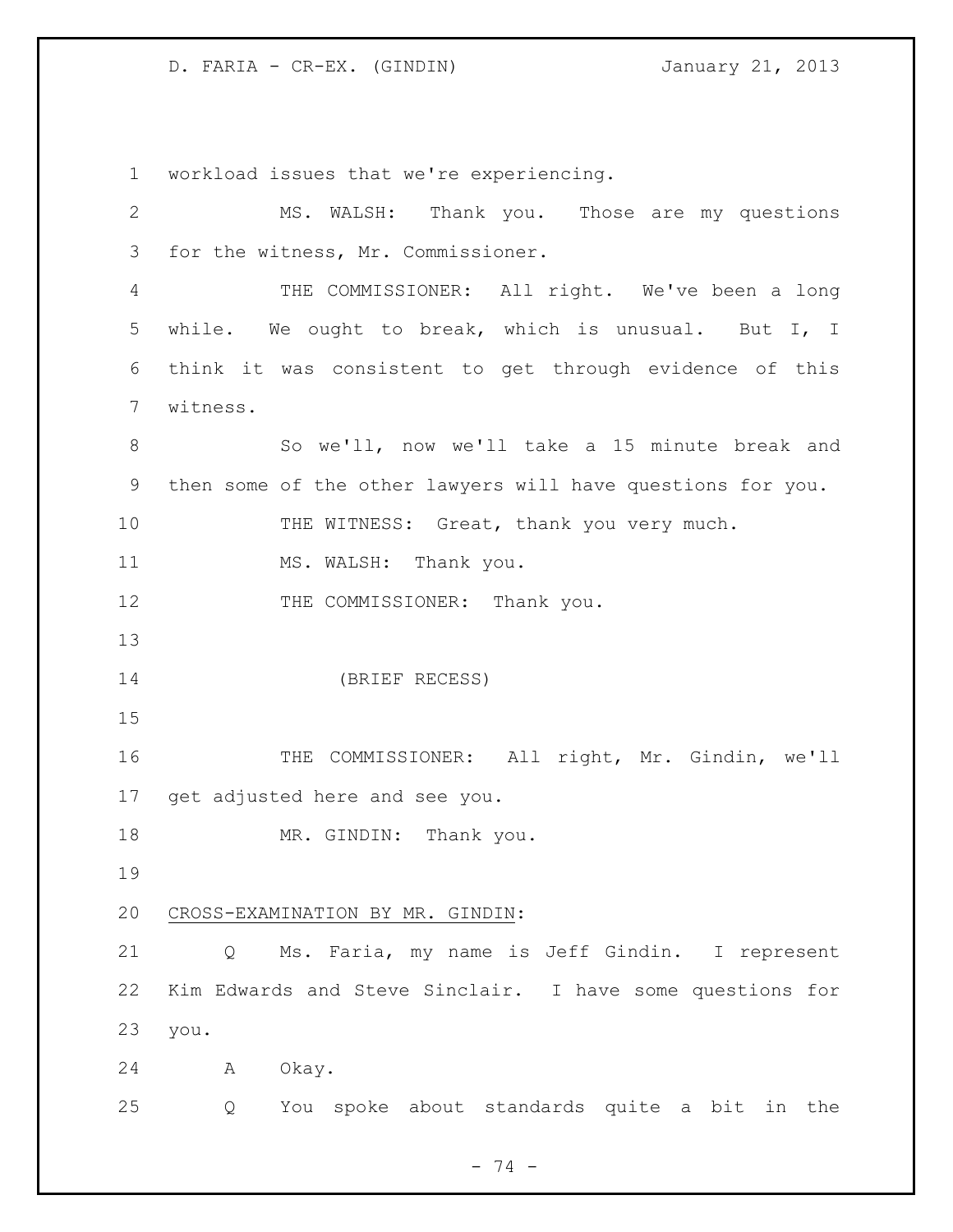workload issues that we're experiencing.

MS. WALSH: Thank you. Those are my questions for the witness, Mr. Commissioner.

THE COMMISSIONER: All right. We've been a long while. We ought to break, which is unusual. But I, I think it was consistent to get through evidence of this witness.

So we'll, now we'll take a 15 minute break and then some of the other lawyers will have questions for you.

THE WITNESS: Great, thank you very much.

MS. WALSH: Thank you.

THE COMMISSIONER: Thank you.

(BRIEF RECESS)

THE COMMISSIONER: All right, Mr. Gindin, we'll get adjusted here and see you.

MR. GINDIN: Thank you.

<u>CROSS-EXAMINATION BY MR. GINDIN</u>:

Q Ms. Faria, my name is Jeff Gindin. I represent Kim Edwards and Steve Sinclair. I have some questions for you.

A Okay.

Q You spoke about standards quite a bit in the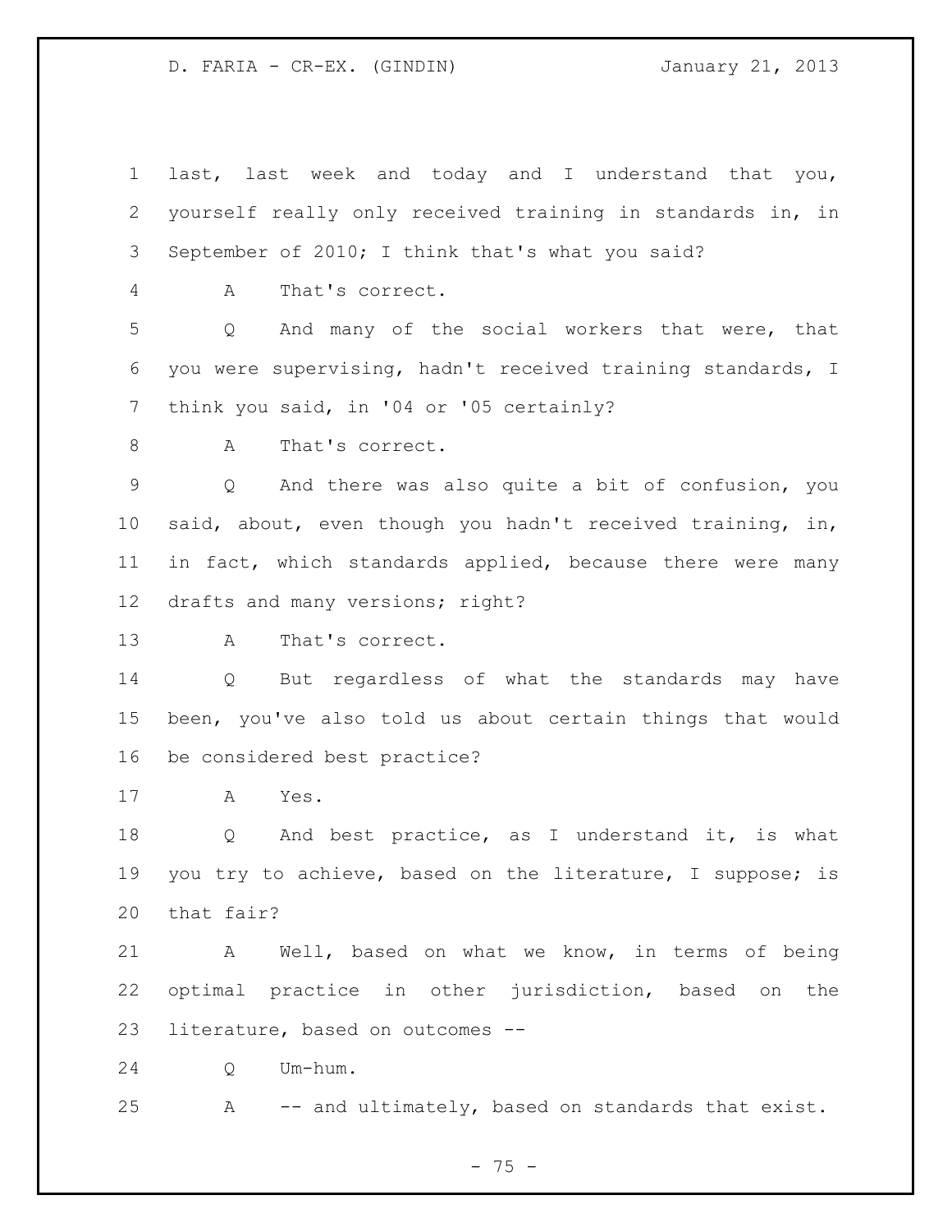last, last week and today and I understand that you, yourself really only received training in standards in, in September of 2010; I think that's what you said?

A That's correct.

Q And many of the social workers that were, that you were supervising, hadn't received training standards, I think you said, in '04 or '05 certainly?

A That's correct.

Q And there was also quite a bit of confusion, you said, about, even though you hadn't received training, in, in fact, which standards applied, because there were many drafts and many versions; right?

A That's correct.

Q But regardless of what the standards may have been, you've also told us about certain things that would be considered best practice?

A Yes.

Q And best practice, as I understand it, is what you try to achieve, based on the literature, I suppose; is that fair?

A Well, based on what we know, in terms of being optimal practice in other jurisdiction, based on the literature, based on outcomes --

Q Um-hum.

A -- and ultimately, based on standards that exist.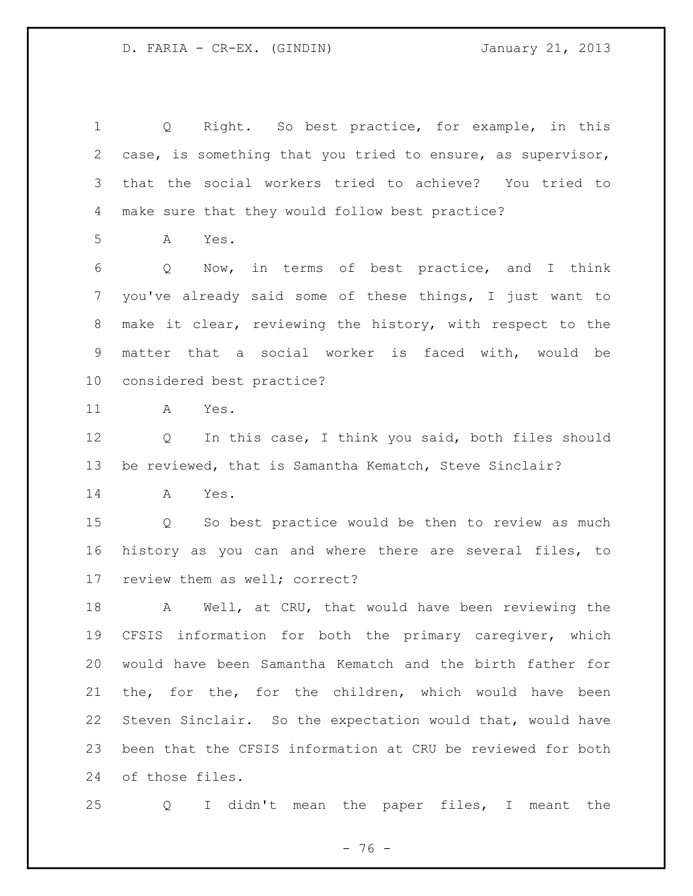Q Right. So best practice, for example, in this case, is something that you tried to ensure, as supervisor, that the social workers tried to achieve? You tried to make sure that they would follow best practice?

A Yes.

Q Now, in terms of best practice, and I think you've already said some of these things, I just want to make it clear, reviewing the history, with respect to the matter that a social worker is faced with, would be considered best practice?

A Yes.

Q In this case, I think you said, both files should be reviewed, that is Samantha Kematch, Steve Sinclair?

A Yes.

Q So best practice would be then to review as much history as you can and where there are several files, to review them as well; correct?

A Well, at CRU, that would have been reviewing the CFSIS information for both the primary caregiver, which would have been Samantha Kematch and the birth father for the, for the, for the children, which would have been Steven Sinclair. So the expectation would that, would have been that the CFSIS information at CRU be reviewed for both of those files.

Q I didn't mean the paper files, I meant the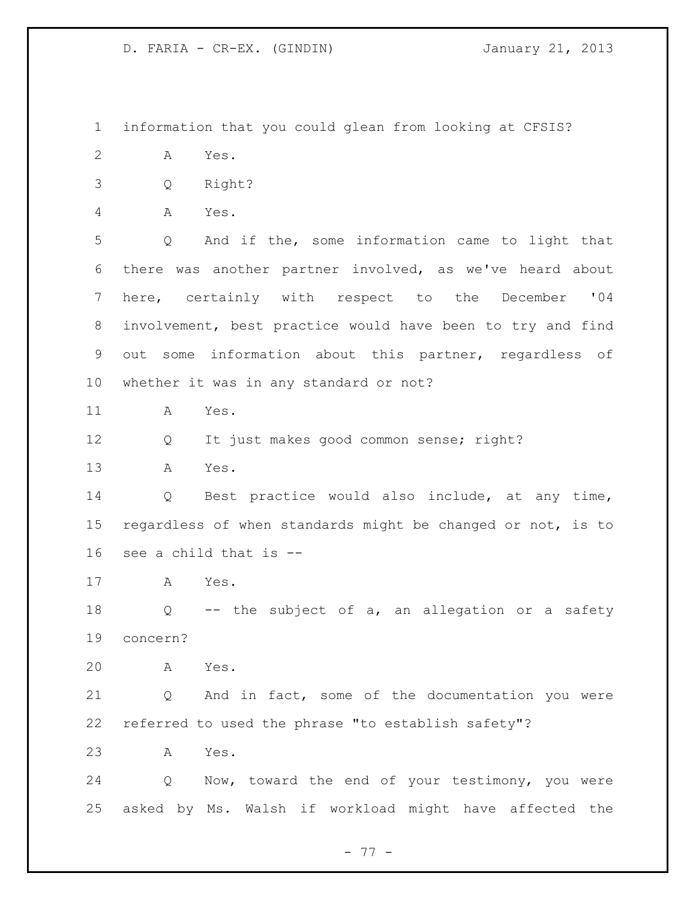information that you could glean from looking at CFSIS?

A Yes.

Q Right?

A Yes.

Q And if the, some information came to light that there was another partner involved, as we've heard about here, certainly with respect to the December '04 involvement, best practice would have been to try and find out some information about this partner, regardless of whether it was in any standard or not?

A Yes.

Q It just makes good common sense; right?

A Yes.

Q Best practice would also include, at any time, regardless of when standards might be changed or not, is to see a child that is --

A Yes.

Q -- the subject of a, an allegation or a safety concern?

A Yes.

Q And in fact, some of the documentation you were referred to used the phrase "to establish safety"?

A Yes.

Q Now, toward the end of your testimony, you were asked by Ms. Walsh if workload might have affected the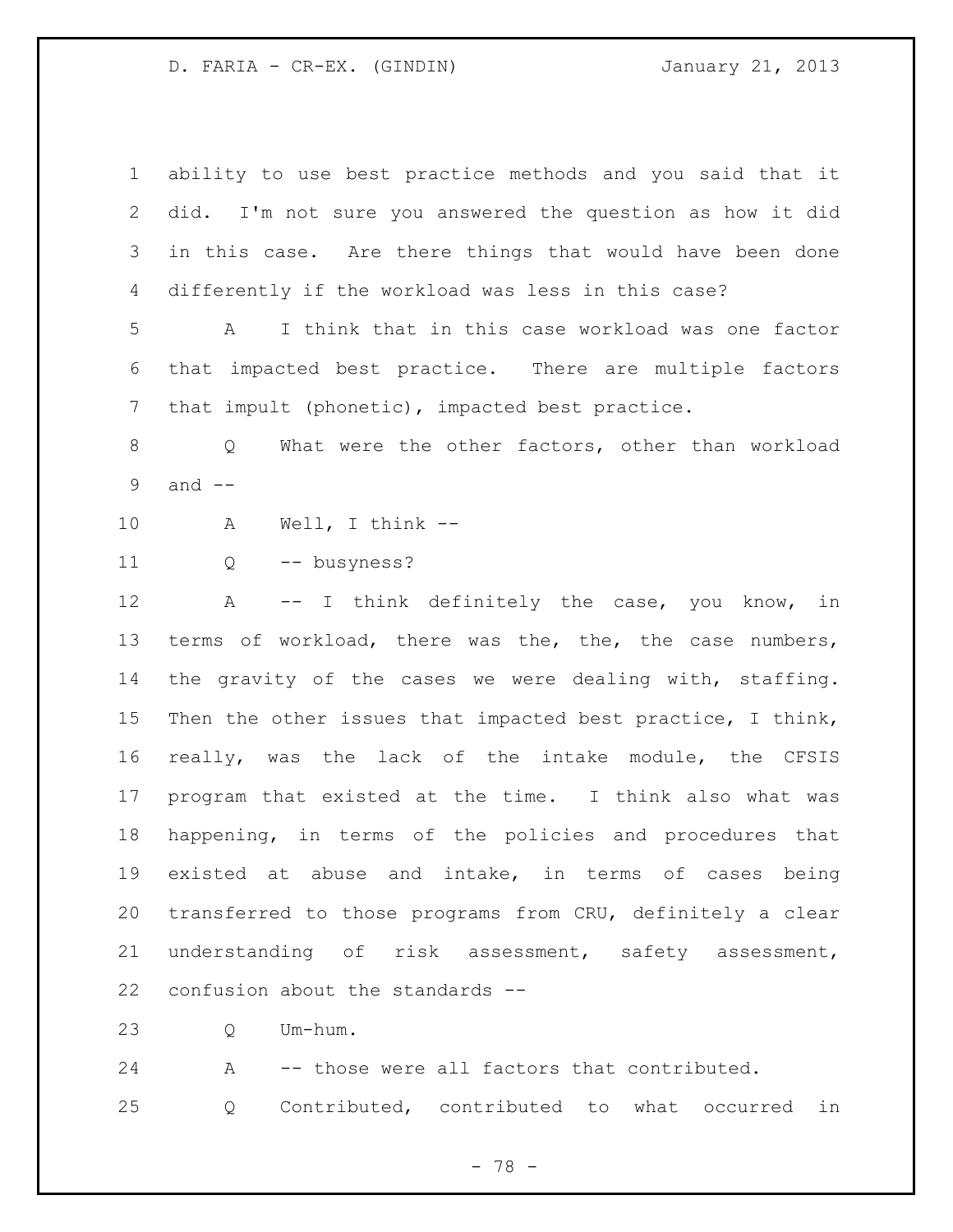ability to use best practice methods and you said that it did. I'm not sure you answered the question as how it did in this case. Are there things that would have been done differently if the workload was less in this case?

A I think that in this case workload was one factor that impacted best practice. There are multiple factors that impult (phonetic), impacted best practice.

Q What were the other factors, other than workload and --

A Well, I think --

Q -- busyness?

A -- I think definitely the case, you know, in terms of workload, there was the, the, the case numbers, the gravity of the cases we were dealing with, staffing. Then the other issues that impacted best practice, I think, really, was the lack of the intake module, the CFSIS program that existed at the time. I think also what was happening, in terms of the policies and procedures that existed at abuse and intake, in terms of cases being transferred to those programs from CRU, definitely a clear understanding of risk assessment, safety assessment, confusion about the standards --

Q Um-hum.

A -- those were all factors that contributed.

Q Contributed, contributed to what occurred in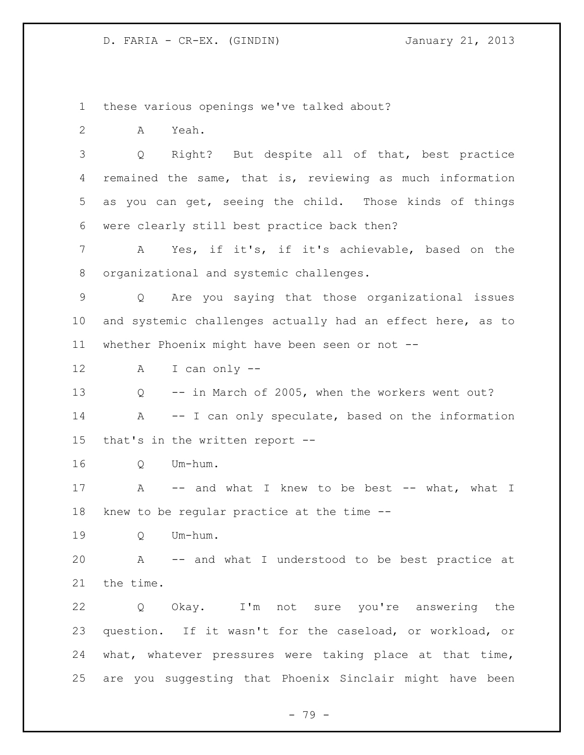these various openings we've talked about?

A Yeah.

Q Right? But despite all of that, best practice remained the same, that is, reviewing as much information as you can get, seeing the child. Those kinds of things were clearly still best practice back then?

A Yes, if it's, if it's achievable, based on the organizational and systemic challenges.

Q Are you saying that those organizational issues and systemic challenges actually had an effect here, as to whether Phoenix might have been seen or not --

A I can only --

Q -- in March of 2005, when the workers went out?

A -- I can only speculate, based on the information that's in the written report --

Q Um-hum.

A -- and what I knew to be best -- what, what I knew to be regular practice at the time --

Q Um-hum.

A -- and what I understood to be best practice at the time.

Q Okay. I'm not sure you're answering the question. If it wasn't for the caseload, or workload, or what, whatever pressures were taking place at that time, are you suggesting that Phoenix Sinclair might have been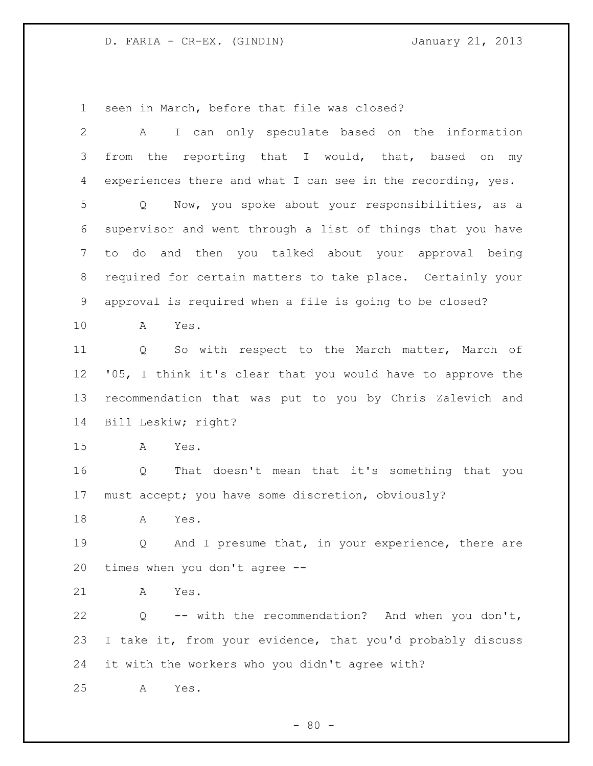seen in March, before that file was closed?

A I can only speculate based on the information from the reporting that I would, that, based on my experiences there and what I can see in the recording, yes.

Q Now, you spoke about your responsibilities, as a supervisor and went through a list of things that you have to do and then you talked about your approval being required for certain matters to take place. Certainly your approval is required when a file is going to be closed?

A Yes.

Q So with respect to the March matter, March of '05, I think it's clear that you would have to approve the recommendation that was put to you by Chris Zalevich and Bill Leskiw; right?

A Yes.

Q That doesn't mean that it's something that you must accept; you have some discretion, obviously?

A Yes.

Q And I presume that, in your experience, there are times when you don't agree --

A Yes.

Q -- with the recommendation? And when you don't, I take it, from your evidence, that you'd probably discuss it with the workers who you didn't agree with?

A Yes.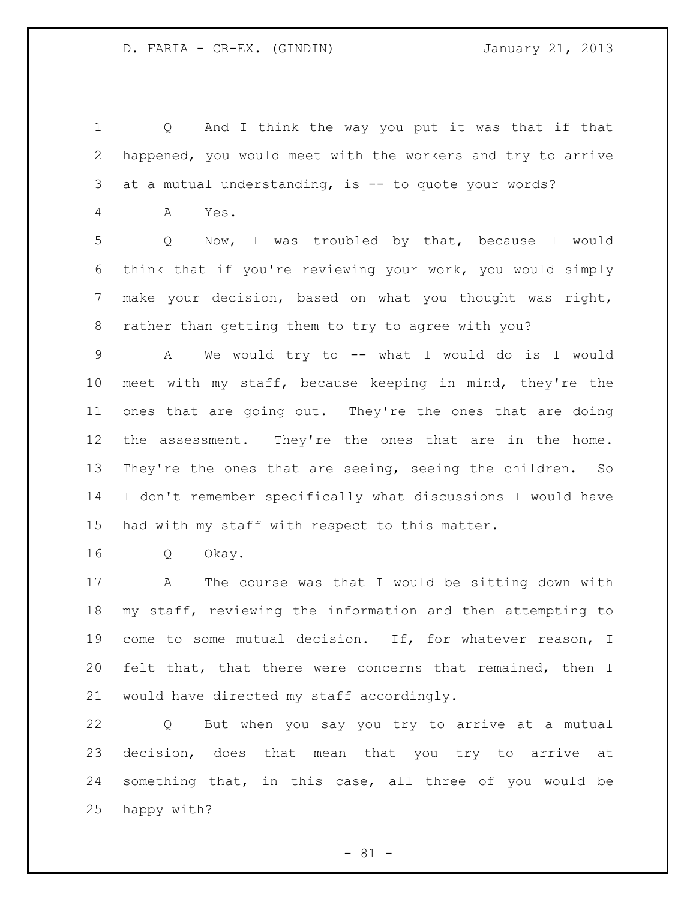Q And I think the way you put it was that if that happened, you would meet with the workers and try to arrive at a mutual understanding, is -- to quote your words?

A Yes.

Q Now, I was troubled by that, because I would think that if you're reviewing your work, you would simply make your decision, based on what you thought was right, rather than getting them to try to agree with you?

A We would try to -- what I would do is I would meet with my staff, because keeping in mind, they're the ones that are going out. They're the ones that are doing the assessment. They're the ones that are in the home. They're the ones that are seeing, seeing the children. So I don't remember specifically what discussions I would have had with my staff with respect to this matter.

Q Okay.

A The course was that I would be sitting down with my staff, reviewing the information and then attempting to come to some mutual decision. If, for whatever reason, I felt that, that there were concerns that remained, then I would have directed my staff accordingly.

Q But when you say you try to arrive at a mutual decision, does that mean that you try to arrive at something that, in this case, all three of you would be happy with?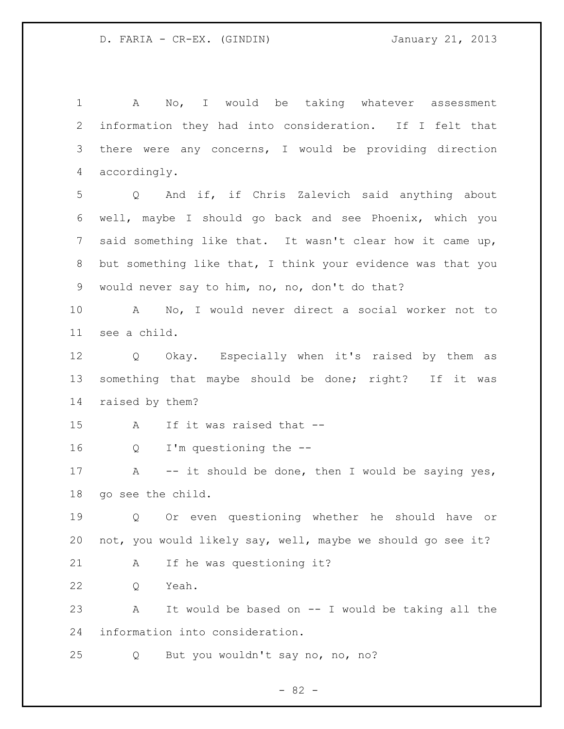A No, I would be taking whatever assessment information they had into consideration. If I felt that there were any concerns, I would be providing direction accordingly.

Q And if, if Chris Zalevich said anything about well, maybe I should go back and see Phoenix, which you said something like that. It wasn't clear how it came up, but something like that, I think your evidence was that you would never say to him, no, no, don't do that?

A No, I would never direct a social worker not to see a child.

Q Okay. Especially when it's raised by them as something that maybe should be done; right? If it was raised by them?

A If it was raised that --

Q I'm questioning the --

A -- it should be done, then I would be saying yes, go see the child.

Q Or even questioning whether he should have or not, you would likely say, well, maybe we should go see it?

A If he was questioning it?

Q Yeah.

A It would be based on -- I would be taking all the information into consideration.

Q But you wouldn't say no, no, no?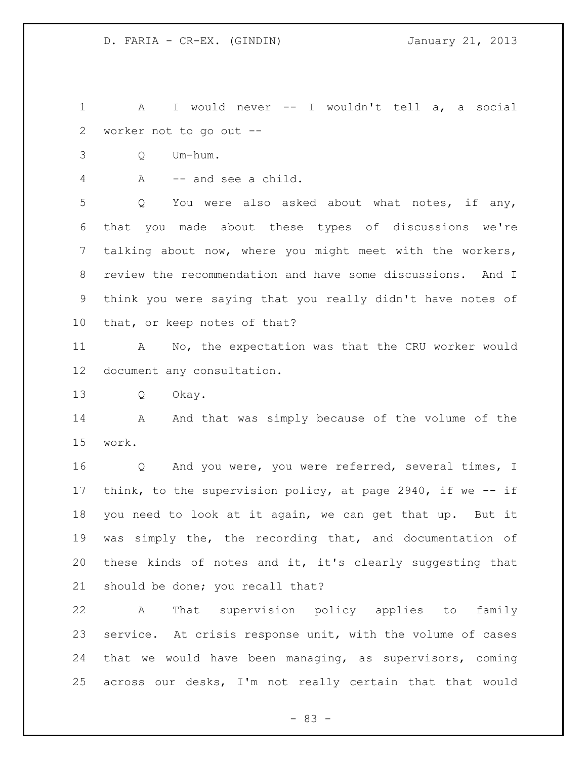A I would never -- I wouldn't tell a, a social worker not to go out --

Q Um-hum.

A -- and see a child.

Q You were also asked about what notes, if any, that you made about these types of discussions we're talking about now, where you might meet with the workers, review the recommendation and have some discussions. And I think you were saying that you really didn't have notes of that, or keep notes of that?

A No, the expectation was that the CRU worker would document any consultation.

Q Okay.

A And that was simply because of the volume of the work.

Q And you were, you were referred, several times, I think, to the supervision policy, at page 2940, if we -- if you need to look at it again, we can get that up. But it was simply the, the recording that, and documentation of these kinds of notes and it, it's clearly suggesting that should be done; you recall that?

A That supervision policy applies to family service. At crisis response unit, with the volume of cases that we would have been managing, as supervisors, coming across our desks, I'm not really certain that that would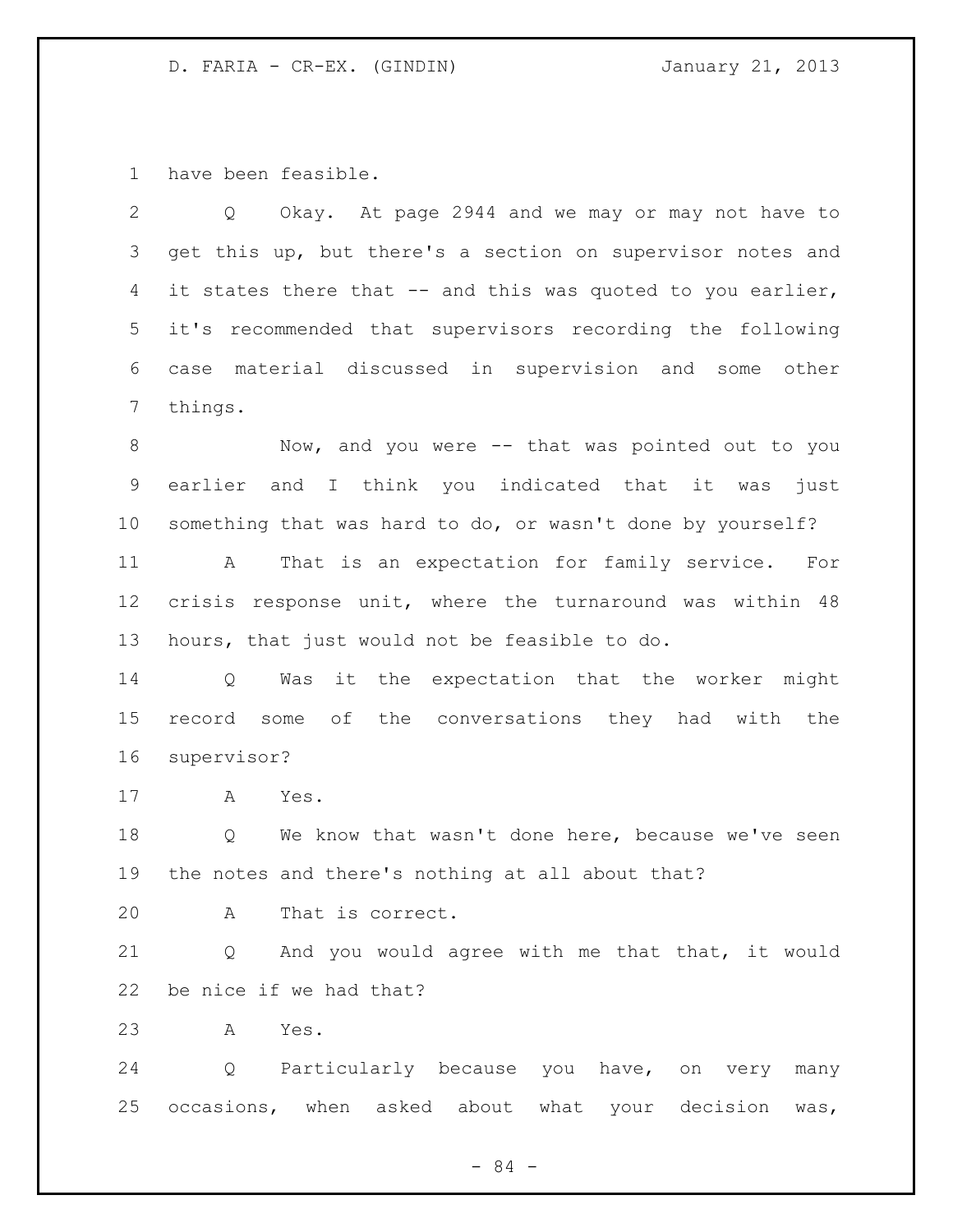have been feasible.

Q Okay. At page 2944 and we may or may not have to get this up, but there's a section on supervisor notes and it states there that -- and this was quoted to you earlier, it's recommended that supervisors recording the following case material discussed in supervision and some other things.

Now, and you were -- that was pointed out to you earlier and I think you indicated that it was just something that was hard to do, or wasn't done by yourself?

A That is an expectation for family service. For crisis response unit, where the turnaround was within 48 hours, that just would not be feasible to do.

Q Was it the expectation that the worker might record some of the conversations they had with the supervisor?

A Yes.

Q We know that wasn't done here, because we've seen the notes and there's nothing at all about that?

A That is correct.

Q And you would agree with me that that, it would be nice if we had that?

A Yes.

Q Particularly because you have, on very many occasions, when asked about what your decision was,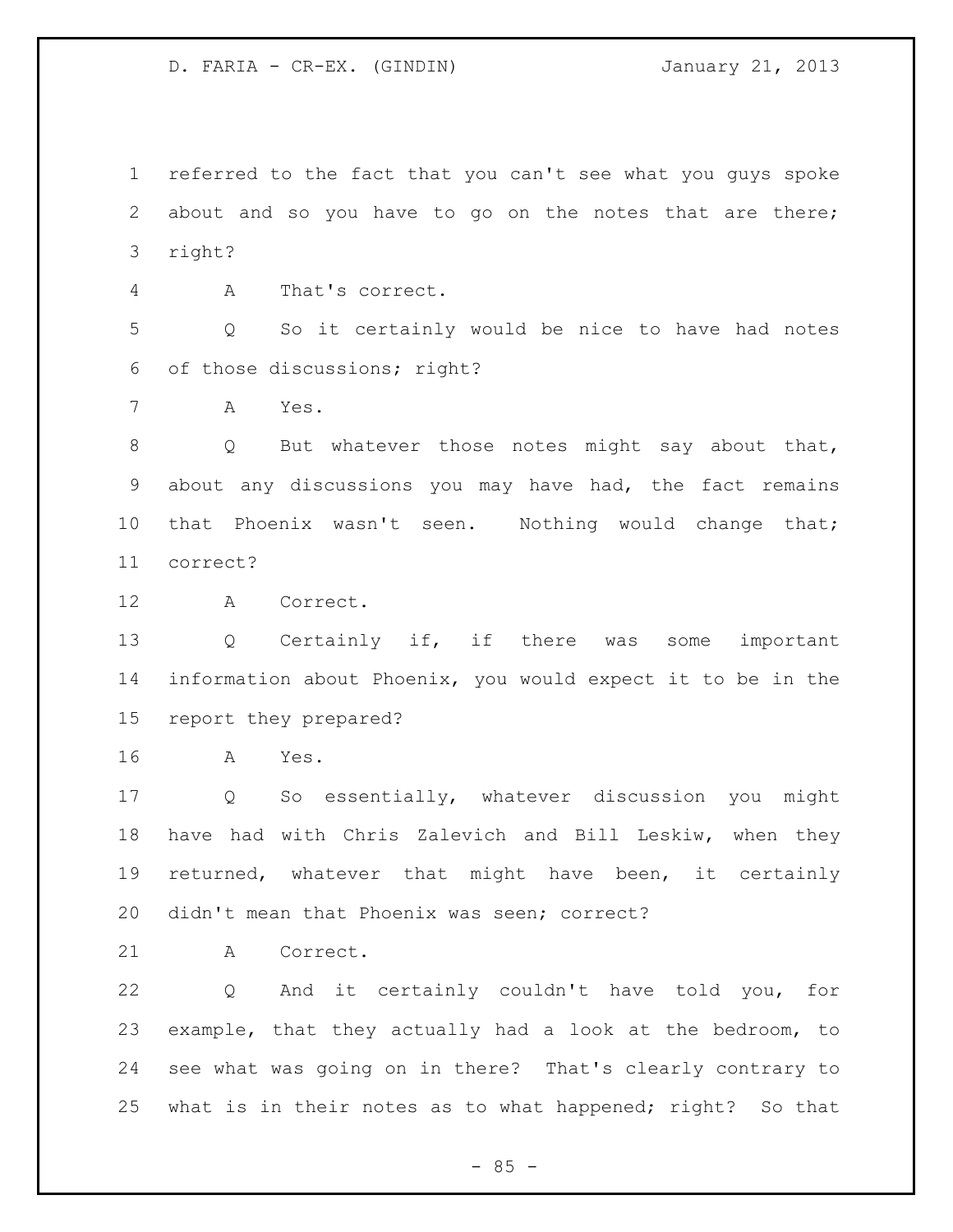referred to the fact that you can't see what you guys spoke about and so you have to go on the notes that are there; right?

A That's correct.

Q So it certainly would be nice to have had notes of those discussions; right?

A Yes.

Q But whatever those notes might say about that, about any discussions you may have had, the fact remains that Phoenix wasn't seen. Nothing would change that; correct?

A Correct.

Q Certainly if, if there was some important information about Phoenix, you would expect it to be in the report they prepared?

A Yes.

Q So essentially, whatever discussion you might have had with Chris Zalevich and Bill Leskiw, when they returned, whatever that might have been, it certainly didn't mean that Phoenix was seen; correct?

A Correct.

Q And it certainly couldn't have told you, for example, that they actually had a look at the bedroom, to see what was going on in there? That's clearly contrary to what is in their notes as to what happened; right? So that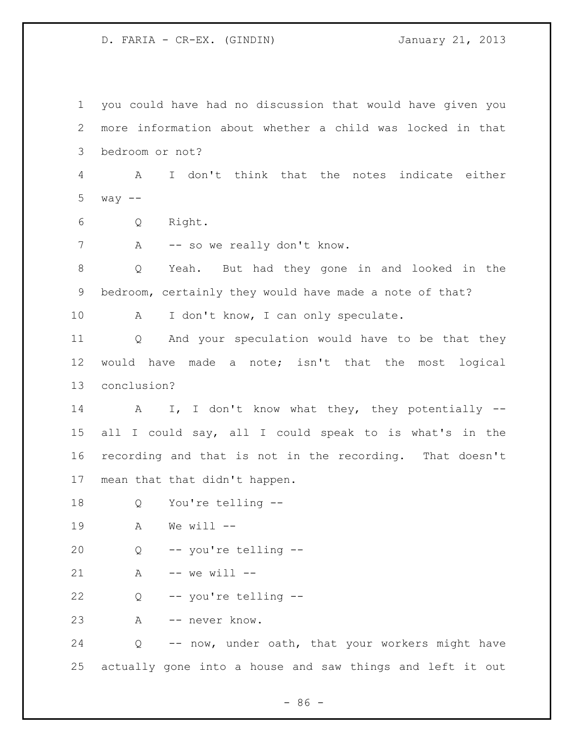you could have had no discussion that would have given you more information about whether a child was locked in that bedroom or not?

A I don't think that the notes indicate either way --

Q Right.

A -- so we really don't know.

Q Yeah. But had they gone in and looked in the bedroom, certainly they would have made a note of that?

A I don't know, I can only speculate.

Q And your speculation would have to be that they would have made a note; isn't that the most logical conclusion?

A I, I don't know what they, they potentially -- all I could say, all I could speak to is what's in the recording and that is not in the recording. That doesn't mean that that didn't happen.

Q You're telling --

A We will --

Q -- you're telling --

A -- we will --

Q -- you're telling --

A -- never know.

Q -- now, under oath, that your workers might have actually gone into a house and saw things and left it out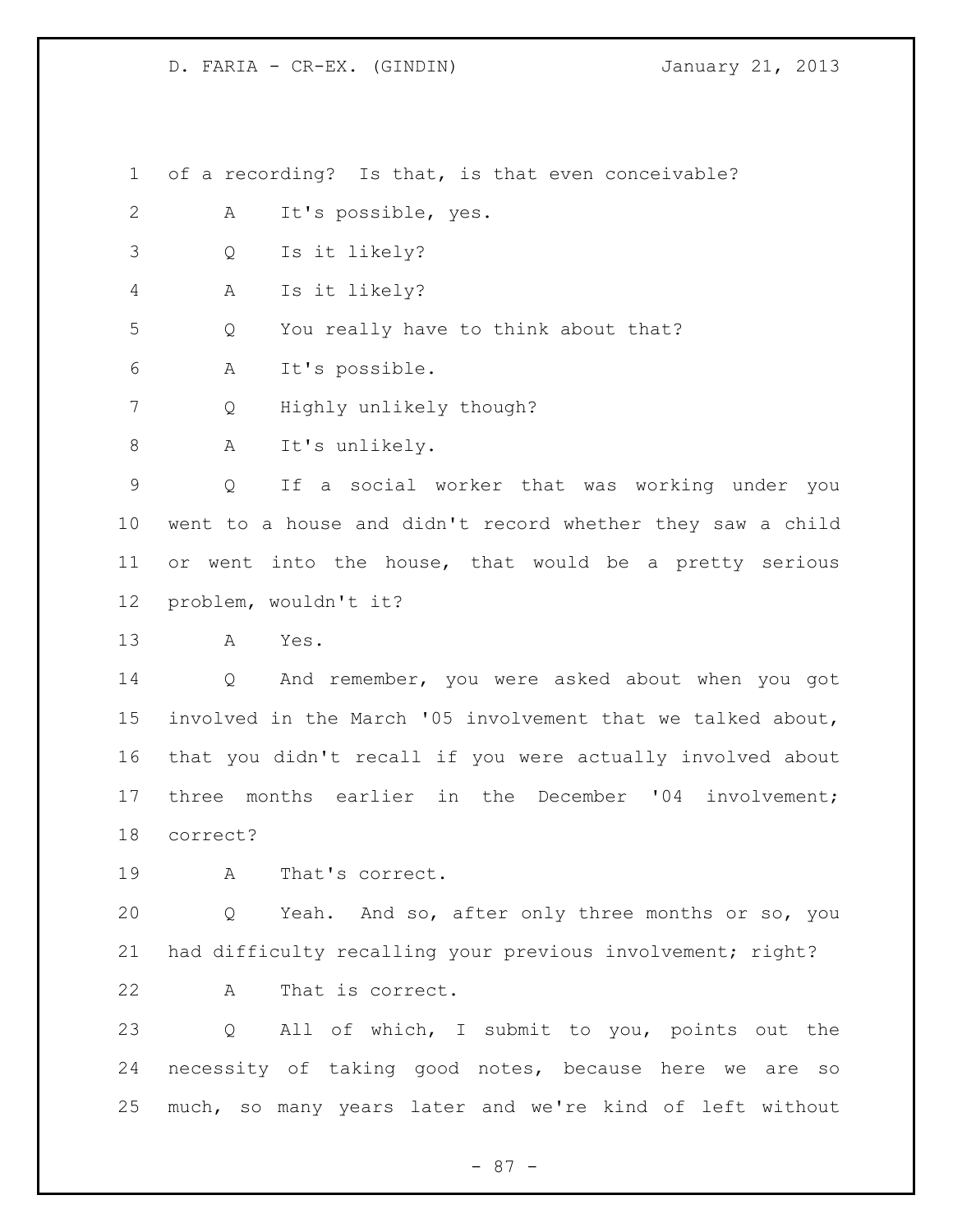of a recording? Is that, is that even conceivable?

A It's possible, yes.

Q Is it likely?

A Is it likely?

Q You really have to think about that?

A It's possible.

Q Highly unlikely though?

A It's unlikely.

Q If a social worker that was working under you went to a house and didn't record whether they saw a child or went into the house, that would be a pretty serious problem, wouldn't it?

A Yes.

Q And remember, you were asked about when you got involved in the March '05 involvement that we talked about, that you didn't recall if you were actually involved about three months earlier in the December '04 involvement; correct?

A That's correct.

Q Yeah. And so, after only three months or so, you had difficulty recalling your previous involvement; right?

A That is correct.

Q All of which, I submit to you, points out the necessity of taking good notes, because here we are so much, so many years later and we're kind of left without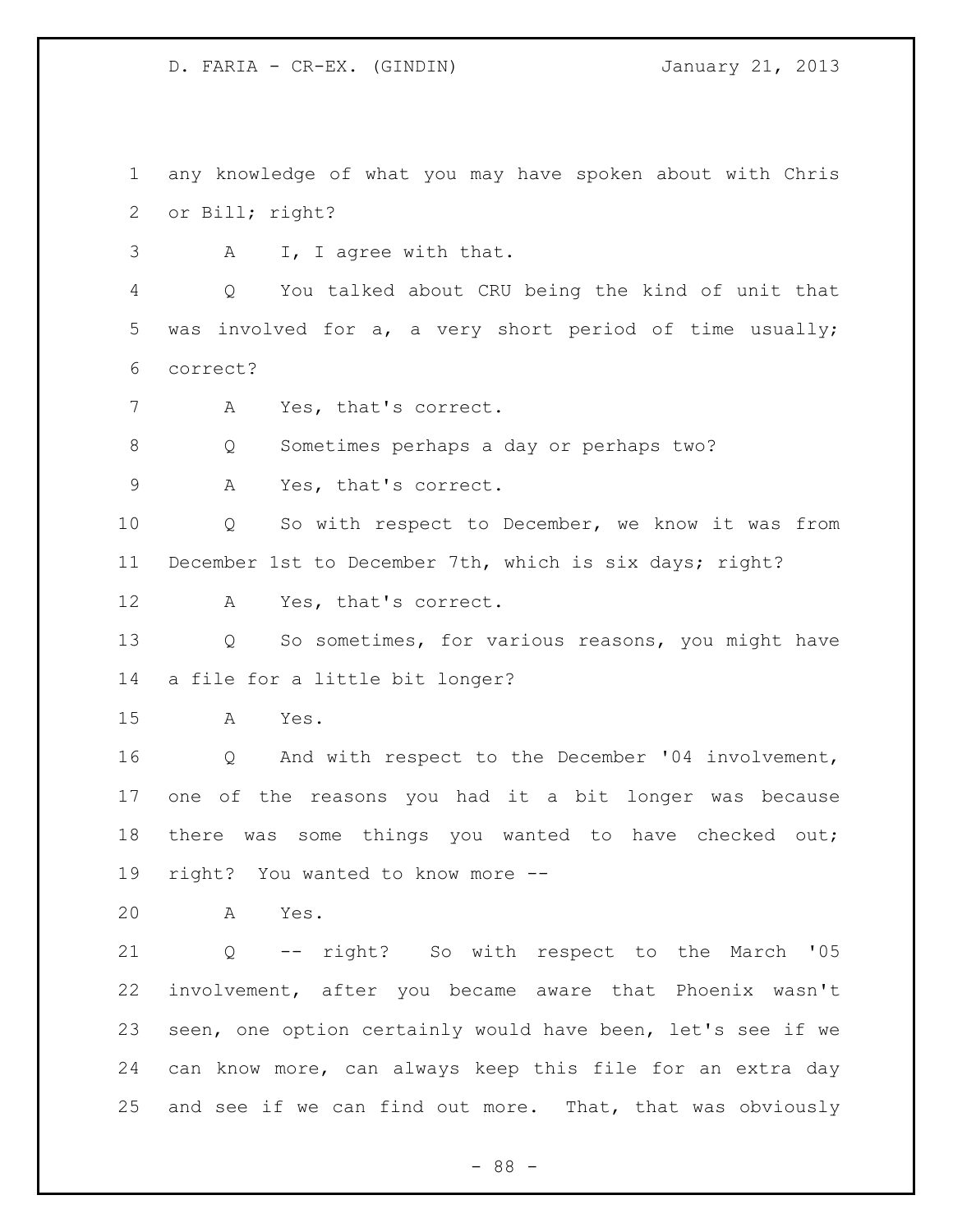any knowledge of what you may have spoken about with Chris or Bill; right?

A I, I agree with that.

Q You talked about CRU being the kind of unit that was involved for a, a very short period of time usually; correct?

A Yes, that's correct.

Q Sometimes perhaps a day or perhaps two?

A Yes, that's correct.

Q So with respect to December, we know it was from December 1st to December 7th, which is six days; right?

A Yes, that's correct.

Q So sometimes, for various reasons, you might have a file for a little bit longer?

A Yes.

Q And with respect to the December '04 involvement, one of the reasons you had it a bit longer was because there was some things you wanted to have checked out; right? You wanted to know more --

A Yes.

Q -- right? So with respect to the March '05 involvement, after you became aware that Phoenix wasn't seen, one option certainly would have been, let's see if we can know more, can always keep this file for an extra day and see if we can find out more. That, that was obviously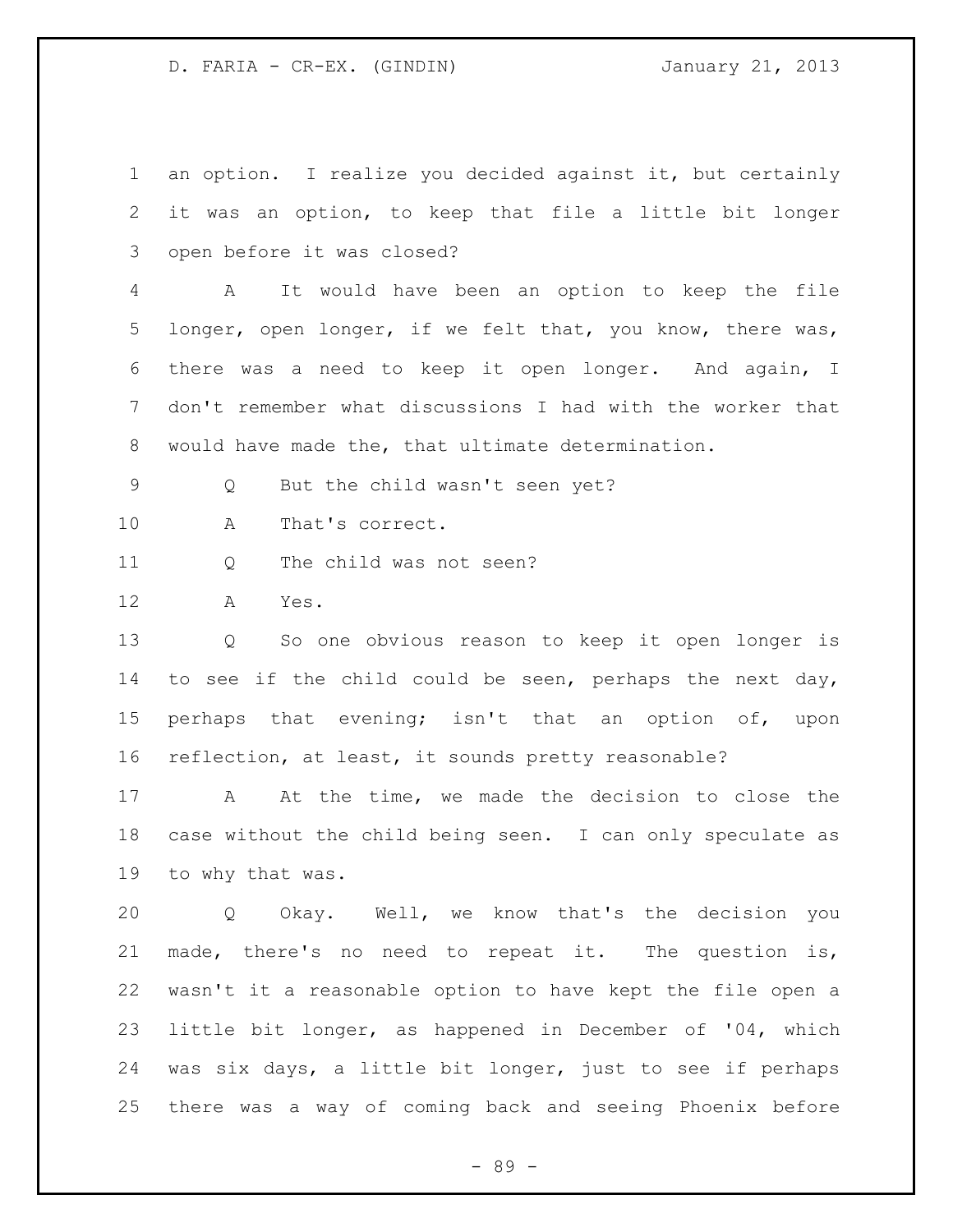an option. I realize you decided against it, but certainly it was an option, to keep that file a little bit longer open before it was closed?

A It would have been an option to keep the file longer, open longer, if we felt that, you know, there was, there was a need to keep it open longer. And again, I don't remember what discussions I had with the worker that would have made the, that ultimate determination.

Q But the child wasn't seen yet?

A That's correct.

Q The child was not seen?

A Yes.

Q So one obvious reason to keep it open longer is to see if the child could be seen, perhaps the next day, perhaps that evening; isn't that an option of, upon reflection, at least, it sounds pretty reasonable?

A At the time, we made the decision to close the case without the child being seen. I can only speculate as to why that was.

Q Okay. Well, we know that's the decision you made, there's no need to repeat it. The question is, wasn't it a reasonable option to have kept the file open a little bit longer, as happened in December of '04, which was six days, a little bit longer, just to see if perhaps there was a way of coming back and seeing Phoenix before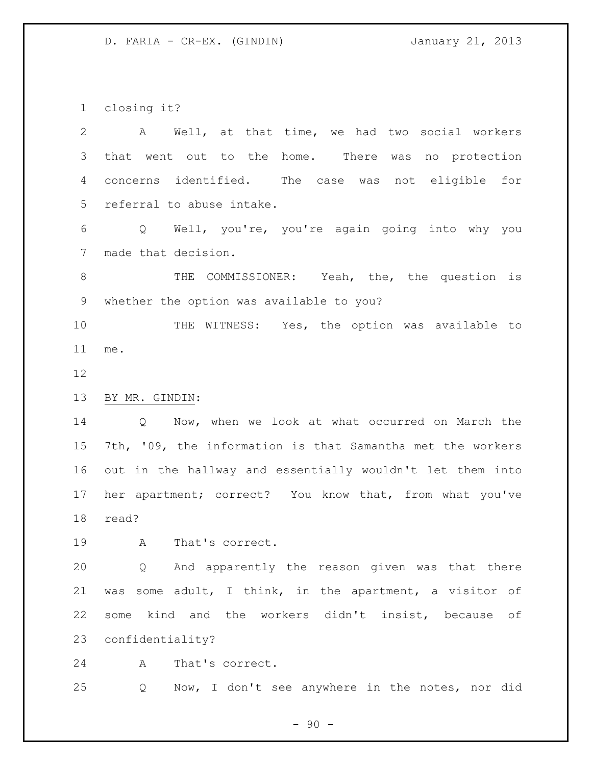closing it?

A Well, at that time, we had two social workers that went out to the home. There was no protection concerns identified. The case was not eligible for referral to abuse intake.

Q Well, you're, you're again going into why you made that decision.

THE COMMISSIONER: Yeah, the, the question is whether the option was available to you?

THE WITNESS: Yes, the option was available to me.

BY MR. GINDIN:

Q Now, when we look at what occurred on March the 7th, '09, the information is that Samantha met the workers out in the hallway and essentially wouldn't let them into her apartment; correct? You know that, from what you've read?

A That's correct.

Q And apparently the reason given was that there was some adult, I think, in the apartment, a visitor of some kind and the workers didn't insist, because of confidentiality?

A That's correct.

Q Now, I don't see anywhere in the notes, nor did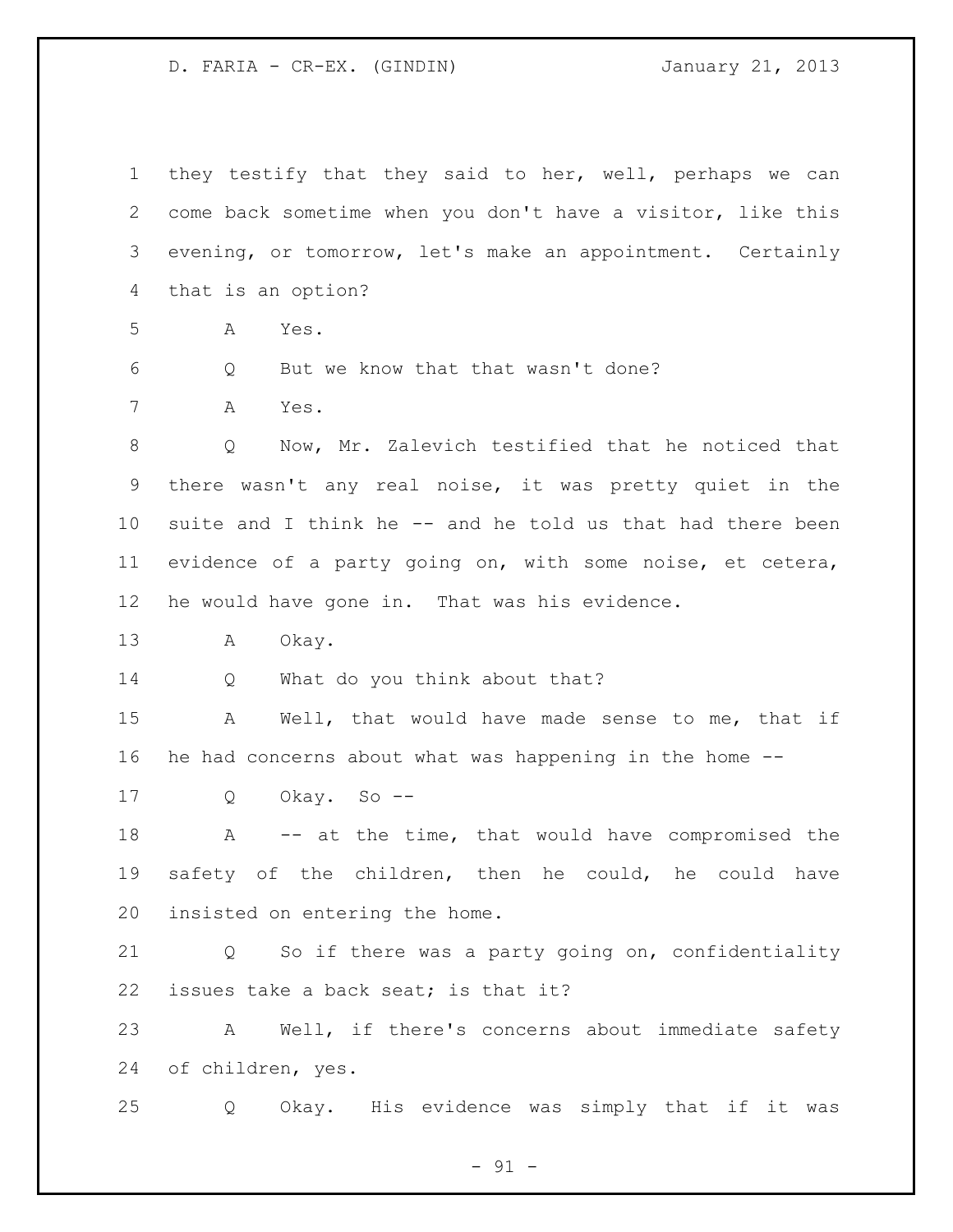they testify that they said to her, well, perhaps we can come back sometime when you don't have a visitor, like this evening, or tomorrow, let's make an appointment. Certainly that is an option?

A Yes.

Q But we know that that wasn't done?

A Yes.

Q Now, Mr. Zalevich testified that he noticed that there wasn't any real noise, it was pretty quiet in the suite and I think he -- and he told us that had there been evidence of a party going on, with some noise, et cetera, he would have gone in. That was his evidence.

A Okay.

Q What do you think about that?

A Well, that would have made sense to me, that if he had concerns about what was happening in the home --

Q Okay. So --

A -- at the time, that would have compromised the safety of the children, then he could, he could have insisted on entering the home.

Q So if there was a party going on, confidentiality issues take a back seat; is that it?

A Well, if there's concerns about immediate safety of children, yes.

Q Okay. His evidence was simply that if it was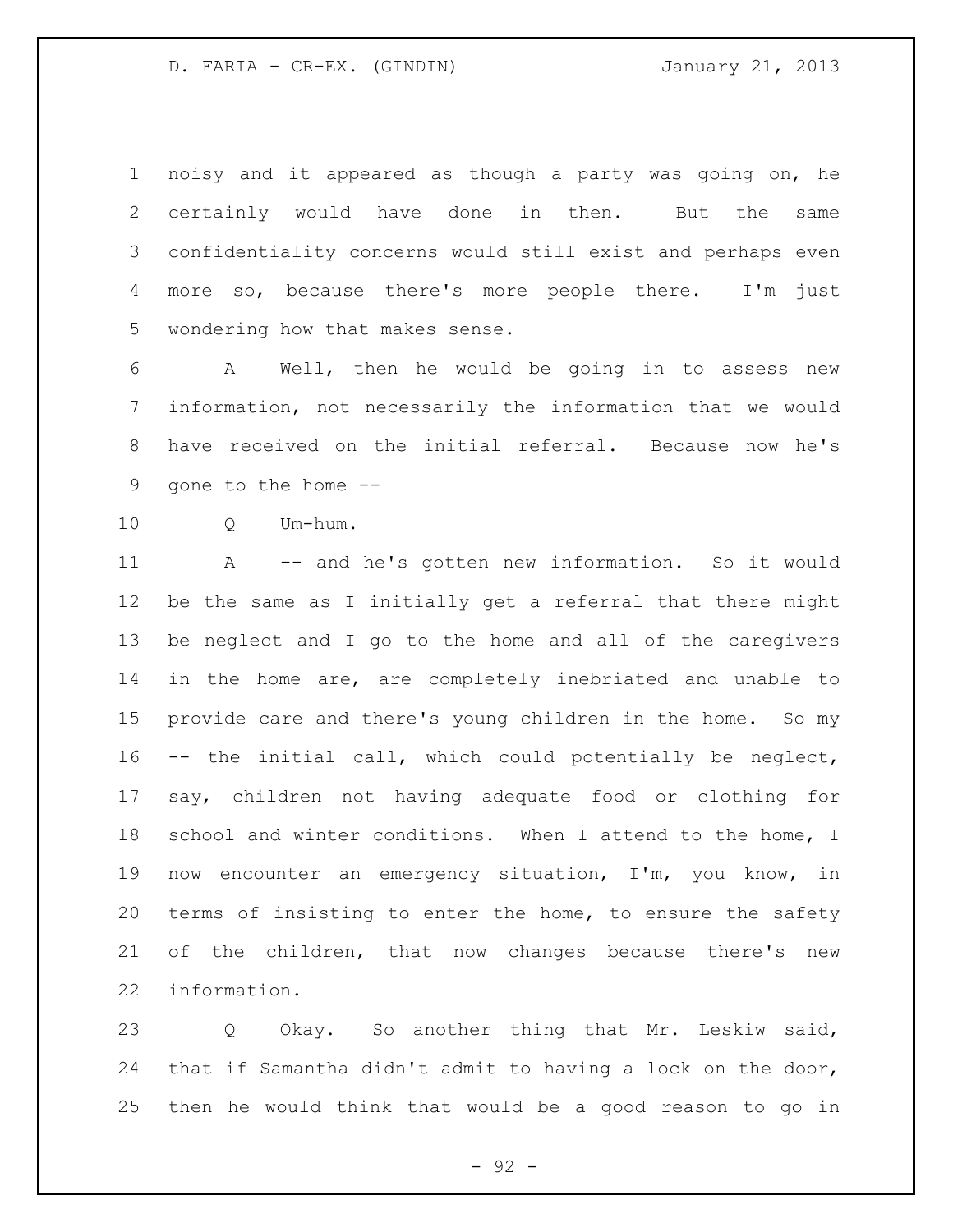noisy and it appeared as though a party was going on, he certainly would have done in then. But the same confidentiality concerns would still exist and perhaps even more so, because there's more people there. I'm just wondering how that makes sense.

A Well, then he would be going in to assess new information, not necessarily the information that we would have received on the initial referral. Because now he's gone to the home --

Q Um-hum.

A -- and he's gotten new information. So it would be the same as I initially get a referral that there might be neglect and I go to the home and all of the caregivers in the home are, are completely inebriated and unable to provide care and there's young children in the home. So my -- the initial call, which could potentially be neglect, say, children not having adequate food or clothing for school and winter conditions. When I attend to the home, I now encounter an emergency situation, I'm, you know, in terms of insisting to enter the home, to ensure the safety of the children, that now changes because there's new information.

Q Okay. So another thing that Mr. Leskiw said, that if Samantha didn't admit to having a lock on the door, then he would think that would be a good reason to go in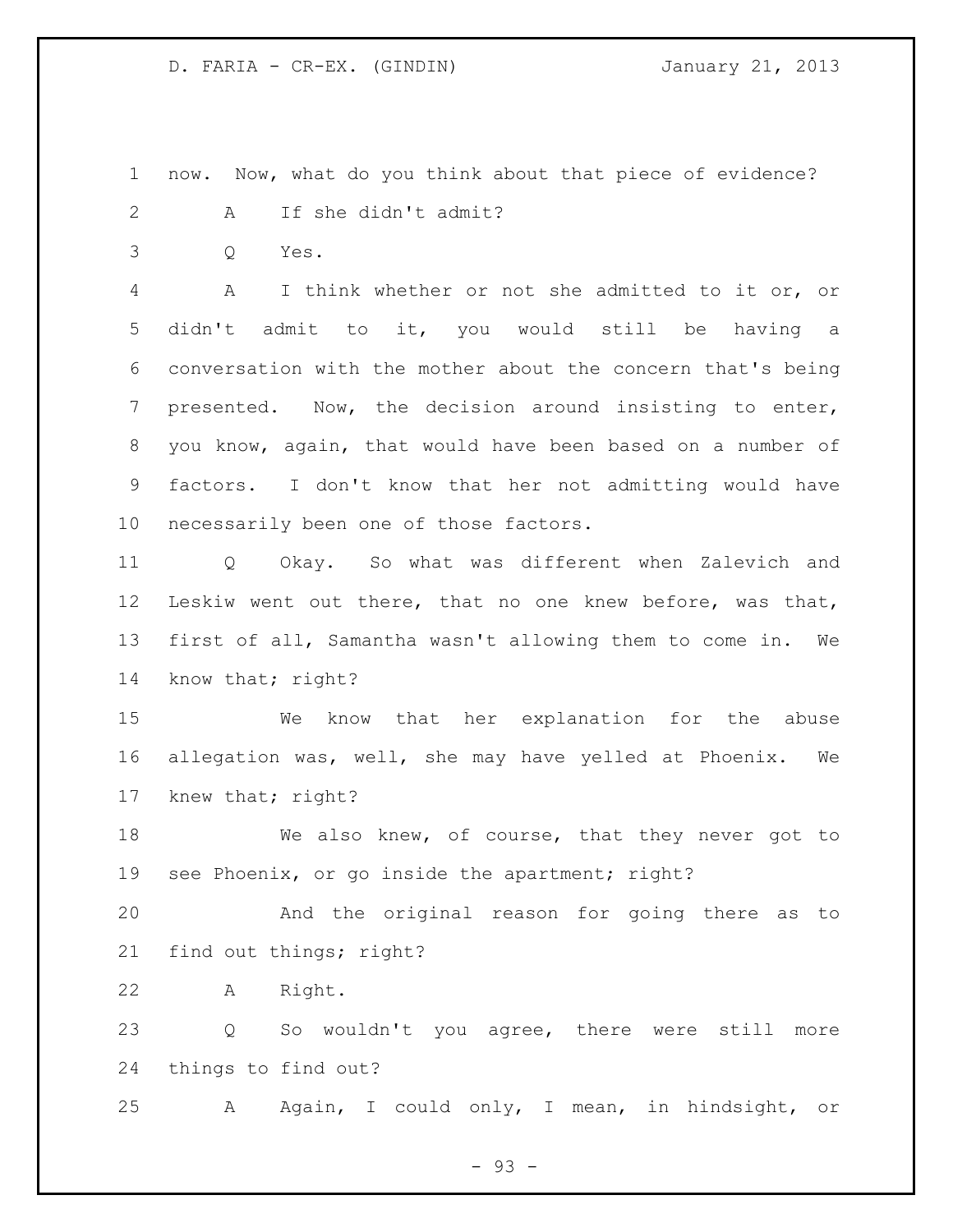now. Now, what do you think about that piece of evidence?

A If she didn't admit?

Q Yes.

A I think whether or not she admitted to it or, or didn't admit to it, you would still be having a conversation with the mother about the concern that's being presented. Now, the decision around insisting to enter, you know, again, that would have been based on a number of factors. I don't know that her not admitting would have necessarily been one of those factors.

Q Okay. So what was different when Zalevich and Leskiw went out there, that no one knew before, was that, first of all, Samantha wasn't allowing them to come in. We know that; right?

We know that her explanation for the abuse allegation was, well, she may have yelled at Phoenix. We knew that; right?

We also knew, of course, that they never got to see Phoenix, or go inside the apartment; right?

And the original reason for going there as to find out things; right?

A Right.

Q So wouldn't you agree, there were still more things to find out?

A Again, I could only, I mean, in hindsight, or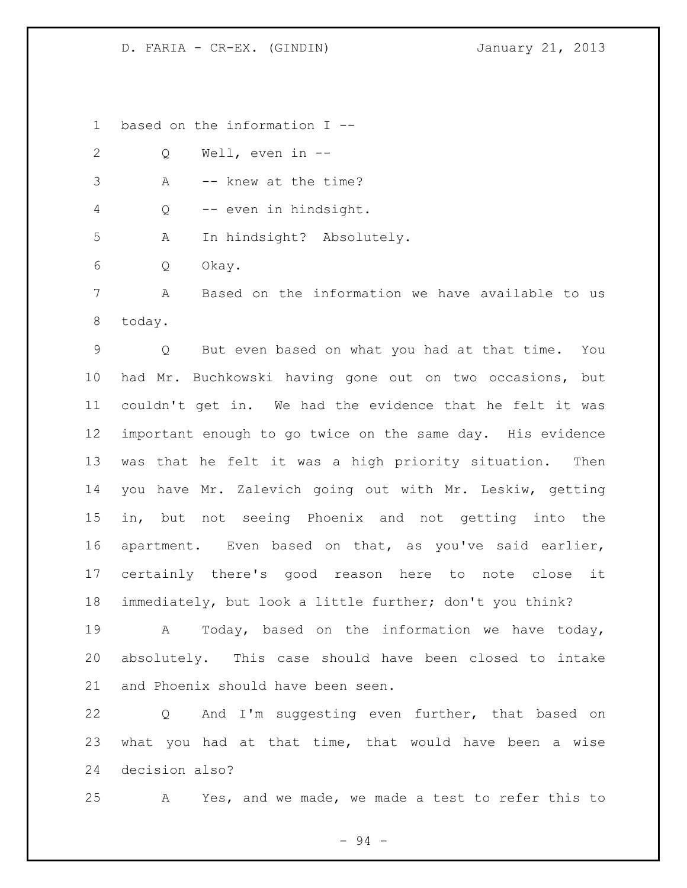based on the information I --

Q Well, even in --

A -- knew at the time?

Q -- even in hindsight.

A In hindsight? Absolutely.

Q Okay.

A Based on the information we have available to us today.

Q But even based on what you had at that time. You had Mr. Buchkowski having gone out on two occasions, but couldn't get in. We had the evidence that he felt it was important enough to go twice on the same day. His evidence was that he felt it was a high priority situation. Then you have Mr. Zalevich going out with Mr. Leskiw, getting in, but not seeing Phoenix and not getting into the apartment. Even based on that, as you've said earlier, certainly there's good reason here to note close it immediately, but look a little further; don't you think?

A Today, based on the information we have today, absolutely. This case should have been closed to intake and Phoenix should have been seen.

Q And I'm suggesting even further, that based on what you had at that time, that would have been a wise decision also?

A Yes, and we made, we made a test to refer this to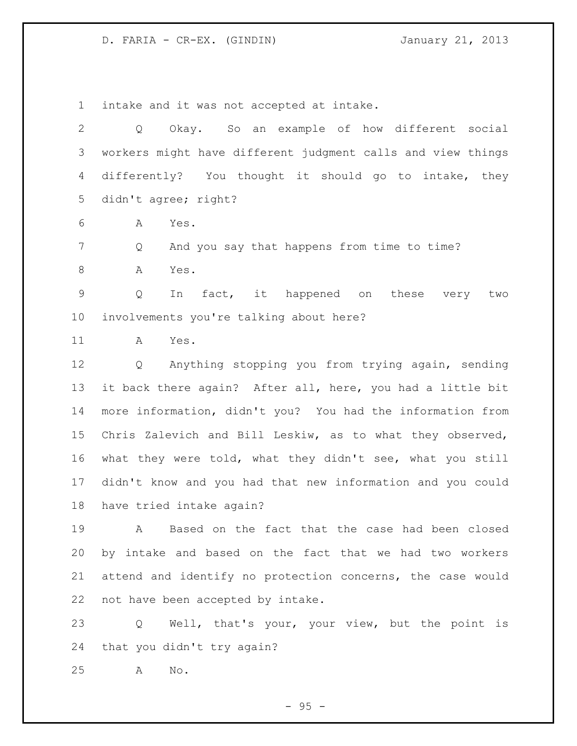intake and it was not accepted at intake.

Q Okay. So an example of how different social workers might have different judgment calls and view things differently? You thought it should go to intake, they didn't agree; right?

A Yes.

Q And you say that happens from time to time?

A Yes.

Q In fact, it happened on these very two involvements you're talking about here?

A Yes.

Q Anything stopping you from trying again, sending it back there again? After all, here, you had a little bit more information, didn't you? You had the information from Chris Zalevich and Bill Leskiw, as to what they observed, what they were told, what they didn't see, what you still didn't know and you had that new information and you could have tried intake again?

A Based on the fact that the case had been closed by intake and based on the fact that we had two workers attend and identify no protection concerns, the case would not have been accepted by intake.

Q Well, that's your, your view, but the point is that you didn't try again?

A No.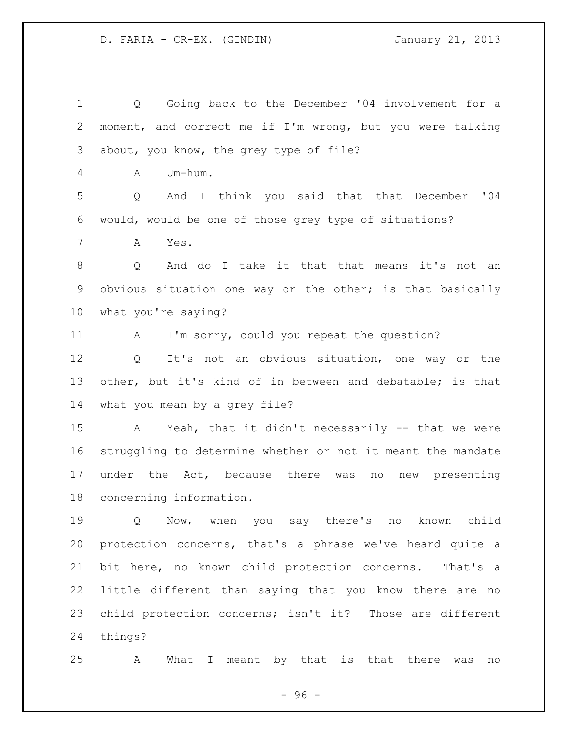Q Going back to the December '04 involvement for a moment, and correct me if I'm wrong, but you were talking about, you know, the grey type of file?

A Um-hum.

Q And I think you said that that December '04 would, would be one of those grey type of situations?

A Yes.

Q And do I take it that that means it's not an obvious situation one way or the other; is that basically what you're saying?

A I'm sorry, could you repeat the question?

Q It's not an obvious situation, one way or the other, but it's kind of in between and debatable; is that what you mean by a grey file?

A Yeah, that it didn't necessarily -- that we were struggling to determine whether or not it meant the mandate under the Act, because there was no new presenting concerning information.

Q Now, when you say there's no known child protection concerns, that's a phrase we've heard quite a bit here, no known child protection concerns. That's a little different than saying that you know there are no child protection concerns; isn't it? Those are different things?

A What I meant by that is that there was no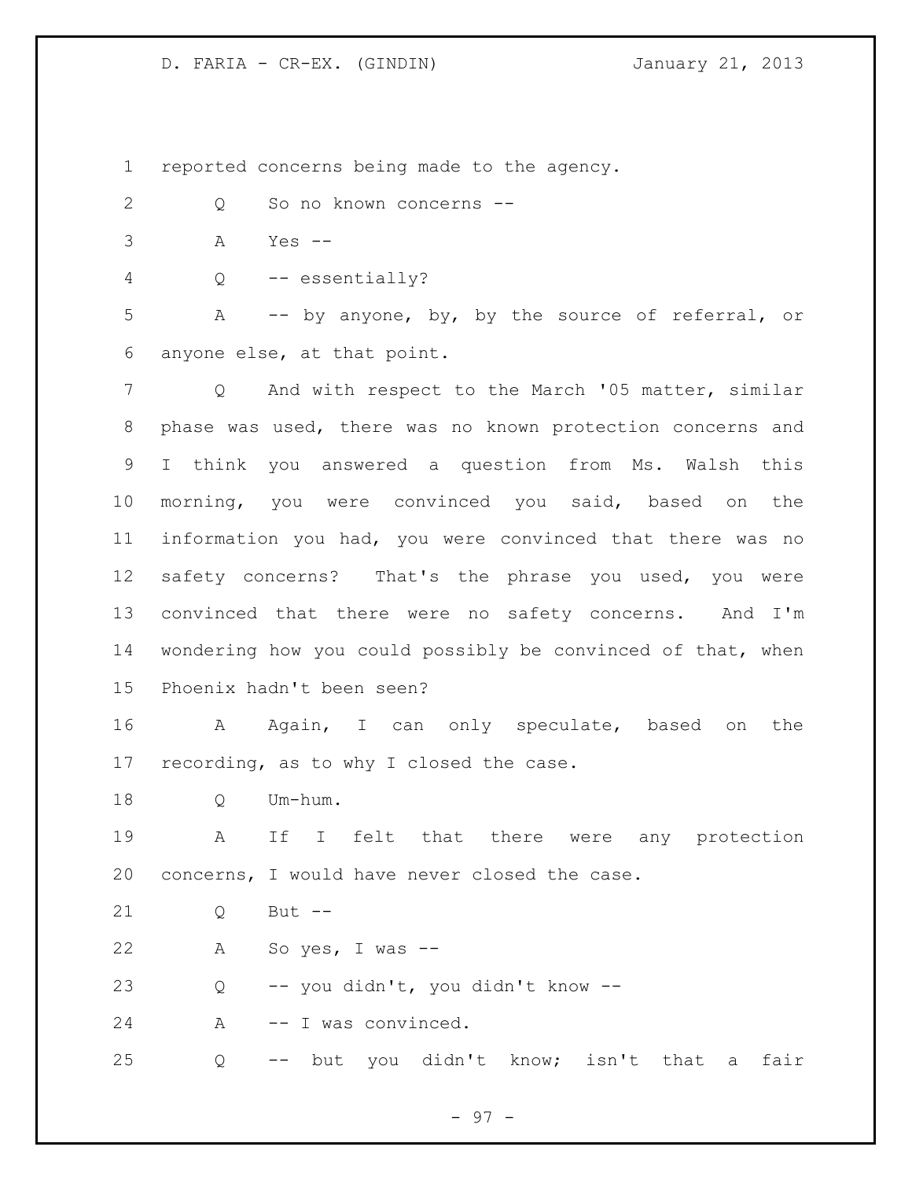reported concerns being made to the agency.

Q So no known concerns --

A Yes --

Q -- essentially?

A -- by anyone, by, by the source of referral, or anyone else, at that point.

Q And with respect to the March '05 matter, similar phase was used, there was no known protection concerns and I think you answered a question from Ms. Walsh this morning, you were convinced you said, based on the information you had, you were convinced that there was no safety concerns? That's the phrase you used, you were convinced that there were no safety concerns. And I'm wondering how you could possibly be convinced of that, when Phoenix hadn't been seen?

A Again, I can only speculate, based on the recording, as to why I closed the case.

Q Um-hum.

A If I felt that there were any protection concerns, I would have never closed the case.

Q But --

A So yes, I was --

Q -- you didn't, you didn't know --

A -- I was convinced.

Q -- but you didn't know; isn't that a fair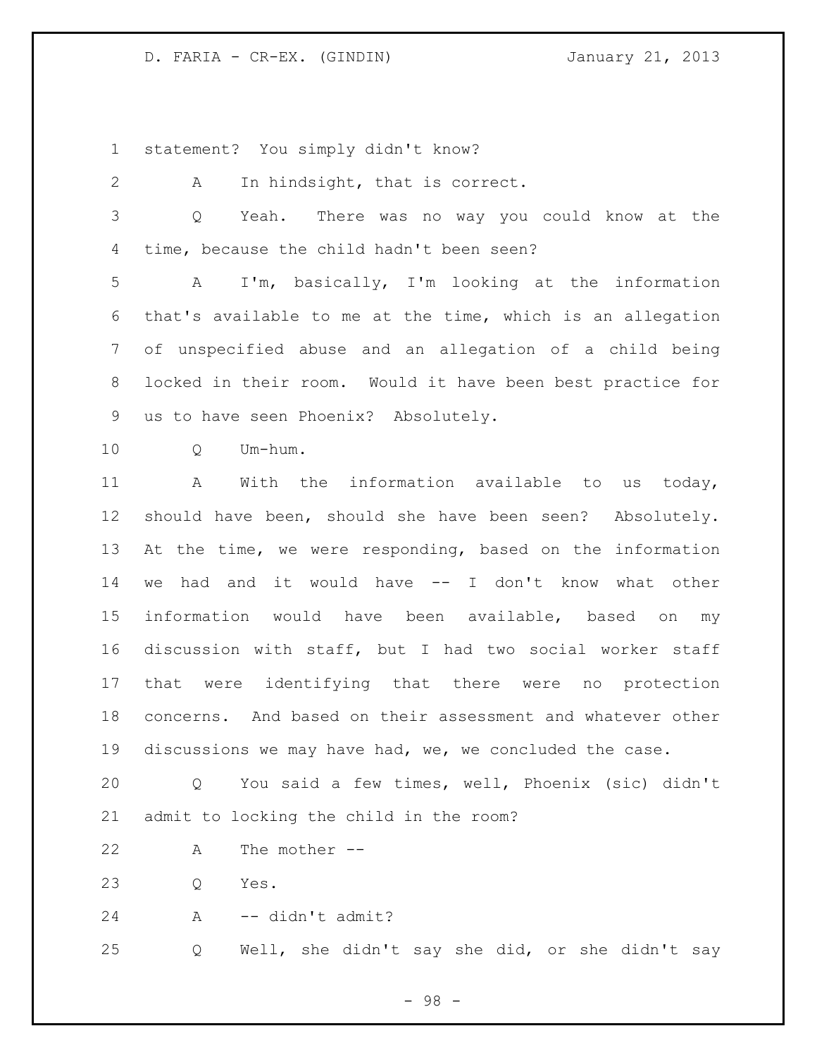statement? You simply didn't know?

A In hindsight, that is correct.

Q Yeah. There was no way you could know at the time, because the child hadn't been seen?

A I'm, basically, I'm looking at the information that's available to me at the time, which is an allegation of unspecified abuse and an allegation of a child being locked in their room. Would it have been best practice for us to have seen Phoenix? Absolutely.

Q Um-hum.

A With the information available to us today, should have been, should she have been seen? Absolutely. At the time, we were responding, based on the information we had and it would have -- I don't know what other information would have been available, based on my discussion with staff, but I had two social worker staff that were identifying that there were no protection concerns. And based on their assessment and whatever other discussions we may have had, we, we concluded the case.

Q You said a few times, well, Phoenix (sic) didn't admit to locking the child in the room?

A The mother --

Q Yes.

A -- didn't admit?

Q Well, she didn't say she did, or she didn't say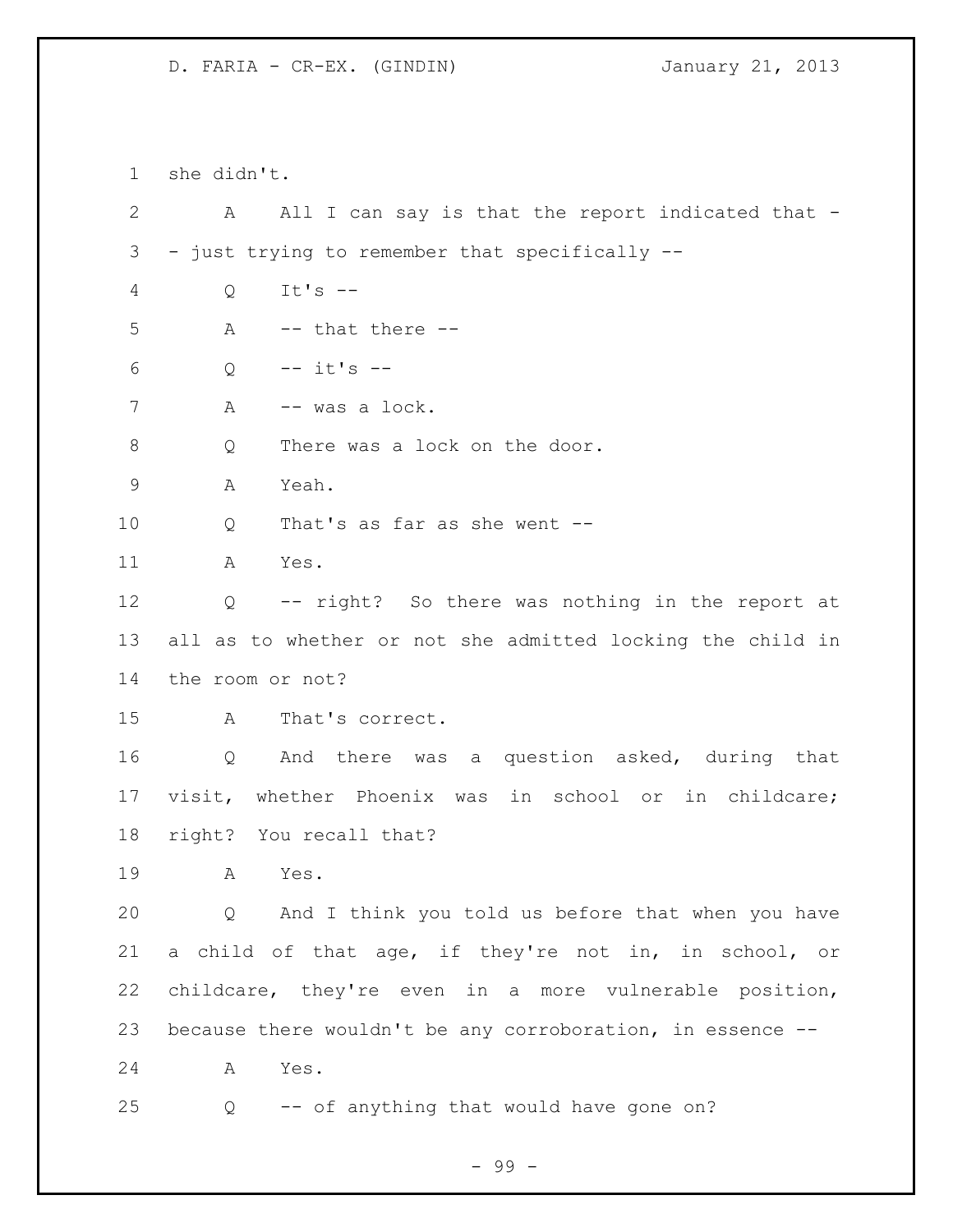she didn't.

A All I can say is that the report indicated that -- just trying to remember that specifically --

Q It's --

A -- that there --

Q -- it's --

A -- was a lock.

Q There was a lock on the door.

A Yeah.

Q That's as far as she went --

A Yes.

Q -- right? So there was nothing in the report at all as to whether or not she admitted locking the child in the room or not?

A That's correct.

Q And there was a question asked, during that visit, whether Phoenix was in school or in childcare; right? You recall that?

A Yes.

Q And I think you told us before that when you have a child of that age, if they're not in, in school, or childcare, they're even in a more vulnerable position, because there wouldn't be any corroboration, in essence --

A Yes.

Q -- of anything that would have gone on?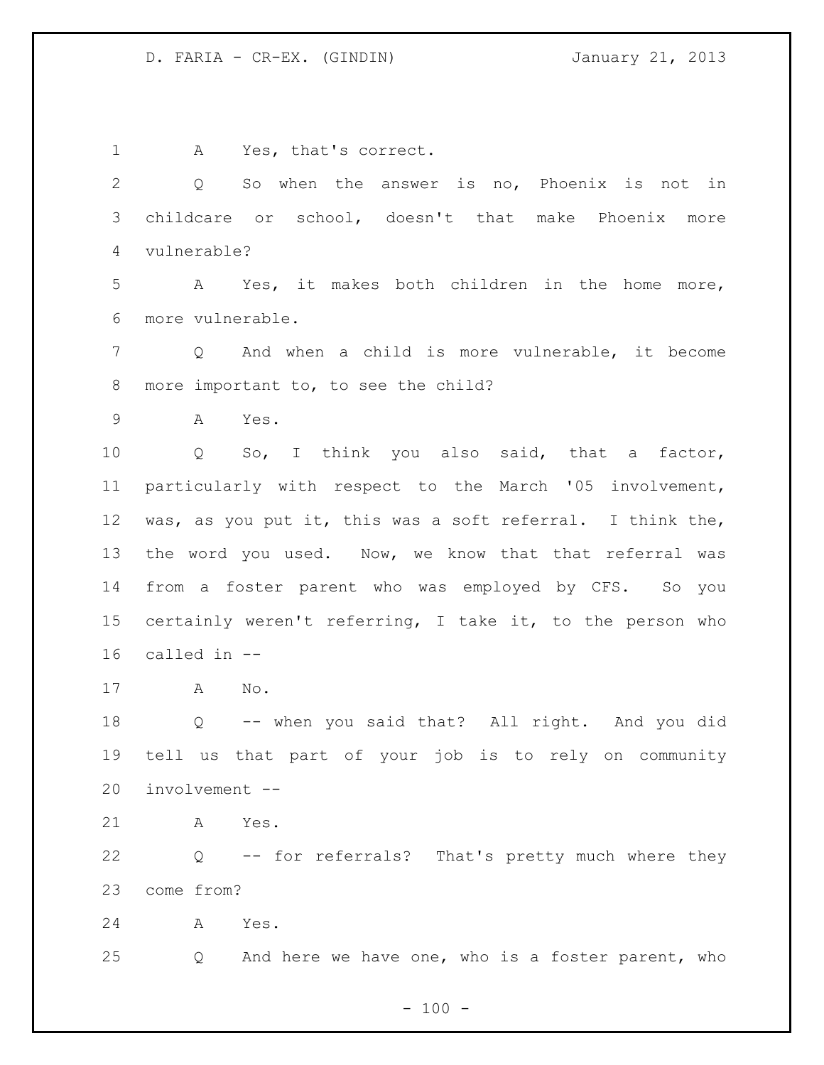A Yes, that's correct.

Q So when the answer is no, Phoenix is not in childcare or school, doesn't that make Phoenix more vulnerable?

A Yes, it makes both children in the home more, more vulnerable.

Q And when a child is more vulnerable, it become more important to, to see the child?

A Yes.

Q So, I think you also said, that a factor, particularly with respect to the March '05 involvement, was, as you put it, this was a soft referral. I think the, the word you used. Now, we know that that referral was from a foster parent who was employed by CFS. So you certainly weren't referring, I take it, to the person who called in --

A No.

Q -- when you said that? All right. And you did tell us that part of your job is to rely on community involvement --

A Yes.

Q -- for referrals? That's pretty much where they come from?

A Yes.

Q And here we have one, who is a foster parent, who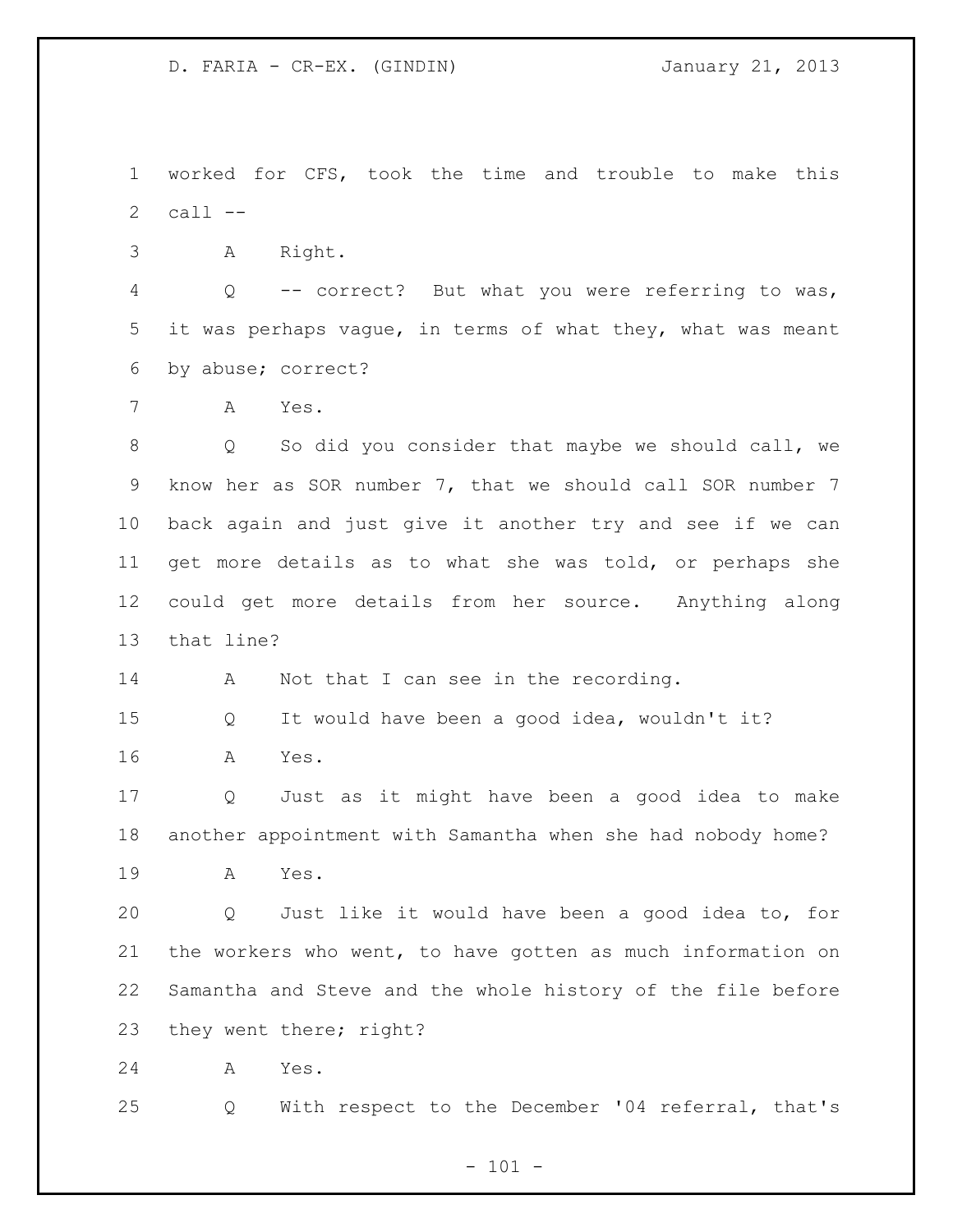worked for CFS, took the time and trouble to make this call --

A Right.

Q -- correct? But what you were referring to was, it was perhaps vague, in terms of what they, what was meant by abuse; correct?

A Yes.

Q So did you consider that maybe we should call, we know her as SOR number 7, that we should call SOR number 7 back again and just give it another try and see if we can get more details as to what she was told, or perhaps she could get more details from her source. Anything along that line?

A Not that I can see in the recording.

Q It would have been a good idea, wouldn't it?

A Yes.

Q Just as it might have been a good idea to make another appointment with Samantha when she had nobody home?

A Yes.

Q Just like it would have been a good idea to, for the workers who went, to have gotten as much information on Samantha and Steve and the whole history of the file before they went there; right?

A Yes.

Q With respect to the December '04 referral, that's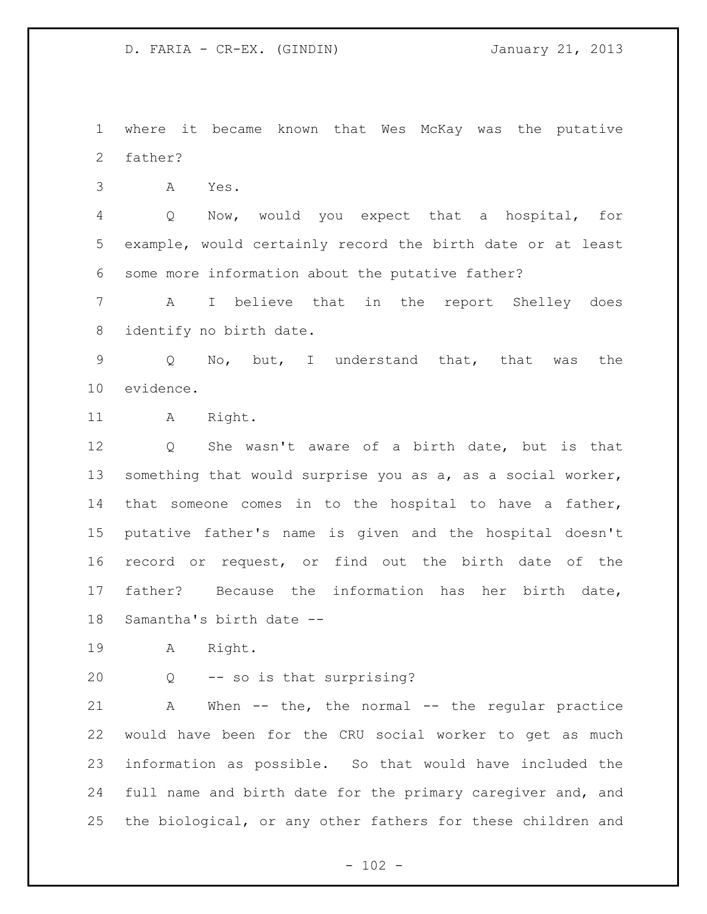where it became known that Wes McKay was the putative father?

A Yes.

Q Now, would you expect that a hospital, for example, would certainly record the birth date or at least some more information about the putative father?

A I believe that in the report Shelley does identify no birth date.

Q No, but, I understand that, that was the evidence.

A Right.

Q She wasn't aware of a birth date, but is that something that would surprise you as a, as a social worker, that someone comes in to the hospital to have a father, putative father's name is given and the hospital doesn't record or request, or find out the birth date of the father? Because the information has her birth date, Samantha's birth date --

A Right.

Q -- so is that surprising?

A When -- the, the normal -- the regular practice would have been for the CRU social worker to get as much information as possible. So that would have included the full name and birth date for the primary caregiver and, and the biological, or any other fathers for these children and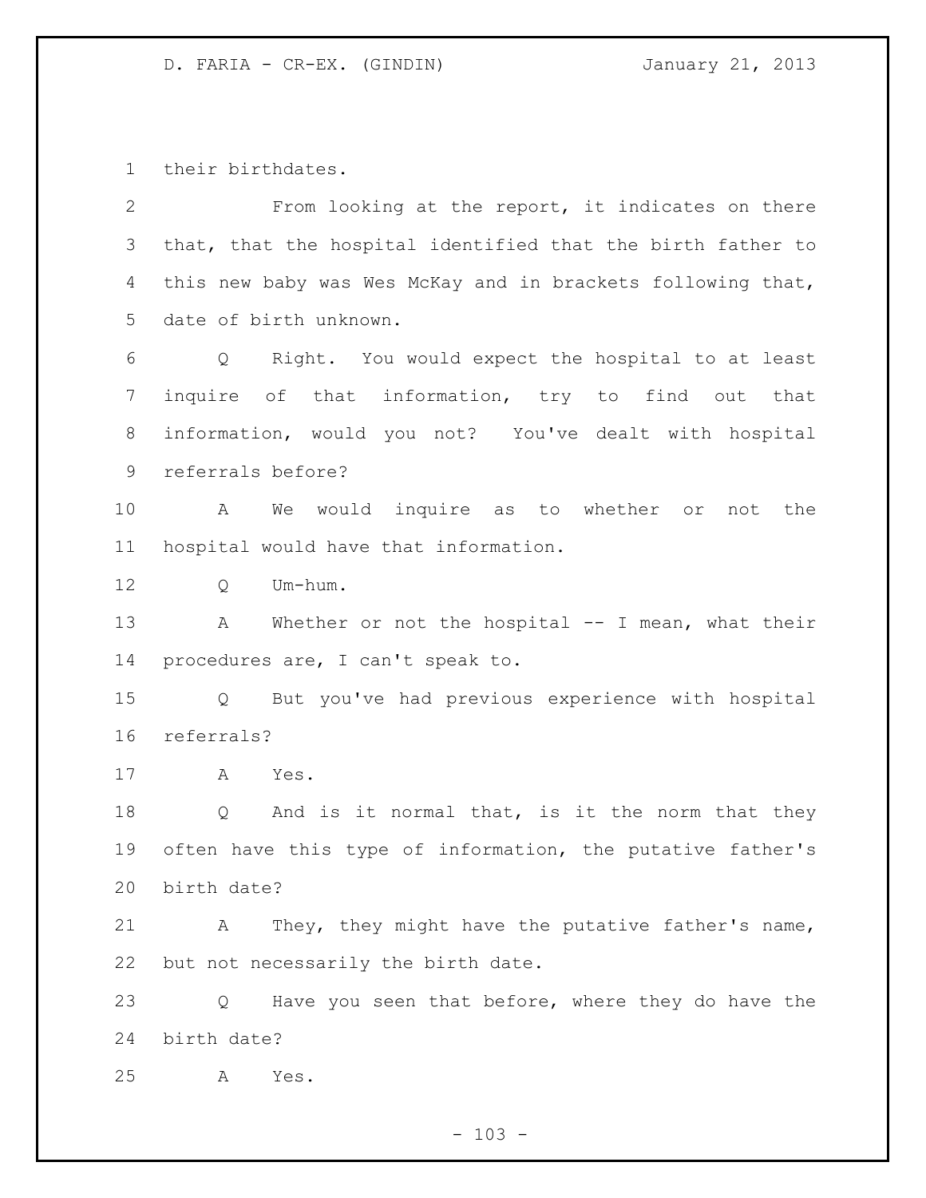their birthdates.

From looking at the report, it indicates on there that, that the hospital identified that the birth father to this new baby was Wes McKay and in brackets following that, date of birth unknown.

Q Right. You would expect the hospital to at least inquire of that information, try to find out that information, would you not? You've dealt with hospital referrals before?

A We would inquire as to whether or not the hospital would have that information.

Q Um-hum.

A Whether or not the hospital -- I mean, what their procedures are, I can't speak to.

Q But you've had previous experience with hospital referrals?

A Yes.

Q And is it normal that, is it the norm that they often have this type of information, the putative father's birth date?

A They, they might have the putative father's name, but not necessarily the birth date.

Q Have you seen that before, where they do have the birth date?

A Yes.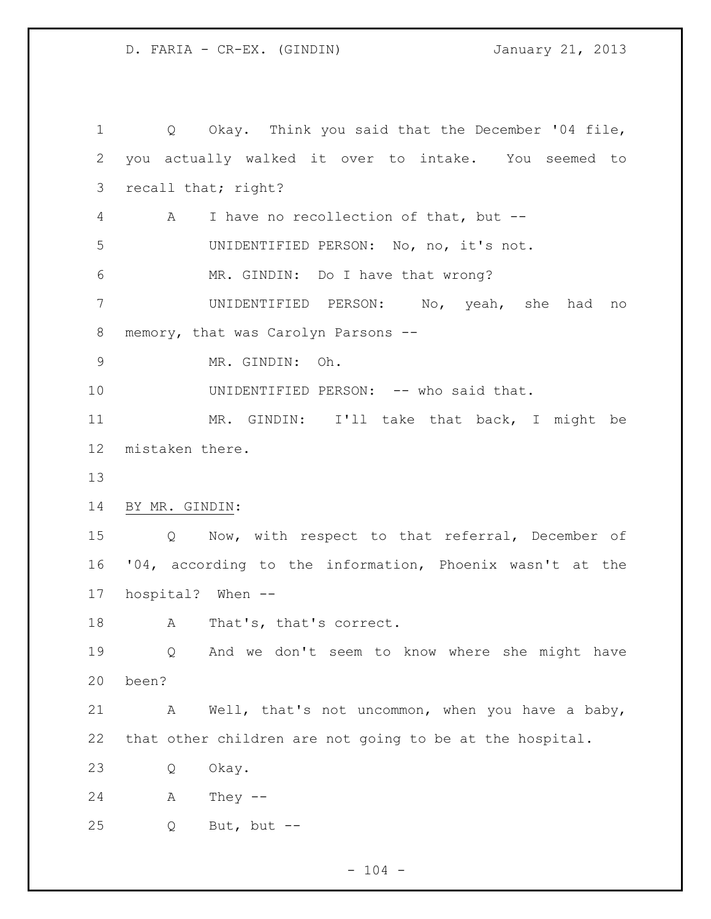Q Okay. Think you said that the December '04 file, you actually walked it over to intake. You seemed to recall that; right?

A I have no recollection of that, but --

UNIDENTIFIED PERSON: No, no, it's not.

MR. GINDIN: Do I have that wrong?

UNIDENTIFIED PERSON: No, yeah, she had no memory, that was Carolyn Parsons --

MR. GINDIN: Oh.

UNIDENTIFIED PERSON: -- who said that.

MR. GINDIN: I'll take that back, I might be mistaken there.

BY MR. GINDIN:

Q Now, with respect to that referral, December of '04, according to the information, Phoenix wasn't at the hospital? When --

A That's, that's correct.

Q And we don't seem to know where she might have been?

A Well, that's not uncommon, when you have a baby, that other children are not going to be at the hospital.

Q Okay.

A They --

Q But, but --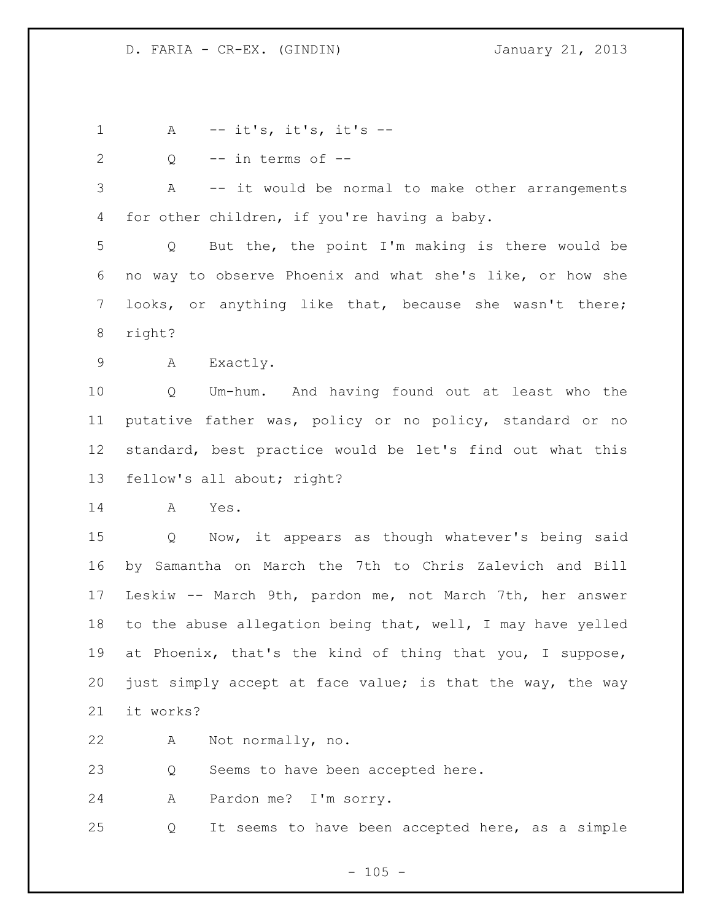A -- it's, it's, it's --

Q -- in terms of --

A -- it would be normal to make other arrangements for other children, if you're having a baby.

Q But the, the point I'm making is there would be no way to observe Phoenix and what she's like, or how she looks, or anything like that, because she wasn't there; right?

A Exactly.

Q Um-hum. And having found out at least who the putative father was, policy or no policy, standard or no standard, best practice would be let's find out what this fellow's all about; right?

A Yes.

Q Now, it appears as though whatever's being said by Samantha on March the 7th to Chris Zalevich and Bill Leskiw -- March 9th, pardon me, not March 7th, her answer to the abuse allegation being that, well, I may have yelled at Phoenix, that's the kind of thing that you, I suppose, just simply accept at face value; is that the way, the way it works?

A Not normally, no.

Q Seems to have been accepted here.

A Pardon me? I'm sorry.

Q It seems to have been accepted here, as a simple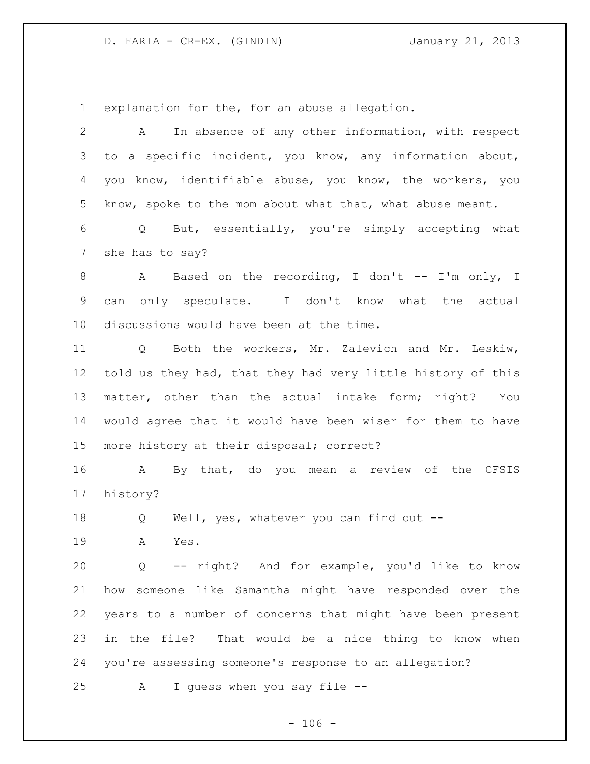explanation for the, for an abuse allegation.

A In absence of any other information, with respect to a specific incident, you know, any information about, you know, identifiable abuse, you know, the workers, you know, spoke to the mom about what that, what abuse meant.

Q But, essentially, you're simply accepting what she has to say?

A Based on the recording, I don't -- I'm only, I can only speculate. I don't know what the actual discussions would have been at the time.

Q Both the workers, Mr. Zalevich and Mr. Leskiw, told us they had, that they had very little history of this matter, other than the actual intake form; right? You would agree that it would have been wiser for them to have more history at their disposal; correct?

A By that, do you mean a review of the CFSIS history?

Q Well, yes, whatever you can find out --

A Yes.

Q -- right? And for example, you'd like to know how someone like Samantha might have responded over the years to a number of concerns that might have been present in the file? That would be a nice thing to know when you're assessing someone's response to an allegation?

A I guess when you say file --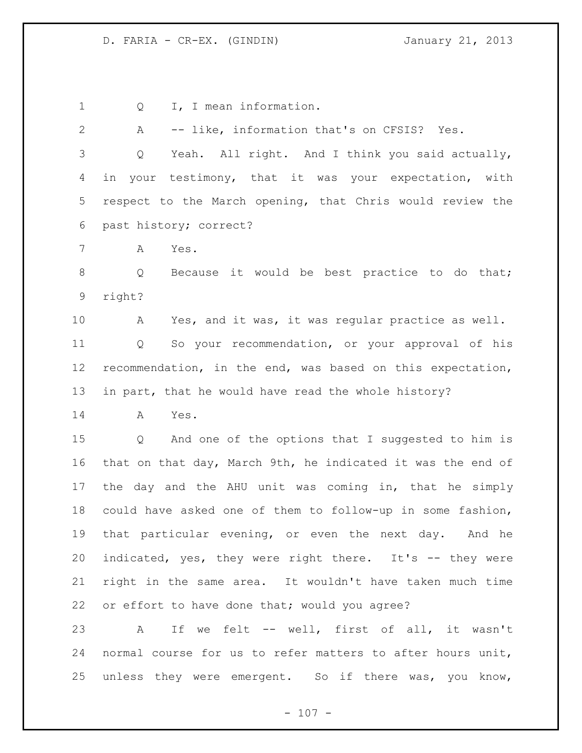Q I, I mean information.

A -- like, information that's on CFSIS? Yes.

Q Yeah. All right. And I think you said actually, in your testimony, that it was your expectation, with respect to the March opening, that Chris would review the past history; correct?

A Yes.

Q Because it would be best practice to do that; right?

A Yes, and it was, it was regular practice as well.

Q So your recommendation, or your approval of his recommendation, in the end, was based on this expectation, in part, that he would have read the whole history?

A Yes.

Q And one of the options that I suggested to him is that on that day, March 9th, he indicated it was the end of the day and the AHU unit was coming in, that he simply could have asked one of them to follow-up in some fashion, that particular evening, or even the next day. And he indicated, yes, they were right there. It's -- they were right in the same area. It wouldn't have taken much time or effort to have done that; would you agree?

A If we felt -- well, first of all, it wasn't normal course for us to refer matters to after hours unit, unless they were emergent. So if there was, you know,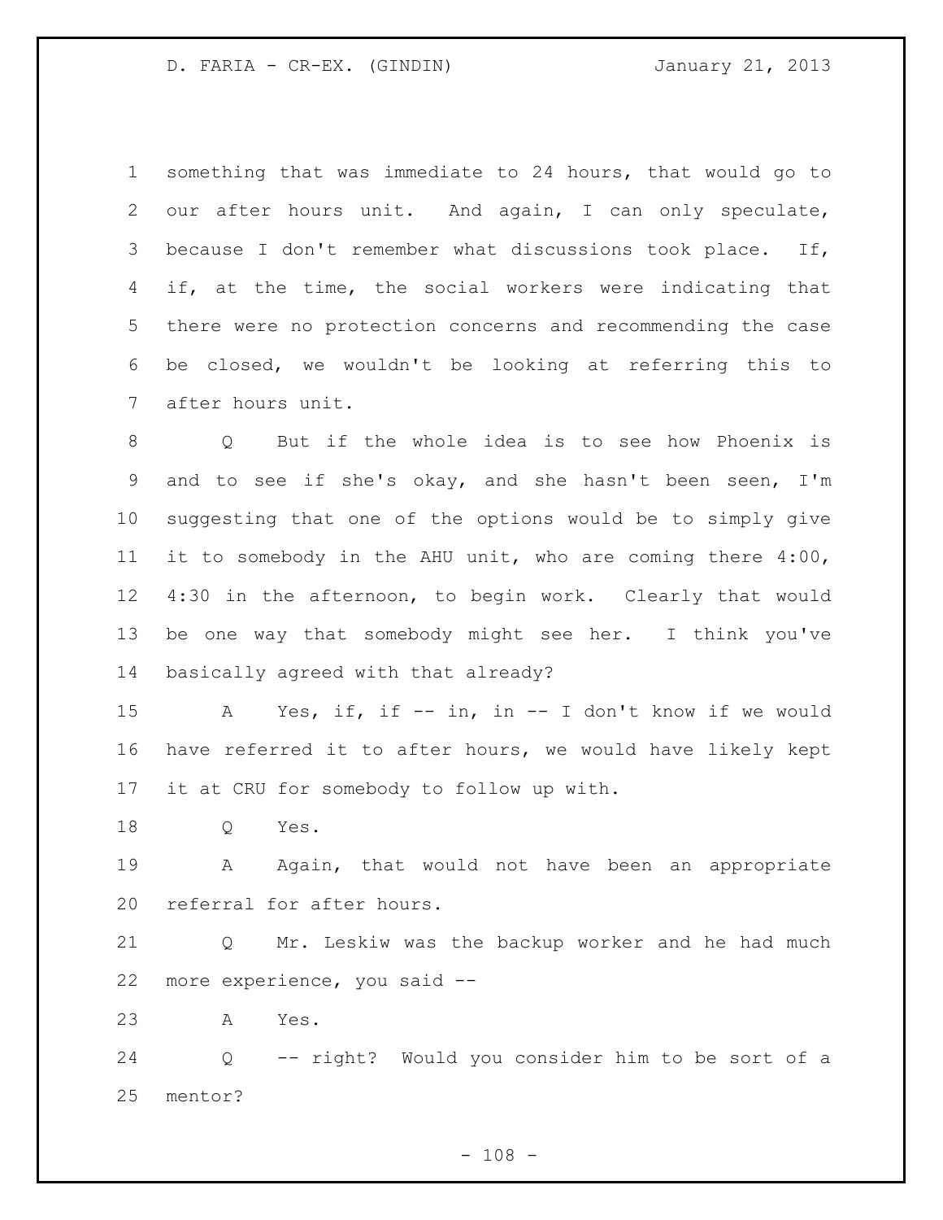something that was immediate to 24 hours, that would go to our after hours unit. And again, I can only speculate, because I don't remember what discussions took place. If, if, at the time, the social workers were indicating that there were no protection concerns and recommending the case be closed, we wouldn't be looking at referring this to after hours unit.

Q But if the whole idea is to see how Phoenix is and to see if she's okay, and she hasn't been seen, I'm suggesting that one of the options would be to simply give it to somebody in the AHU unit, who are coming there 4:00, 4:30 in the afternoon, to begin work. Clearly that would be one way that somebody might see her. I think you've basically agreed with that already?

A Yes, if, if -- in, in -- I don't know if we would have referred it to after hours, we would have likely kept it at CRU for somebody to follow up with.

Q Yes.

A Again, that would not have been an appropriate referral for after hours.

Q Mr. Leskiw was the backup worker and he had much more experience, you said --

A Yes.

Q -- right? Would you consider him to be sort of a mentor?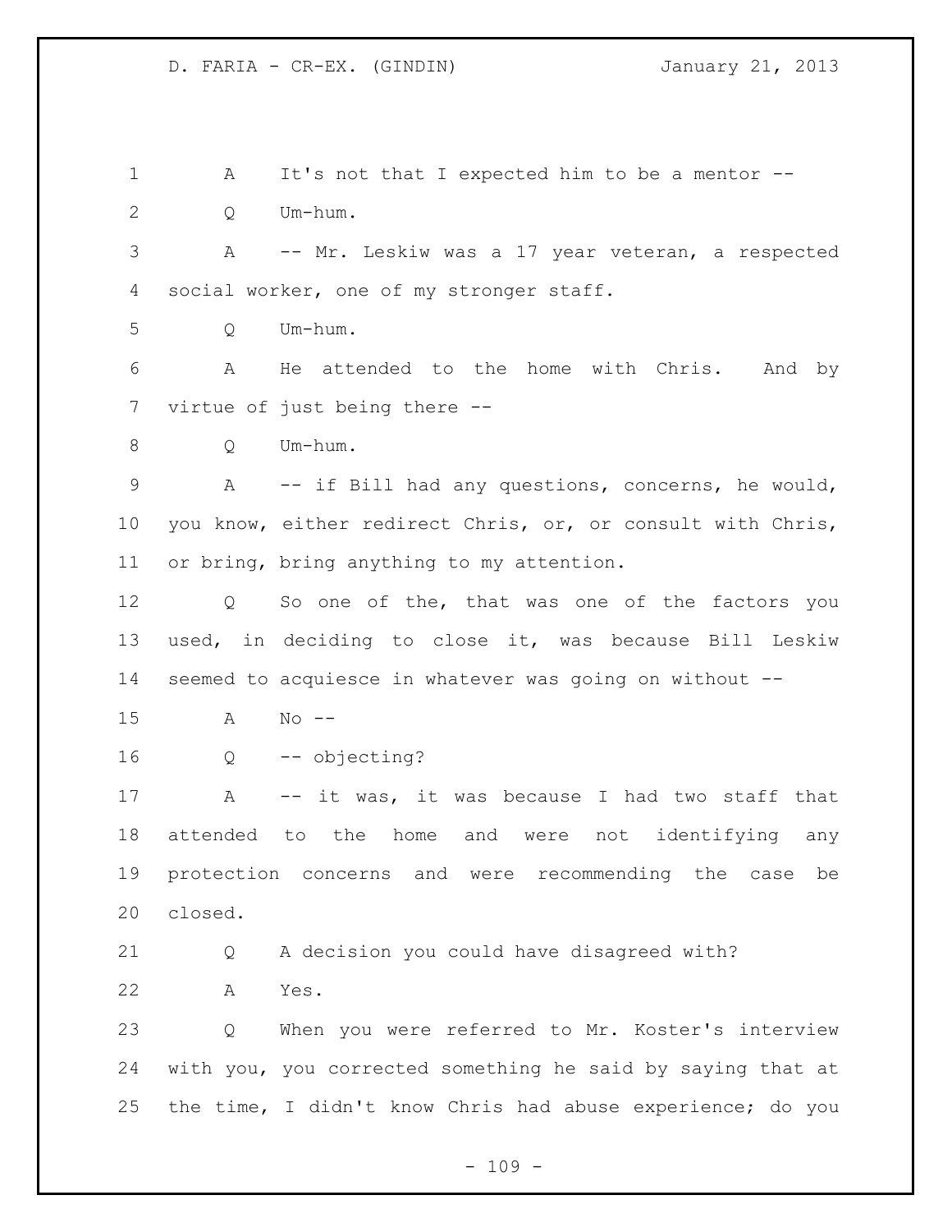A It's not that I expected him to be a mentor --

Q Um-hum.

A -- Mr. Leskiw was a 17 year veteran, a respected social worker, one of my stronger staff.

Q Um-hum.

A He attended to the home with Chris. And by virtue of just being there --

Q Um-hum.

A -- if Bill had any questions, concerns, he would, you know, either redirect Chris, or, or consult with Chris, or bring, bring anything to my attention.

Q So one of the, that was one of the factors you used, in deciding to close it, was because Bill Leskiw seemed to acquiesce in whatever was going on without --

A No --

Q -- objecting?

A -- it was, it was because I had two staff that attended to the home and were not identifying any protection concerns and were recommending the case be closed.

Q A decision you could have disagreed with?

A Yes.

Q When you were referred to Mr. Koster's interview with you, you corrected something he said by saying that at the time, I didn't know Chris had abuse experience; do you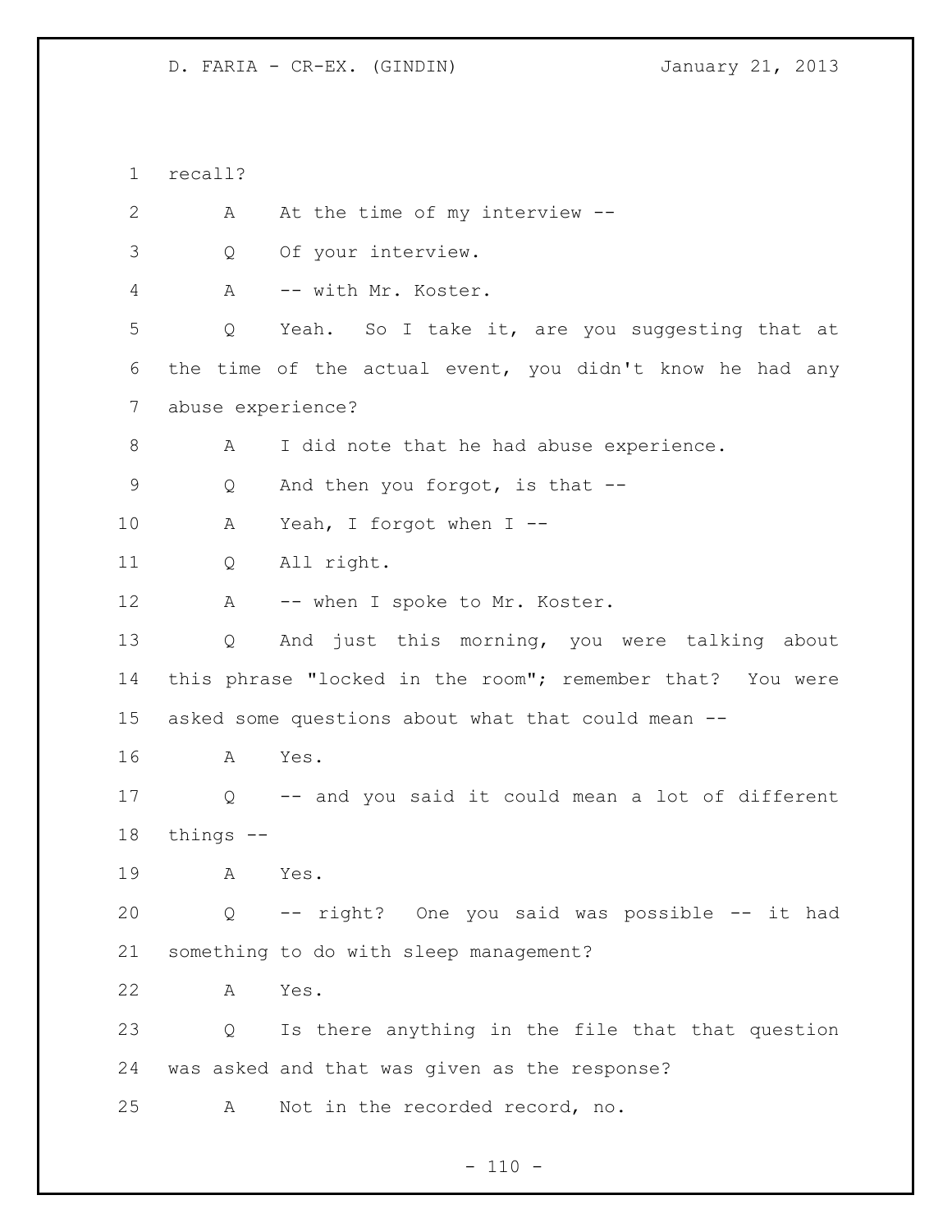recall?

A At the time of my interview --

Q Of your interview.

A -- with Mr. Koster.

Q Yeah. So I take it, are you suggesting that at the time of the actual event, you didn't know he had any abuse experience?

A I did note that he had abuse experience.

Q And then you forgot, is that --

A Yeah, I forgot when I --

Q All right.

A -- when I spoke to Mr. Koster.

Q And just this morning, you were talking about this phrase "locked in the room"; remember that? You were asked some questions about what that could mean --

A Yes.

Q -- and you said it could mean a lot of different things --

A Yes.

Q -- right? One you said was possible -- it had something to do with sleep management?

A Yes.

Q Is there anything in the file that that question was asked and that was given as the response?

A Not in the recorded record, no.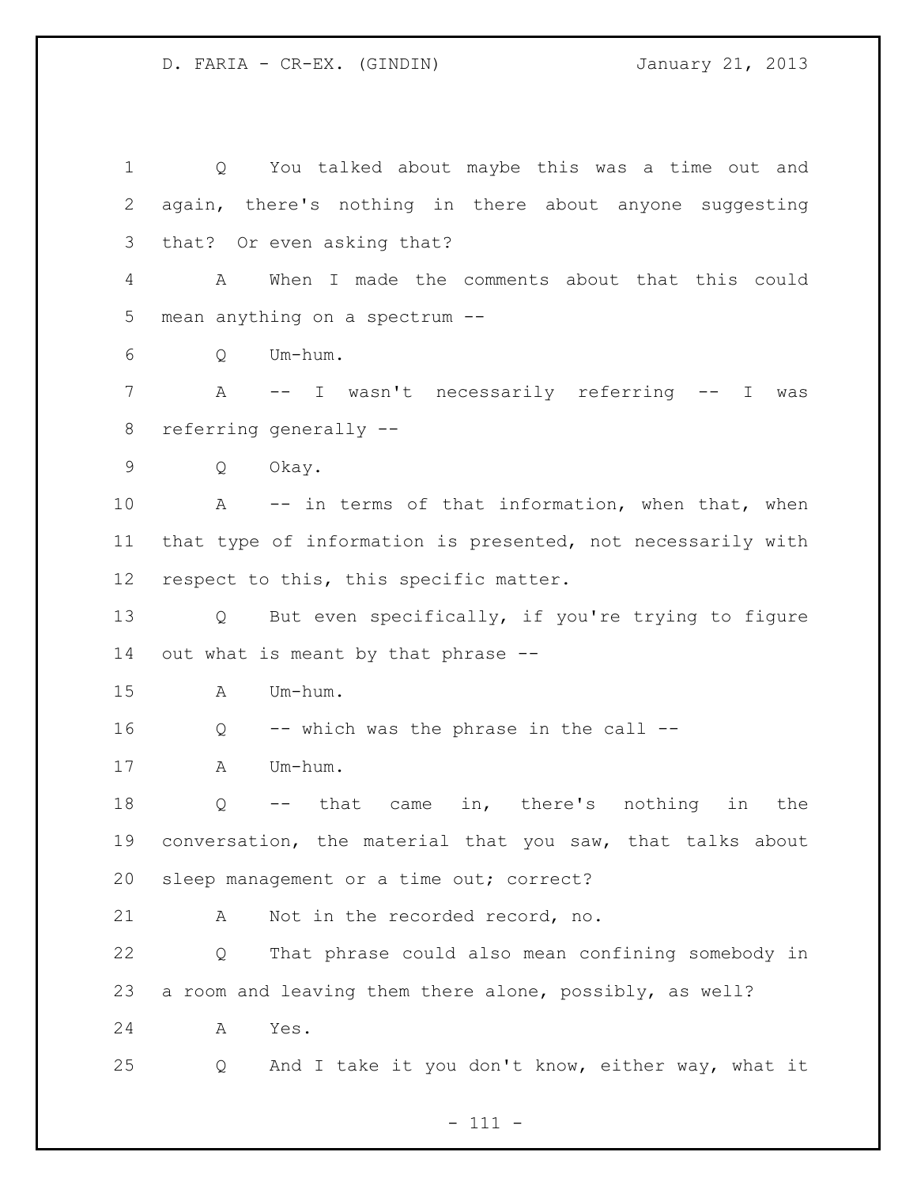Q You talked about maybe this was a time out and again, there's nothing in there about anyone suggesting that? Or even asking that?

A When I made the comments about that this could mean anything on a spectrum --

Q Um-hum.

A -- I wasn't necessarily referring -- I was referring generally --

Q Okay.

A -- in terms of that information, when that, when that type of information is presented, not necessarily with respect to this, this specific matter.

Q But even specifically, if you're trying to figure out what is meant by that phrase --

A Um-hum.

Q -- which was the phrase in the call --

A Um-hum.

Q -- that came in, there's nothing in the conversation, the material that you saw, that talks about sleep management or a time out; correct?

A Not in the recorded record, no.

Q That phrase could also mean confining somebody in a room and leaving them there alone, possibly, as well?

A Yes.

Q And I take it you don't know, either way, what it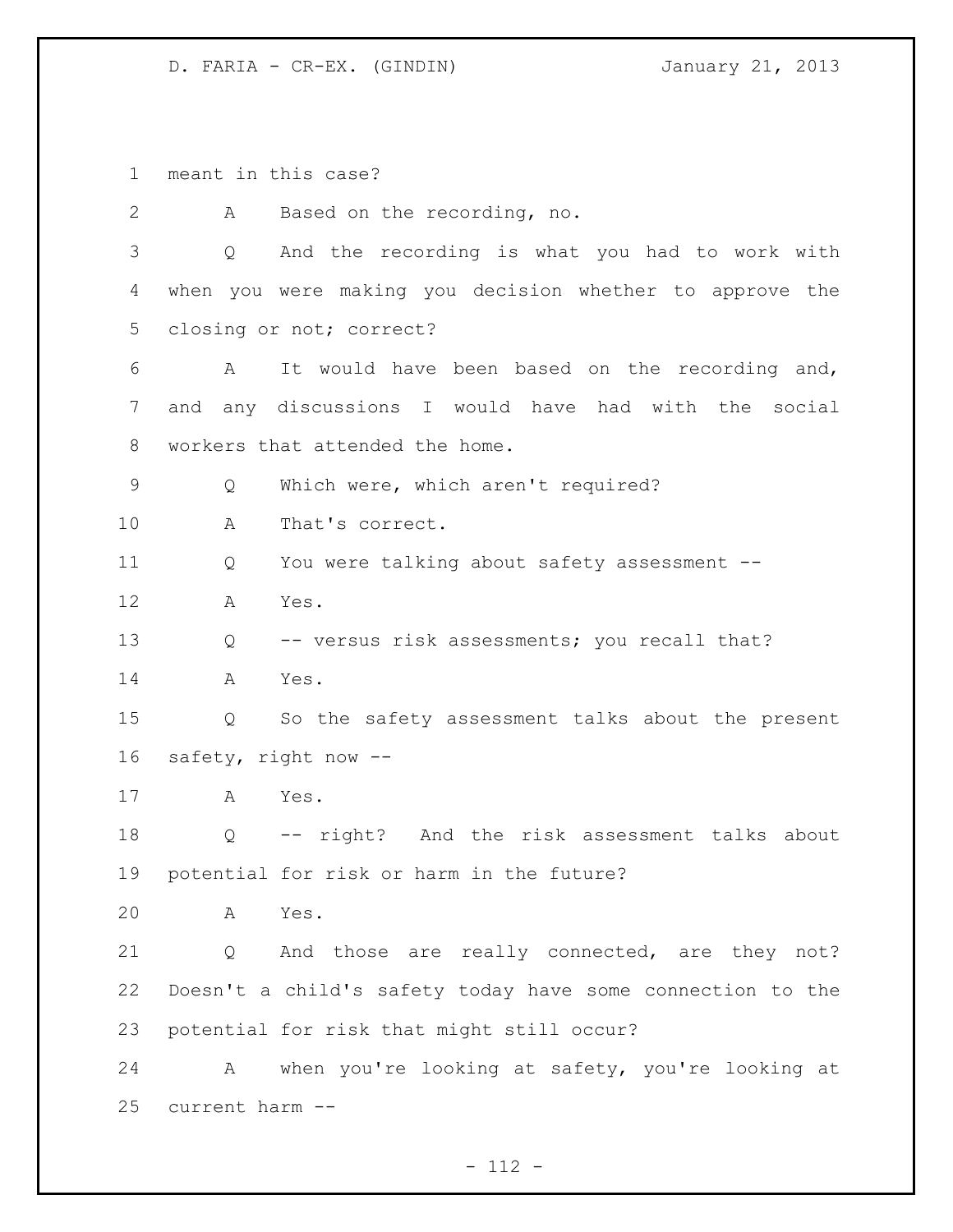meant in this case?

A Based on the recording, no.

Q And the recording is what you had to work with when you were making you decision whether to approve the closing or not; correct?

A It would have been based on the recording and, and any discussions I would have had with the social workers that attended the home.

Q Which were, which aren't required?

A That's correct.

Q You were talking about safety assessment --

A Yes.

Q -- versus risk assessments; you recall that?

A Yes.

Q So the safety assessment talks about the present safety, right now --

A Yes.

Q -- right? And the risk assessment talks about potential for risk or harm in the future?

A Yes.

Q And those are really connected, are they not? Doesn't a child's safety today have some connection to the potential for risk that might still occur?

A when you're looking at safety, you're looking at current harm --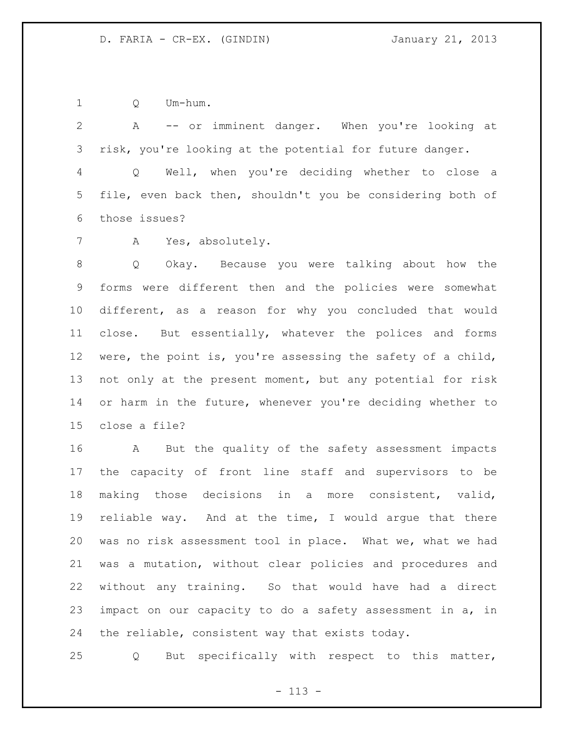Q Um-hum.

A -- or imminent danger. When you're looking at risk, you're looking at the potential for future danger.

Q Well, when you're deciding whether to close a file, even back then, shouldn't you be considering both of those issues?

A Yes, absolutely.

Q Okay. Because you were talking about how the forms were different then and the policies were somewhat different, as a reason for why you concluded that would close. But essentially, whatever the polices and forms were, the point is, you're assessing the safety of a child, not only at the present moment, but any potential for risk or harm in the future, whenever you're deciding whether to close a file?

A But the quality of the safety assessment impacts the capacity of front line staff and supervisors to be making those decisions in a more consistent, valid, reliable way. And at the time, I would argue that there was no risk assessment tool in place. What we, what we had was a mutation, without clear policies and procedures and without any training. So that would have had a direct impact on our capacity to do a safety assessment in a, in the reliable, consistent way that exists today.

Q But specifically with respect to this matter,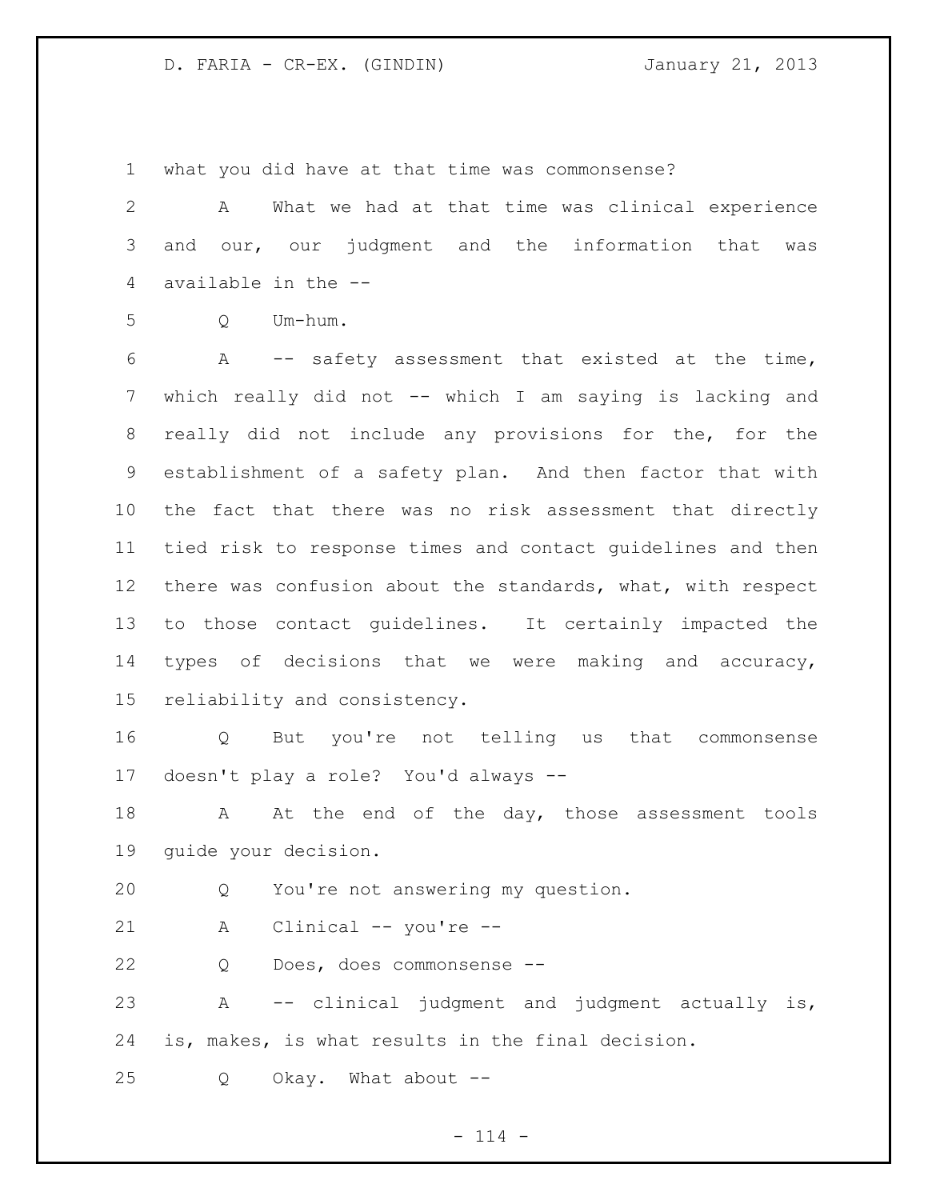what you did have at that time was commonsense?

A What we had at that time was clinical experience and our, our judgment and the information that was available in the --

Q Um-hum.

A -- safety assessment that existed at the time, which really did not -- which I am saying is lacking and really did not include any provisions for the, for the establishment of a safety plan. And then factor that with the fact that there was no risk assessment that directly tied risk to response times and contact guidelines and then there was confusion about the standards, what, with respect to those contact guidelines. It certainly impacted the types of decisions that we were making and accuracy, reliability and consistency.

Q But you're not telling us that commonsense doesn't play a role? You'd always --

A At the end of the day, those assessment tools guide your decision.

Q You're not answering my question.

A Clinical -- you're --

Q Does, does commonsense --

A -- clinical judgment and judgment actually is, is, makes, is what results in the final decision.

Q Okay. What about --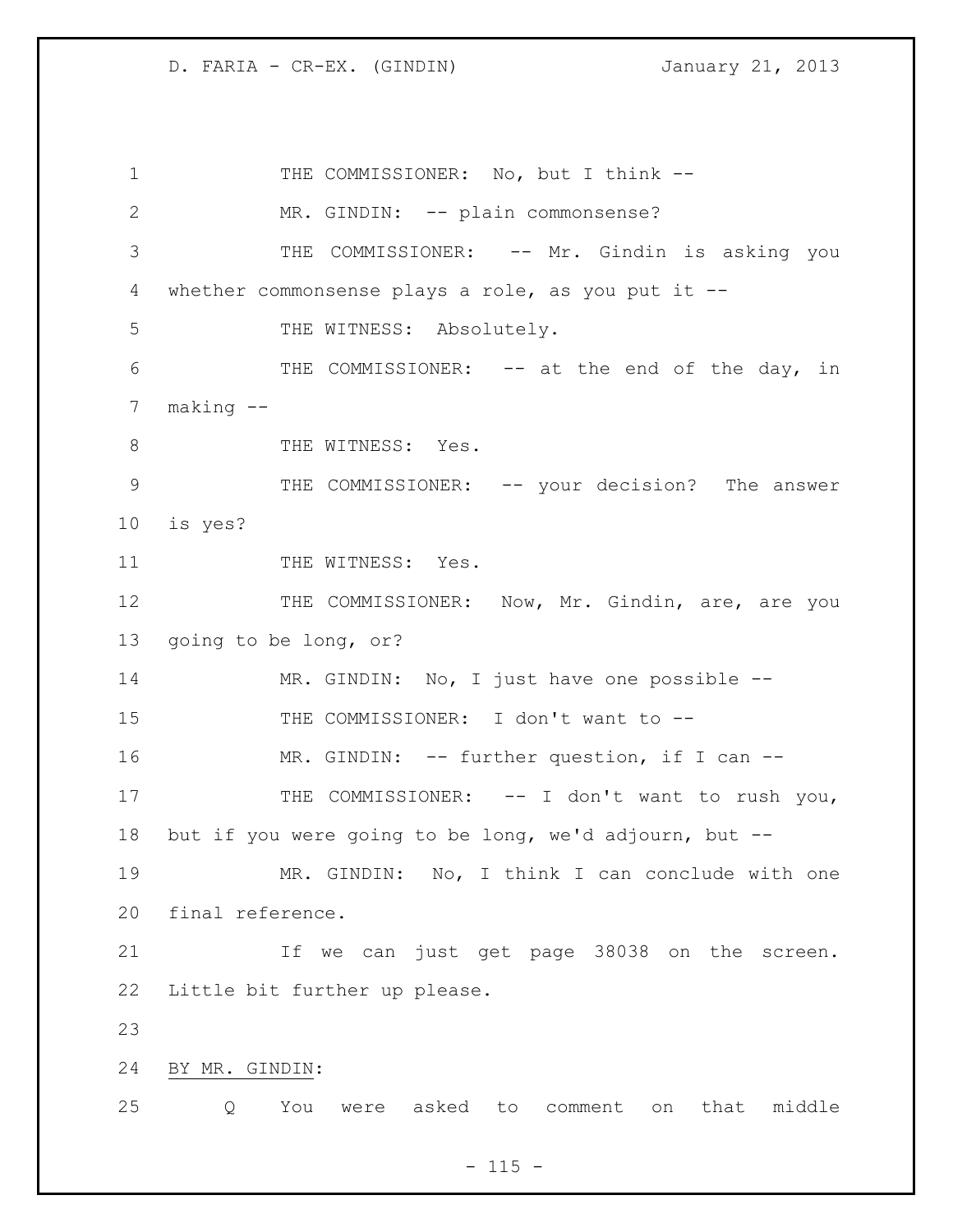THE COMMISSIONER: No, but I think --

MR. GINDIN: -- plain commonsense?

THE COMMISSIONER: -- Mr. Gindin is asking you whether commonsense plays a role, as you put it --

THE WITNESS: Absolutely.

THE COMMISSIONER: -- at the end of the day, in making --

THE WITNESS: Yes.

THE COMMISSIONER: -- your decision? The answer is yes?

THE WITNESS: Yes.

THE COMMISSIONER: Now, Mr. Gindin, are, are you going to be long, or?

MR. GINDIN: No, I just have one possible --

THE COMMISSIONER: I don't want to --

MR. GINDIN: -- further question, if I can --

THE COMMISSIONER: -- I don't want to rush you, but if you were going to be long, we'd adjourn, but --

MR. GINDIN: No, I think I can conclude with one final reference.

If we can just get page 38038 on the screen. Little bit further up please.

BY MR. GINDIN:

Q You were asked to comment on that middle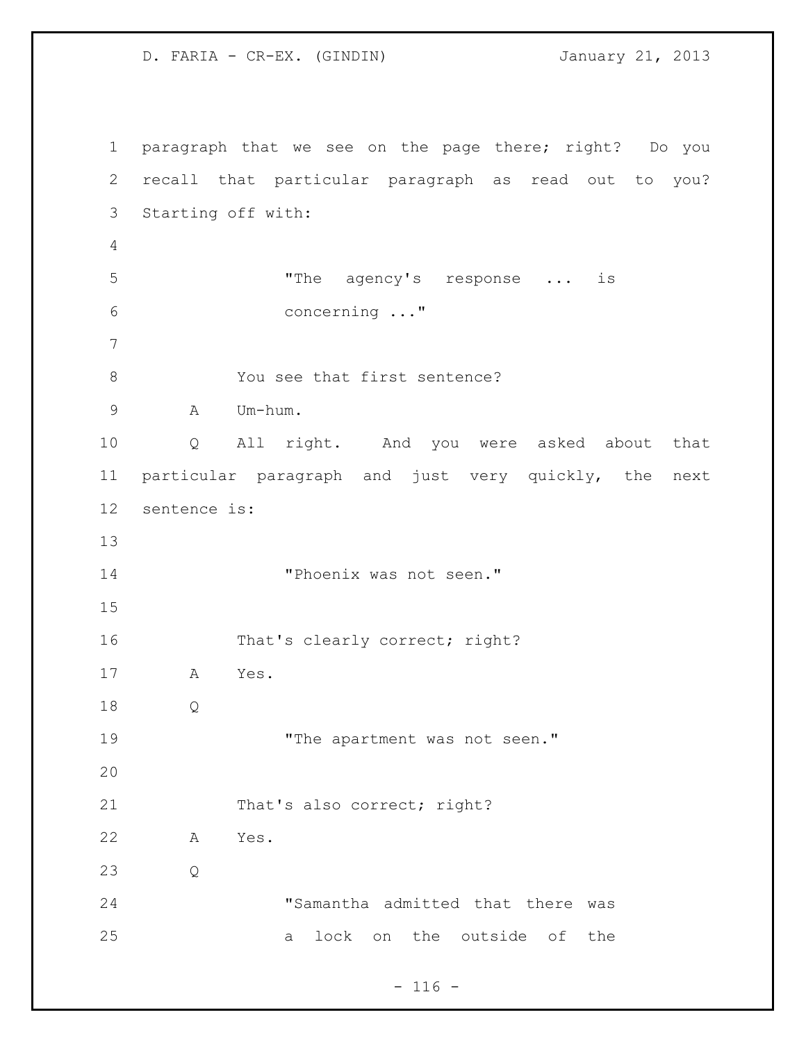paragraph that we see on the page there; right? Do you recall that particular paragraph as read out to you? Starting off with:

> "The agency's response ... is concerning ..."

You see that first sentence?

A Um-hum.

Q All right. And you were asked about that particular paragraph and just very quickly, the next sentence is:

> "Phoenix was not seen."

That's clearly correct; right?

A Yes.

Q

> "The apartment was not seen."

That's also correct; right?

A Yes.

Q

> "Samantha admitted that there was a lock on the outside of the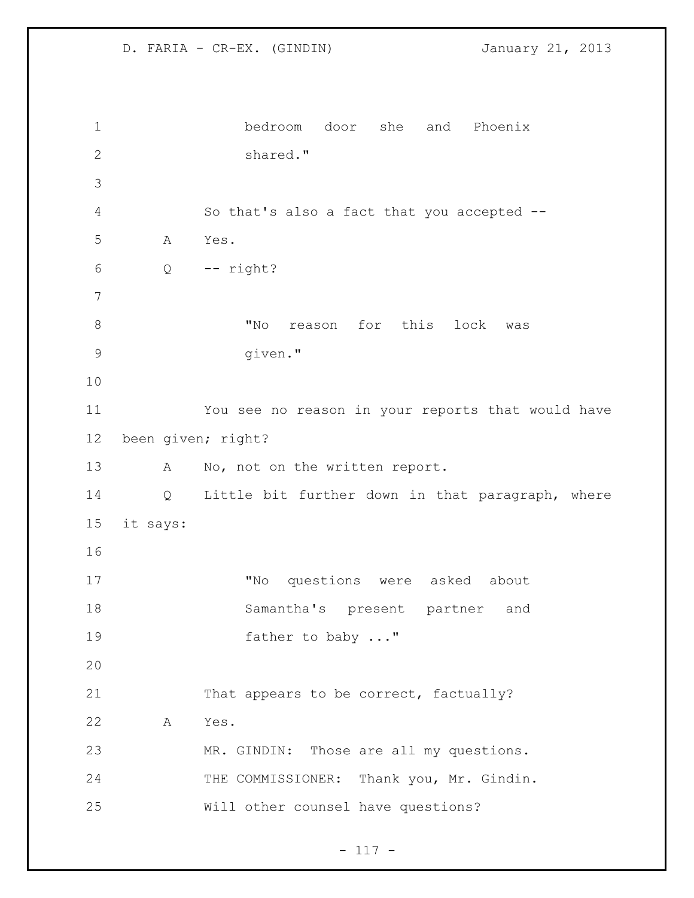bedroom door she and Phoenix shared."

So that's also a fact that you accepted --

A Yes.

Q -- right?

"No reason for this lock was given."

You see no reason in your reports that would have been given; right?

A No, not on the written report.

Q Little bit further down in that paragraph, where it says:

"No questions were asked about Samantha's present partner and father to baby ..."

That appears to be correct, factually?

A Yes.

MR. GINDIN: Those are all my questions.

THE COMMISSIONER: Thank you, Mr. Gindin.

Will other counsel have questions?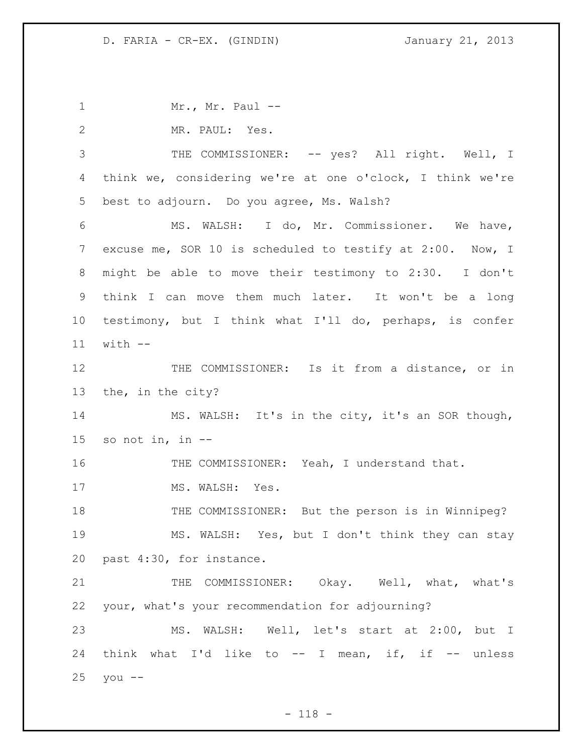Mr., Mr. Paul --

MR. PAUL: Yes.

THE COMMISSIONER: -- yes? All right. Well, I think we, considering we're at one o'clock, I think we're best to adjourn. Do you agree, Ms. Walsh?

MS. WALSH: I do, Mr. Commissioner. We have, excuse me, SOR 10 is scheduled to testify at 2:00. Now, I might be able to move their testimony to 2:30. I don't think I can move them much later. It won't be a long testimony, but I think what I'll do, perhaps, is confer with --

THE COMMISSIONER: Is it from a distance, or in the, in the city?

MS. WALSH: It's in the city, it's an SOR though, so not in, in --

THE COMMISSIONER: Yeah, I understand that.

MS. WALSH: Yes.

THE COMMISSIONER: But the person is in Winnipeg?

MS. WALSH: Yes, but I don't think they can stay past 4:30, for instance.

THE COMMISSIONER: Okay. Well, what, what's your, what's your recommendation for adjourning?

MS. WALSH: Well, let's start at 2:00, but I think what I'd like to -- I mean, if, if -- unless you --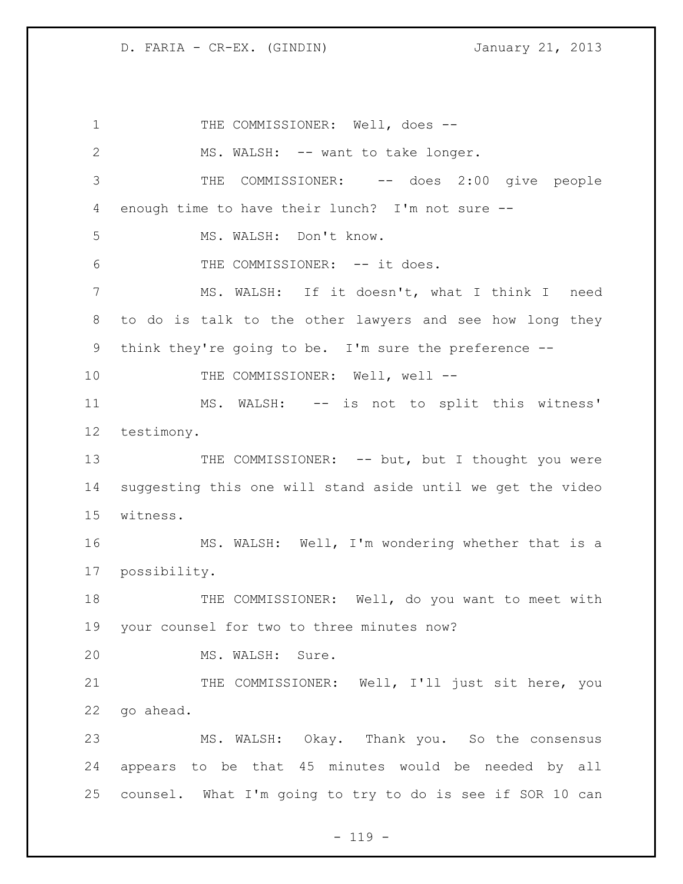THE COMMISSIONER: Well, does --

MS. WALSH: -- want to take longer.

THE COMMISSIONER: -- does 2:00 give people enough time to have their lunch? I'm not sure --

MS. WALSH: Don't know.

THE COMMISSIONER: -- it does.

MS. WALSH: If it doesn't, what I think I need to do is talk to the other lawyers and see how long they think they're going to be. I'm sure the preference --

THE COMMISSIONER: Well, well --

MS. WALSH: -- is not to split this witness' testimony.

THE COMMISSIONER: -- but, but I thought you were suggesting this one will stand aside until we get the video witness.

MS. WALSH: Well, I'm wondering whether that is a possibility.

THE COMMISSIONER: Well, do you want to meet with your counsel for two to three minutes now?

MS. WALSH: Sure.

THE COMMISSIONER: Well, I'll just sit here, you go ahead.

MS. WALSH: Okay. Thank you. So the consensus appears to be that 45 minutes would be needed by all counsel. What I'm going to try to do is see if SOR 10 can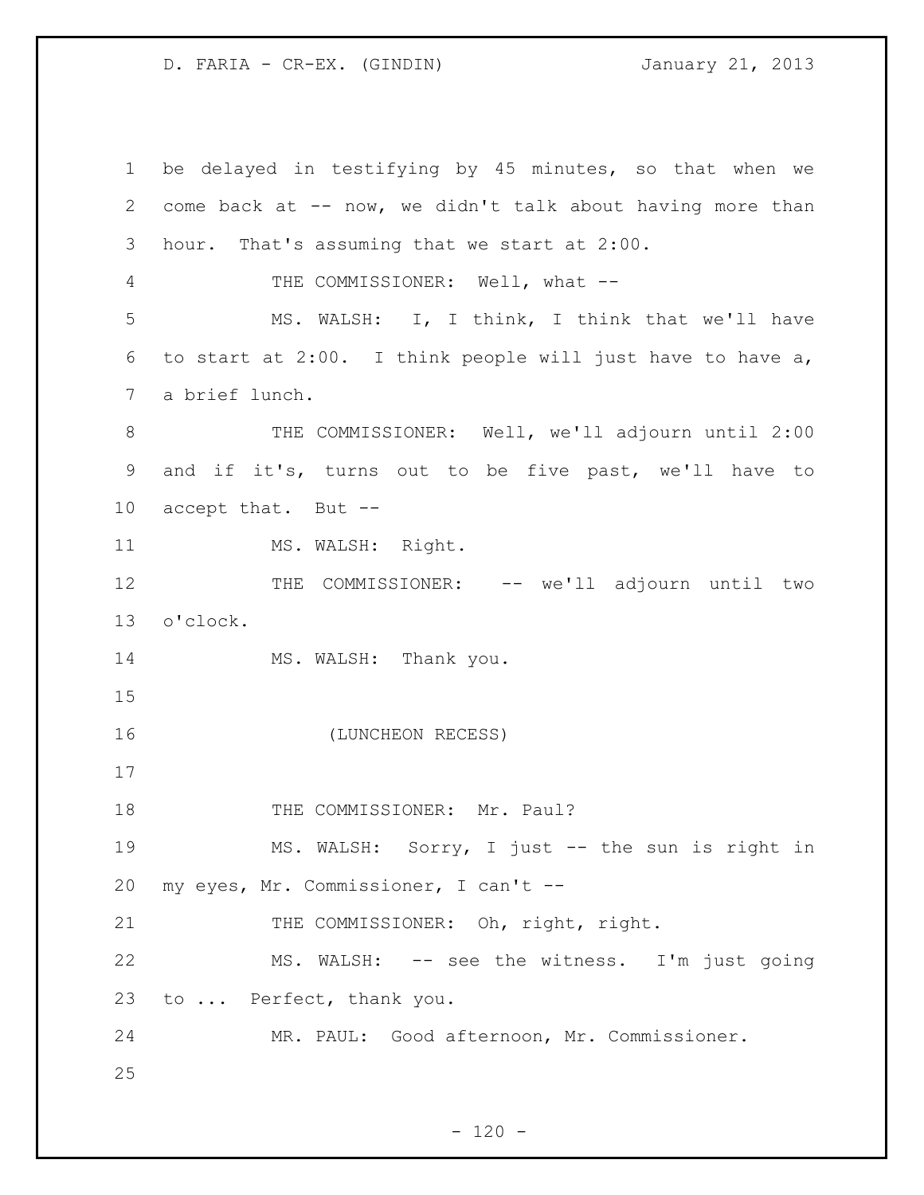be delayed in testifying by 45 minutes, so that when we come back at -- now, we didn't talk about having more than hour. That's assuming that we start at 2:00.

THE COMMISSIONER: Well, what --

MS. WALSH: I, I think, I think that we'll have to start at 2:00. I think people will just have to have a, a brief lunch.

THE COMMISSIONER: Well, we'll adjourn until 2:00 and if it's, turns out to be five past, we'll have to accept that. But --

MS. WALSH: Right.

THE COMMISSIONER: -- we'll adjourn until two o'clock.

MS. WALSH: Thank you.

(LUNCHEON RECESS)

THE COMMISSIONER: Mr. Paul?

MS. WALSH: Sorry, I just -- the sun is right in my eyes, Mr. Commissioner, I can't --

THE COMMISSIONER: Oh, right, right.

MS. WALSH: -- see the witness. I'm just going to ... Perfect, thank you.

MR. PAUL: Good afternoon, Mr. Commissioner.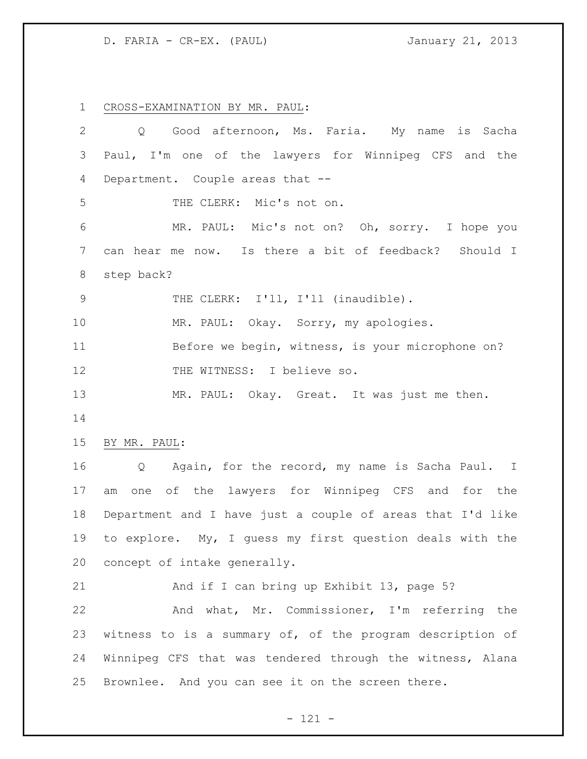CROSS-EXAMINATION BY MR. PAUL:

Q Good afternoon, Ms. Faria. My name is Sacha Paul, I'm one of the lawyers for Winnipeg CFS and the Department. Couple areas that --

THE CLERK: Mic's not on.

MR. PAUL: Mic's not on? Oh, sorry. I hope you can hear me now. Is there a bit of feedback? Should I step back?

THE CLERK: I'll, I'll (inaudible).

MR. PAUL: Okay. Sorry, my apologies.

Before we begin, witness, is your microphone on?

THE WITNESS: I believe so.

MR. PAUL: Okay. Great. It was just me then.

BY MR. PAUL:

Q Again, for the record, my name is Sacha Paul. I am one of the lawyers for Winnipeg CFS and for the Department and I have just a couple of areas that I'd like to explore. My, I guess my first question deals with the concept of intake generally.

And if I can bring up Exhibit 13, page 5?

And what, Mr. Commissioner, I'm referring the witness to is a summary of, of the program description of Winnipeg CFS that was tendered through the witness, Alana Brownlee. And you can see it on the screen there.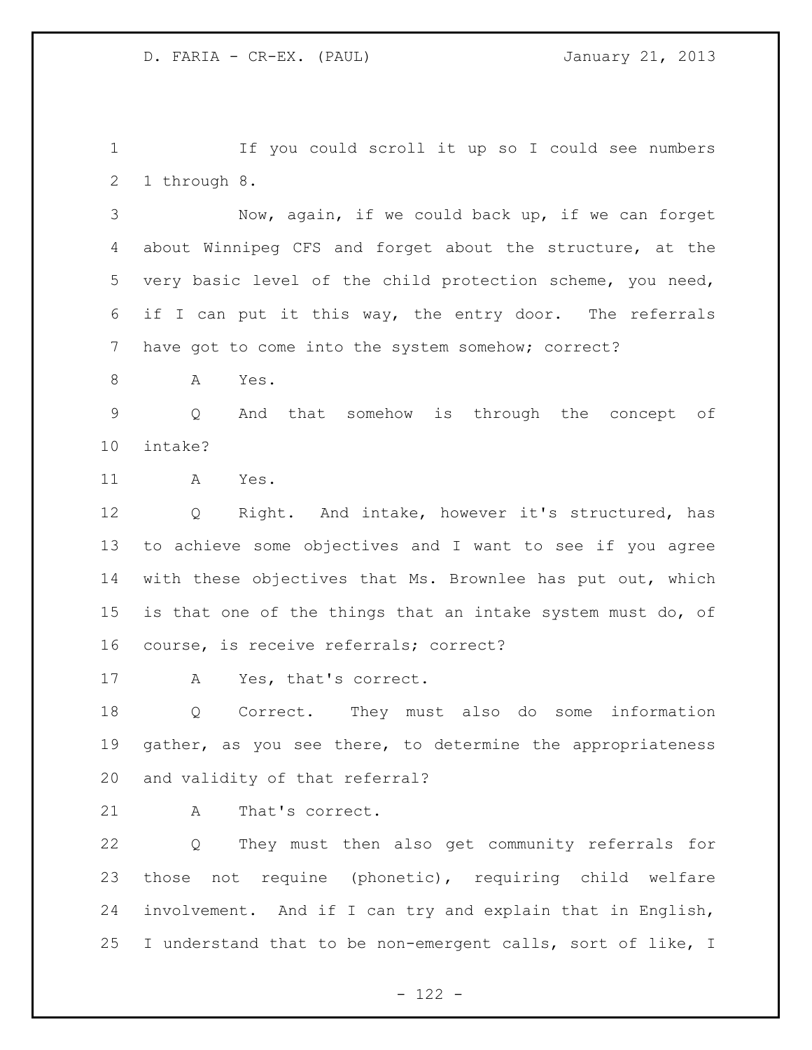If you could scroll it up so I could see numbers 1 through 8.

Now, again, if we could back up, if we can forget about Winnipeg CFS and forget about the structure, at the very basic level of the child protection scheme, you need, if I can put it this way, the entry door. The referrals have got to come into the system somehow; correct?

A Yes.

Q And that somehow is through the concept of intake?

A Yes.

Q Right. And intake, however it's structured, has to achieve some objectives and I want to see if you agree with these objectives that Ms. Brownlee has put out, which is that one of the things that an intake system must do, of course, is receive referrals; correct?

A Yes, that's correct.

Q Correct. They must also do some information gather, as you see there, to determine the appropriateness and validity of that referral?

A That's correct.

Q They must then also get community referrals for those not requine (phonetic), requiring child welfare involvement. And if I can try and explain that in English, I understand that to be non-emergent calls, sort of like, I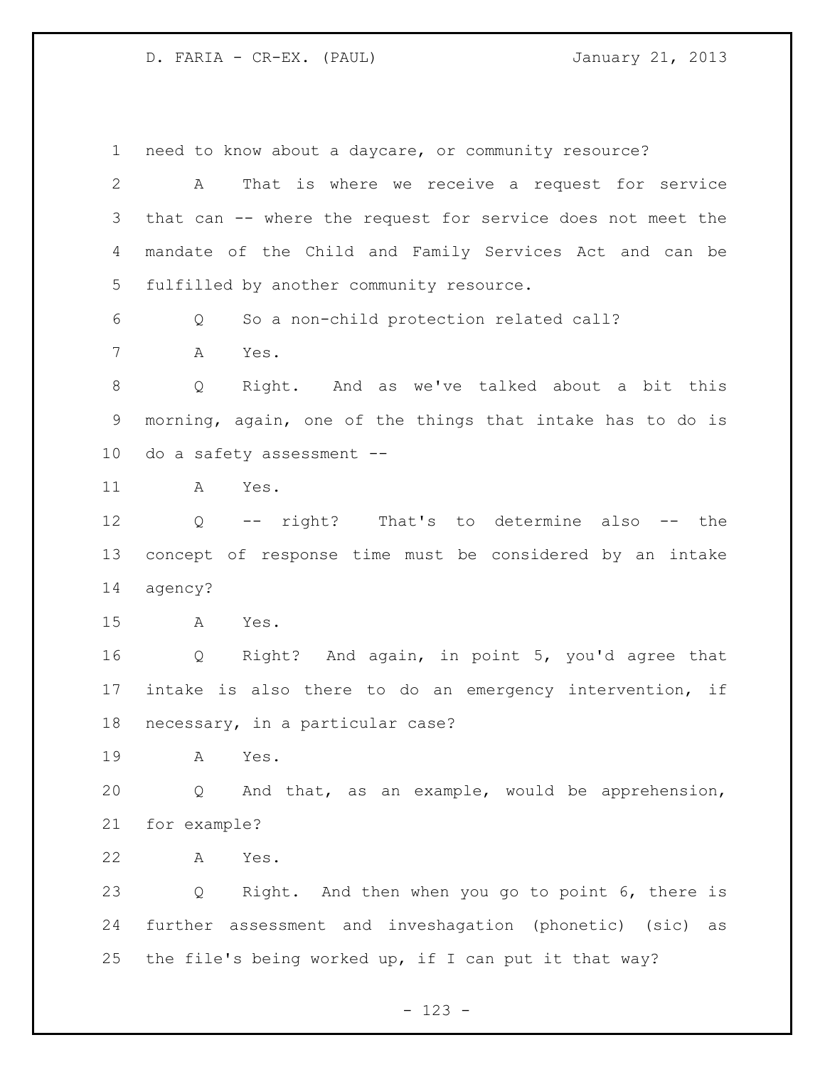need to know about a daycare, or community resource?

A That is where we receive a request for service that can -- where the request for service does not meet the mandate of the Child and Family Services Act and can be fulfilled by another community resource.

Q So a non-child protection related call?

A Yes.

Q Right. And as we've talked about a bit this morning, again, one of the things that intake has to do is do a safety assessment --

A Yes.

Q -- right? That's to determine also -- the concept of response time must be considered by an intake agency?

A Yes.

Q Right? And again, in point 5, you'd agree that intake is also there to do an emergency intervention, if necessary, in a particular case?

A Yes.

Q And that, as an example, would be apprehension, for example?

A Yes.

Q Right. And then when you go to point 6, there is further assessment and inveshagation (phonetic) (sic) as the file's being worked up, if I can put it that way?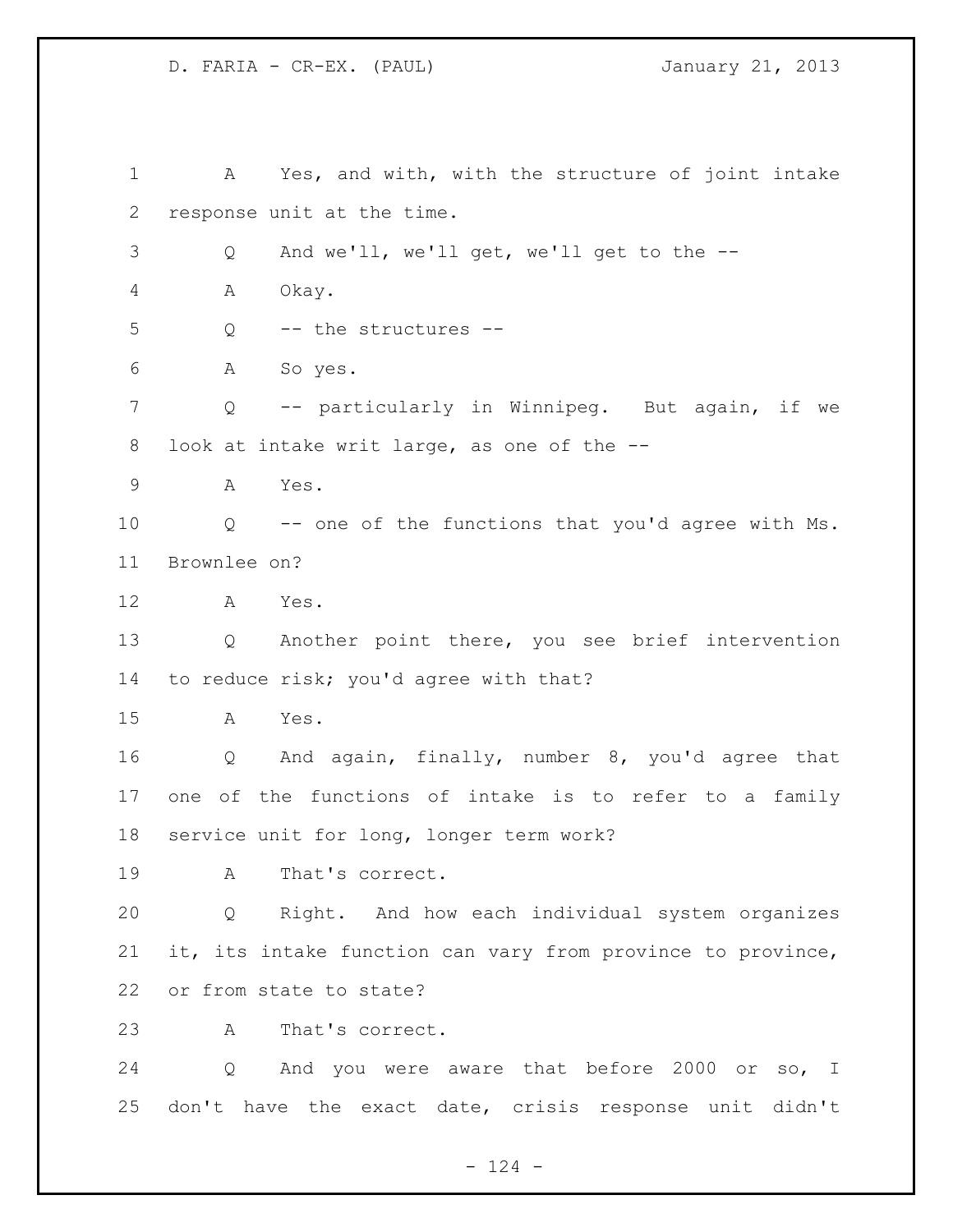A Yes, and with, with the structure of joint intake response unit at the time.

Q And we'll, we'll get, we'll get to the --

A Okay.

Q -- the structures --

A So yes.

Q -- particularly in Winnipeg. But again, if we look at intake writ large, as one of the --

A Yes.

Q -- one of the functions that you'd agree with Ms. Brownlee on?

A Yes.

Q Another point there, you see brief intervention to reduce risk; you'd agree with that?

A Yes.

Q And again, finally, number 8, you'd agree that one of the functions of intake is to refer to a family service unit for long, longer term work?

A That's correct.

Q Right. And how each individual system organizes it, its intake function can vary from province to province, or from state to state?

A That's correct.

Q And you were aware that before 2000 or so, I don't have the exact date, crisis response unit didn't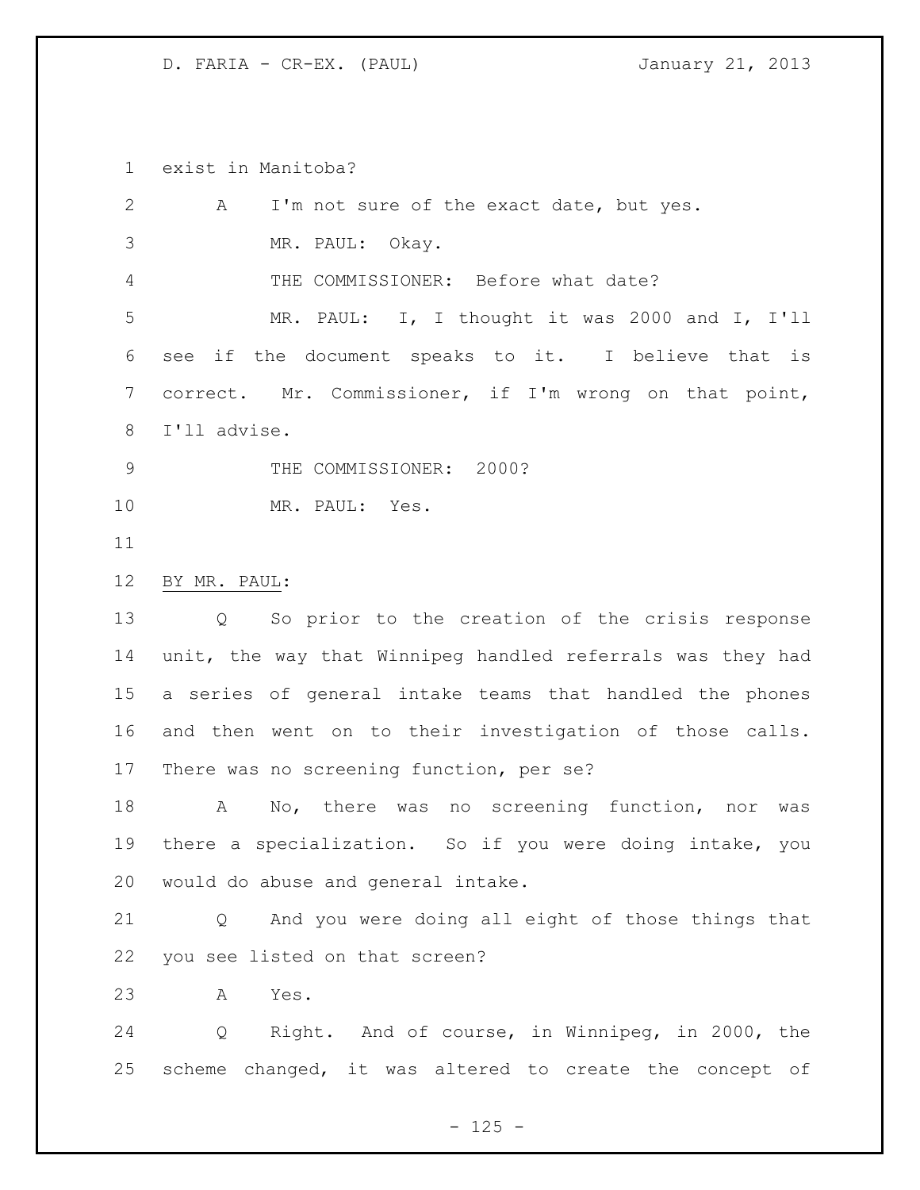exist in Manitoba?

A I'm not sure of the exact date, but yes.

MR. PAUL: Okay.

THE COMMISSIONER: Before what date?

MR. PAUL: I, I thought it was 2000 and I, I'll see if the document speaks to it. I believe that is correct. Mr. Commissioner, if I'm wrong on that point, I'll advise.

THE COMMISSIONER: 2000?

MR. PAUL: Yes.

BY MR. PAUL:

Q So prior to the creation of the crisis response unit, the way that Winnipeg handled referrals was they had a series of general intake teams that handled the phones and then went on to their investigation of those calls. There was no screening function, per se?

A No, there was no screening function, nor was there a specialization. So if you were doing intake, you would do abuse and general intake.

Q And you were doing all eight of those things that you see listed on that screen?

A Yes.

Q Right. And of course, in Winnipeg, in 2000, the scheme changed, it was altered to create the concept of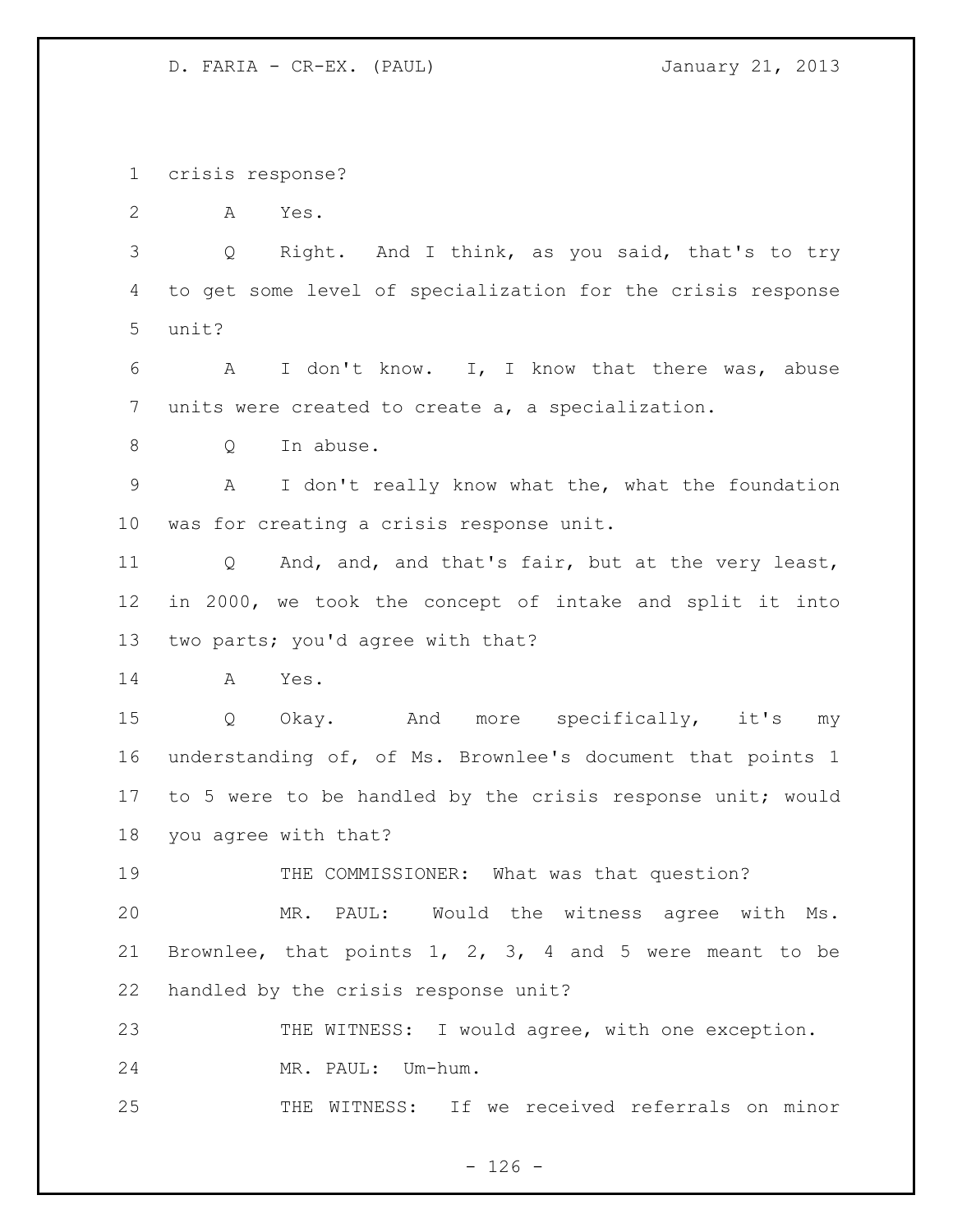crisis response?

A Yes.

Q Right. And I think, as you said, that's to try to get some level of specialization for the crisis response unit?

A I don't know. I, I know that there was, abuse units were created to create a, a specialization.

Q In abuse.

A I don't really know what the, what the foundation was for creating a crisis response unit.

Q And, and, and that's fair, but at the very least, in 2000, we took the concept of intake and split it into two parts; you'd agree with that?

A Yes.

Q Okay. And more specifically, it's my understanding of, of Ms. Brownlee's document that points 1 to 5 were to be handled by the crisis response unit; would you agree with that?

THE COMMISSIONER: What was that question?

MR. PAUL: Would the witness agree with Ms. Brownlee, that points 1, 2, 3, 4 and 5 were meant to be handled by the crisis response unit?

THE WITNESS: I would agree, with one exception.

MR. PAUL: Um-hum.

THE WITNESS: If we received referrals on minor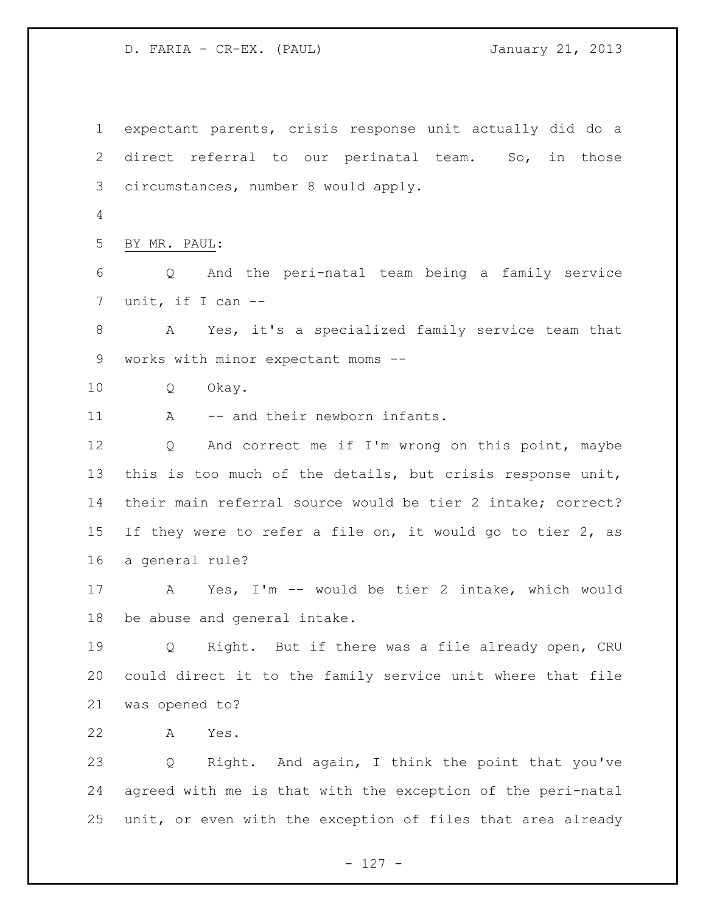expectant parents, crisis response unit actually did do a direct referral to our perinatal team. So, in those circumstances, number 8 would apply.

BY MR. PAUL:

Q And the peri-natal team being a family service unit, if I can --

A Yes, it's a specialized family service team that works with minor expectant moms --

Q Okay.

A -- and their newborn infants.

Q And correct me if I'm wrong on this point, maybe this is too much of the details, but crisis response unit, their main referral source would be tier 2 intake; correct? If they were to refer a file on, it would go to tier 2, as a general rule?

A Yes, I'm -- would be tier 2 intake, which would be abuse and general intake.

Q Right. But if there was a file already open, CRU could direct it to the family service unit where that file was opened to?

A Yes.

Q Right. And again, I think the point that you've agreed with me is that with the exception of the peri-natal unit, or even with the exception of files that area already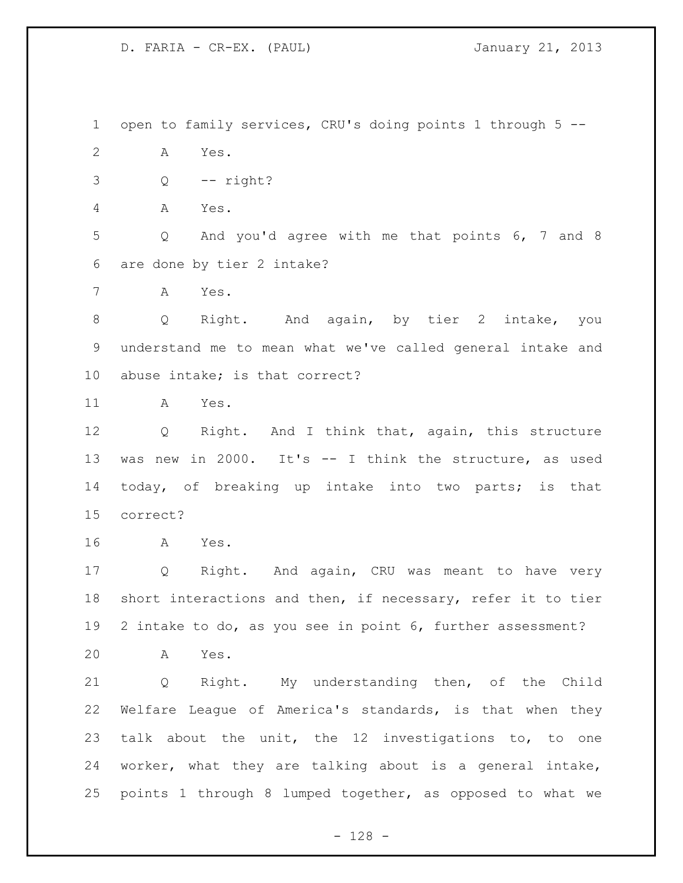open to family services, CRU's doing points 1 through 5 --

A Yes.

Q -- right?

A Yes.

Q And you'd agree with me that points 6, 7 and 8 are done by tier 2 intake?

A Yes.

Q Right. And again, by tier 2 intake, you understand me to mean what we've called general intake and abuse intake; is that correct?

A Yes.

Q Right. And I think that, again, this structure was new in 2000. It's -- I think the structure, as used today, of breaking up intake into two parts; is that correct?

A Yes.

Q Right. And again, CRU was meant to have very short interactions and then, if necessary, refer it to tier 2 intake to do, as you see in point 6, further assessment?

A Yes.

Q Right. My understanding then, of the Child Welfare League of America's standards, is that when they talk about the unit, the 12 investigations to, to one worker, what they are talking about is a general intake, points 1 through 8 lumped together, as opposed to what we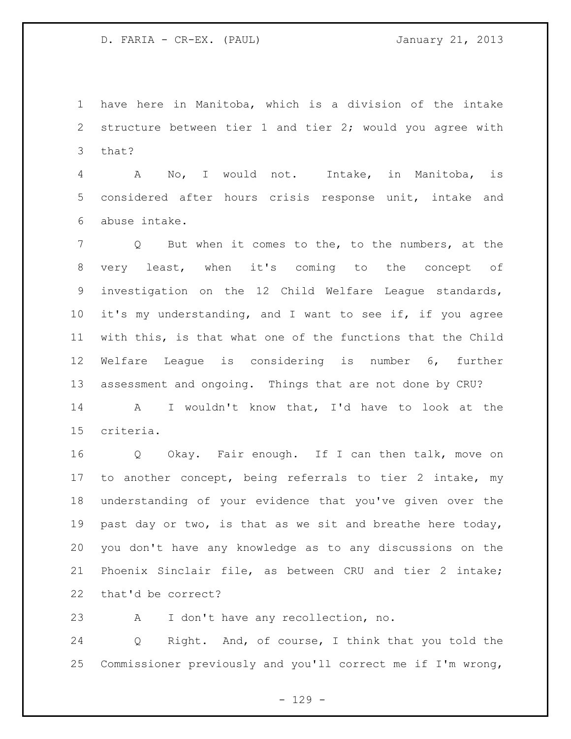have here in Manitoba, which is a division of the intake structure between tier 1 and tier 2; would you agree with that?

A No, I would not. Intake, in Manitoba, is considered after hours crisis response unit, intake and abuse intake.

Q But when it comes to the, to the numbers, at the very least, when it's coming to the concept of investigation on the 12 Child Welfare League standards, it's my understanding, and I want to see if, if you agree with this, is that what one of the functions that the Child Welfare League is considering is number 6, further assessment and ongoing. Things that are not done by CRU?

A I wouldn't know that, I'd have to look at the criteria.

Q Okay. Fair enough. If I can then talk, move on to another concept, being referrals to tier 2 intake, my understanding of your evidence that you've given over the past day or two, is that as we sit and breathe here today, you don't have any knowledge as to any discussions on the Phoenix Sinclair file, as between CRU and tier 2 intake; that'd be correct?

A I don't have any recollection, no.

Q Right. And, of course, I think that you told the Commissioner previously and you'll correct me if I'm wrong,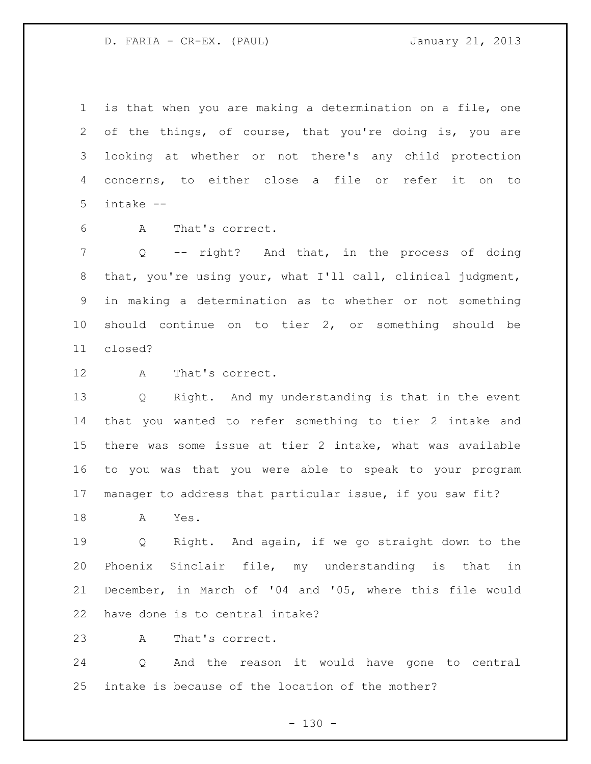is that when you are making a determination on a file, one of the things, of course, that you're doing is, you are looking at whether or not there's any child protection concerns, to either close a file or refer it on to intake --

A That's correct.

Q -- right? And that, in the process of doing that, you're using your, what I'll call, clinical judgment, in making a determination as to whether or not something should continue on to tier 2, or something should be closed?

A That's correct.

Q Right. And my understanding is that in the event that you wanted to refer something to tier 2 intake and there was some issue at tier 2 intake, what was available to you was that you were able to speak to your program manager to address that particular issue, if you saw fit?

A Yes.

Q Right. And again, if we go straight down to the Phoenix Sinclair file, my understanding is that in December, in March of '04 and '05, where this file would have done is to central intake?

A That's correct.

Q And the reason it would have gone to central intake is because of the location of the mother?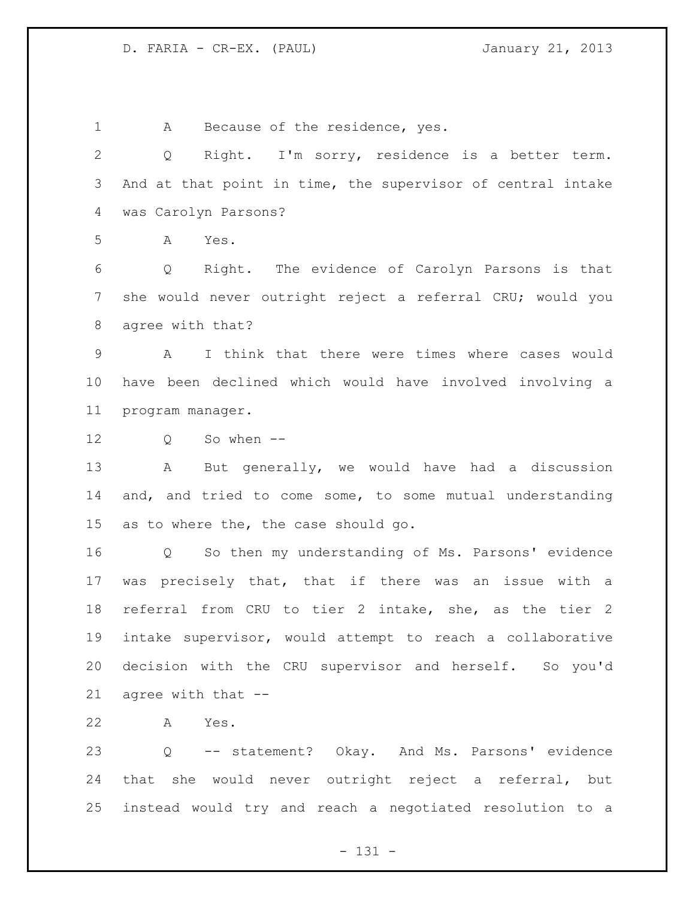A Because of the residence, yes.

Q Right. I'm sorry, residence is a better term. And at that point in time, the supervisor of central intake was Carolyn Parsons?

A Yes.

Q Right. The evidence of Carolyn Parsons is that she would never outright reject a referral CRU; would you agree with that?

A I think that there were times where cases would have been declined which would have involved involving a program manager.

Q So when --

A But generally, we would have had a discussion and, and tried to come some, to some mutual understanding as to where the, the case should go.

Q So then my understanding of Ms. Parsons' evidence was precisely that, that if there was an issue with a referral from CRU to tier 2 intake, she, as the tier 2 intake supervisor, would attempt to reach a collaborative decision with the CRU supervisor and herself. So you'd agree with that --

A Yes.

Q -- statement? Okay. And Ms. Parsons' evidence that she would never outright reject a referral, but instead would try and reach a negotiated resolution to a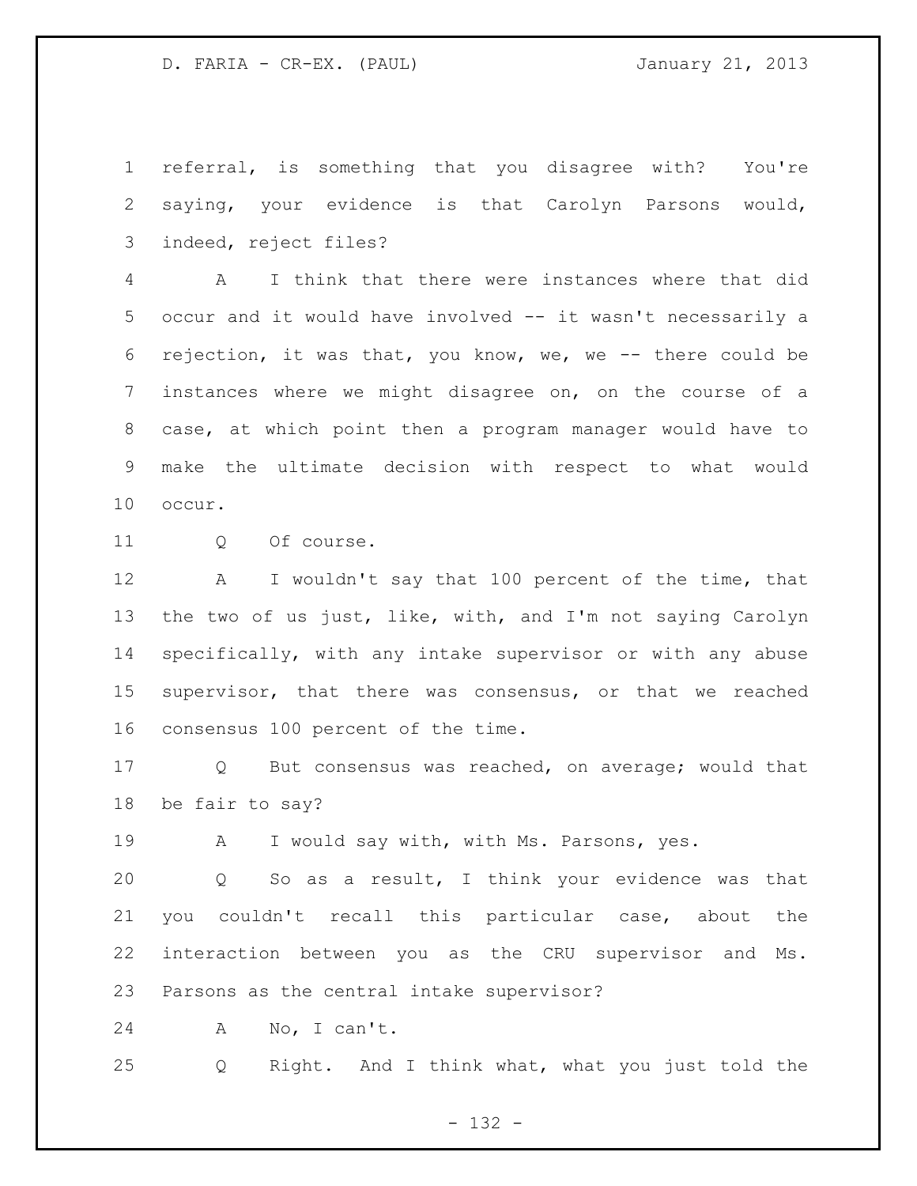referral, is something that you disagree with? You're saying, your evidence is that Carolyn Parsons would, indeed, reject files?

A I think that there were instances where that did occur and it would have involved -- it wasn't necessarily a rejection, it was that, you know, we, we -- there could be instances where we might disagree on, on the course of a case, at which point then a program manager would have to make the ultimate decision with respect to what would occur.

Q Of course.

A I wouldn't say that 100 percent of the time, that the two of us just, like, with, and I'm not saying Carolyn specifically, with any intake supervisor or with any abuse supervisor, that there was consensus, or that we reached consensus 100 percent of the time.

Q But consensus was reached, on average; would that be fair to say?

A I would say with, with Ms. Parsons, yes.

Q So as a result, I think your evidence was that you couldn't recall this particular case, about the interaction between you as the CRU supervisor and Ms. Parsons as the central intake supervisor?

A No, I can't.

Q Right. And I think what, what you just told the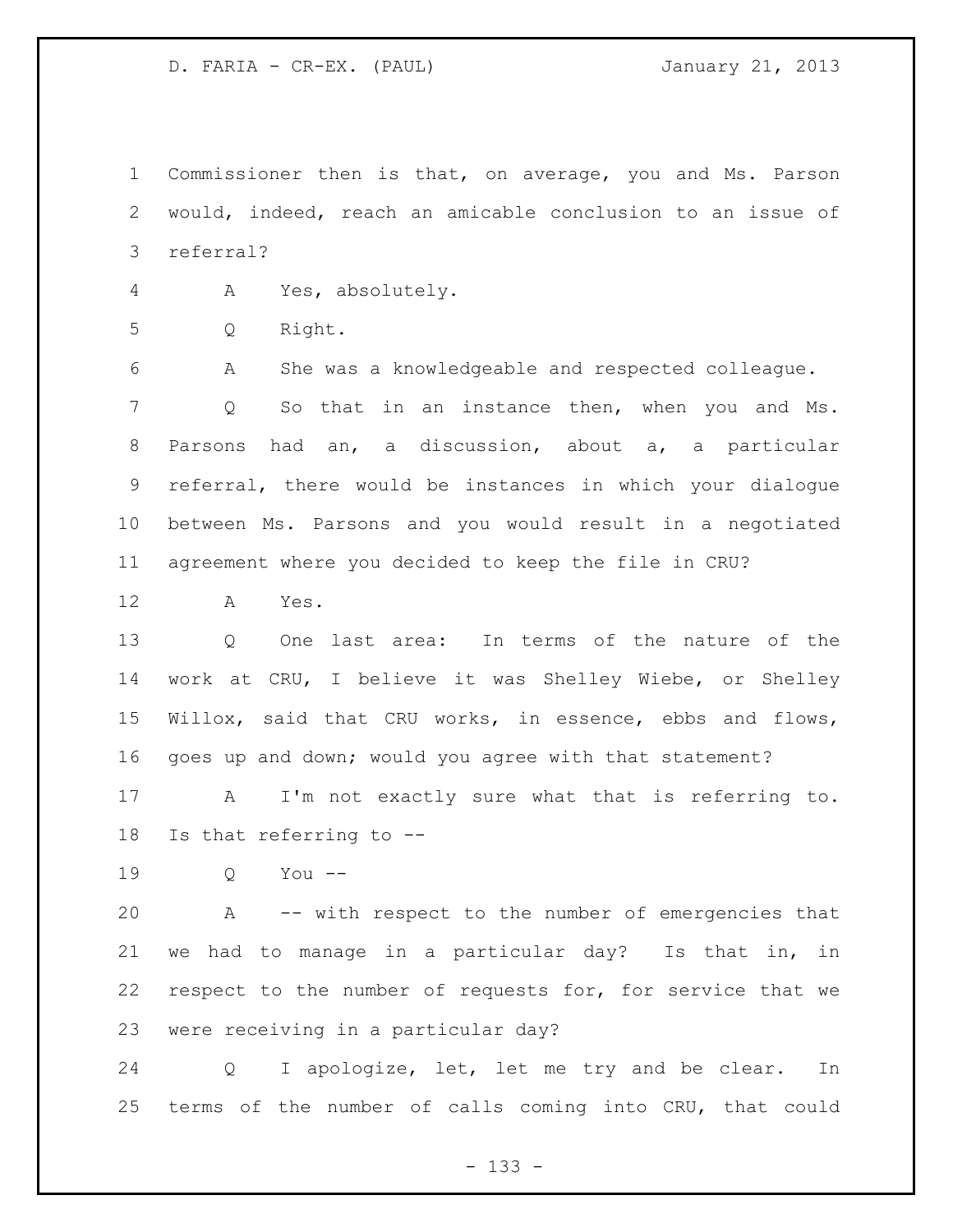Commissioner then is that, on average, you and Ms. Parson would, indeed, reach an amicable conclusion to an issue of referral?

A Yes, absolutely.

Q Right.

A She was a knowledgeable and respected colleague.

Q So that in an instance then, when you and Ms. Parsons had an, a discussion, about a, a particular referral, there would be instances in which your dialogue between Ms. Parsons and you would result in a negotiated agreement where you decided to keep the file in CRU?

A Yes.

Q One last area: In terms of the nature of the work at CRU, I believe it was Shelley Wiebe, or Shelley Willox, said that CRU works, in essence, ebbs and flows, goes up and down; would you agree with that statement?

A I'm not exactly sure what that is referring to. Is that referring to --

Q You --

A -- with respect to the number of emergencies that we had to manage in a particular day? Is that in, in respect to the number of requests for, for service that we were receiving in a particular day?

Q I apologize, let, let me try and be clear. In terms of the number of calls coming into CRU, that could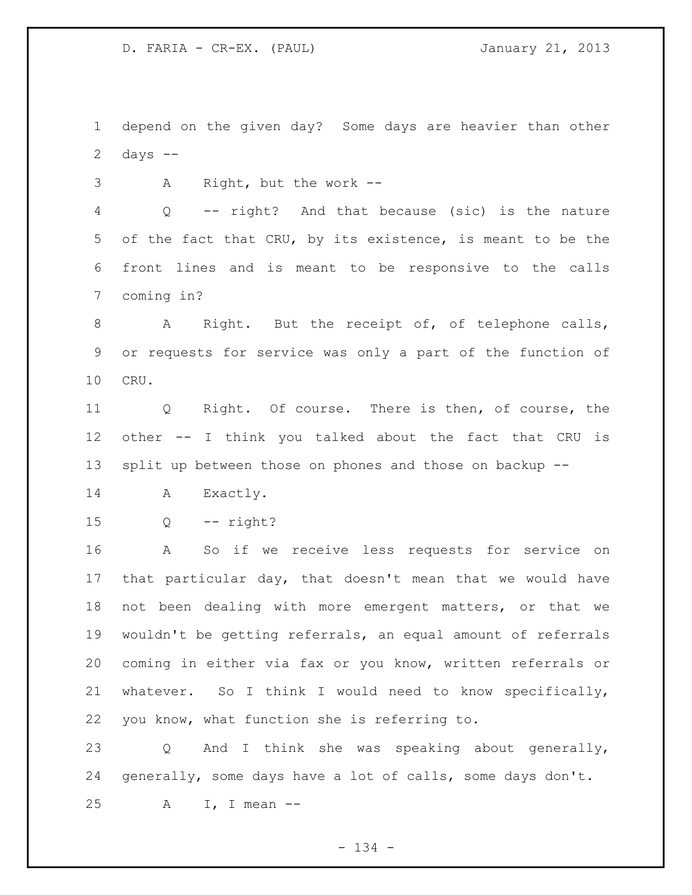depend on the given day? Some days are heavier than other days --

A Right, but the work --

Q -- right? And that because (sic) is the nature of the fact that CRU, by its existence, is meant to be the front lines and is meant to be responsive to the calls coming in?

A Right. But the receipt of, of telephone calls, or requests for service was only a part of the function of CRU.

Q Right. Of course. There is then, of course, the other -- I think you talked about the fact that CRU is split up between those on phones and those on backup --

A Exactly.

Q -- right?

A So if we receive less requests for service on that particular day, that doesn't mean that we would have not been dealing with more emergent matters, or that we wouldn't be getting referrals, an equal amount of referrals coming in either via fax or you know, written referrals or whatever. So I think I would need to know specifically, you know, what function she is referring to.

Q And I think she was speaking about generally, generally, some days have a lot of calls, some days don't.

A I, I mean --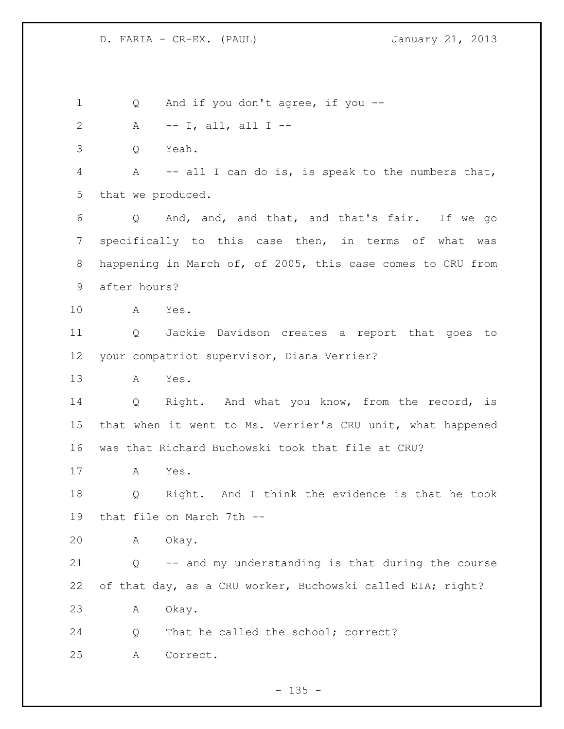Q And if you don't agree, if you --

A -- I, all, all I --

Q Yeah.

A -- all I can do is, is speak to the numbers that, that we produced.

Q And, and, and that, and that's fair. If we go specifically to this case then, in terms of what was happening in March of, of 2005, this case comes to CRU from after hours?

A Yes.

Q Jackie Davidson creates a report that goes to your compatriot supervisor, Diana Verrier?

A Yes.

Q Right. And what you know, from the record, is that when it went to Ms. Verrier's CRU unit, what happened was that Richard Buchowski took that file at CRU?

A Yes.

Q Right. And I think the evidence is that he took that file on March 7th --

A Okay.

Q -- and my understanding is that during the course of that day, as a CRU worker, Buchowski called EIA; right?

A Okay.

Q That he called the school; correct?

A Correct.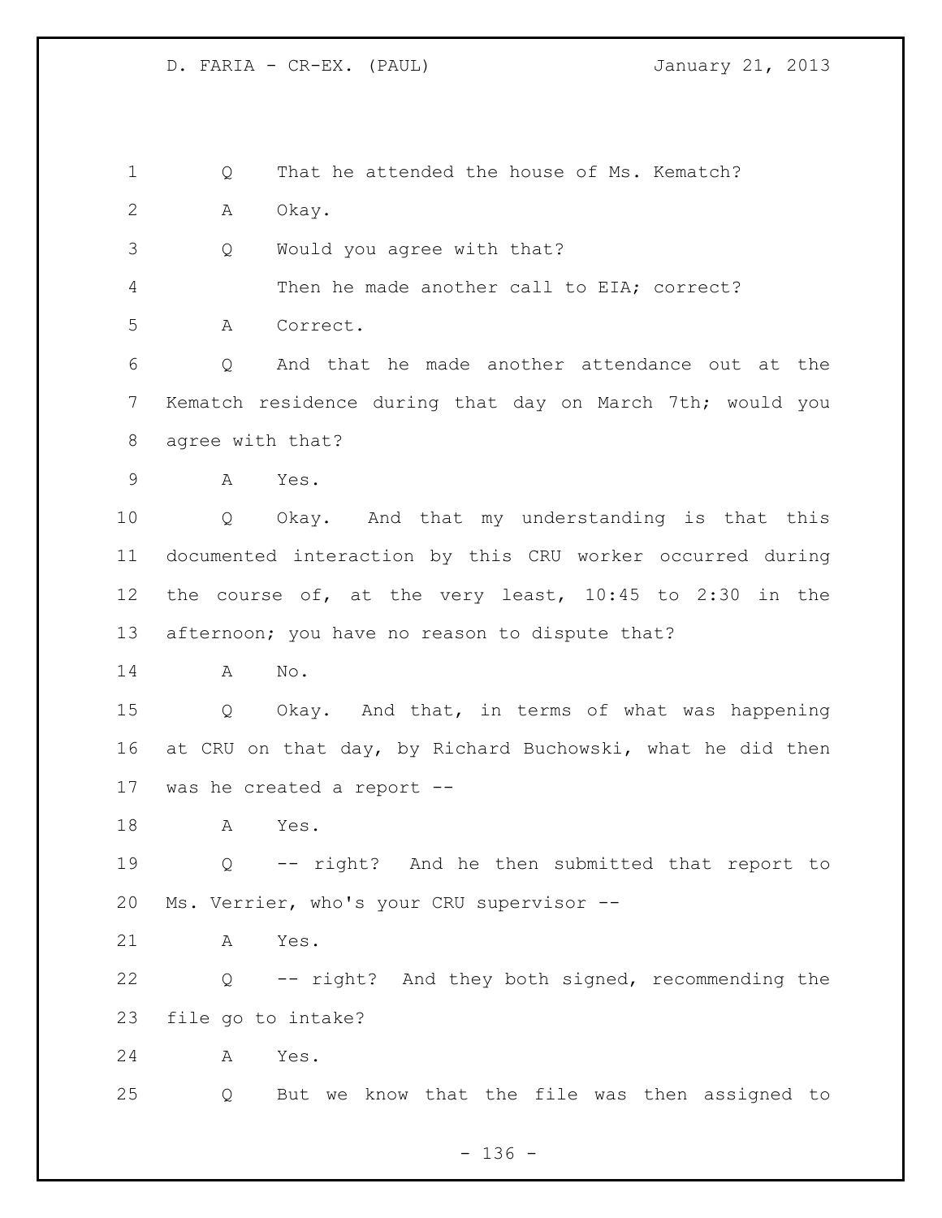Q That he attended the house of Ms. Kematch?

A Okay.

Q Would you agree with that?

Then he made another call to EIA; correct?

A Correct.

Q And that he made another attendance out at the Kematch residence during that day on March 7th; would you agree with that?

A Yes.

Q Okay. And that my understanding is that this documented interaction by this CRU worker occurred during the course of, at the very least, 10:45 to 2:30 in the afternoon; you have no reason to dispute that?

A No.

Q Okay. And that, in terms of what was happening at CRU on that day, by Richard Buchowski, what he did then was he created a report --

A Yes.

Q -- right? And he then submitted that report to Ms. Verrier, who's your CRU supervisor --

A Yes.

Q -- right? And they both signed, recommending the file go to intake?

A Yes.

Q But we know that the file was then assigned to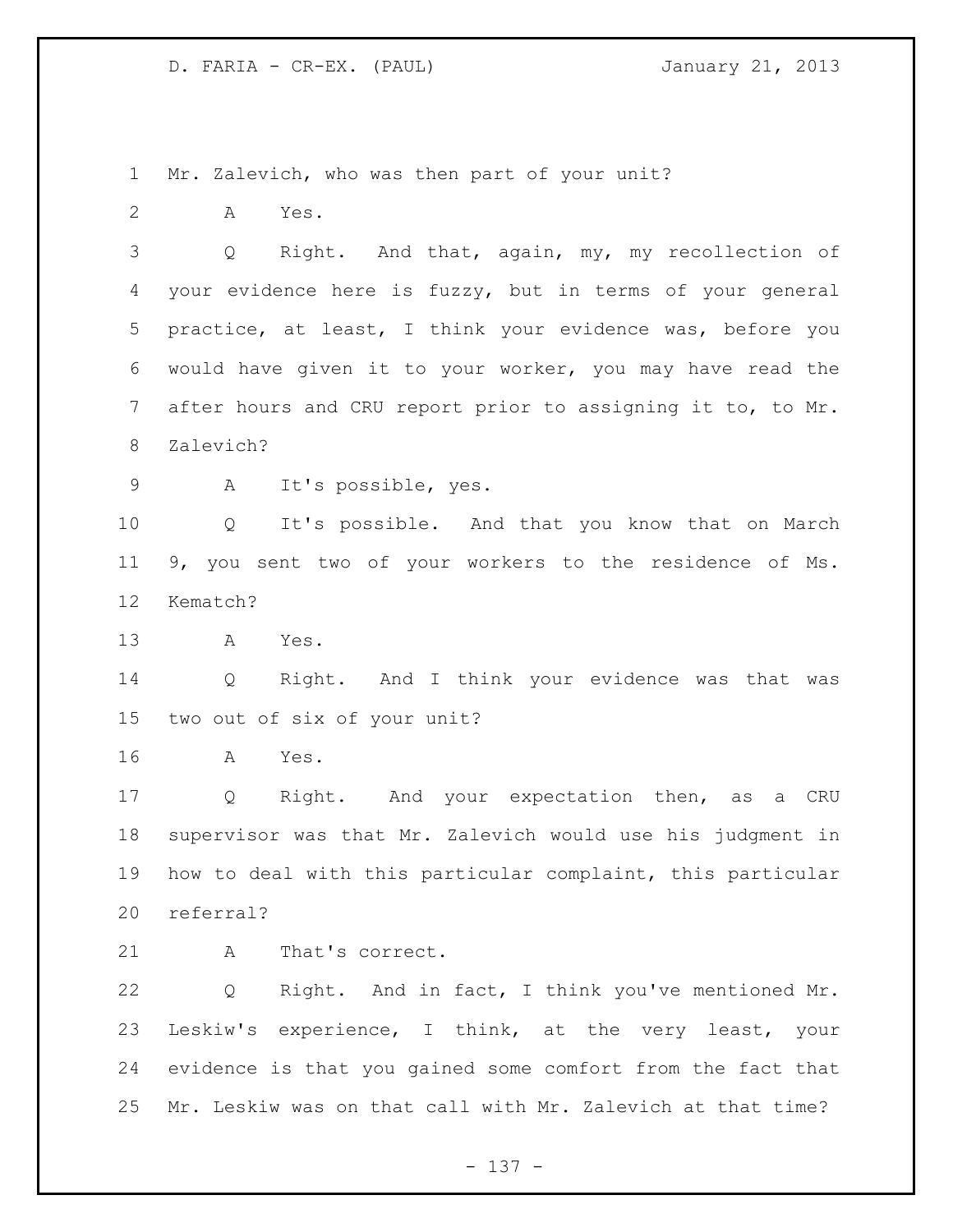Mr. Zalevich, who was then part of your unit?

A Yes.

Q Right. And that, again, my, my recollection of your evidence here is fuzzy, but in terms of your general practice, at least, I think your evidence was, before you would have given it to your worker, you may have read the after hours and CRU report prior to assigning it to, to Mr. Zalevich?

A It's possible, yes.

Q It's possible. And that you know that on March 9, you sent two of your workers to the residence of Ms. Kematch?

A Yes.

Q Right. And I think your evidence was that was two out of six of your unit?

A Yes.

Q Right. And your expectation then, as a CRU supervisor was that Mr. Zalevich would use his judgment in how to deal with this particular complaint, this particular referral?

A That's correct.

Q Right. And in fact, I think you've mentioned Mr. Leskiw's experience, I think, at the very least, your evidence is that you gained some comfort from the fact that Mr. Leskiw was on that call with Mr. Zalevich at that time?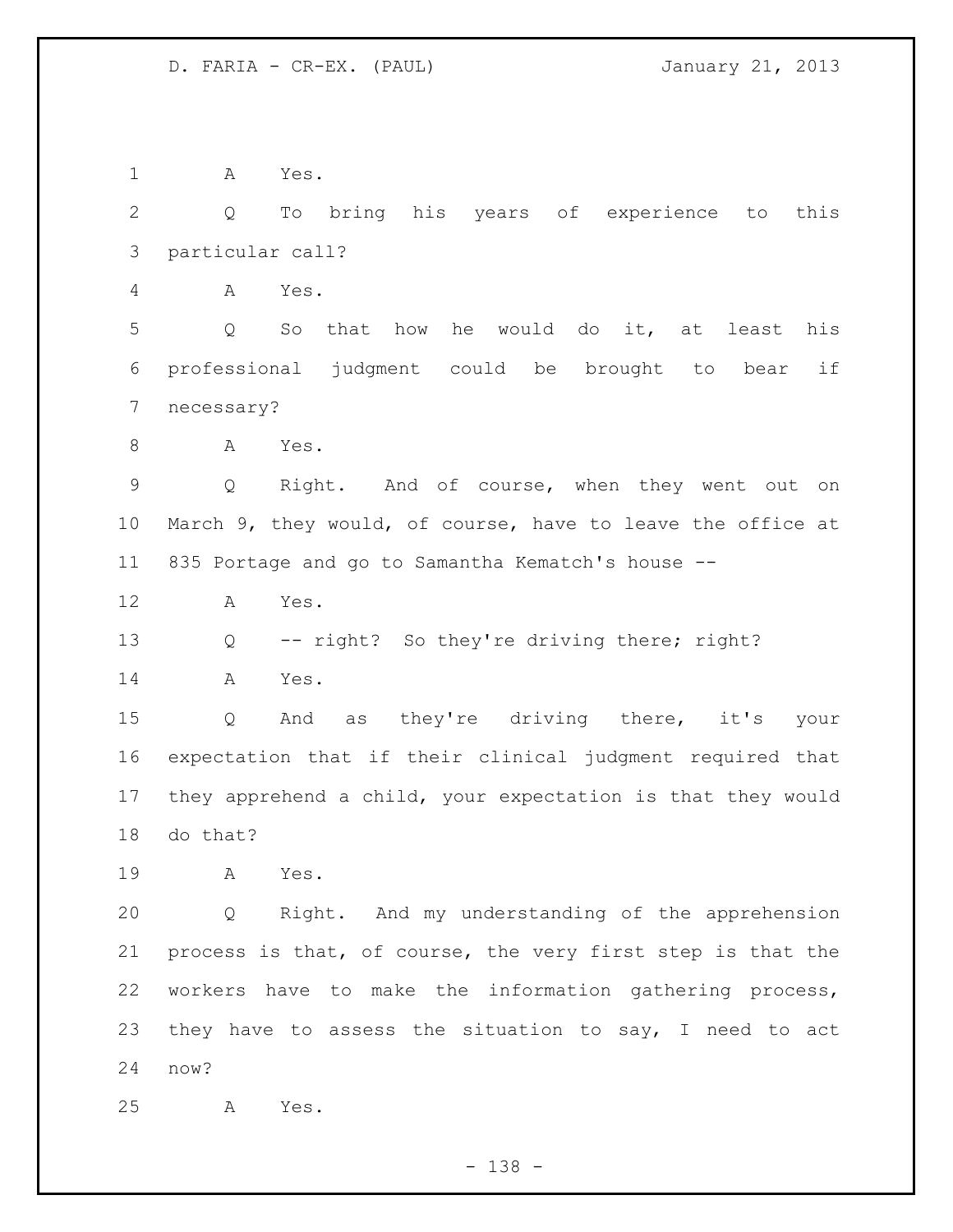A Yes.

Q To bring his years of experience to this particular call?

A Yes.

Q So that how he would do it, at least his professional judgment could be brought to bear if necessary?

A Yes.

Q Right. And of course, when they went out on March 9, they would, of course, have to leave the office at 835 Portage and go to Samantha Kematch's house --

A Yes.

Q -- right? So they're driving there; right?

A Yes.

Q And as they're driving there, it's your expectation that if their clinical judgment required that they apprehend a child, your expectation is that they would do that?

A Yes.

Q Right. And my understanding of the apprehension process is that, of course, the very first step is that the workers have to make the information gathering process, they have to assess the situation to say, I need to act now?

A Yes.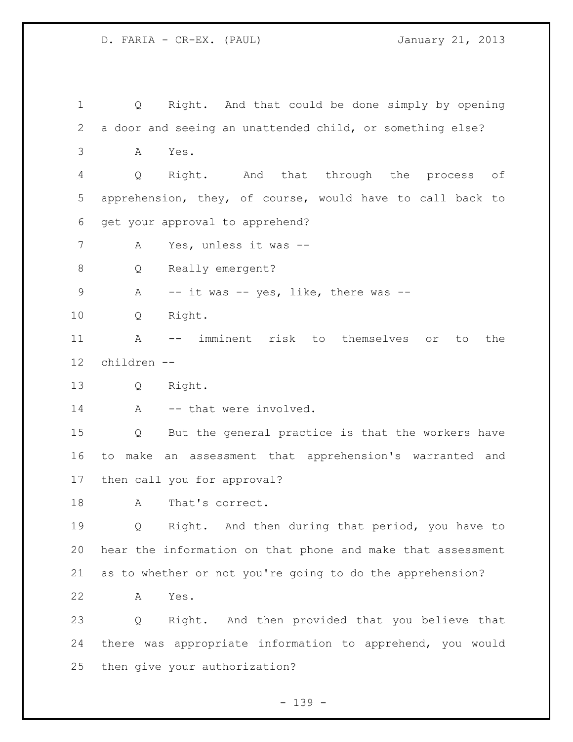Q Right. And that could be done simply by opening a door and seeing an unattended child, or something else?

A Yes.

Q Right. And that through the process of apprehension, they, of course, would have to call back to get your approval to apprehend?

A Yes, unless it was --

Q Really emergent?

A -- it was -- yes, like, there was --

Q Right.

A -- imminent risk to themselves or to the children --

Q Right.

A -- that were involved.

Q But the general practice is that the workers have to make an assessment that apprehension's warranted and then call you for approval?

A That's correct.

Q Right. And then during that period, you have to hear the information on that phone and make that assessment as to whether or not you're going to do the apprehension?

A Yes.

Q Right. And then provided that you believe that there was appropriate information to apprehend, you would then give your authorization?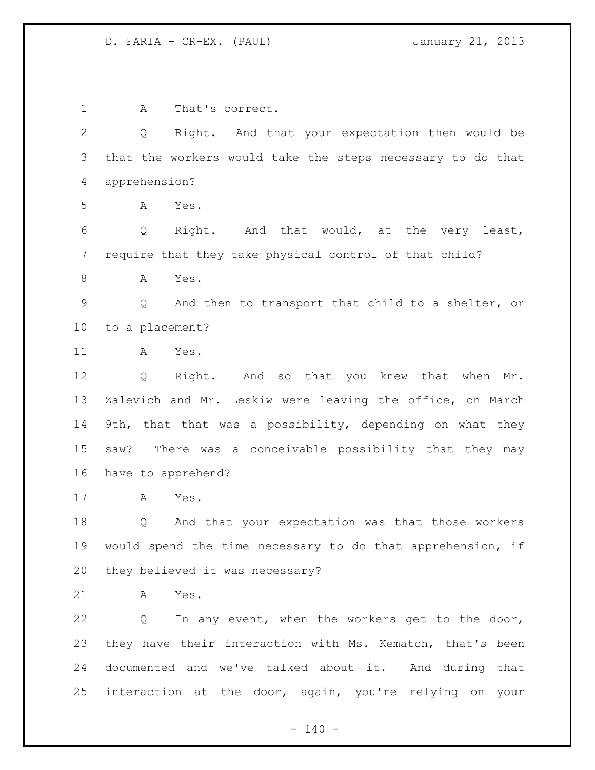A That's correct.

Q Right. And that your expectation then would be that the workers would take the steps necessary to do that apprehension?

A Yes.

Q Right. And that would, at the very least, require that they take physical control of that child?

A Yes.

Q And then to transport that child to a shelter, or to a placement?

A Yes.

Q Right. And so that you knew that when Mr. Zalevich and Mr. Leskiw were leaving the office, on March 9th, that that was a possibility, depending on what they saw? There was a conceivable possibility that they may have to apprehend?

A Yes.

Q And that your expectation was that those workers would spend the time necessary to do that apprehension, if they believed it was necessary?

A Yes.

Q In any event, when the workers get to the door, they have their interaction with Ms. Kematch, that's been documented and we've talked about it. And during that interaction at the door, again, you're relying on your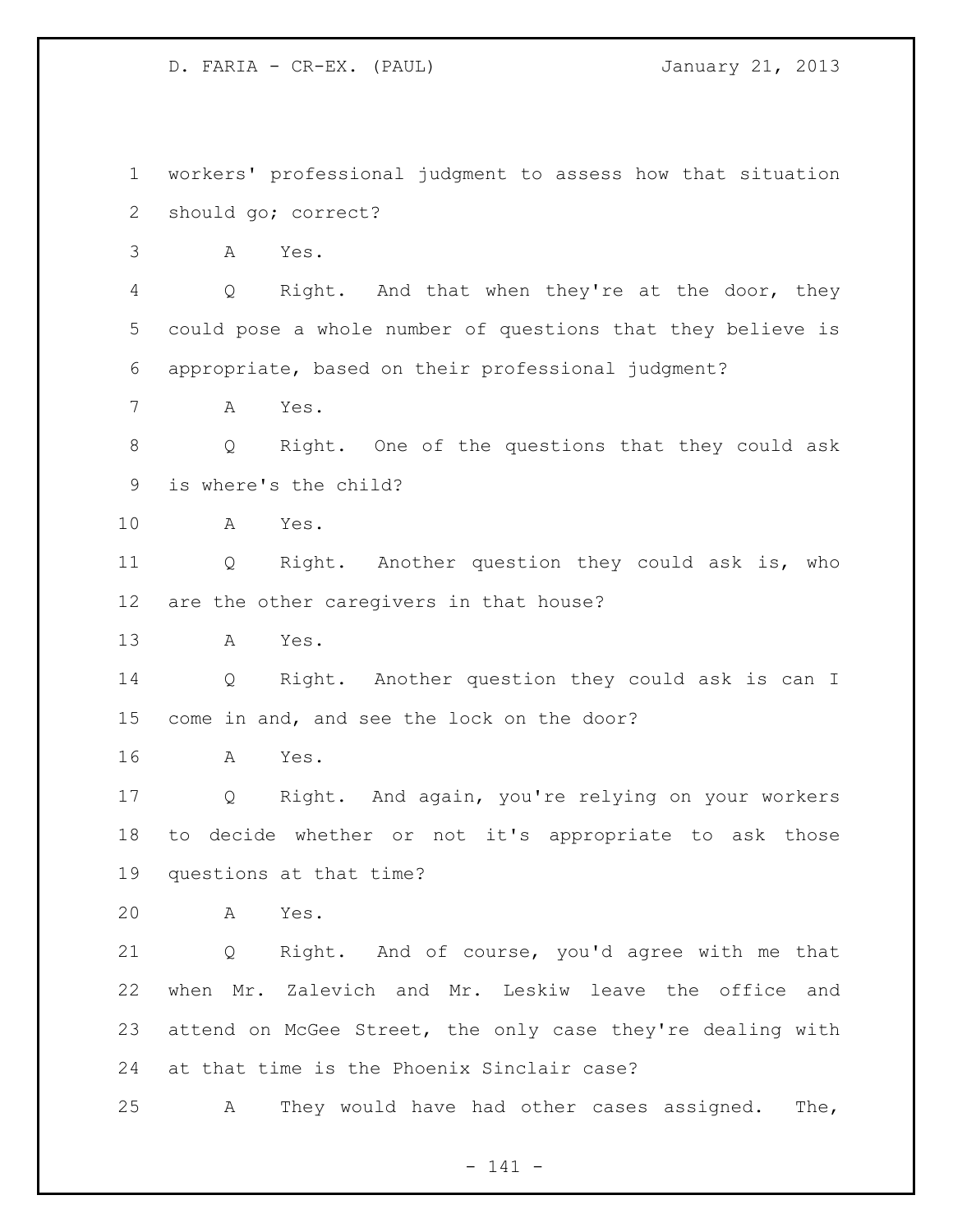workers' professional judgment to assess how that situation should go; correct?

A Yes.

Q Right. And that when they're at the door, they could pose a whole number of questions that they believe is appropriate, based on their professional judgment?

A Yes.

Q Right. One of the questions that they could ask is where's the child?

A Yes.

Q Right. Another question they could ask is, who are the other caregivers in that house?

A Yes.

Q Right. Another question they could ask is can I come in and, and see the lock on the door?

A Yes.

Q Right. And again, you're relying on your workers to decide whether or not it's appropriate to ask those questions at that time?

A Yes.

Q Right. And of course, you'd agree with me that when Mr. Zalevich and Mr. Leskiw leave the office and attend on McGee Street, the only case they're dealing with at that time is the Phoenix Sinclair case?

A They would have had other cases assigned. The,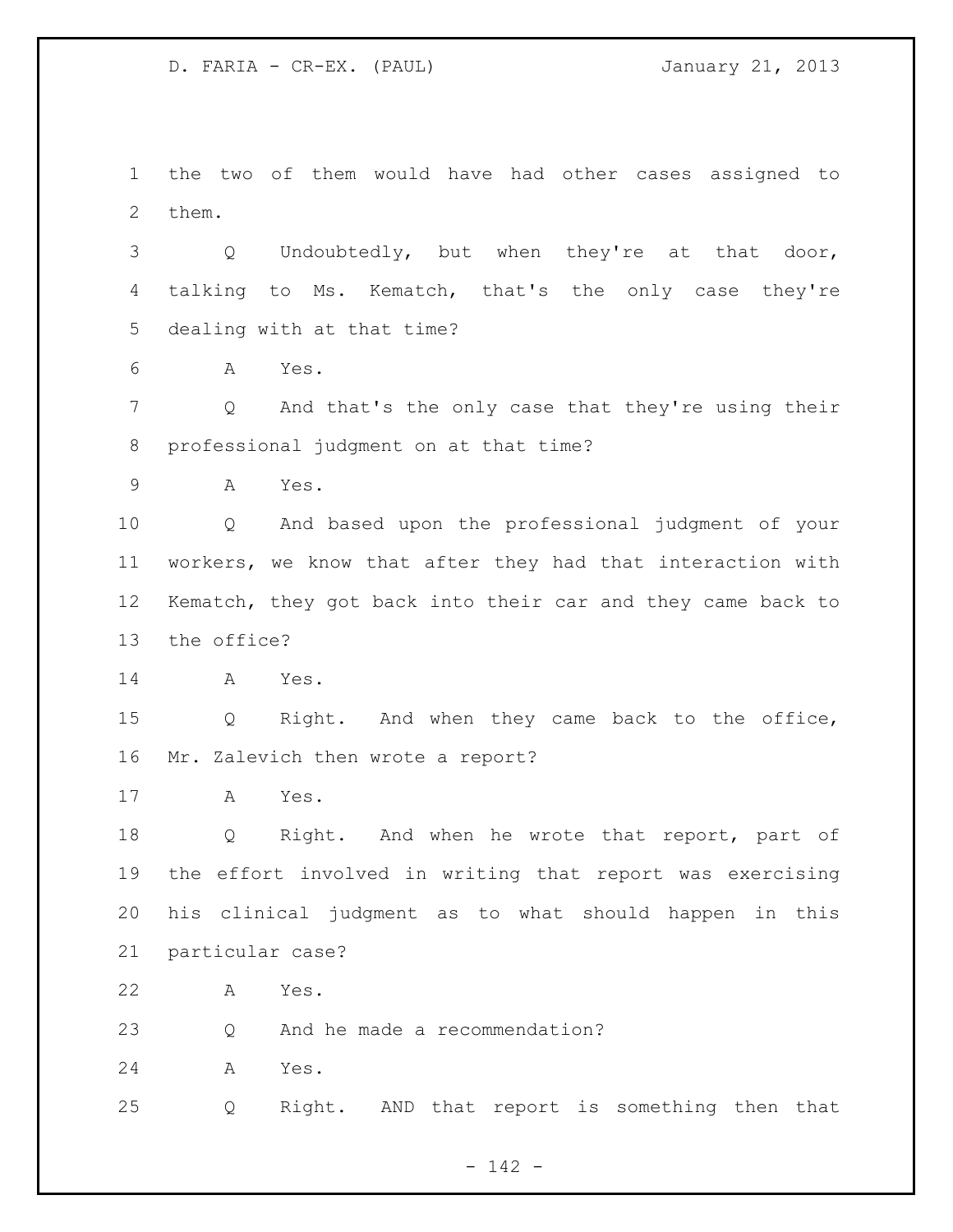the two of them would have had other cases assigned to them.

Q Undoubtedly, but when they're at that door, talking to Ms. Kematch, that's the only case they're dealing with at that time?

A Yes.

Q And that's the only case that they're using their professional judgment on at that time?

A Yes.

Q And based upon the professional judgment of your workers, we know that after they had that interaction with Kematch, they got back into their car and they came back to the office?

A Yes.

Q Right. And when they came back to the office, Mr. Zalevich then wrote a report?

A Yes.

Q Right. And when he wrote that report, part of the effort involved in writing that report was exercising his clinical judgment as to what should happen in this particular case?

A Yes.

Q And he made a recommendation?

A Yes.

Q Right. AND that report is something then that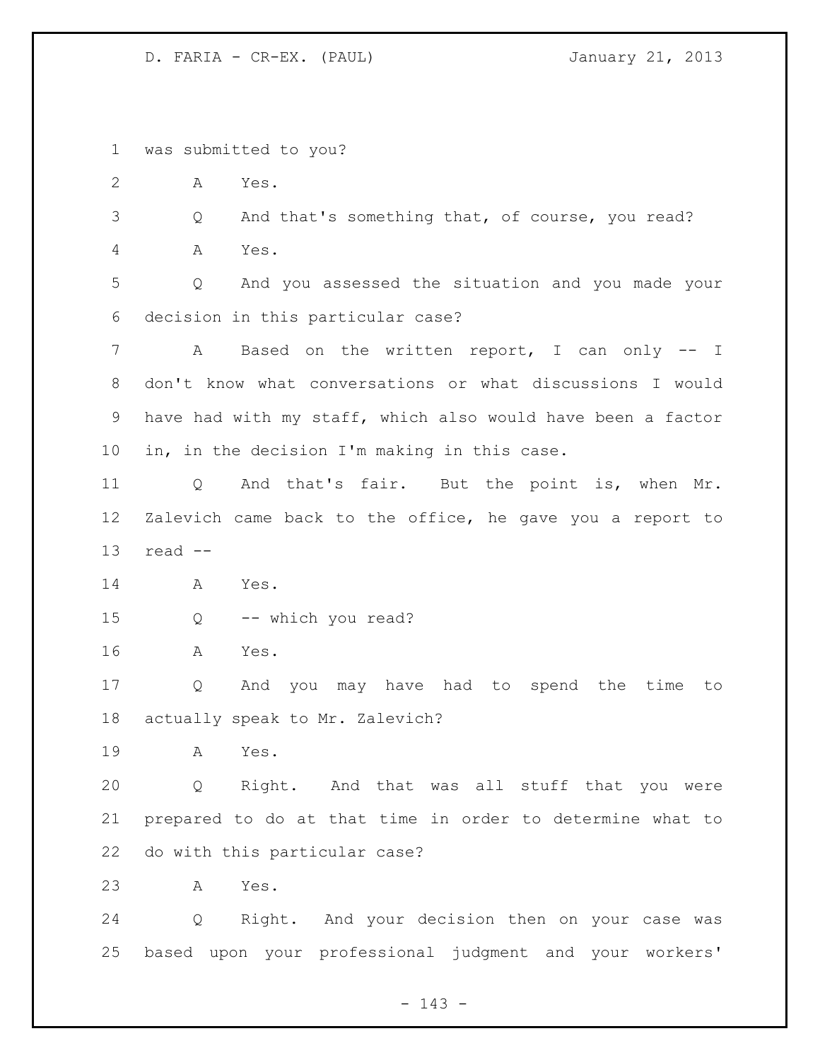was submitted to you?

A Yes.

Q And that's something that, of course, you read?

A Yes.

Q And you assessed the situation and you made your decision in this particular case?

A Based on the written report, I can only -- I don't know what conversations or what discussions I would have had with my staff, which also would have been a factor in, in the decision I'm making in this case.

Q And that's fair. But the point is, when Mr. Zalevich came back to the office, he gave you a report to read --

A Yes.

Q -- which you read?

A Yes.

Q And you may have had to spend the time to actually speak to Mr. Zalevich?

A Yes.

Q Right. And that was all stuff that you were prepared to do at that time in order to determine what to do with this particular case?

A Yes.

Q Right. And your decision then on your case was based upon your professional judgment and your workers'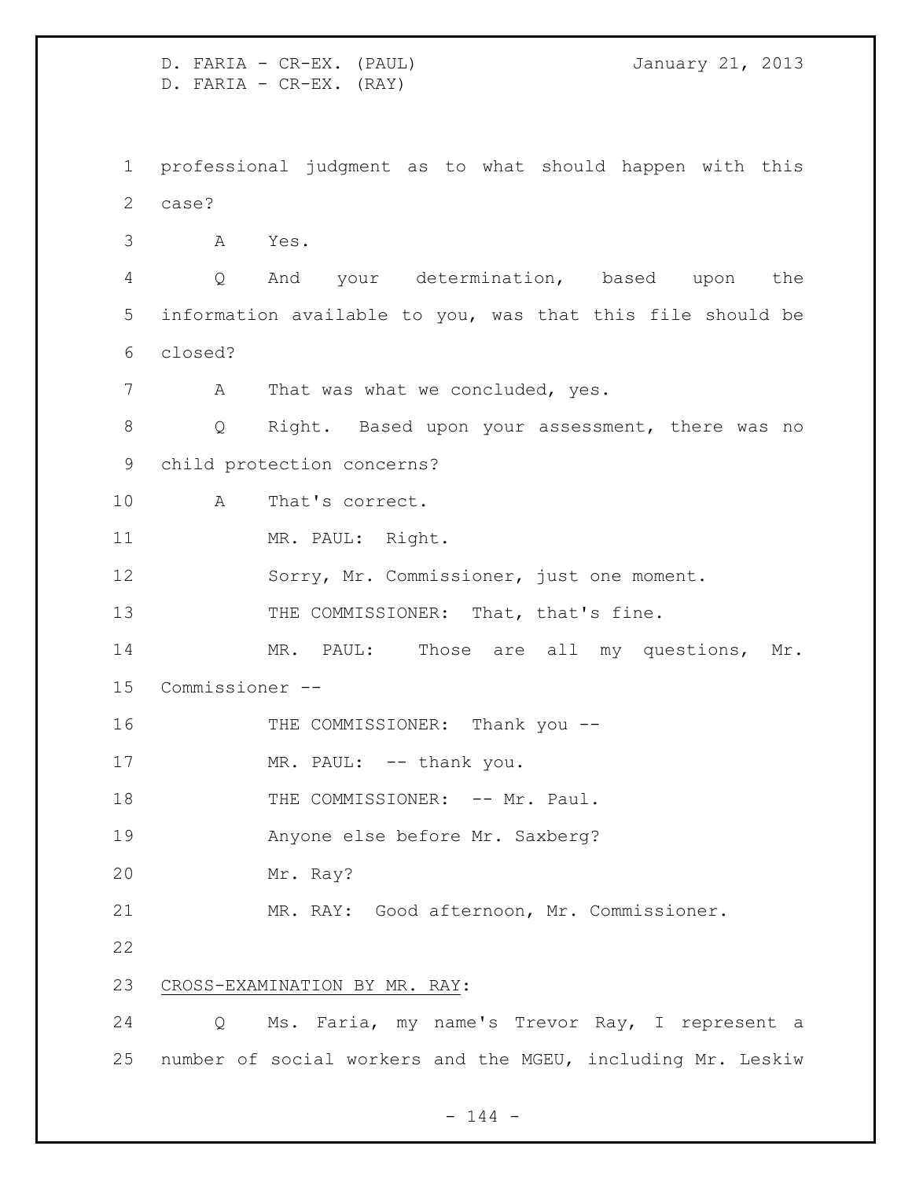professional judgment as to what should happen with this case?

A Yes.

Q And your determination, based upon the information available to you, was that this file should be closed?

A That was what we concluded, yes.

Q Right. Based upon your assessment, there was no child protection concerns?

A That's correct.

MR. PAUL: Right.

Sorry, Mr. Commissioner, just one moment.

THE COMMISSIONER: That, that's fine.

MR. PAUL: Those are all my questions, Mr. Commissioner --

THE COMMISSIONER: Thank you --

MR. PAUL: -- thank you.

THE COMMISSIONER: -- Mr. Paul.

Anyone else before Mr. Saxberg?

Mr. Ray?

MR. RAY: Good afternoon, Mr. Commissioner.

CROSS-EXAMINATION BY MR. RAY:

Q Ms. Faria, my name's Trevor Ray, I represent a number of social workers and the MGEU, including Mr. Leskiw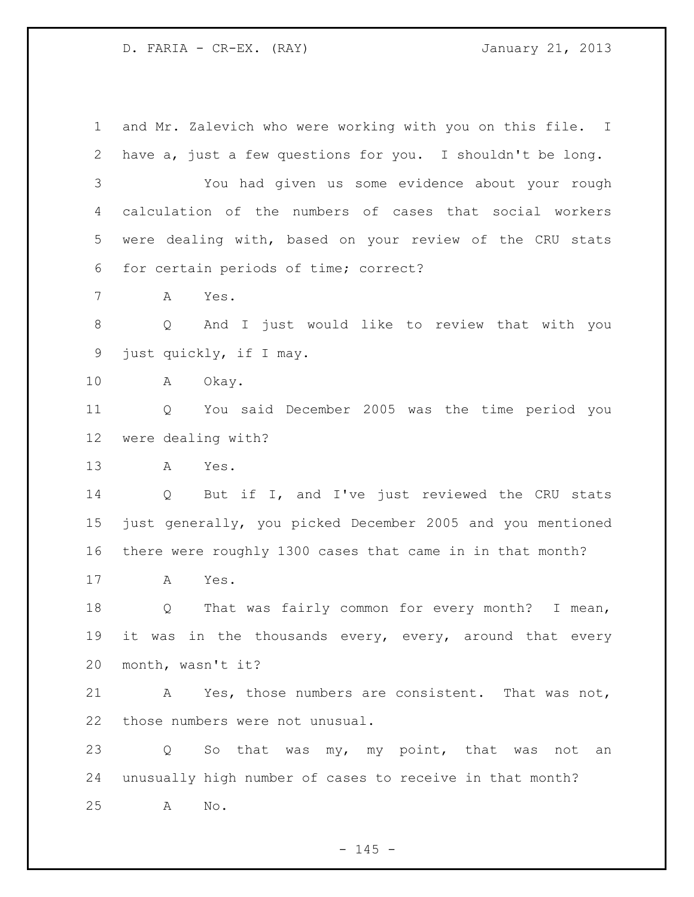and Mr. Zalevich who were working with you on this file. I have a, just a few questions for you. I shouldn't be long.

You had given us some evidence about your rough calculation of the numbers of cases that social workers were dealing with, based on your review of the CRU stats for certain periods of time; correct?

A Yes.

Q And I just would like to review that with you just quickly, if I may.

A Okay.

Q You said December 2005 was the time period you were dealing with?

A Yes.

Q But if I, and I've just reviewed the CRU stats just generally, you picked December 2005 and you mentioned there were roughly 1300 cases that came in in that month?

A Yes.

Q That was fairly common for every month? I mean, it was in the thousands every, every, around that every month, wasn't it?

A Yes, those numbers are consistent. That was not, those numbers were not unusual.

Q So that was my, my point, that was not an unusually high number of cases to receive in that month?

A No.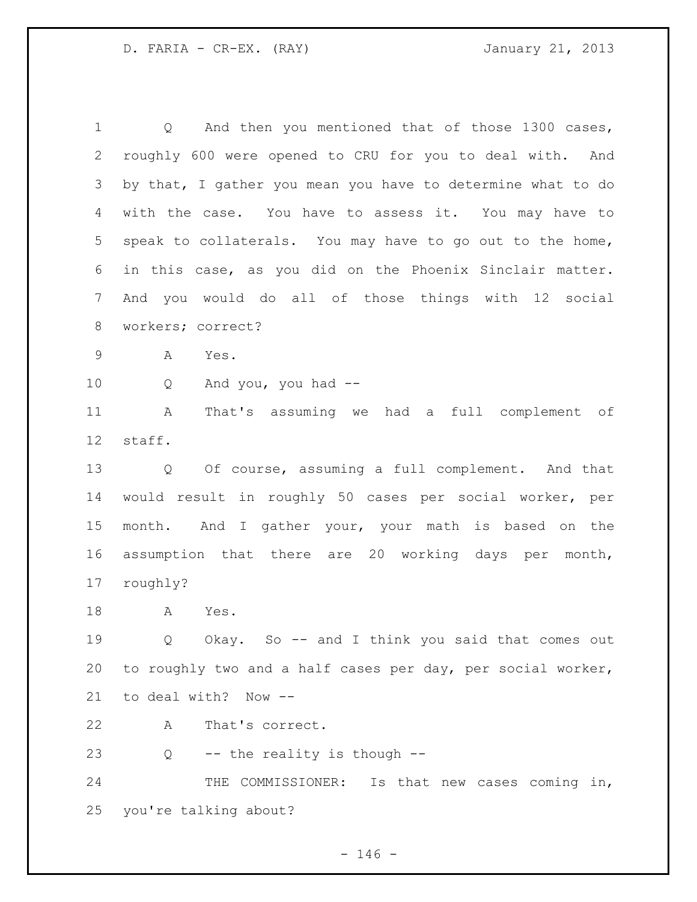Q And then you mentioned that of those 1300 cases, roughly 600 were opened to CRU for you to deal with. And by that, I gather you mean you have to determine what to do with the case. You have to assess it. You may have to speak to collaterals. You may have to go out to the home, in this case, as you did on the Phoenix Sinclair matter. And you would do all of those things with 12 social workers; correct?

A Yes.

Q And you, you had --

A That's assuming we had a full complement of staff.

Q Of course, assuming a full complement. And that would result in roughly 50 cases per social worker, per month. And I gather your, your math is based on the assumption that there are 20 working days per month, roughly?

A Yes.

Q Okay. So -- and I think you said that comes out to roughly two and a half cases per day, per social worker, to deal with? Now --

A That's correct.

Q -- the reality is though --

THE COMMISSIONER: Is that new cases coming in, you're talking about?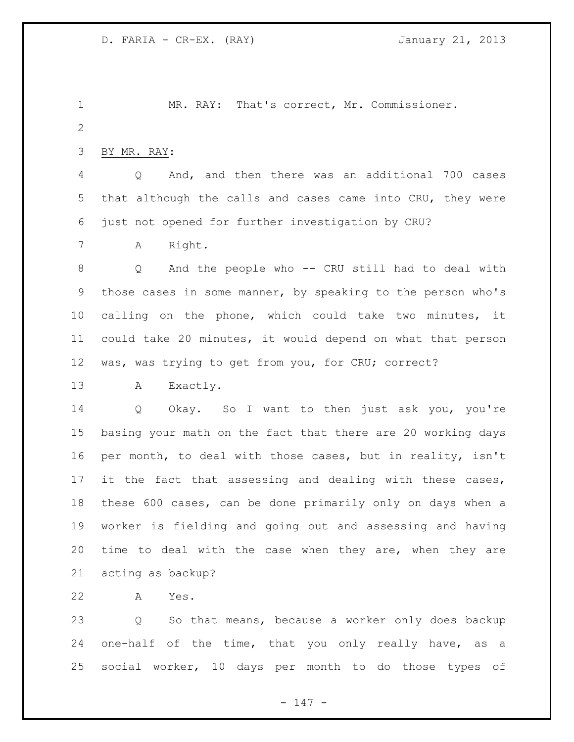MR. RAY: That's correct, Mr. Commissioner.

BY MR. RAY:

Q And, and then there was an additional 700 cases that although the calls and cases came into CRU, they were just not opened for further investigation by CRU?

A Right.

Q And the people who -- CRU still had to deal with those cases in some manner, by speaking to the person who's calling on the phone, which could take two minutes, it could take 20 minutes, it would depend on what that person was, was trying to get from you, for CRU; correct?

A Exactly.

Q Okay. So I want to then just ask you, you're basing your math on the fact that there are 20 working days per month, to deal with those cases, but in reality, isn't it the fact that assessing and dealing with these cases, these 600 cases, can be done primarily only on days when a worker is fielding and going out and assessing and having time to deal with the case when they are, when they are acting as backup?

A Yes.

Q So that means, because a worker only does backup one-half of the time, that you only really have, as a social worker, 10 days per month to do those types of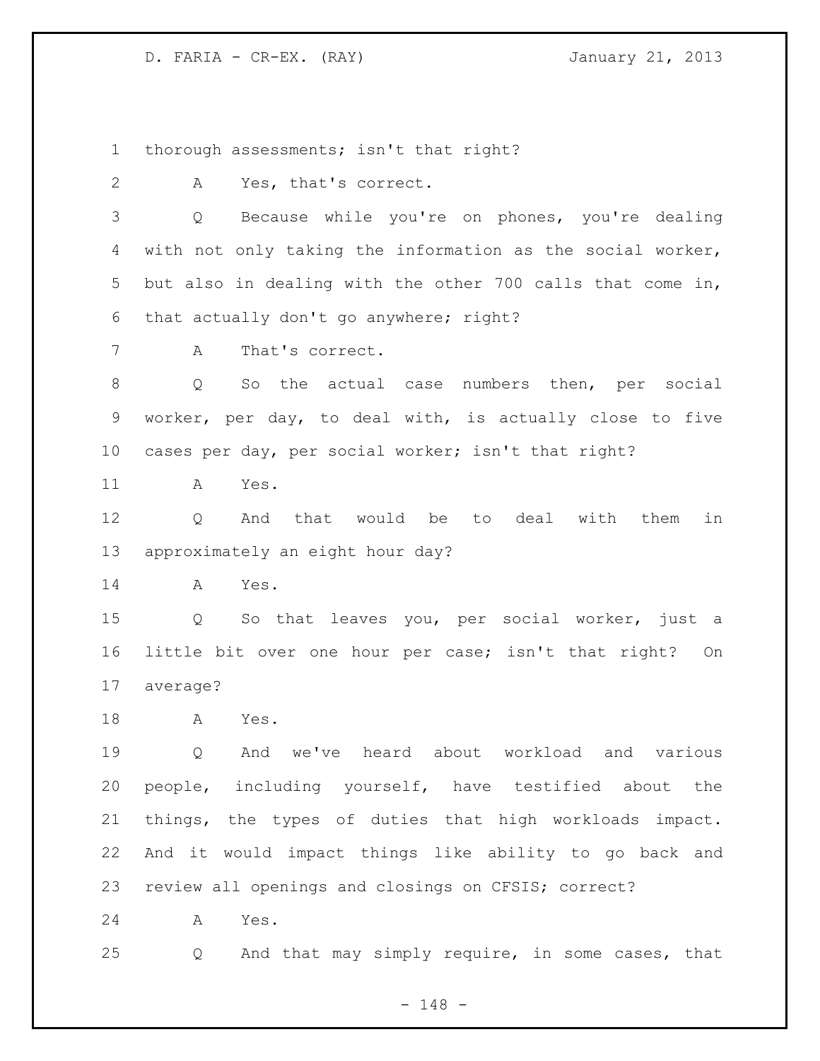thorough assessments; isn't that right?

A Yes, that's correct.

Q Because while you're on phones, you're dealing with not only taking the information as the social worker, but also in dealing with the other 700 calls that come in, that actually don't go anywhere; right?

A That's correct.

Q So the actual case numbers then, per social worker, per day, to deal with, is actually close to five cases per day, per social worker; isn't that right?

A Yes.

Q And that would be to deal with them in approximately an eight hour day?

A Yes.

Q So that leaves you, per social worker, just a little bit over one hour per case; isn't that right? On average?

A Yes.

Q And we've heard about workload and various people, including yourself, have testified about the things, the types of duties that high workloads impact. And it would impact things like ability to go back and review all openings and closings on CFSIS; correct?

A Yes.

Q And that may simply require, in some cases, that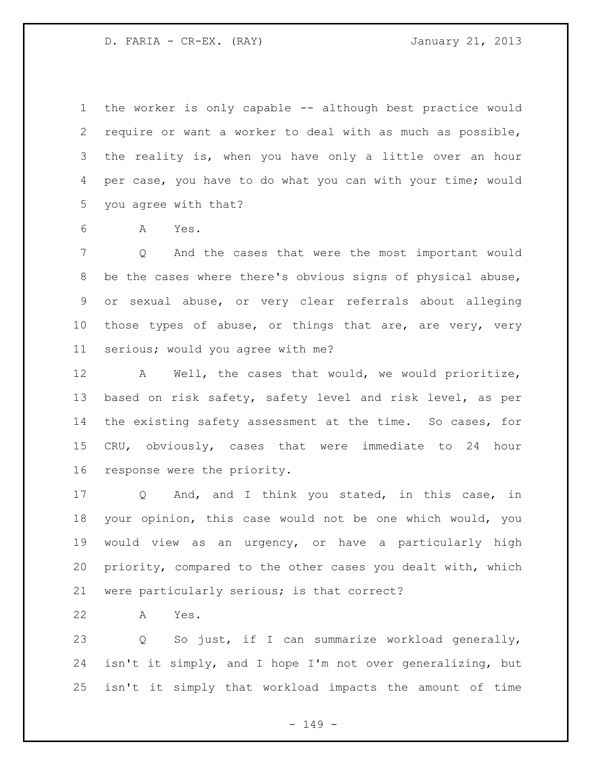the worker is only capable -- although best practice would require or want a worker to deal with as much as possible, the reality is, when you have only a little over an hour per case, you have to do what you can with your time; would you agree with that?

A Yes.

Q And the cases that were the most important would be the cases where there's obvious signs of physical abuse, or sexual abuse, or very clear referrals about alleging those types of abuse, or things that are, are very, very serious; would you agree with me?

A Well, the cases that would, we would prioritize, based on risk safety, safety level and risk level, as per the existing safety assessment at the time. So cases, for CRU, obviously, cases that were immediate to 24 hour response were the priority.

Q And, and I think you stated, in this case, in your opinion, this case would not be one which would, you would view as an urgency, or have a particularly high priority, compared to the other cases you dealt with, which were particularly serious; is that correct?

A Yes.

Q So just, if I can summarize workload generally, isn't it simply, and I hope I'm not over generalizing, but isn't it simply that workload impacts the amount of time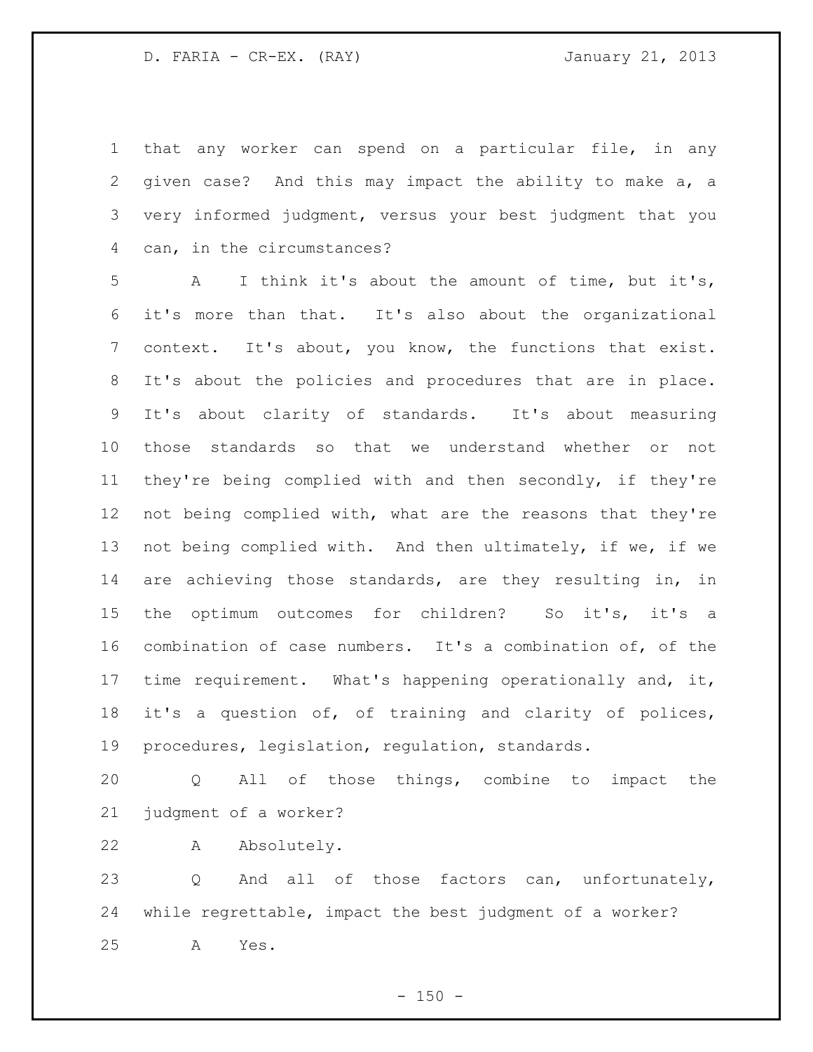that any worker can spend on a particular file, in any given case? And this may impact the ability to make a, a very informed judgment, versus your best judgment that you can, in the circumstances?

A I think it's about the amount of time, but it's, it's more than that. It's also about the organizational context. It's about, you know, the functions that exist. It's about the policies and procedures that are in place. It's about clarity of standards. It's about measuring those standards so that we understand whether or not they're being complied with and then secondly, if they're not being complied with, what are the reasons that they're not being complied with. And then ultimately, if we, if we are achieving those standards, are they resulting in, in the optimum outcomes for children? So it's, it's a combination of case numbers. It's a combination of, of the time requirement. What's happening operationally and, it, it's a question of, of training and clarity of polices, procedures, legislation, regulation, standards.

Q All of those things, combine to impact the judgment of a worker?

A Absolutely.

Q And all of those factors can, unfortunately, while regrettable, impact the best judgment of a worker?

A Yes.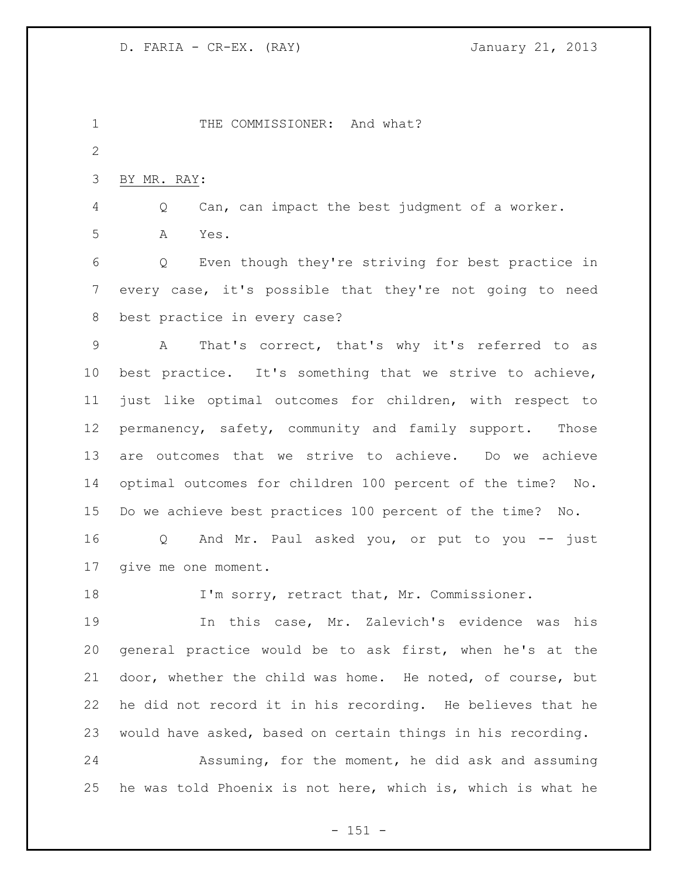THE COMMISSIONER: And what?

BY MR. RAY:

Q Can, can impact the best judgment of a worker.

A Yes.

Q Even though they're striving for best practice in every case, it's possible that they're not going to need best practice in every case?

A That's correct, that's why it's referred to as best practice. It's something that we strive to achieve, just like optimal outcomes for children, with respect to permanency, safety, community and family support. Those are outcomes that we strive to achieve. Do we achieve optimal outcomes for children 100 percent of the time? No. Do we achieve best practices 100 percent of the time? No.

Q And Mr. Paul asked you, or put to you -- just give me one moment.

I'm sorry, retract that, Mr. Commissioner.

In this case, Mr. Zalevich's evidence was his general practice would be to ask first, when he's at the door, whether the child was home. He noted, of course, but he did not record it in his recording. He believes that he would have asked, based on certain things in his recording.

Assuming, for the moment, he did ask and assuming he was told Phoenix is not here, which is, which is what he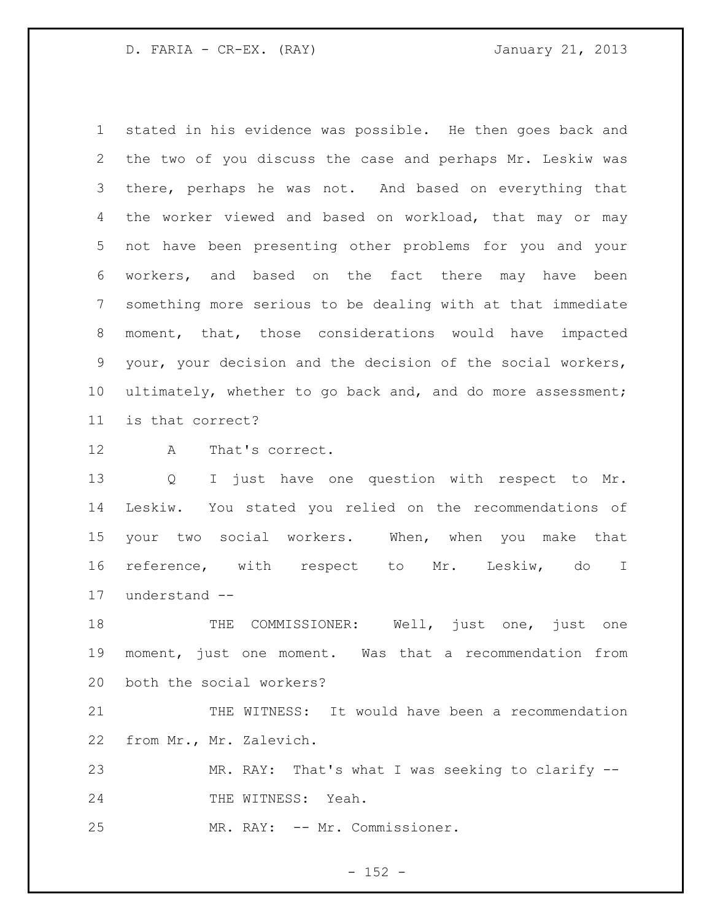stated in his evidence was possible. He then goes back and the two of you discuss the case and perhaps Mr. Leskiw was there, perhaps he was not. And based on everything that the worker viewed and based on workload, that may or may not have been presenting other problems for you and your workers, and based on the fact there may have been something more serious to be dealing with at that immediate moment, that, those considerations would have impacted your, your decision and the decision of the social workers, ultimately, whether to go back and, and do more assessment; is that correct?

A That's correct.

Q I just have one question with respect to Mr. Leskiw. You stated you relied on the recommendations of your two social workers. When, when you make that reference, with respect to Mr. Leskiw, do I understand --

THE COMMISSIONER: Well, just one, just one moment, just one moment. Was that a recommendation from both the social workers?

THE WITNESS: It would have been a recommendation from Mr., Mr. Zalevich.

MR. RAY: That's what I was seeking to clarify --

THE WITNESS: Yeah.

MR. RAY: -- Mr. Commissioner.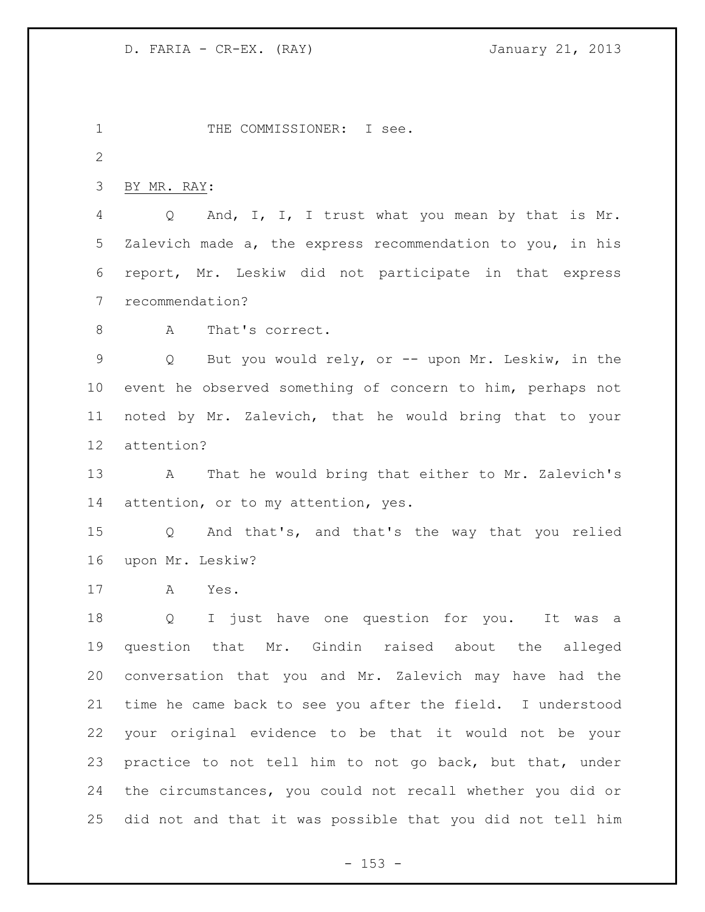THE COMMISSIONER: I see.

BY MR. RAY:

Q And, I, I, I trust what you mean by that is Mr. Zalevich made a, the express recommendation to you, in his report, Mr. Leskiw did not participate in that express recommendation?

A That's correct.

Q But you would rely, or -- upon Mr. Leskiw, in the event he observed something of concern to him, perhaps not noted by Mr. Zalevich, that he would bring that to your attention?

A That he would bring that either to Mr. Zalevich's attention, or to my attention, yes.

Q And that's, and that's the way that you relied upon Mr. Leskiw?

A Yes.

Q I just have one question for you. It was a question that Mr. Gindin raised about the alleged conversation that you and Mr. Zalevich may have had the time he came back to see you after the field. I understood your original evidence to be that it would not be your practice to not tell him to not go back, but that, under the circumstances, you could not recall whether you did or did not and that it was possible that you did not tell him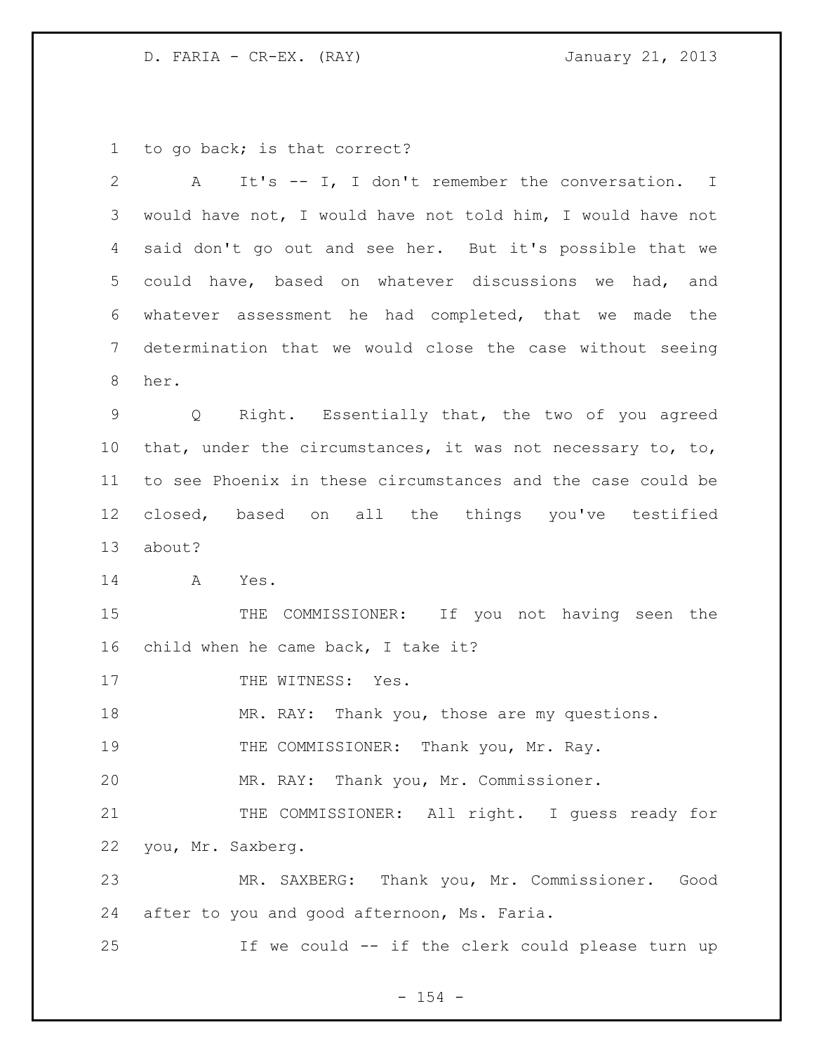to go back; is that correct?

A It's -- I, I don't remember the conversation. I would have not, I would have not told him, I would have not said don't go out and see her. But it's possible that we could have, based on whatever discussions we had, and whatever assessment he had completed, that we made the determination that we would close the case without seeing her.

Q Right. Essentially that, the two of you agreed that, under the circumstances, it was not necessary to, to, to see Phoenix in these circumstances and the case could be closed, based on all the things you've testified about?

A Yes.

THE COMMISSIONER: If you not having seen the child when he came back, I take it?

THE WITNESS: Yes.

MR. RAY: Thank you, those are my questions.

THE COMMISSIONER: Thank you, Mr. Ray.

MR. RAY: Thank you, Mr. Commissioner.

THE COMMISSIONER: All right. I guess ready for you, Mr. Saxberg.

MR. SAXBERG: Thank you, Mr. Commissioner. Good after to you and good afternoon, Ms. Faria.

If we could -- if the clerk could please turn up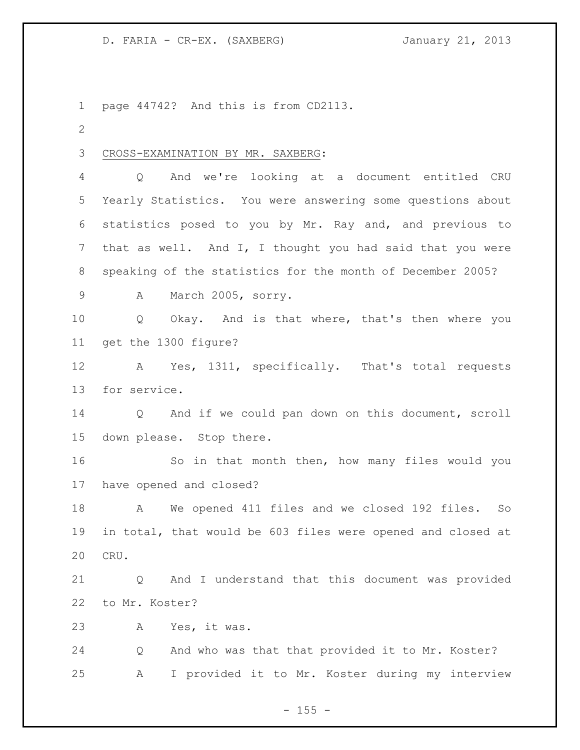page 44742? And this is from CD2113.

CROSS-EXAMINATION BY MR. SAXBERG:

Q And we're looking at a document entitled CRU Yearly Statistics. You were answering some questions about statistics posed to you by Mr. Ray and, and previous to that as well. And I, I thought you had said that you were speaking of the statistics for the month of December 2005?

A March 2005, sorry.

Q Okay. And is that where, that's then where you get the 1300 figure?

A Yes, 1311, specifically. That's total requests for service.

Q And if we could pan down on this document, scroll down please. Stop there.

So in that month then, how many files would you have opened and closed?

A We opened 411 files and we closed 192 files. So in total, that would be 603 files were opened and closed at CRU.

Q And I understand that this document was provided to Mr. Koster?

A Yes, it was.

Q And who was that that provided it to Mr. Koster?

A I provided it to Mr. Koster during my interview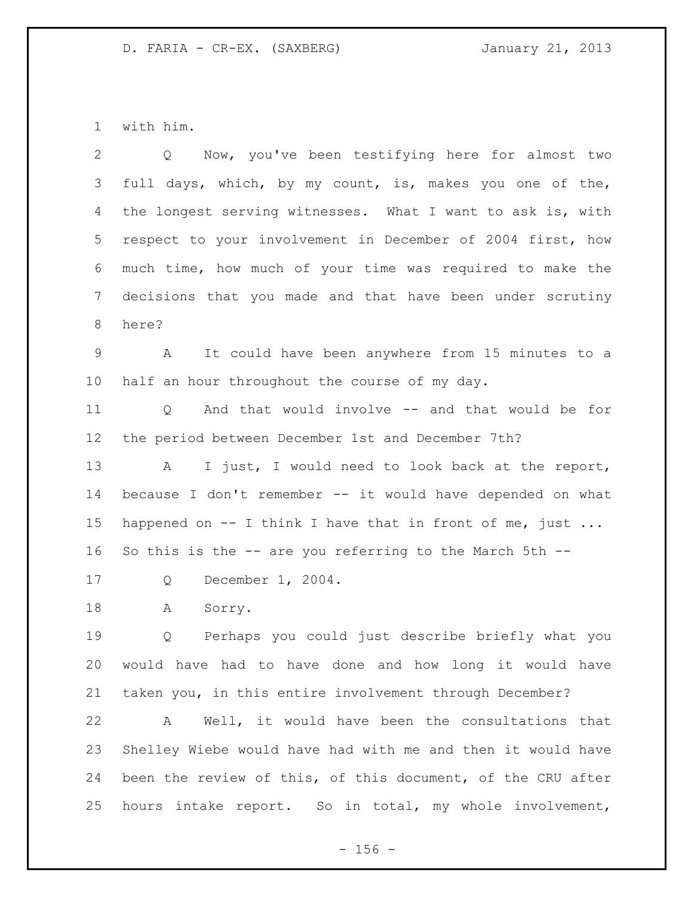with him.

Q Now, you've been testifying here for almost two full days, which, by my count, is, makes you one of the, the longest serving witnesses. What I want to ask is, with respect to your involvement in December of 2004 first, how much time, how much of your time was required to make the decisions that you made and that have been under scrutiny here?

A It could have been anywhere from 15 minutes to a half an hour throughout the course of my day.

Q And that would involve -- and that would be for the period between December 1st and December 7th?

A I just, I would need to look back at the report, because I don't remember -- it would have depended on what happened on -- I think I have that in front of me, just ... So this is the -- are you referring to the March 5th --

Q December 1, 2004.

A Sorry.

Q Perhaps you could just describe briefly what you would have had to have done and how long it would have taken you, in this entire involvement through December?

A Well, it would have been the consultations that Shelley Wiebe would have had with me and then it would have been the review of this, of this document, of the CRU after hours intake report. So in total, my whole involvement,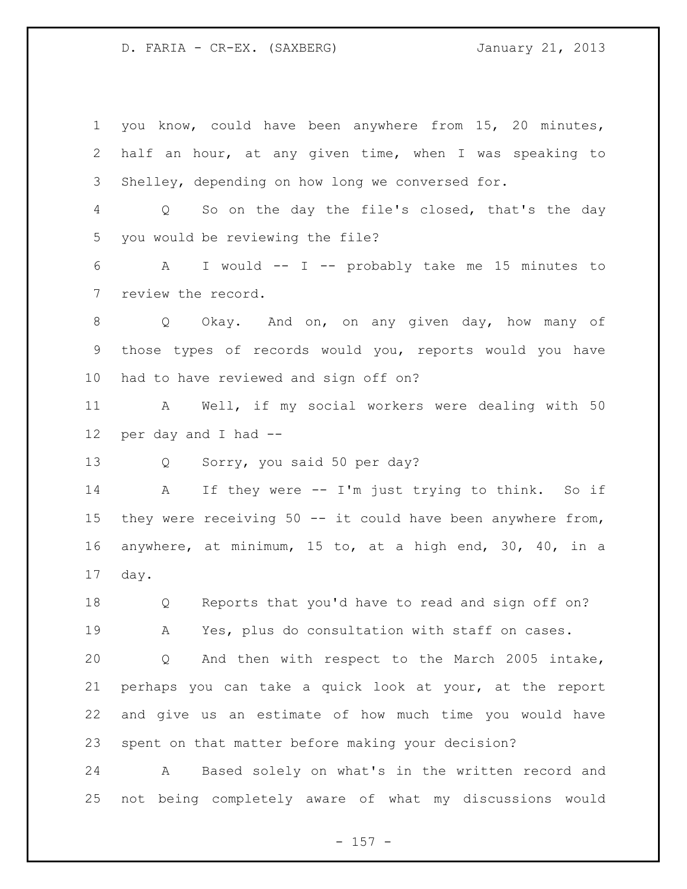you know, could have been anywhere from 15, 20 minutes, half an hour, at any given time, when I was speaking to Shelley, depending on how long we conversed for.

Q So on the day the file's closed, that's the day you would be reviewing the file?

A I would -- I -- probably take me 15 minutes to review the record.

Q Okay. And on, on any given day, how many of those types of records would you, reports would you have had to have reviewed and sign off on?

A Well, if my social workers were dealing with 50 per day and I had --

Q Sorry, you said 50 per day?

A If they were -- I'm just trying to think. So if they were receiving 50 -- it could have been anywhere from, anywhere, at minimum, 15 to, at a high end, 30, 40, in a day.

Q Reports that you'd have to read and sign off on?

A Yes, plus do consultation with staff on cases.

Q And then with respect to the March 2005 intake, perhaps you can take a quick look at your, at the report and give us an estimate of how much time you would have spent on that matter before making your decision?

A Based solely on what's in the written record and not being completely aware of what my discussions would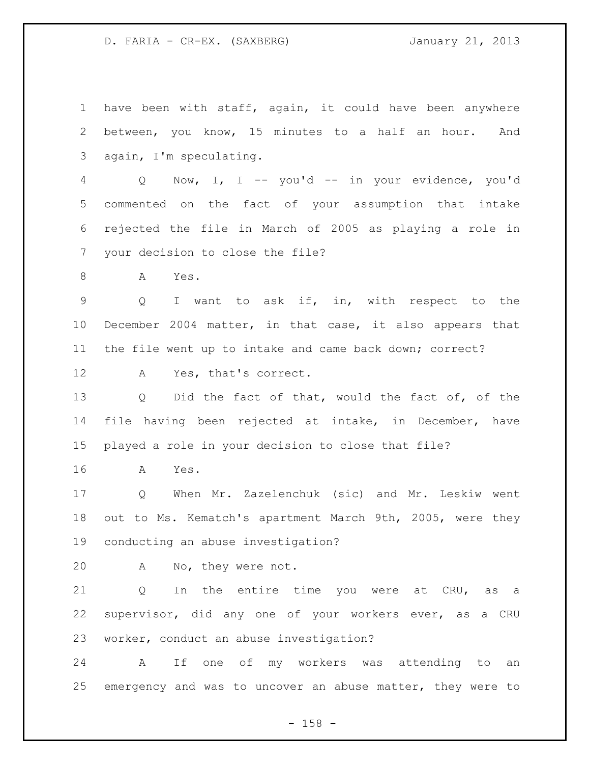have been with staff, again, it could have been anywhere between, you know, 15 minutes to a half an hour. And again, I'm speculating.

Q Now, I, I -- you'd -- in your evidence, you'd commented on the fact of your assumption that intake rejected the file in March of 2005 as playing a role in your decision to close the file?

A Yes.

Q I want to ask if, in, with respect to the December 2004 matter, in that case, it also appears that the file went up to intake and came back down; correct?

A Yes, that's correct.

Q Did the fact of that, would the fact of, of the file having been rejected at intake, in December, have played a role in your decision to close that file?

A Yes.

Q When Mr. Zazelenchuk (sic) and Mr. Leskiw went out to Ms. Kematch's apartment March 9th, 2005, were they conducting an abuse investigation?

A No, they were not.

Q In the entire time you were at CRU, as a supervisor, did any one of your workers ever, as a CRU worker, conduct an abuse investigation?

A If one of my workers was attending to an emergency and was to uncover an abuse matter, they were to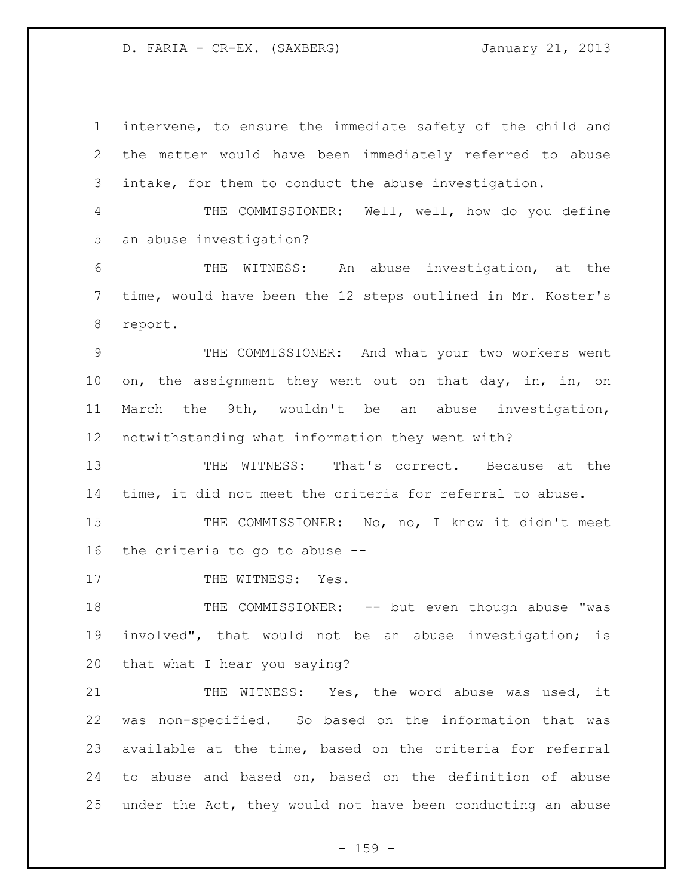intervene, to ensure the immediate safety of the child and the matter would have been immediately referred to abuse intake, for them to conduct the abuse investigation.

THE COMMISSIONER: Well, well, how do you define an abuse investigation?

THE WITNESS: An abuse investigation, at the time, would have been the 12 steps outlined in Mr. Koster's report.

THE COMMISSIONER: And what your two workers went on, the assignment they went out on that day, in, in, on March the 9th, wouldn't be an abuse investigation, notwithstanding what information they went with?

THE WITNESS: That's correct. Because at the time, it did not meet the criteria for referral to abuse.

THE COMMISSIONER: No, no, I know it didn't meet the criteria to go to abuse --

THE WITNESS: Yes.

THE COMMISSIONER: -- but even though abuse "was involved", that would not be an abuse investigation; is that what I hear you saying?

THE WITNESS: Yes, the word abuse was used, it was non-specified. So based on the information that was available at the time, based on the criteria for referral to abuse and based on, based on the definition of abuse under the Act, they would not have been conducting an abuse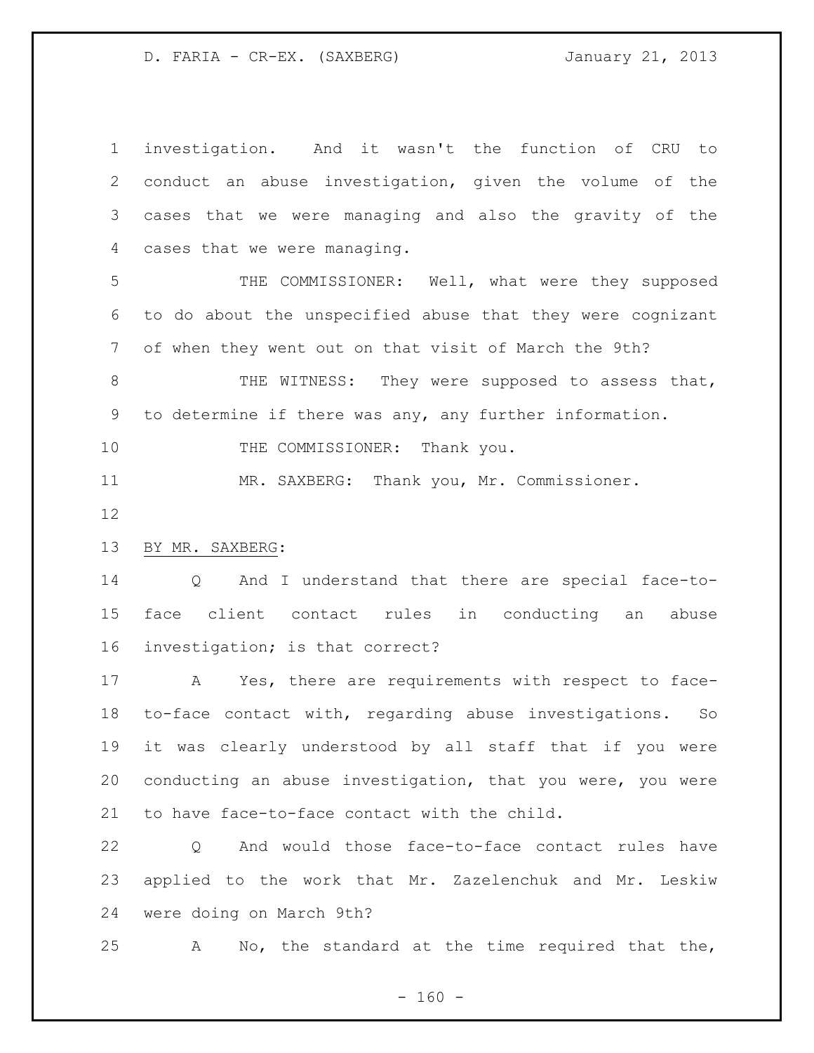investigation. And it wasn't the function of CRU to conduct an abuse investigation, given the volume of the cases that we were managing and also the gravity of the cases that we were managing.

THE COMMISSIONER: Well, what were they supposed to do about the unspecified abuse that they were cognizant of when they went out on that visit of March the 9th?

THE WITNESS: They were supposed to assess that, to determine if there was any, any further information.

THE COMMISSIONER: Thank you.

MR. SAXBERG: Thank you, Mr. Commissioner.

BY MR. SAXBERG:

Q And I understand that there are special face-to-face client contact rules in conducting an abuse investigation; is that correct?

A Yes, there are requirements with respect to face-to-face contact with, regarding abuse investigations. So it was clearly understood by all staff that if you were conducting an abuse investigation, that you were, you were to have face-to-face contact with the child.

Q And would those face-to-face contact rules have applied to the work that Mr. Zazelenchuk and Mr. Leskiw were doing on March 9th?

A No, the standard at the time required that the,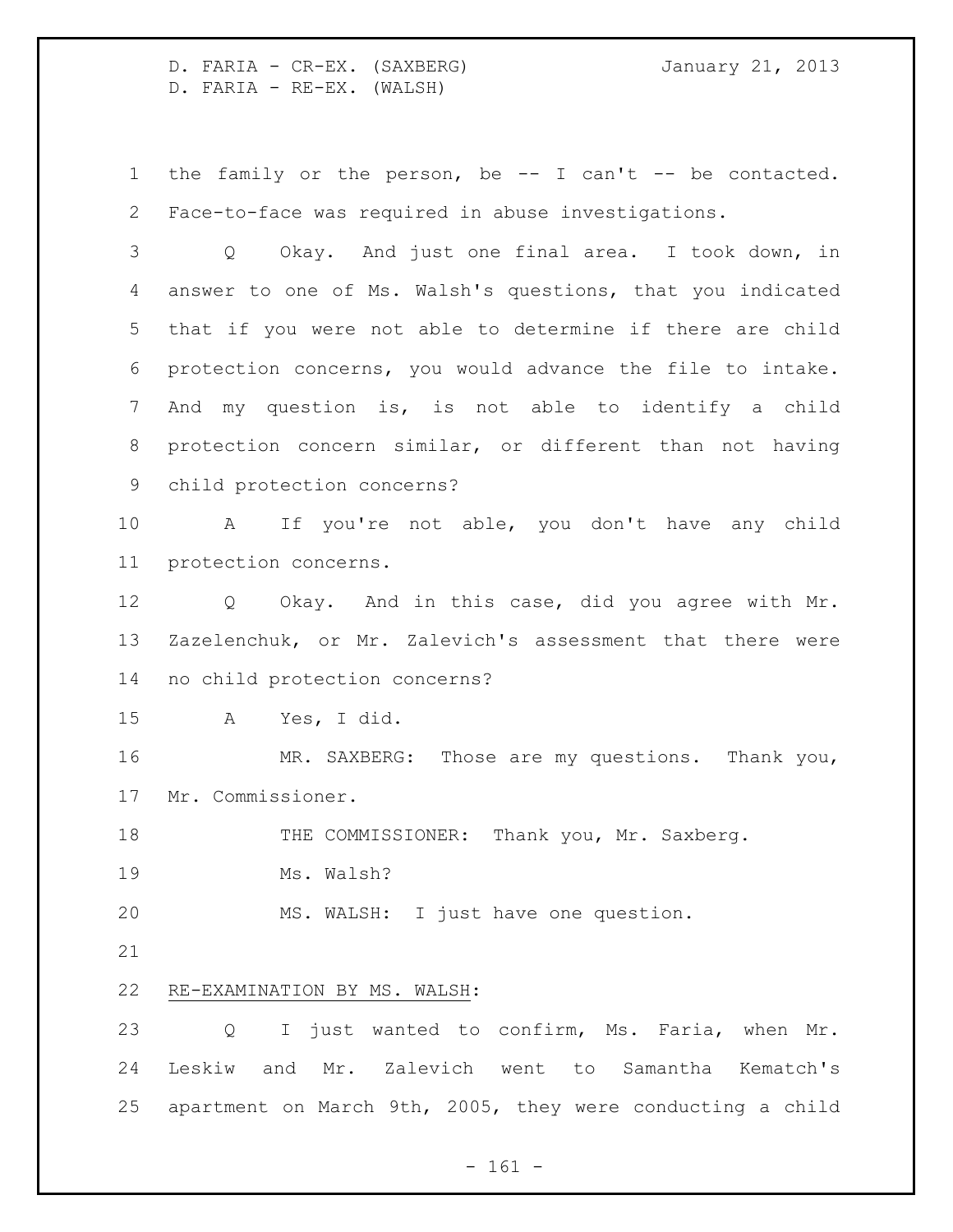the family or the person, be -- I can't -- be contacted. Face-to-face was required in abuse investigations.

Q Okay. And just one final area. I took down, in answer to one of Ms. Walsh's questions, that you indicated that if you were not able to determine if there are child protection concerns, you would advance the file to intake. And my question is, is not able to identify a child protection concern similar, or different than not having child protection concerns?

A If you're not able, you don't have any child protection concerns.

Q Okay. And in this case, did you agree with Mr. Zazelenchuk, or Mr. Zalevich's assessment that there were no child protection concerns?

A Yes, I did.

MR. SAXBERG: Those are my questions. Thank you, Mr. Commissioner.

THE COMMISSIONER: Thank you, Mr. Saxberg.

Ms. Walsh?

MS. WALSH: I just have one question.

RE-EXAMINATION BY MS. WALSH:

Q I just wanted to confirm, Ms. Faria, when Mr. Leskiw and Mr. Zalevich went to Samantha Kematch's apartment on March 9th, 2005, they were conducting a child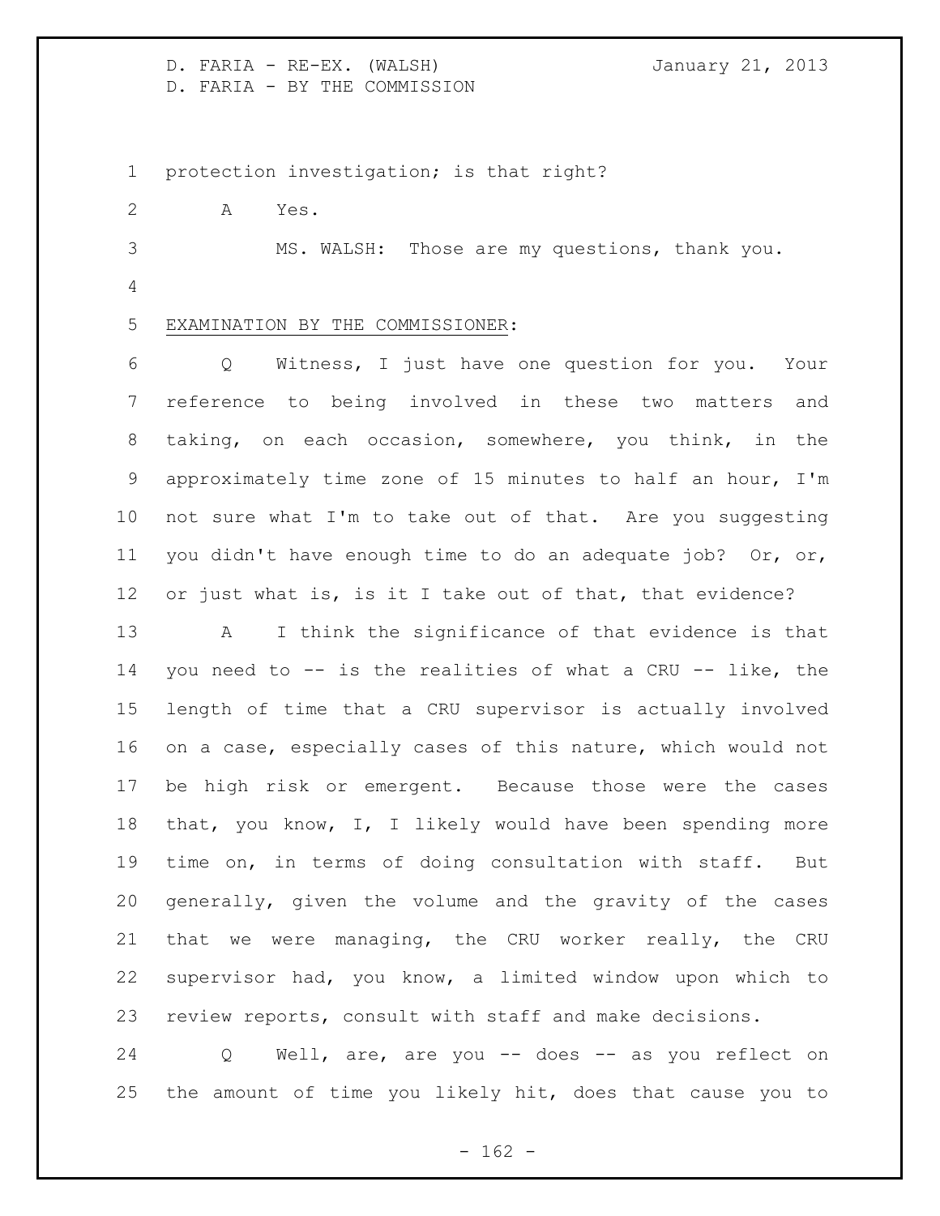protection investigation; is that right?

A Yes.

MS. WALSH: Those are my questions, thank you.

EXAMINATION BY THE COMMISSIONER:

Q Witness, I just have one question for you. Your reference to being involved in these two matters and taking, on each occasion, somewhere, you think, in the approximately time zone of 15 minutes to half an hour, I'm not sure what I'm to take out of that. Are you suggesting you didn't have enough time to do an adequate job? Or, or, or just what is, is it I take out of that, that evidence?

A I think the significance of that evidence is that you need to -- is the realities of what a CRU -- like, the length of time that a CRU supervisor is actually involved on a case, especially cases of this nature, which would not be high risk or emergent. Because those were the cases that, you know, I, I likely would have been spending more time on, in terms of doing consultation with staff. But generally, given the volume and the gravity of the cases that we were managing, the CRU worker really, the CRU supervisor had, you know, a limited window upon which to review reports, consult with staff and make decisions.

Q Well, are, are you -- does -- as you reflect on the amount of time you likely hit, does that cause you to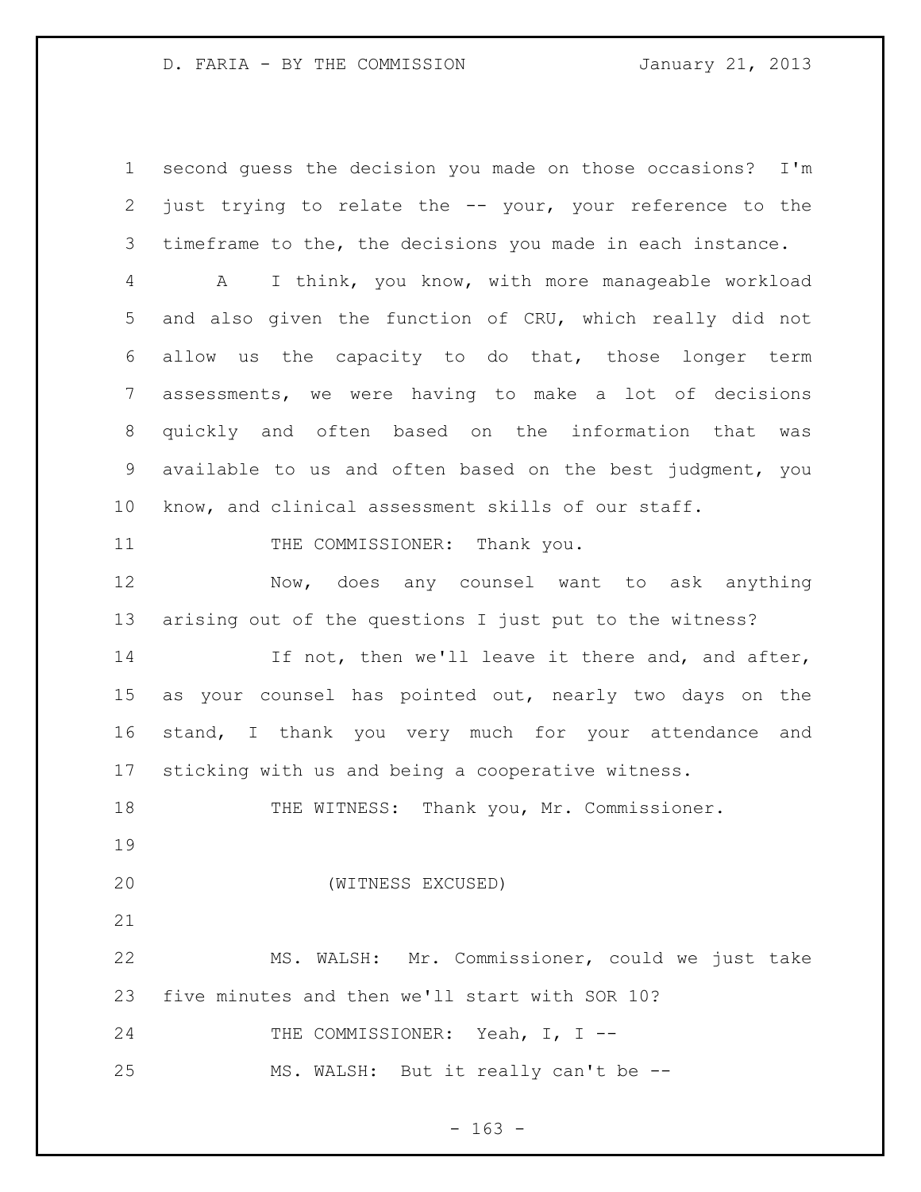second guess the decision you made on those occasions? I'm just trying to relate the -- your, your reference to the timeframe to the, the decisions you made in each instance.

A I think, you know, with more manageable workload and also given the function of CRU, which really did not allow us the capacity to do that, those longer term assessments, we were having to make a lot of decisions quickly and often based on the information that was available to us and often based on the best judgment, you know, and clinical assessment skills of our staff.

THE COMMISSIONER: Thank you.

Now, does any counsel want to ask anything arising out of the questions I just put to the witness?

If not, then we'll leave it there and, and after, as your counsel has pointed out, nearly two days on the stand, I thank you very much for your attendance and sticking with us and being a cooperative witness.

THE WITNESS: Thank you, Mr. Commissioner.

(WITNESS EXCUSED)

MS. WALSH: Mr. Commissioner, could we just take five minutes and then we'll start with SOR 10?

THE COMMISSIONER: Yeah, I, I --

MS. WALSH: But it really can't be --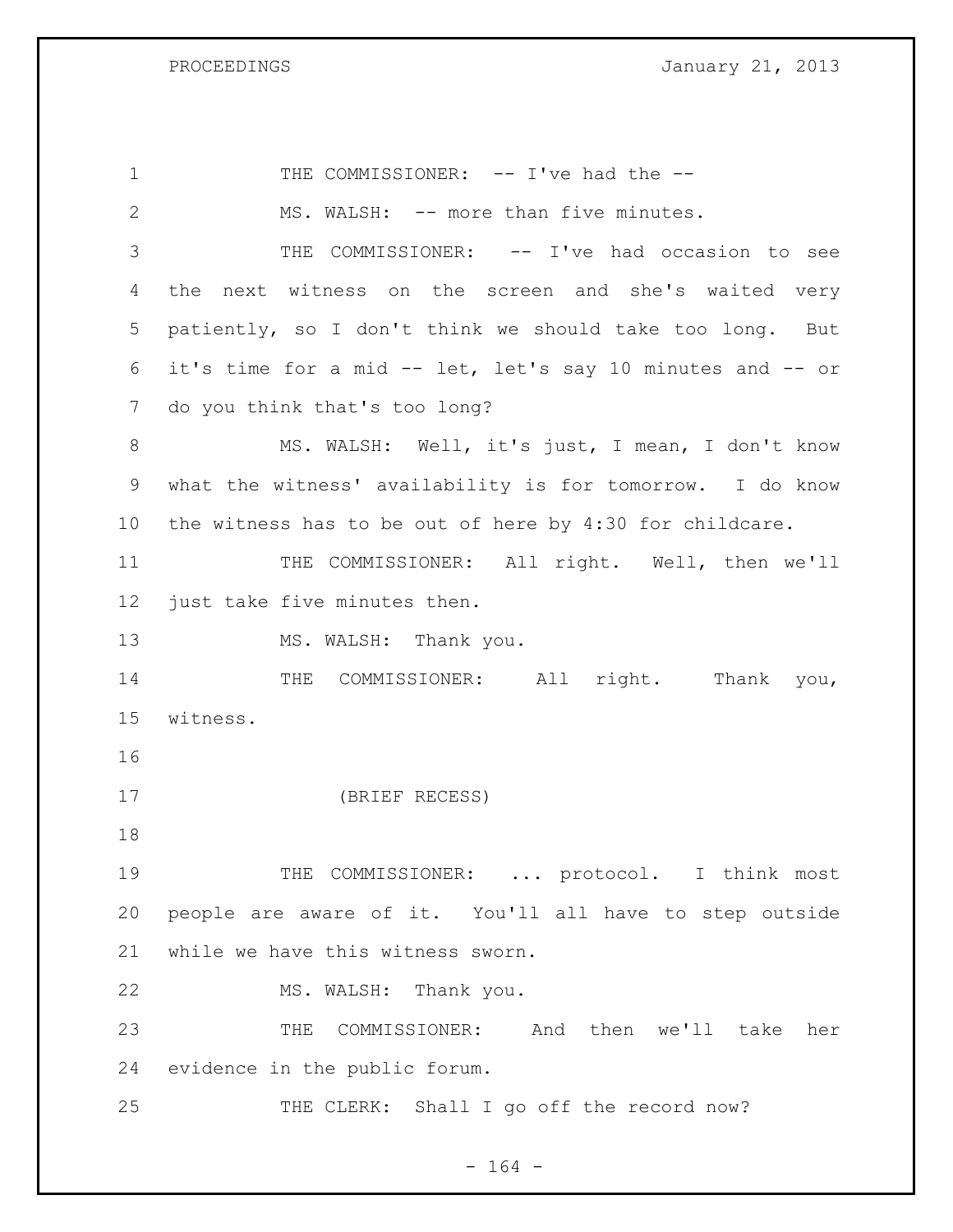THE COMMISSIONER: -- I've had the --

MS. WALSH: -- more than five minutes.

THE COMMISSIONER: -- I've had occasion to see the next witness on the screen and she's waited very patiently, so I don't think we should take too long. But it's time for a mid -- let, let's say 10 minutes and -- or do you think that's too long?

MS. WALSH: Well, it's just, I mean, I don't know what the witness' availability is for tomorrow. I do know the witness has to be out of here by 4:30 for childcare.

THE COMMISSIONER: All right. Well, then we'll just take five minutes then.

MS. WALSH: Thank you.

THE COMMISSIONER: All right. Thank you, witness.

(BRIEF RECESS)

THE COMMISSIONER: ... protocol. I think most people are aware of it. You'll all have to step outside while we have this witness sworn.

MS. WALSH: Thank you.

THE COMMISSIONER: And then we'll take her evidence in the public forum.

THE CLERK: Shall I go off the record now?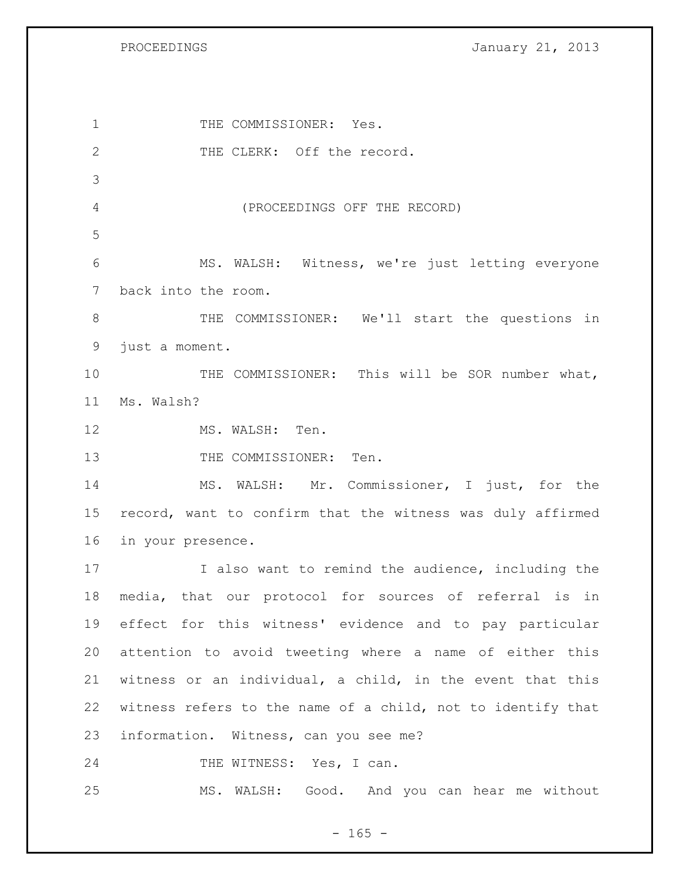THE COMMISSIONER: Yes.

THE CLERK: Off the record.

(PROCEEDINGS OFF THE RECORD)

MS. WALSH: Witness, we're just letting everyone back into the room.

THE COMMISSIONER: We'll start the questions in just a moment.

THE COMMISSIONER: This will be SOR number what, Ms. Walsh?

MS. WALSH: Ten.

THE COMMISSIONER: Ten.

MS. WALSH: Mr. Commissioner, I just, for the record, want to confirm that the witness was duly affirmed in your presence.

I also want to remind the audience, including the media, that our protocol for sources of referral is in effect for this witness' evidence and to pay particular attention to avoid tweeting where a name of either this witness or an individual, a child, in the event that this witness refers to the name of a child, not to identify that information. Witness, can you see me?

THE WITNESS: Yes, I can.

MS. WALSH: Good. And you can hear me without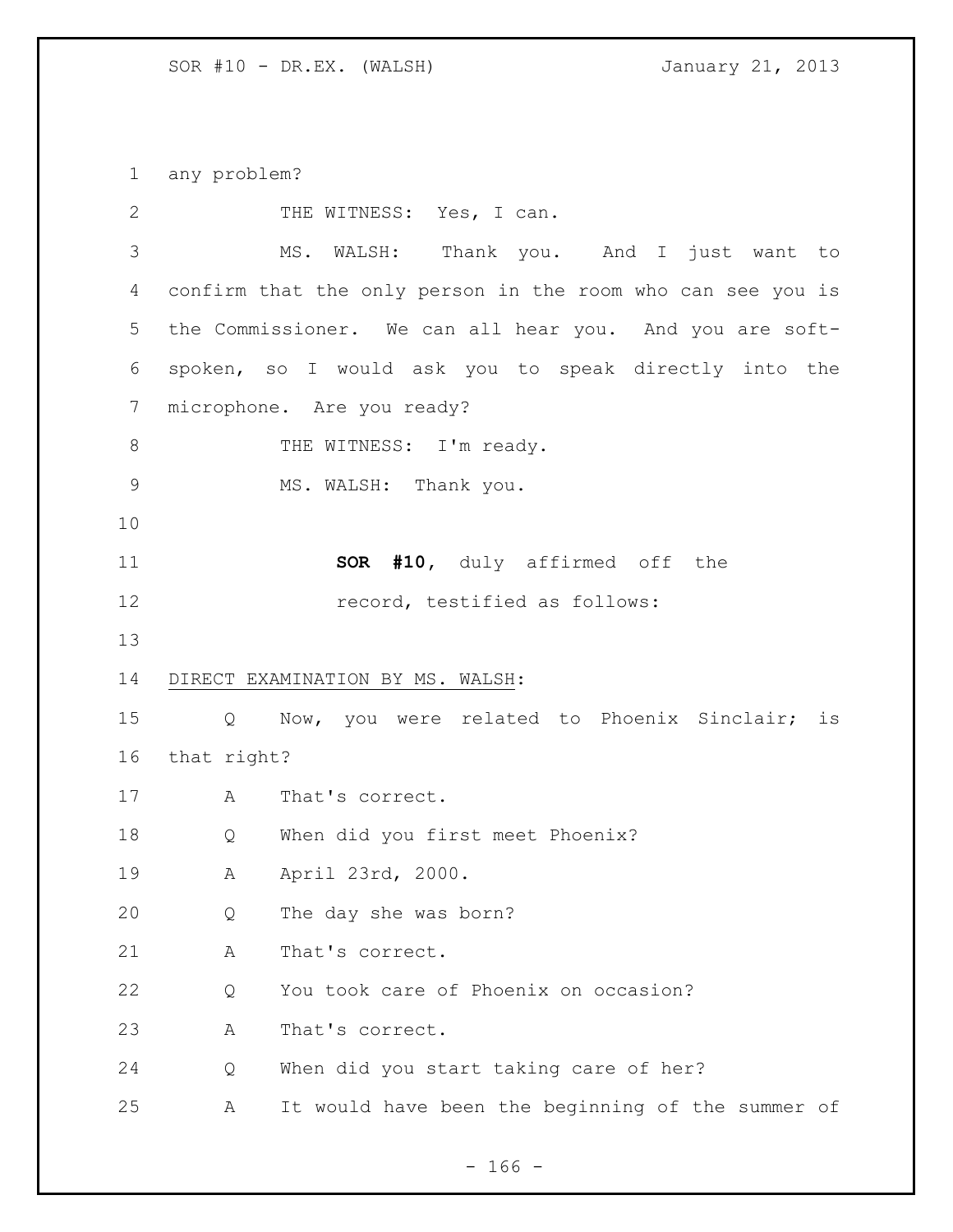any problem?

THE WITNESS: Yes, I can.

MS. WALSH: Thank you. And I just want to confirm that the only person in the room who can see you is the Commissioner. We can all hear you. And you are soft-spoken, so I would ask you to speak directly into the microphone. Are you ready?

THE WITNESS: I'm ready.

MS. WALSH: Thank you.

**SOR #10**, duly affirmed off the record, testified as follows:

DIRECT EXAMINATION BY MS. WALSH:

Q Now, you were related to Phoenix Sinclair; is that right?

A That's correct.

Q When did you first meet Phoenix?

A April 23rd, 2000.

Q The day she was born?

A That's correct.

Q You took care of Phoenix on occasion?

A That's correct.

Q When did you start taking care of her?

A It would have been the beginning of the summer of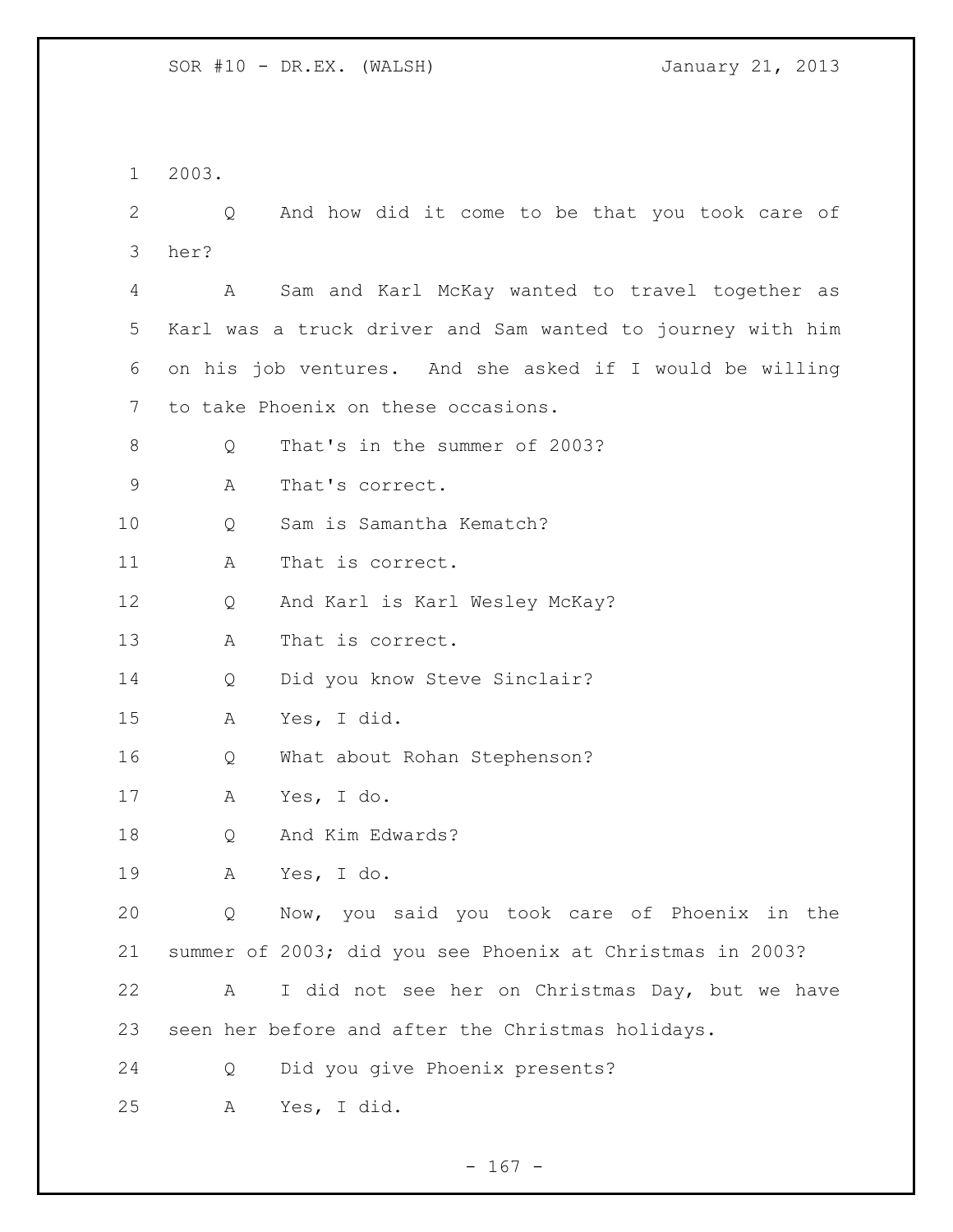2003.

Q And how did it come to be that you took care of her?

A Sam and Karl McKay wanted to travel together as Karl was a truck driver and Sam wanted to journey with him on his job ventures. And she asked if I would be willing to take Phoenix on these occasions.

Q That's in the summer of 2003?

A That's correct.

Q Sam is Samantha Kematch?

A That is correct.

Q And Karl is Karl Wesley McKay?

A That is correct.

Q Did you know Steve Sinclair?

A Yes, I did.

Q What about Rohan Stephenson?

A Yes, I do.

Q And Kim Edwards?

A Yes, I do.

Q Now, you said you took care of Phoenix in the summer of 2003; did you see Phoenix at Christmas in 2003?

A I did not see her on Christmas Day, but we have seen her before and after the Christmas holidays.

Q Did you give Phoenix presents?

A Yes, I did.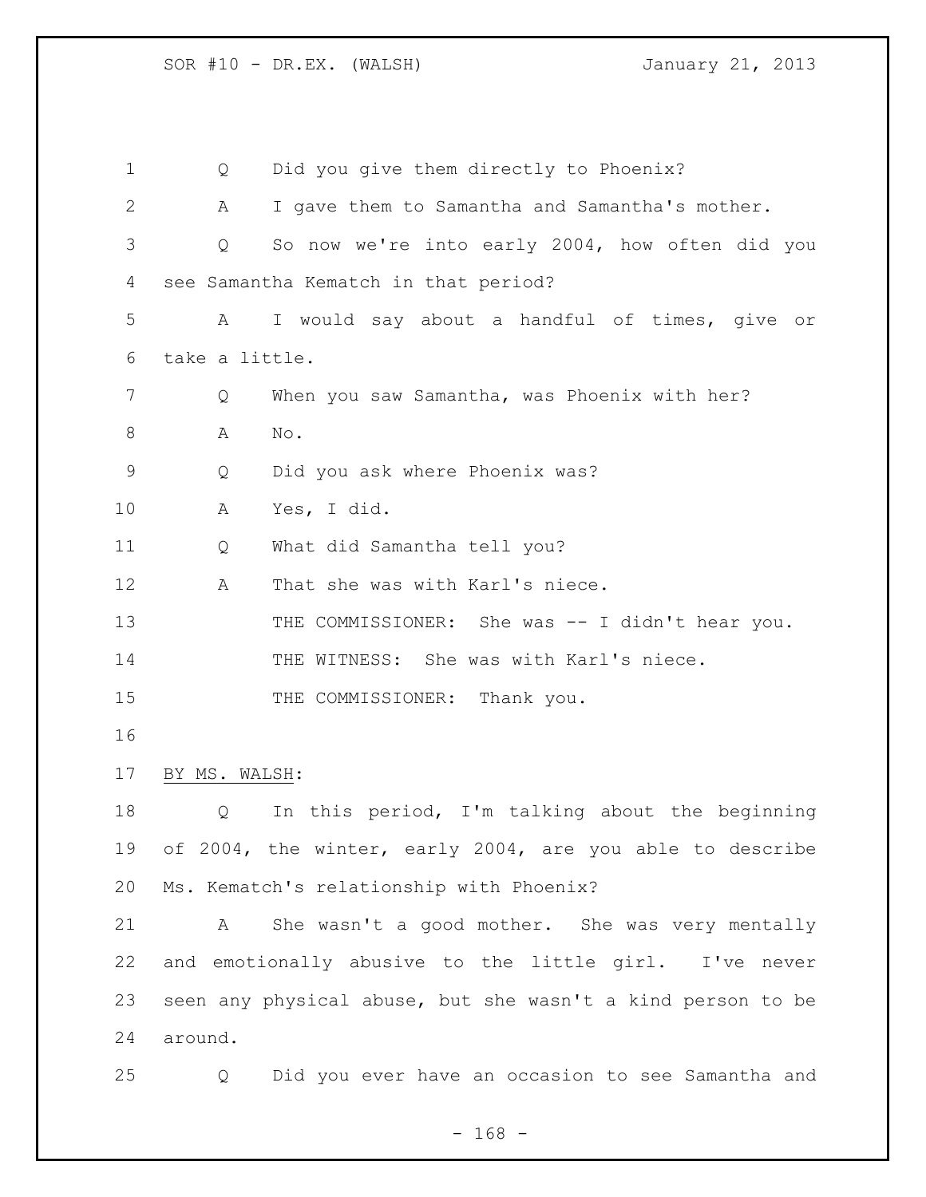Q Did you give them directly to Phoenix?

A I gave them to Samantha and Samantha's mother.

Q So now we're into early 2004, how often did you see Samantha Kematch in that period?

A I would say about a handful of times, give or take a little.

Q When you saw Samantha, was Phoenix with her?

A No.

Q Did you ask where Phoenix was?

A Yes, I did.

Q What did Samantha tell you?

A That she was with Karl's niece.

THE COMMISSIONER: She was -- I didn't hear you.

THE WITNESS: She was with Karl's niece.

THE COMMISSIONER: Thank you.

BY MS. WALSH:

Q In this period, I'm talking about the beginning of 2004, the winter, early 2004, are you able to describe Ms. Kematch's relationship with Phoenix?

A She wasn't a good mother. She was very mentally and emotionally abusive to the little girl. I've never seen any physical abuse, but she wasn't a kind person to be around.

Q Did you ever have an occasion to see Samantha and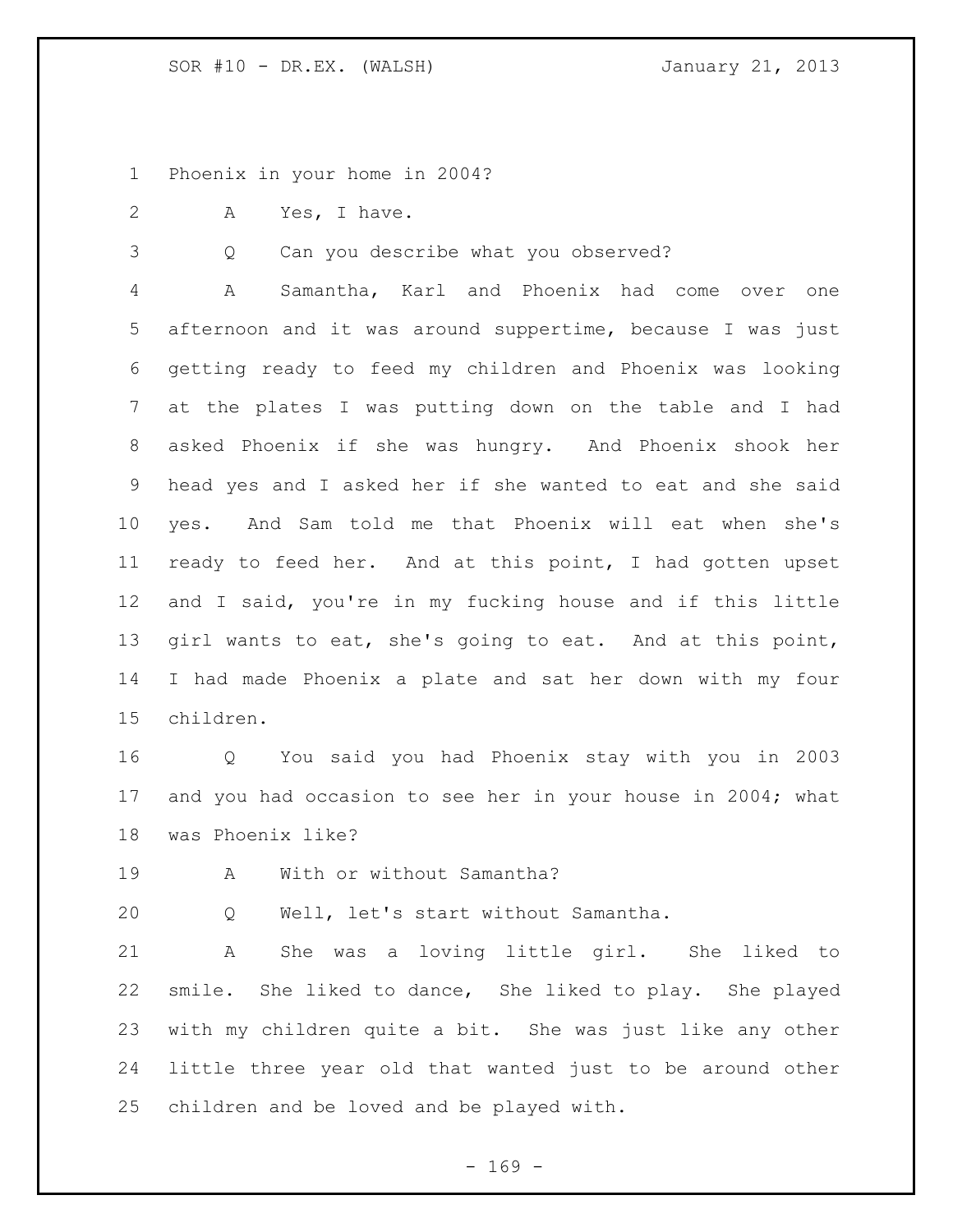Phoenix in your home in 2004?

A Yes, I have.

Q Can you describe what you observed?

A Samantha, Karl and Phoenix had come over one afternoon and it was around suppertime, because I was just getting ready to feed my children and Phoenix was looking at the plates I was putting down on the table and I had asked Phoenix if she was hungry. And Phoenix shook her head yes and I asked her if she wanted to eat and she said yes. And Sam told me that Phoenix will eat when she's ready to feed her. And at this point, I had gotten upset and I said, you're in my fucking house and if this little girl wants to eat, she's going to eat. And at this point, I had made Phoenix a plate and sat her down with my four children.

Q You said you had Phoenix stay with you in 2003 and you had occasion to see her in your house in 2004; what was Phoenix like?

A With or without Samantha?

Q Well, let's start without Samantha.

A She was a loving little girl. She liked to smile. She liked to dance, She liked to play. She played with my children quite a bit. She was just like any other little three year old that wanted just to be around other children and be loved and be played with.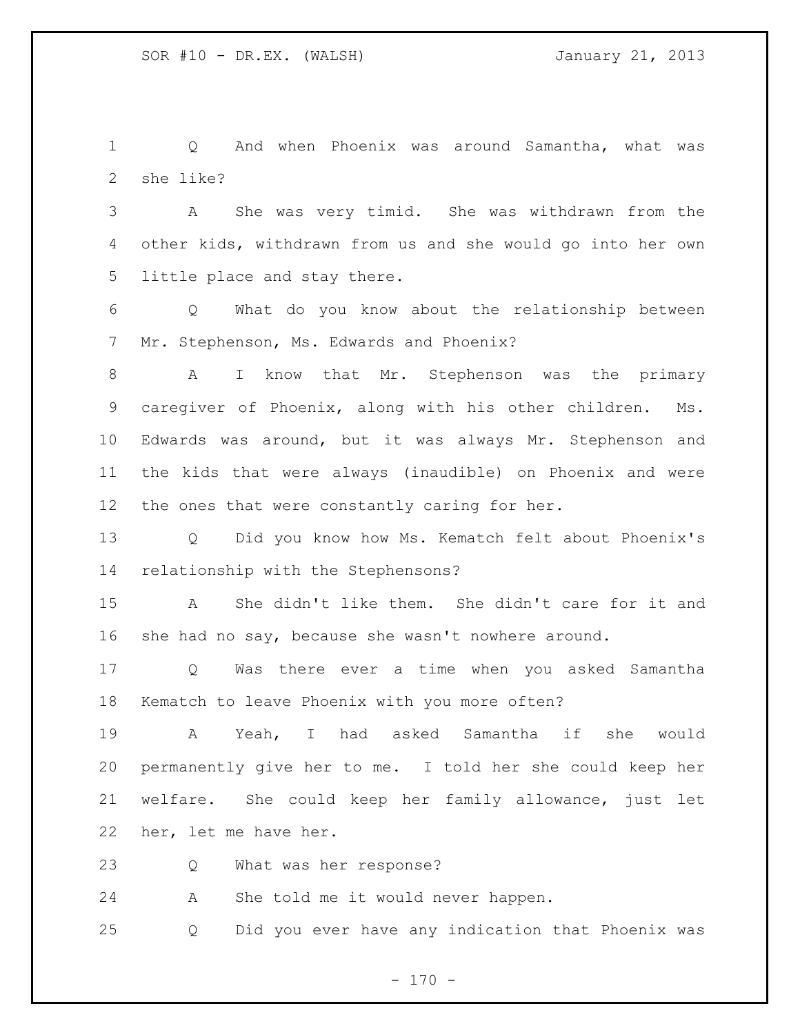Q And when Phoenix was around Samantha, what was she like?

A She was very timid. She was withdrawn from the other kids, withdrawn from us and she would go into her own little place and stay there.

Q What do you know about the relationship between Mr. Stephenson, Ms. Edwards and Phoenix?

A I know that Mr. Stephenson was the primary caregiver of Phoenix, along with his other children. Ms. Edwards was around, but it was always Mr. Stephenson and the kids that were always (inaudible) on Phoenix and were the ones that were constantly caring for her.

Q Did you know how Ms. Kematch felt about Phoenix's relationship with the Stephensons?

A She didn't like them. She didn't care for it and she had no say, because she wasn't nowhere around.

Q Was there ever a time when you asked Samantha Kematch to leave Phoenix with you more often?

A Yeah, I had asked Samantha if she would permanently give her to me. I told her she could keep her welfare. She could keep her family allowance, just let her, let me have her.

Q What was her response?

A She told me it would never happen.

Q Did you ever have any indication that Phoenix was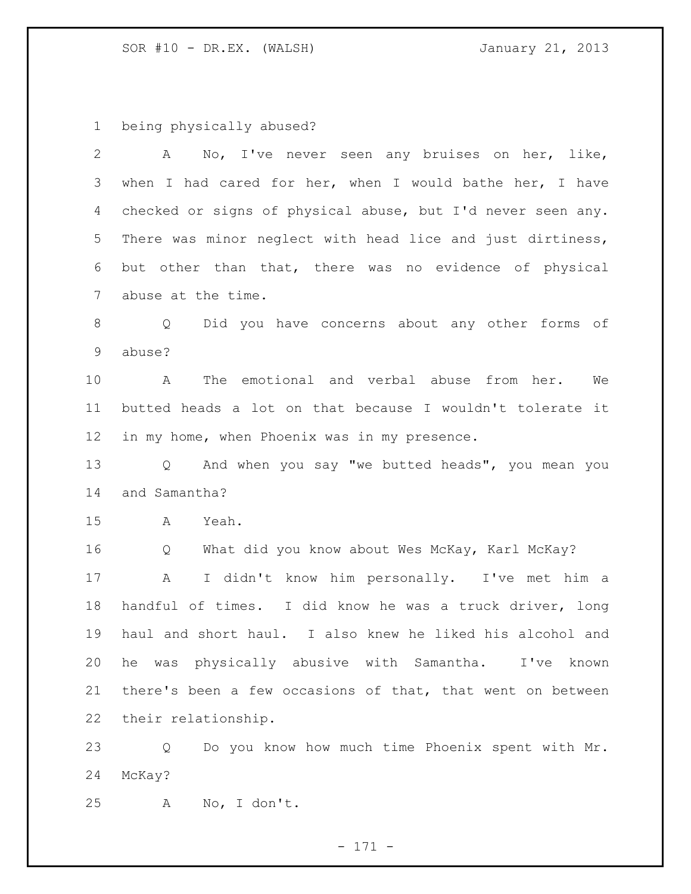being physically abused?

A No, I've never seen any bruises on her, like, when I had cared for her, when I would bathe her, I have checked or signs of physical abuse, but I'd never seen any. There was minor neglect with head lice and just dirtiness, but other than that, there was no evidence of physical abuse at the time.

Q Did you have concerns about any other forms of abuse?

A The emotional and verbal abuse from her. We butted heads a lot on that because I wouldn't tolerate it in my home, when Phoenix was in my presence.

Q And when you say "we butted heads", you mean you and Samantha?

A Yeah.

Q What did you know about Wes McKay, Karl McKay?

A I didn't know him personally. I've met him a handful of times. I did know he was a truck driver, long haul and short haul. I also knew he liked his alcohol and he was physically abusive with Samantha. I've known there's been a few occasions of that, that went on between their relationship.

Q Do you know how much time Phoenix spent with Mr. McKay?

A No, I don't.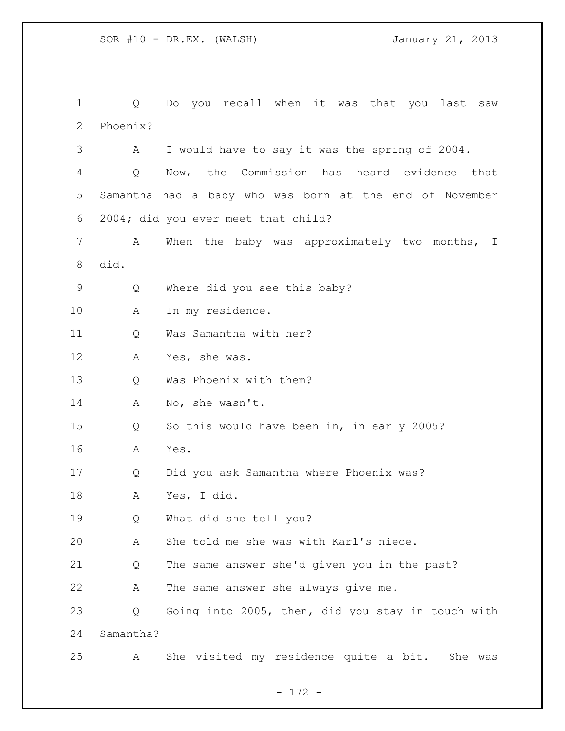Q Do you recall when it was that you last saw Phoenix?

A I would have to say it was the spring of 2004.

Q Now, the Commission has heard evidence that Samantha had a baby who was born at the end of November 2004; did you ever meet that child?

A When the baby was approximately two months, I did.

Q Where did you see this baby?

A In my residence.

Q Was Samantha with her?

A Yes, she was.

Q Was Phoenix with them?

A No, she wasn't.

Q So this would have been in, in early 2005?

A Yes.

Q Did you ask Samantha where Phoenix was?

A Yes, I did.

Q What did she tell you?

A She told me she was with Karl's niece.

Q The same answer she'd given you in the past?

A The same answer she always give me.

Q Going into 2005, then, did you stay in touch with Samantha?

A She visited my residence quite a bit. She was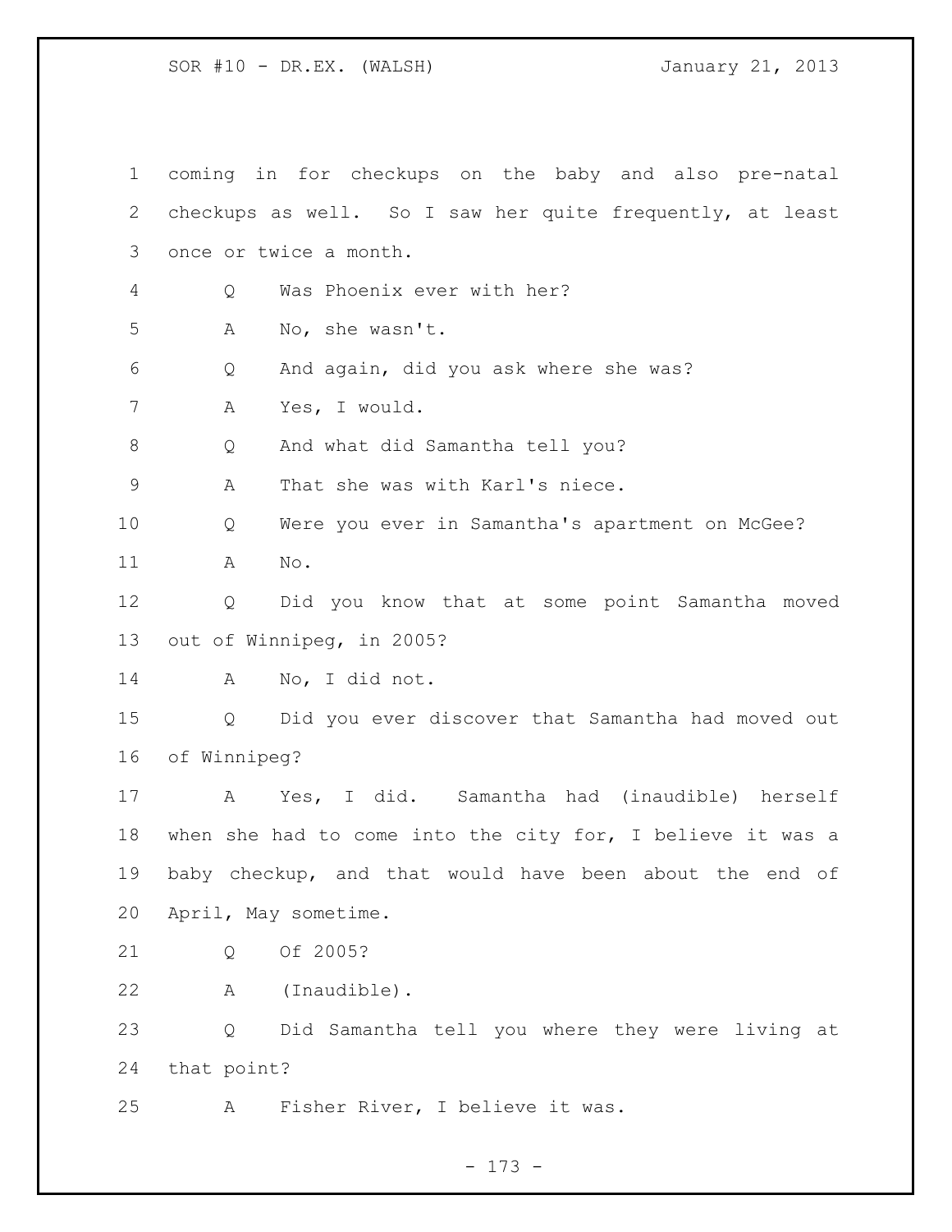coming in for checkups on the baby and also pre-natal checkups as well. So I saw her quite frequently, at least once or twice a month.

Q Was Phoenix ever with her?

A No, she wasn't.

Q And again, did you ask where she was?

A Yes, I would.

Q And what did Samantha tell you?

A That she was with Karl's niece.

Q Were you ever in Samantha's apartment on McGee?

A No.

Q Did you know that at some point Samantha moved out of Winnipeg, in 2005?

A No, I did not.

Q Did you ever discover that Samantha had moved out of Winnipeg?

A Yes, I did. Samantha had (inaudible) herself when she had to come into the city for, I believe it was a baby checkup, and that would have been about the end of April, May sometime.

Q Of 2005?

A (Inaudible).

Q Did Samantha tell you where they were living at that point?

A Fisher River, I believe it was.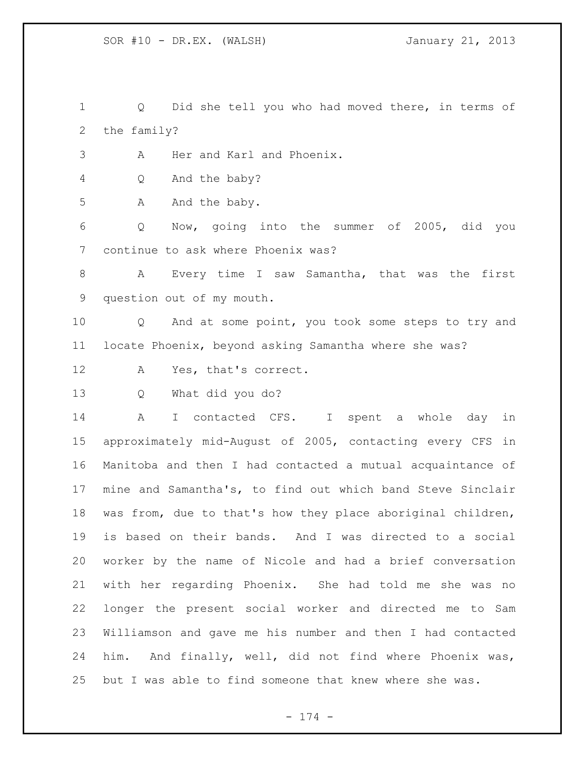Q Did she tell you who had moved there, in terms of the family?

A Her and Karl and Phoenix.

Q And the baby?

A And the baby.

Q Now, going into the summer of 2005, did you continue to ask where Phoenix was?

A Every time I saw Samantha, that was the first question out of my mouth.

Q And at some point, you took some steps to try and locate Phoenix, beyond asking Samantha where she was?

A Yes, that's correct.

Q What did you do?

A I contacted CFS. I spent a whole day in approximately mid-August of 2005, contacting every CFS in Manitoba and then I had contacted a mutual acquaintance of mine and Samantha's, to find out which band Steve Sinclair was from, due to that's how they place aboriginal children, is based on their bands. And I was directed to a social worker by the name of Nicole and had a brief conversation with her regarding Phoenix. She had told me she was no longer the present social worker and directed me to Sam Williamson and gave me his number and then I had contacted him. And finally, well, did not find where Phoenix was, but I was able to find someone that knew where she was.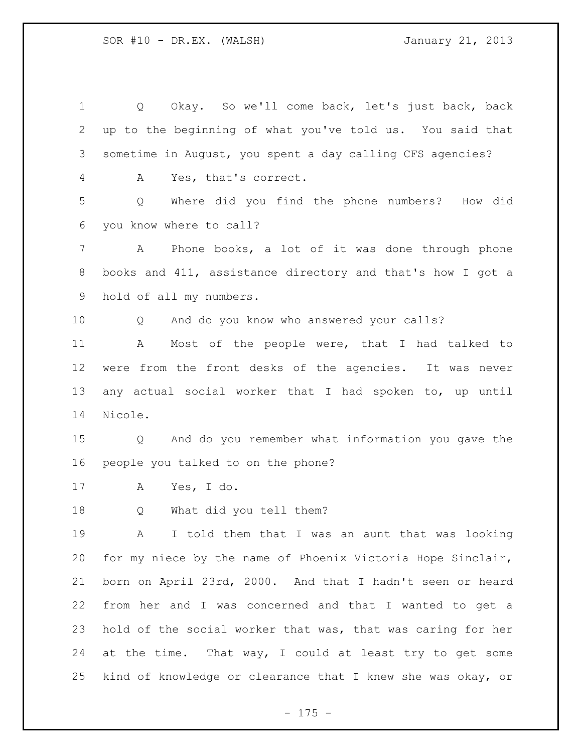Q Okay. So we'll come back, let's just back, back up to the beginning of what you've told us. You said that sometime in August, you spent a day calling CFS agencies?

A Yes, that's correct.

Q Where did you find the phone numbers? How did you know where to call?

A Phone books, a lot of it was done through phone books and 411, assistance directory and that's how I got a hold of all my numbers.

Q And do you know who answered your calls?

A Most of the people were, that I had talked to were from the front desks of the agencies. It was never any actual social worker that I had spoken to, up until Nicole.

Q And do you remember what information you gave the people you talked to on the phone?

A Yes, I do.

Q What did you tell them?

A I told them that I was an aunt that was looking for my niece by the name of Phoenix Victoria Hope Sinclair, born on April 23rd, 2000. And that I hadn't seen or heard from her and I was concerned and that I wanted to get a hold of the social worker that was, that was caring for her at the time. That way, I could at least try to get some kind of knowledge or clearance that I knew she was okay, or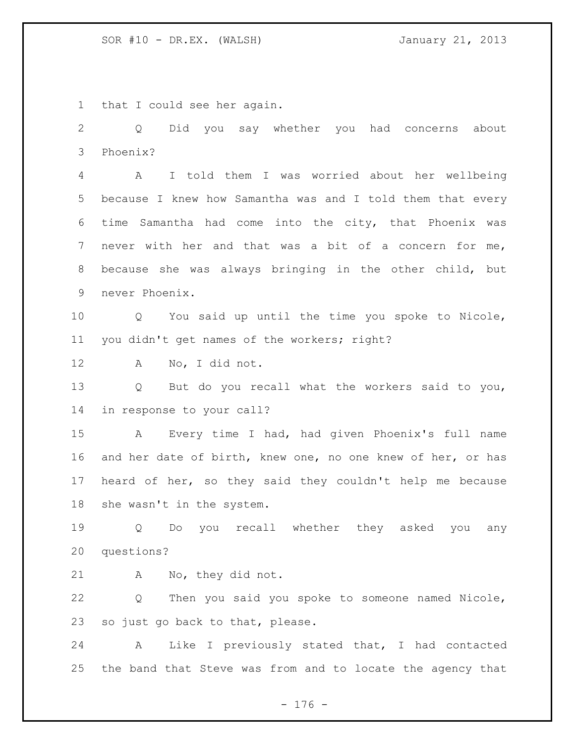that I could see her again.

Q Did you say whether you had concerns about Phoenix?

A I told them I was worried about her wellbeing because I knew how Samantha was and I told them that every time Samantha had come into the city, that Phoenix was never with her and that was a bit of a concern for me, because she was always bringing in the other child, but never Phoenix.

Q You said up until the time you spoke to Nicole, you didn't get names of the workers; right?

A No, I did not.

Q But do you recall what the workers said to you, in response to your call?

A Every time I had, had given Phoenix's full name and her date of birth, knew one, no one knew of her, or has heard of her, so they said they couldn't help me because she wasn't in the system.

Q Do you recall whether they asked you any questions?

A No, they did not.

Q Then you said you spoke to someone named Nicole, so just go back to that, please.

A Like I previously stated that, I had contacted the band that Steve was from and to locate the agency that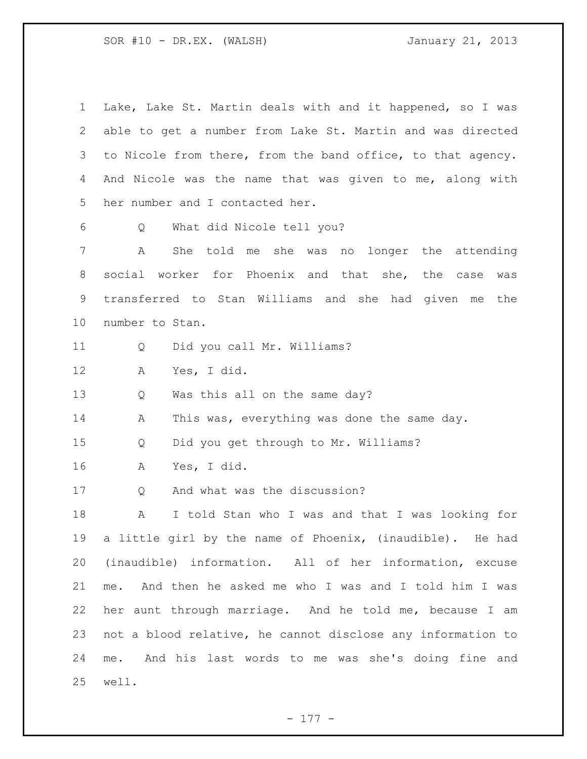Lake, Lake St. Martin deals with and it happened, so I was able to get a number from Lake St. Martin and was directed to Nicole from there, from the band office, to that agency. And Nicole was the name that was given to me, along with her number and I contacted her.

Q What did Nicole tell you?

A She told me she was no longer the attending social worker for Phoenix and that she, the case was transferred to Stan Williams and she had given me the number to Stan.

Q Did you call Mr. Williams?

A Yes, I did.

Q Was this all on the same day?

A This was, everything was done the same day.

Q Did you get through to Mr. Williams?

A Yes, I did.

Q And what was the discussion?

A I told Stan who I was and that I was looking for a little girl by the name of Phoenix, (inaudible). He had (inaudible) information. All of her information, excuse me. And then he asked me who I was and I told him I was her aunt through marriage. And he told me, because I am not a blood relative, he cannot disclose any information to me. And his last words to me was she's doing fine and well.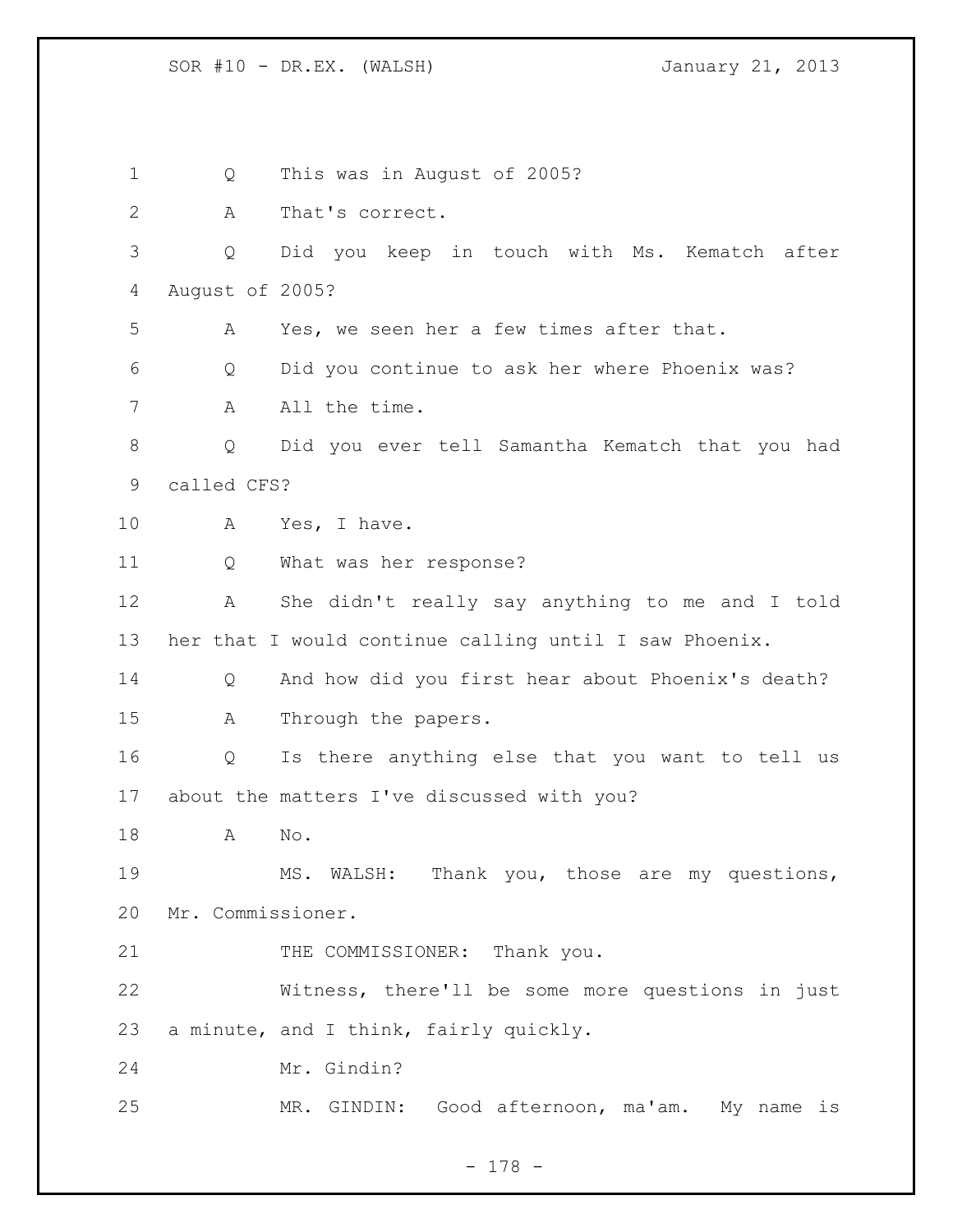Q This was in August of 2005?

A That's correct.

Q Did you keep in touch with Ms. Kematch after August of 2005?

A Yes, we seen her a few times after that.

Q Did you continue to ask her where Phoenix was?

A All the time.

Q Did you ever tell Samantha Kematch that you had called CFS?

A Yes, I have.

Q What was her response?

A She didn't really say anything to me and I told her that I would continue calling until I saw Phoenix.

Q And how did you first hear about Phoenix's death?

A Through the papers.

Q Is there anything else that you want to tell us about the matters I've discussed with you?

A No.

MS. WALSH: Thank you, those are my questions, Mr. Commissioner.

THE COMMISSIONER: Thank you.

Witness, there'll be some more questions in just a minute, and I think, fairly quickly.

Mr. Gindin?

MR. GINDIN: Good afternoon, ma'am. My name is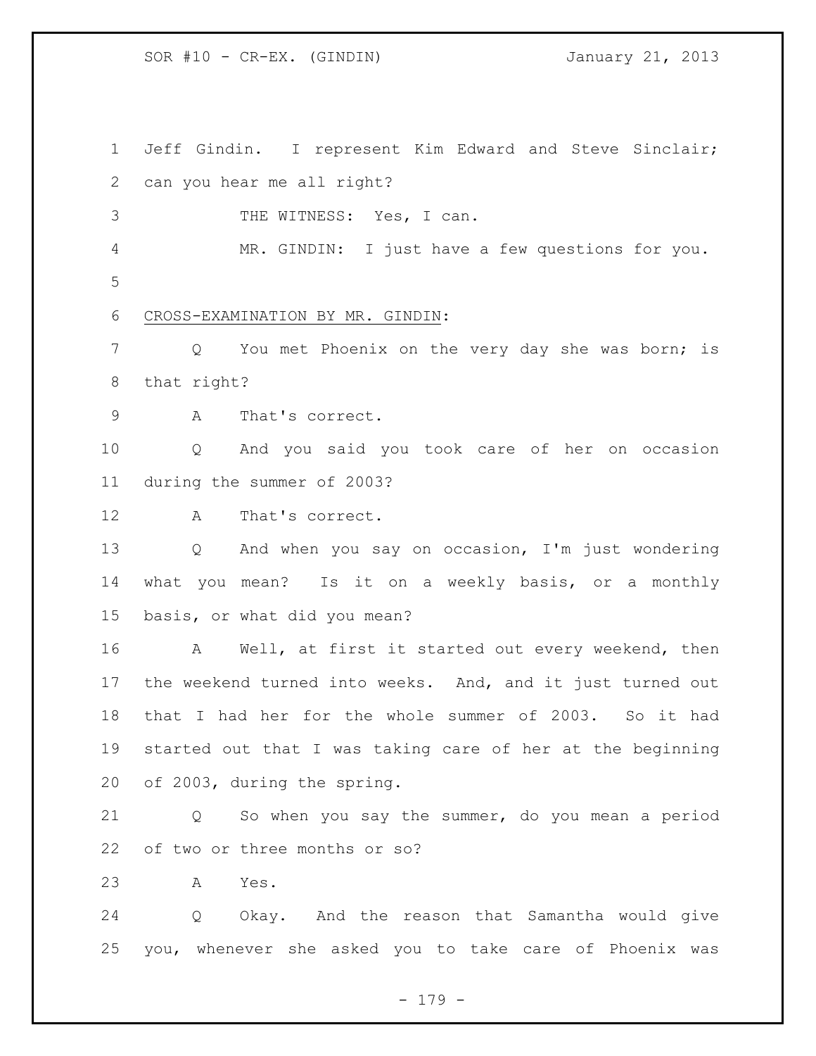Jeff Gindin. I represent Kim Edward and Steve Sinclair; can you hear me all right?

THE WITNESS: Yes, I can.

MR. GINDIN: I just have a few questions for you.

CROSS-EXAMINATION BY MR. GINDIN:

Q You met Phoenix on the very day she was born; is that right?

A That's correct.

Q And you said you took care of her on occasion during the summer of 2003?

A That's correct.

Q And when you say on occasion, I'm just wondering what you mean? Is it on a weekly basis, or a monthly basis, or what did you mean?

A Well, at first it started out every weekend, then the weekend turned into weeks. And, and it just turned out that I had her for the whole summer of 2003. So it had started out that I was taking care of her at the beginning of 2003, during the spring.

Q So when you say the summer, do you mean a period of two or three months or so?

A Yes.

Q Okay. And the reason that Samantha would give you, whenever she asked you to take care of Phoenix was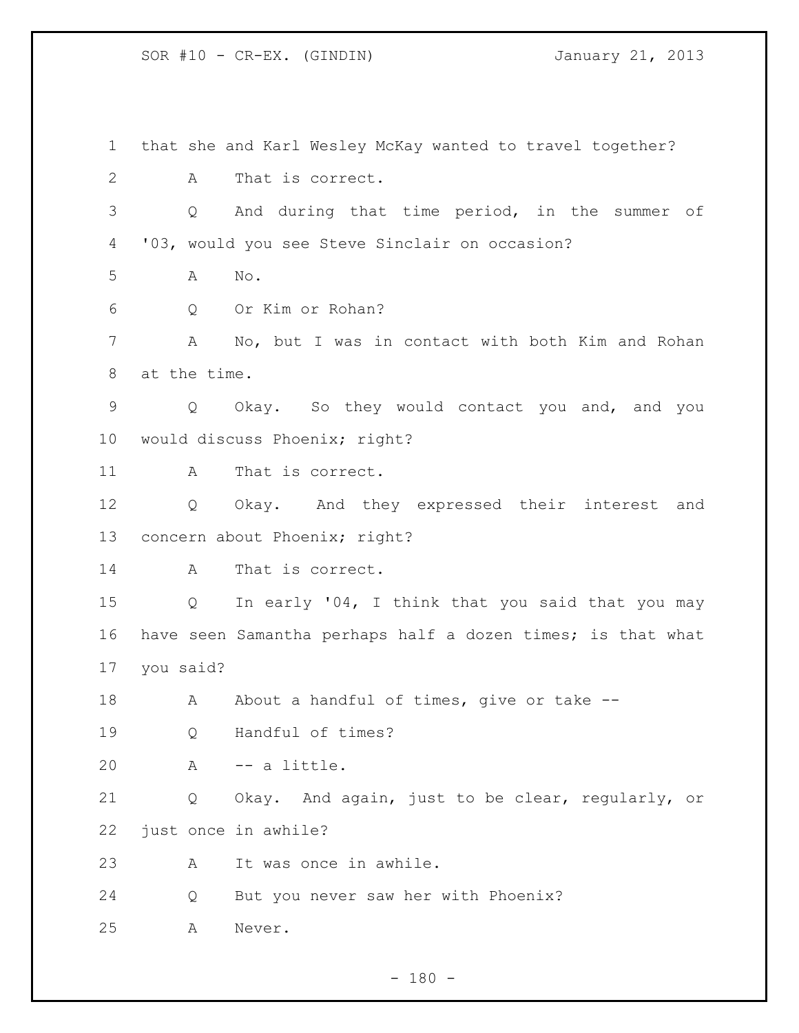that she and Karl Wesley McKay wanted to travel together?

A That is correct.

Q And during that time period, in the summer of '03, would you see Steve Sinclair on occasion?

A No.

Q Or Kim or Rohan?

A No, but I was in contact with both Kim and Rohan at the time.

Q Okay. So they would contact you and, and you would discuss Phoenix; right?

A That is correct.

Q Okay. And they expressed their interest and concern about Phoenix; right?

A That is correct.

Q In early '04, I think that you said that you may have seen Samantha perhaps half a dozen times; is that what you said?

A About a handful of times, give or take --

Q Handful of times?

A -- a little.

Q Okay. And again, just to be clear, regularly, or just once in awhile?

A It was once in awhile.

Q But you never saw her with Phoenix?

A Never.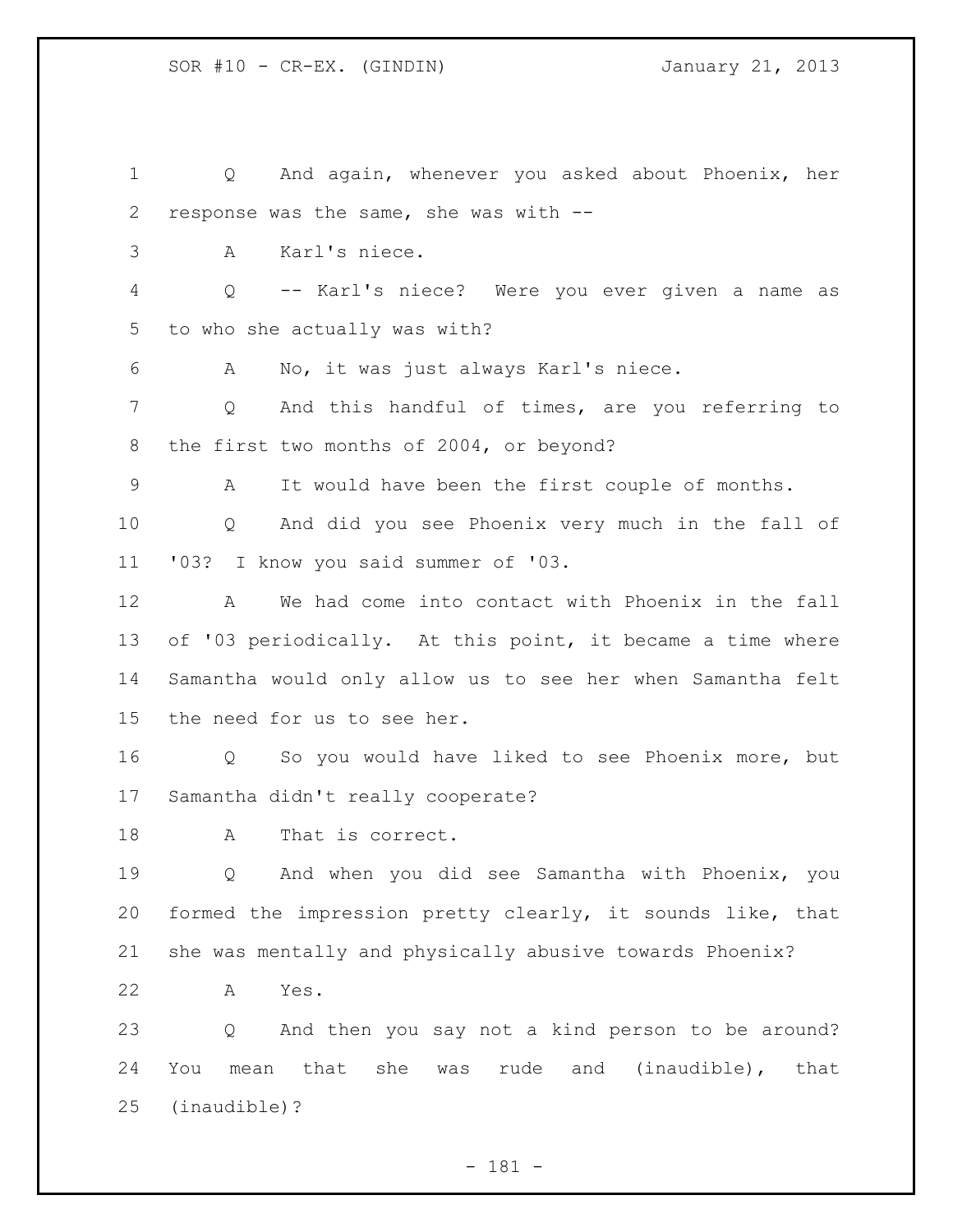Q And again, whenever you asked about Phoenix, her response was the same, she was with --

A Karl's niece.

Q -- Karl's niece? Were you ever given a name as to who she actually was with?

A No, it was just always Karl's niece.

Q And this handful of times, are you referring to the first two months of 2004, or beyond?

A It would have been the first couple of months.

Q And did you see Phoenix very much in the fall of '03? I know you said summer of '03.

A We had come into contact with Phoenix in the fall of '03 periodically. At this point, it became a time where Samantha would only allow us to see her when Samantha felt the need for us to see her.

Q So you would have liked to see Phoenix more, but Samantha didn't really cooperate?

A That is correct.

Q And when you did see Samantha with Phoenix, you formed the impression pretty clearly, it sounds like, that she was mentally and physically abusive towards Phoenix?

A Yes.

Q And then you say not a kind person to be around? You mean that she was rude and (inaudible), that (inaudible)?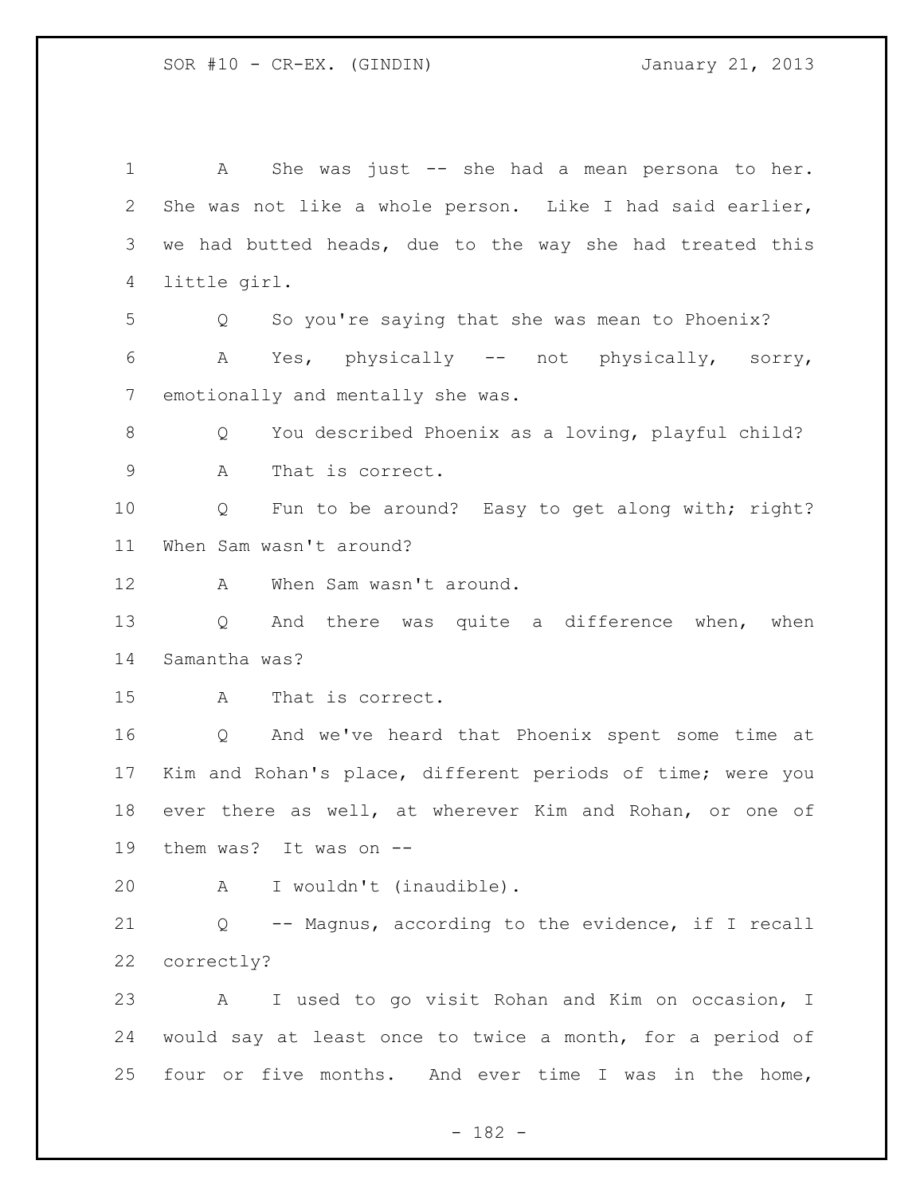A She was just -- she had a mean persona to her. She was not like a whole person. Like I had said earlier, we had butted heads, due to the way she had treated this little girl.

Q So you're saying that she was mean to Phoenix?

A Yes, physically -- not physically, sorry, emotionally and mentally she was.

Q You described Phoenix as a loving, playful child?

A That is correct.

Q Fun to be around? Easy to get along with; right? When Sam wasn't around?

A When Sam wasn't around.

Q And there was quite a difference when, when Samantha was?

A That is correct.

Q And we've heard that Phoenix spent some time at Kim and Rohan's place, different periods of time; were you ever there as well, at wherever Kim and Rohan, or one of them was? It was on --

A I wouldn't (inaudible).

Q -- Magnus, according to the evidence, if I recall correctly?

A I used to go visit Rohan and Kim on occasion, I would say at least once to twice a month, for a period of four or five months. And ever time I was in the home,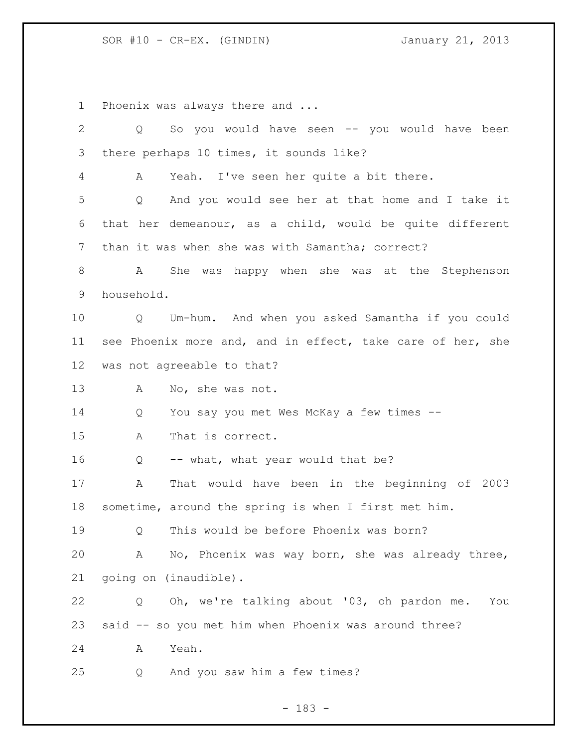Phoenix was always there and ...

Q So you would have seen -- you would have been there perhaps 10 times, it sounds like?

A Yeah. I've seen her quite a bit there.

Q And you would see her at that home and I take it that her demeanour, as a child, would be quite different than it was when she was with Samantha; correct?

A She was happy when she was at the Stephenson household.

Q Um-hum. And when you asked Samantha if you could see Phoenix more and, and in effect, take care of her, she was not agreeable to that?

A No, she was not.

Q You say you met Wes McKay a few times --

A That is correct.

Q -- what, what year would that be?

A That would have been in the beginning of 2003 sometime, around the spring is when I first met him.

Q This would be before Phoenix was born?

A No, Phoenix was way born, she was already three, going on (inaudible).

Q Oh, we're talking about '03, oh pardon me. You said -- so you met him when Phoenix was around three?

A Yeah.

Q And you saw him a few times?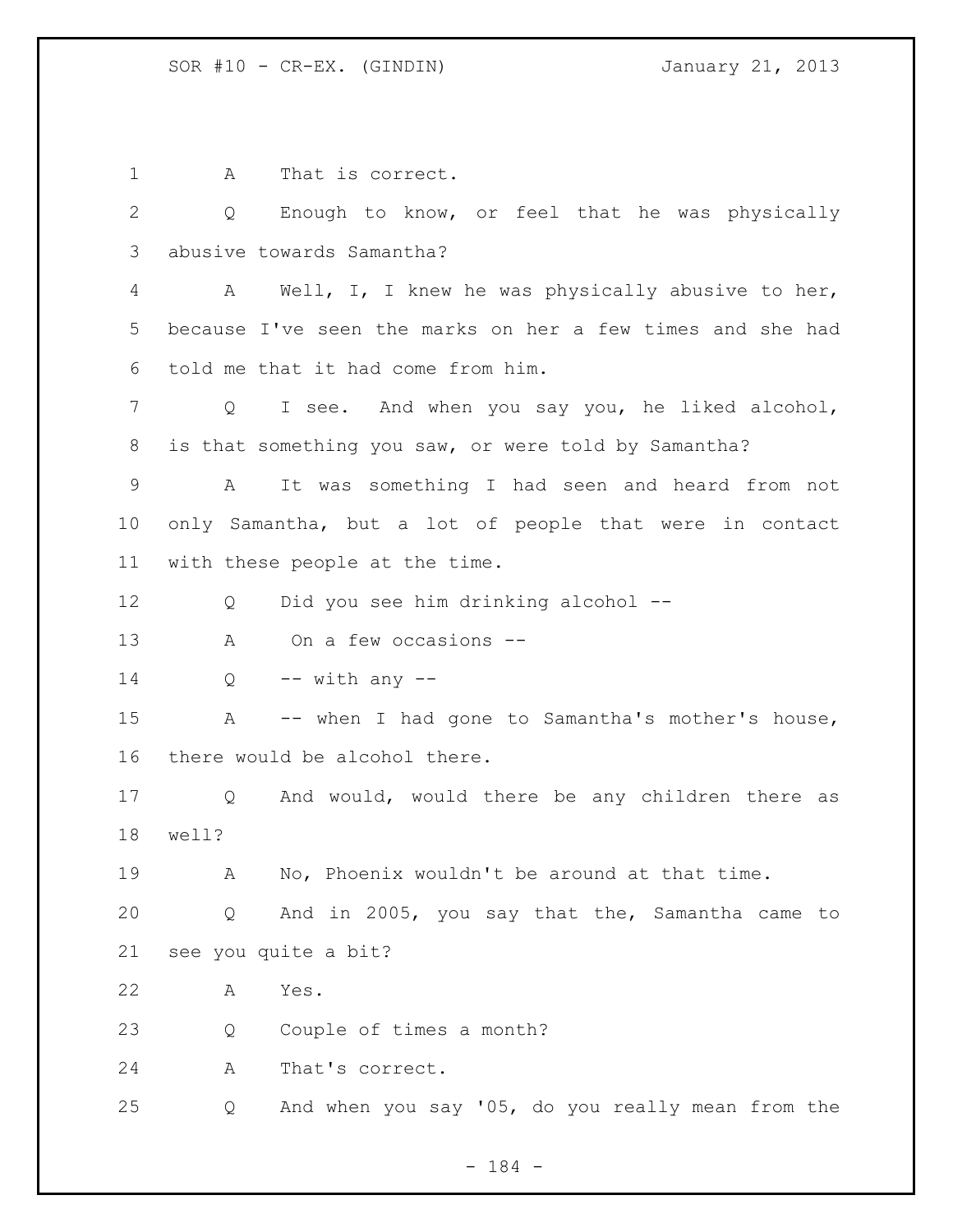A That is correct.

Q Enough to know, or feel that he was physically abusive towards Samantha?

A Well, I, I knew he was physically abusive to her, because I've seen the marks on her a few times and she had told me that it had come from him.

Q I see. And when you say you, he liked alcohol, is that something you saw, or were told by Samantha?

A It was something I had seen and heard from not only Samantha, but a lot of people that were in contact with these people at the time.

Q Did you see him drinking alcohol --

A On a few occasions --

Q -- with any --

A -- when I had gone to Samantha's mother's house, there would be alcohol there.

Q And would, would there be any children there as well?

A No, Phoenix wouldn't be around at that time.

Q And in 2005, you say that the, Samantha came to see you quite a bit?

A Yes.

Q Couple of times a month?

A That's correct.

Q And when you say '05, do you really mean from the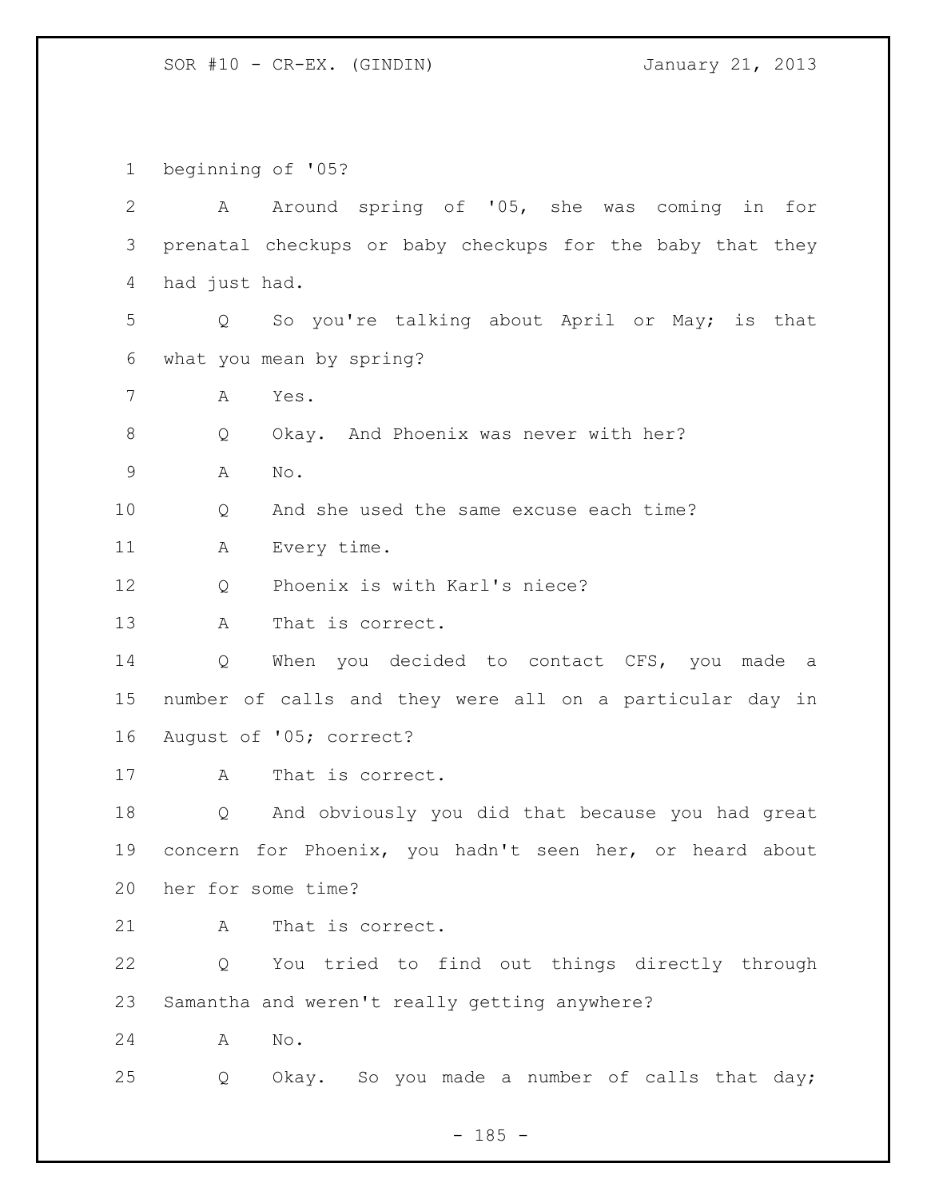beginning of '05?

A Around spring of '05, she was coming in for prenatal checkups or baby checkups for the baby that they had just had.

Q So you're talking about April or May; is that what you mean by spring?

A Yes.

Q Okay. And Phoenix was never with her?

A No.

Q And she used the same excuse each time?

A Every time.

Q Phoenix is with Karl's niece?

A That is correct.

Q When you decided to contact CFS, you made a number of calls and they were all on a particular day in August of '05; correct?

A That is correct.

Q And obviously you did that because you had great concern for Phoenix, you hadn't seen her, or heard about her for some time?

A That is correct.

Q You tried to find out things directly through Samantha and weren't really getting anywhere?

A No.

Q Okay. So you made a number of calls that day;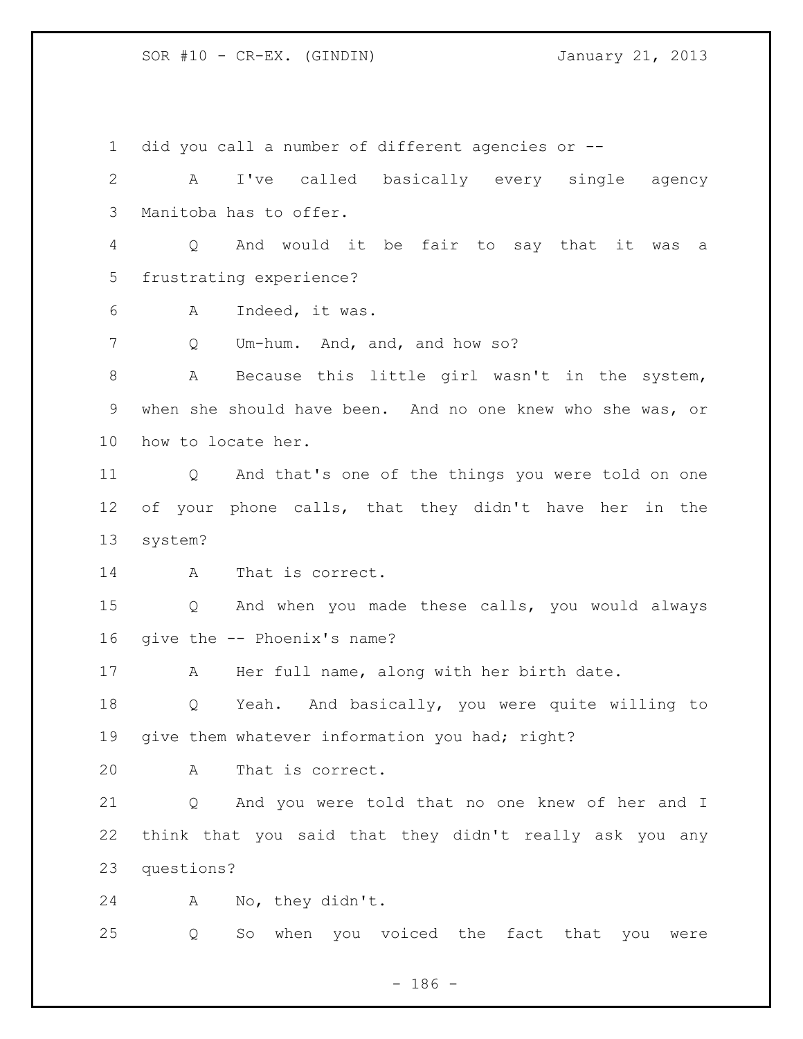did you call a number of different agencies or --

A I've called basically every single agency Manitoba has to offer.

Q And would it be fair to say that it was a frustrating experience?

A Indeed, it was.

Q Um-hum. And, and, and how so?

A Because this little girl wasn't in the system, when she should have been. And no one knew who she was, or how to locate her.

Q And that's one of the things you were told on one of your phone calls, that they didn't have her in the system?

A That is correct.

Q And when you made these calls, you would always give the -- Phoenix's name?

A Her full name, along with her birth date.

Q Yeah. And basically, you were quite willing to give them whatever information you had; right?

A That is correct.

Q And you were told that no one knew of her and I think that you said that they didn't really ask you any questions?

A No, they didn't.

Q So when you voiced the fact that you were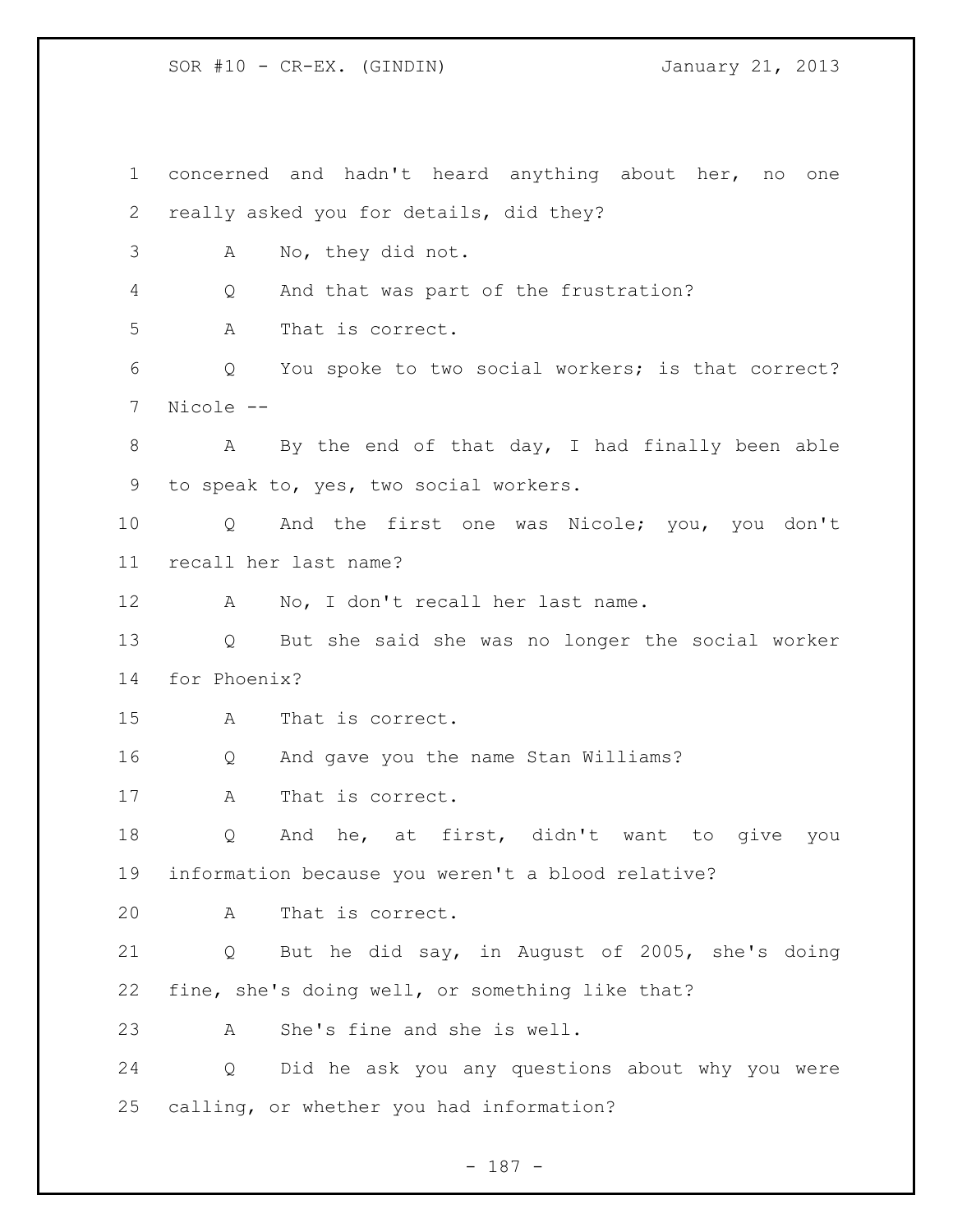concerned and hadn't heard anything about her, no one really asked you for details, did they?

A No, they did not.

Q And that was part of the frustration?

A That is correct.

Q You spoke to two social workers; is that correct? Nicole --

A By the end of that day, I had finally been able to speak to, yes, two social workers.

Q And the first one was Nicole; you, you don't recall her last name?

A No, I don't recall her last name.

Q But she said she was no longer the social worker for Phoenix?

A That is correct.

Q And gave you the name Stan Williams?

A That is correct.

Q And he, at first, didn't want to give you information because you weren't a blood relative?

A That is correct.

Q But he did say, in August of 2005, she's doing fine, she's doing well, or something like that?

A She's fine and she is well.

Q Did he ask you any questions about why you were calling, or whether you had information?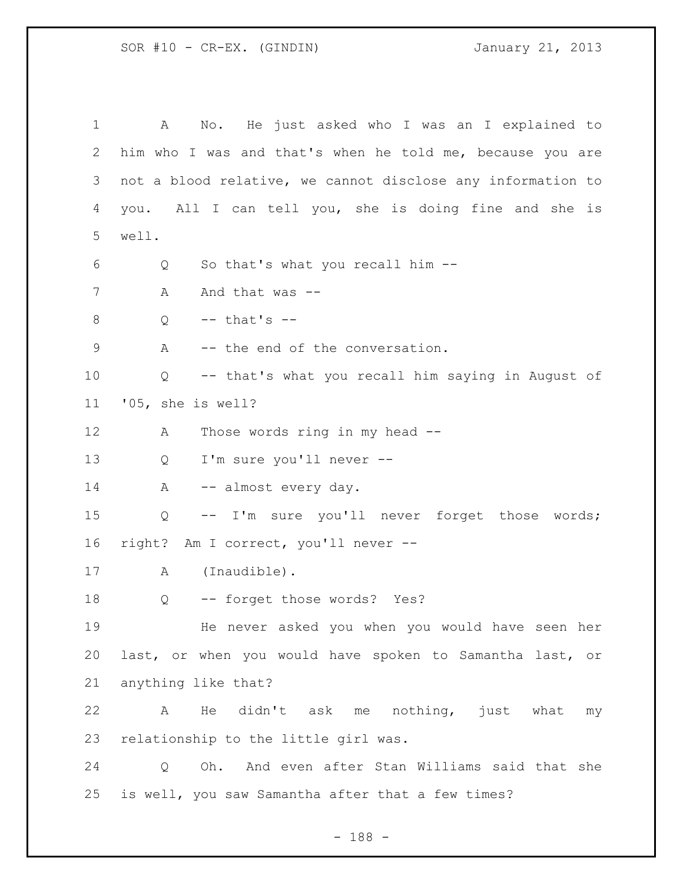A No. He just asked who I was an I explained to him who I was and that's when he told me, because you are not a blood relative, we cannot disclose any information to you. All I can tell you, she is doing fine and she is well.

Q So that's what you recall him --

A And that was --

Q -- that's --

A -- the end of the conversation.

Q -- that's what you recall him saying in August of '05, she is well?

A Those words ring in my head --

Q I'm sure you'll never --

A -- almost every day.

Q -- I'm sure you'll never forget those words; right? Am I correct, you'll never --

A (Inaudible).

Q -- forget those words? Yes?

He never asked you when you would have seen her last, or when you would have spoken to Samantha last, or anything like that?

A He didn't ask me nothing, just what my relationship to the little girl was.

Q Oh. And even after Stan Williams said that she is well, you saw Samantha after that a few times?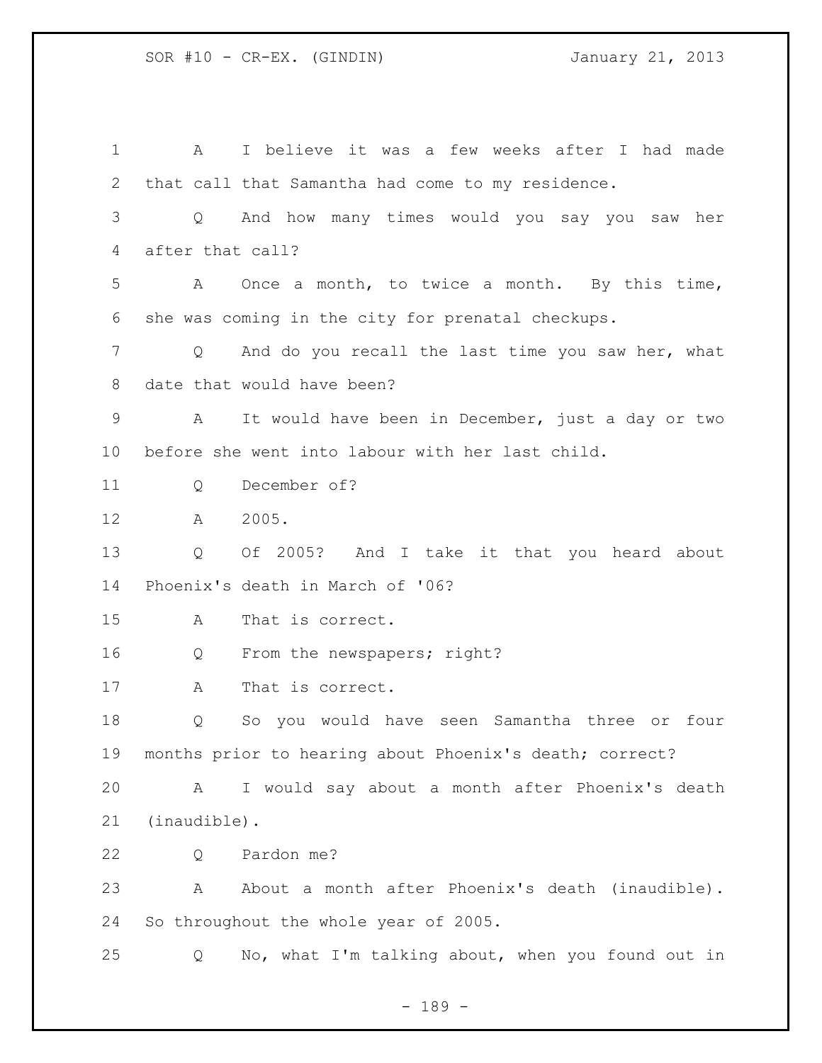A I believe it was a few weeks after I had made that call that Samantha had come to my residence.

Q And how many times would you say you saw her after that call?

A Once a month, to twice a month. By this time, she was coming in the city for prenatal checkups.

Q And do you recall the last time you saw her, what date that would have been?

A It would have been in December, just a day or two before she went into labour with her last child.

Q December of?

A 2005.

Q Of 2005? And I take it that you heard about Phoenix's death in March of '06?

A That is correct.

Q From the newspapers; right?

A That is correct.

Q So you would have seen Samantha three or four months prior to hearing about Phoenix's death; correct?

A I would say about a month after Phoenix's death (inaudible).

Q Pardon me?

A About a month after Phoenix's death (inaudible). So throughout the whole year of 2005.

Q No, what I'm talking about, when you found out in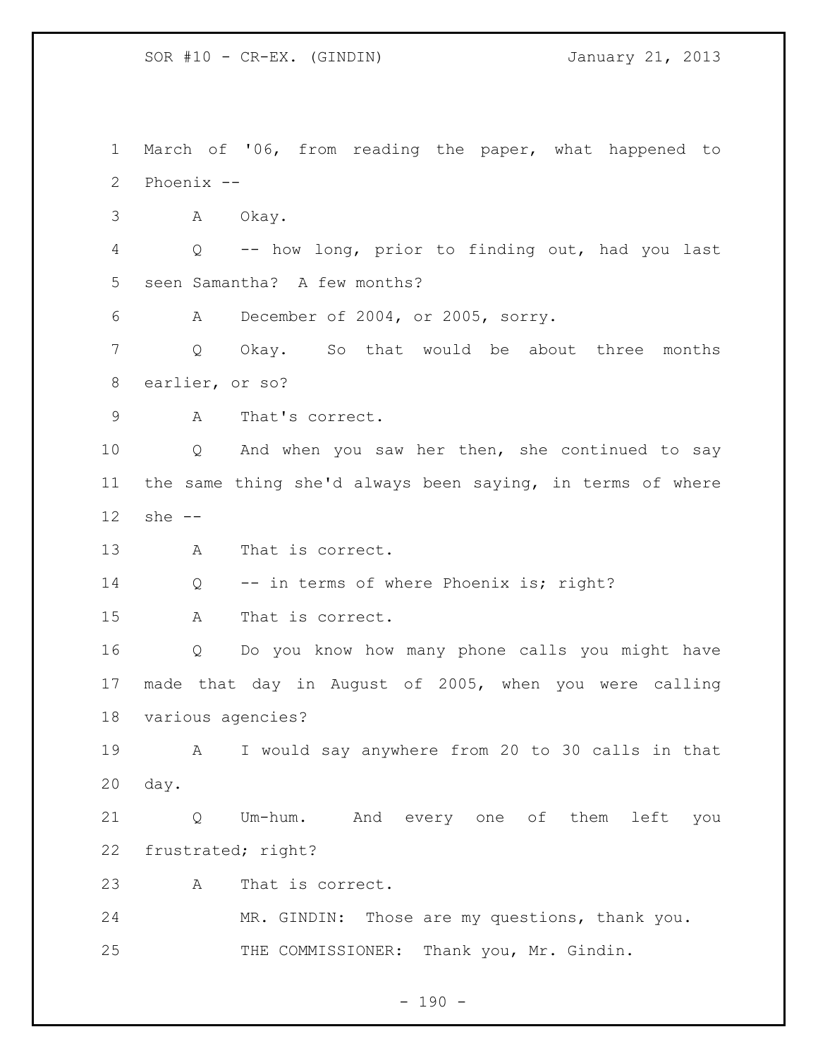March of '06, from reading the paper, what happened to Phoenix --

A Okay.

Q -- how long, prior to finding out, had you last seen Samantha? A few months?

A December of 2004, or 2005, sorry.

Q Okay. So that would be about three months earlier, or so?

A That's correct.

Q And when you saw her then, she continued to say the same thing she'd always been saying, in terms of where she --

A That is correct.

Q -- in terms of where Phoenix is; right?

A That is correct.

Q Do you know how many phone calls you might have made that day in August of 2005, when you were calling various agencies?

A I would say anywhere from 20 to 30 calls in that day.

Q Um-hum. And every one of them left you frustrated; right?

A That is correct.

MR. GINDIN: Those are my questions, thank you.

THE COMMISSIONER: Thank you, Mr. Gindin.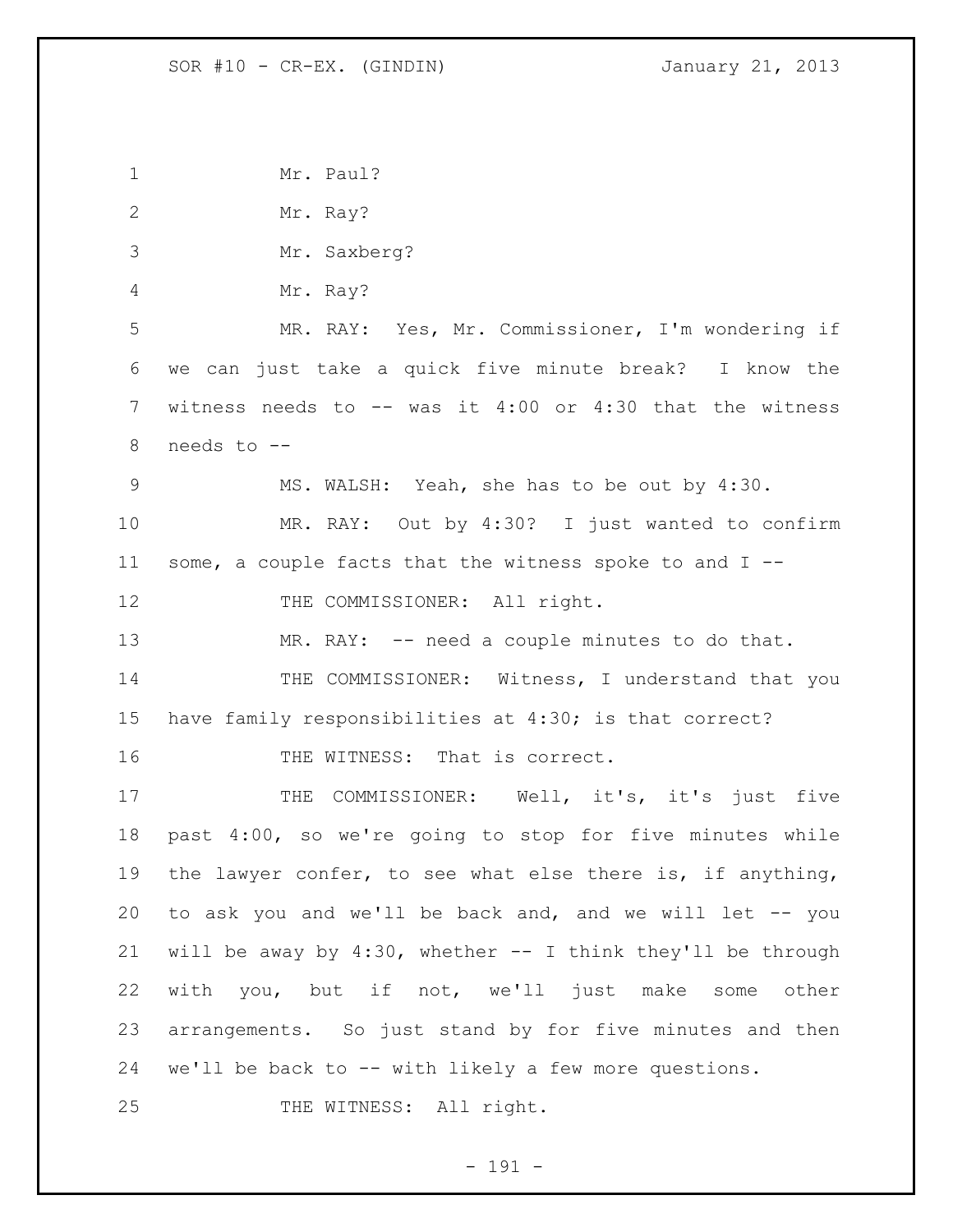Mr. Paul?

Mr. Ray?

Mr. Saxberg?

Mr. Ray?

MR. RAY: Yes, Mr. Commissioner, I'm wondering if we can just take a quick five minute break? I know the witness needs to -- was it 4:00 or 4:30 that the witness needs to --

MS. WALSH: Yeah, she has to be out by 4:30.

MR. RAY: Out by 4:30? I just wanted to confirm some, a couple facts that the witness spoke to and I --

THE COMMISSIONER: All right.

MR. RAY: -- need a couple minutes to do that.

THE COMMISSIONER: Witness, I understand that you have family responsibilities at 4:30; is that correct?

THE WITNESS: That is correct.

THE COMMISSIONER: Well, it's, it's just five past 4:00, so we're going to stop for five minutes while the lawyer confer, to see what else there is, if anything, to ask you and we'll be back and, and we will let -- you will be away by 4:30, whether -- I think they'll be through with you, but if not, we'll just make some other arrangements. So just stand by for five minutes and then we'll be back to -- with likely a few more questions.

THE WITNESS: All right.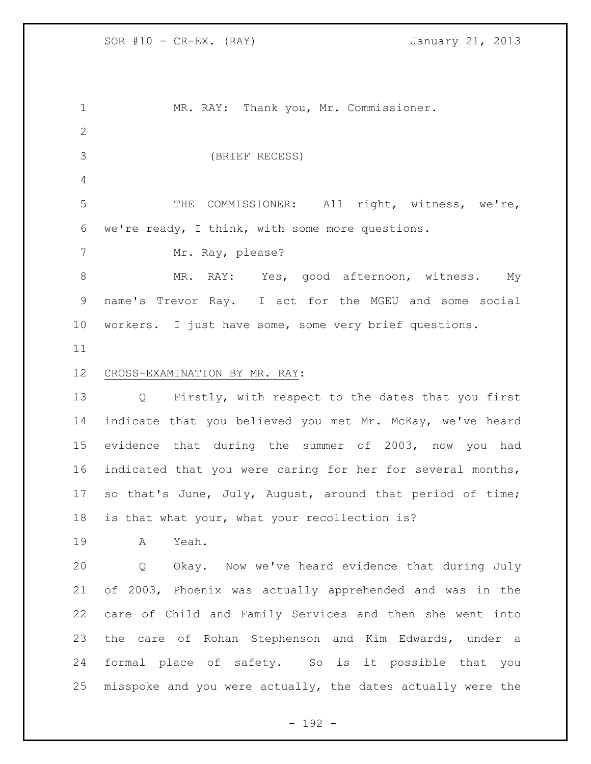MR. RAY: Thank you, Mr. Commissioner.

(BRIEF RECESS)

THE COMMISSIONER: All right, witness, we're, we're ready, I think, with some more questions.

Mr. Ray, please?

MR. RAY: Yes, good afternoon, witness. My name's Trevor Ray. I act for the MGEU and some social workers. I just have some, some very brief questions.

CROSS-EXAMINATION BY MR. RAY:

Q Firstly, with respect to the dates that you first indicate that you believed you met Mr. McKay, we've heard evidence that during the summer of 2003, now you had indicated that you were caring for her for several months, so that's June, July, August, around that period of time; is that what your, what your recollection is?

A Yeah.

Q Okay. Now we've heard evidence that during July of 2003, Phoenix was actually apprehended and was in the care of Child and Family Services and then she went into the care of Rohan Stephenson and Kim Edwards, under a formal place of safety. So is it possible that you misspoke and you were actually, the dates actually were the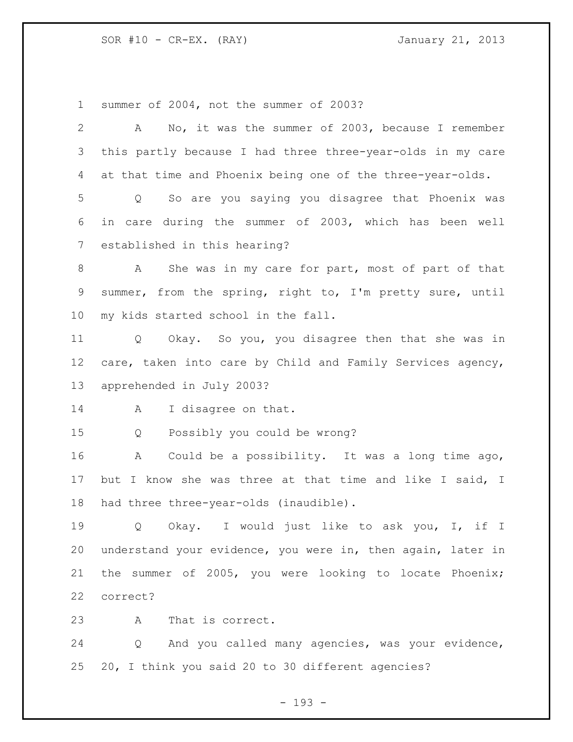summer of 2004, not the summer of 2003?

A No, it was the summer of 2003, because I remember this partly because I had three three-year-olds in my care at that time and Phoenix being one of the three-year-olds.

Q So are you saying you disagree that Phoenix was in care during the summer of 2003, which has been well established in this hearing?

A She was in my care for part, most of part of that summer, from the spring, right to, I'm pretty sure, until my kids started school in the fall.

Q Okay. So you, you disagree then that she was in care, taken into care by Child and Family Services agency, apprehended in July 2003?

A I disagree on that.

Q Possibly you could be wrong?

A Could be a possibility. It was a long time ago, but I know she was three at that time and like I said, I had three three-year-olds (inaudible).

Q Okay. I would just like to ask you, I, if I understand your evidence, you were in, then again, later in the summer of 2005, you were looking to locate Phoenix; correct?

A That is correct.

Q And you called many agencies, was your evidence, 20, I think you said 20 to 30 different agencies?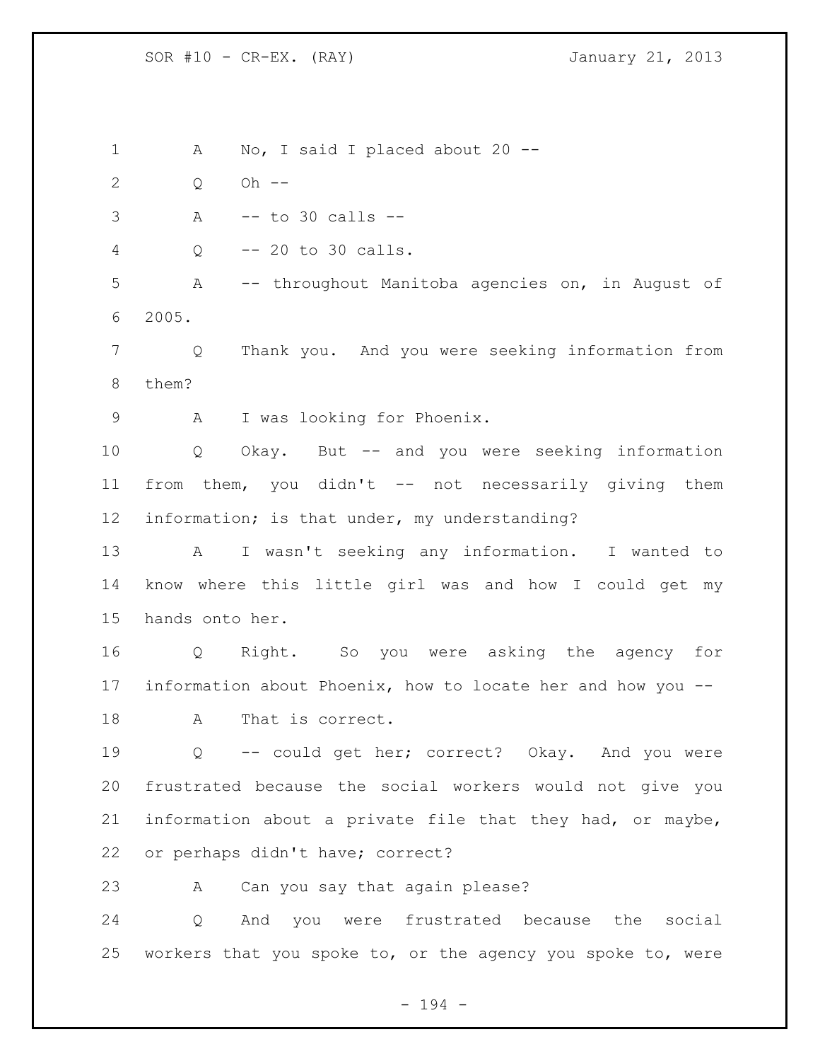A No, I said I placed about 20 --

Q Oh --

A -- to 30 calls --

Q -- 20 to 30 calls.

A -- throughout Manitoba agencies on, in August of 2005.

Q Thank you. And you were seeking information from them?

A I was looking for Phoenix.

Q Okay. But -- and you were seeking information from them, you didn't -- not necessarily giving them information; is that under, my understanding?

A I wasn't seeking any information. I wanted to know where this little girl was and how I could get my hands onto her.

Q Right. So you were asking the agency for information about Phoenix, how to locate her and how you --

A That is correct.

Q -- could get her; correct? Okay. And you were frustrated because the social workers would not give you information about a private file that they had, or maybe, or perhaps didn't have; correct?

A Can you say that again please?

Q And you were frustrated because the social workers that you spoke to, or the agency you spoke to, were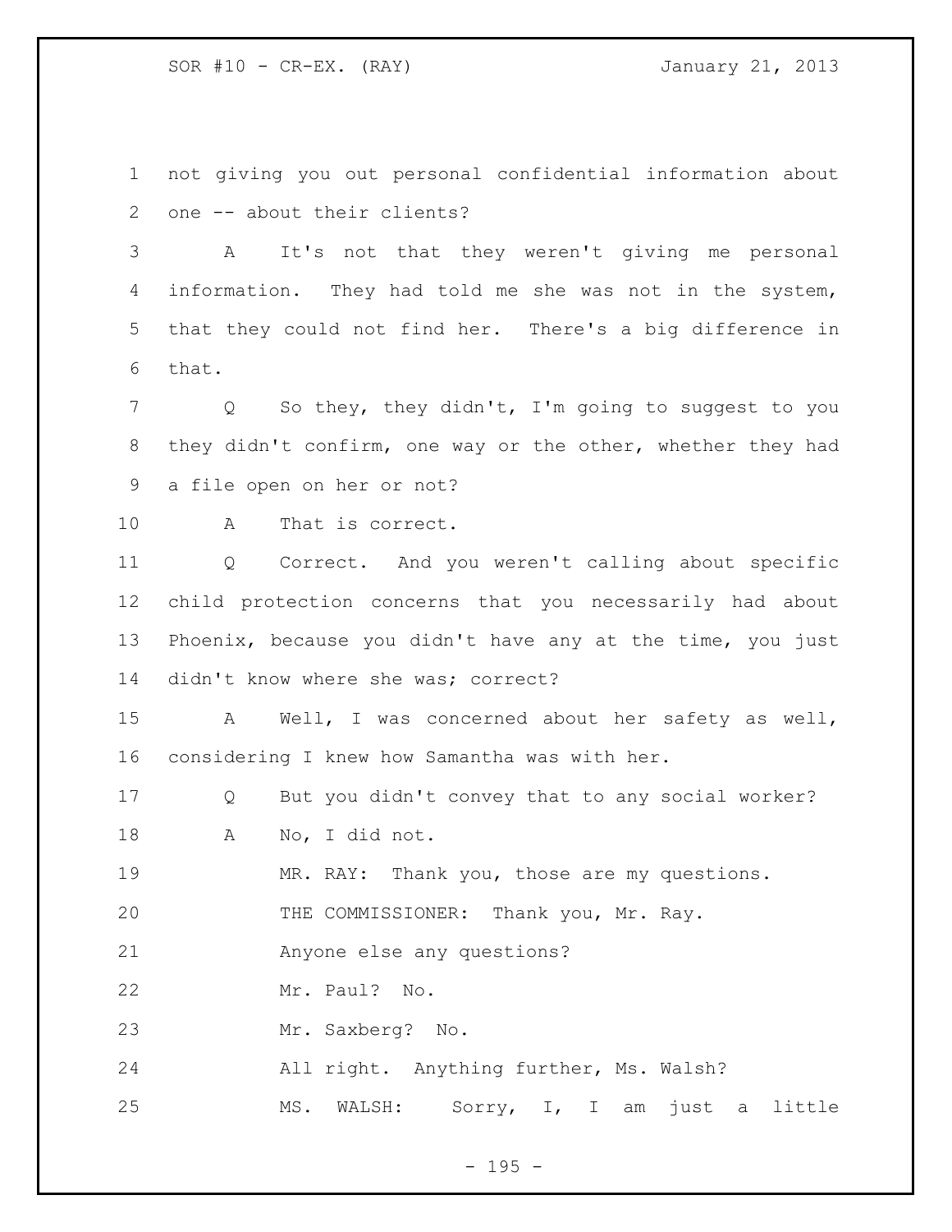not giving you out personal confidential information about one -- about their clients?

A It's not that they weren't giving me personal information. They had told me she was not in the system, that they could not find her. There's a big difference in that.

Q So they, they didn't, I'm going to suggest to you they didn't confirm, one way or the other, whether they had a file open on her or not?

A That is correct.

Q Correct. And you weren't calling about specific child protection concerns that you necessarily had about Phoenix, because you didn't have any at the time, you just didn't know where she was; correct?

A Well, I was concerned about her safety as well, considering I knew how Samantha was with her.

Q But you didn't convey that to any social worker?

A No, I did not.

MR. RAY: Thank you, those are my questions.

THE COMMISSIONER: Thank you, Mr. Ray.

Anyone else any questions?

Mr. Paul? No.

Mr. Saxberg? No.

All right. Anything further, Ms. Walsh?

MS. WALSH: Sorry, I, I am just a little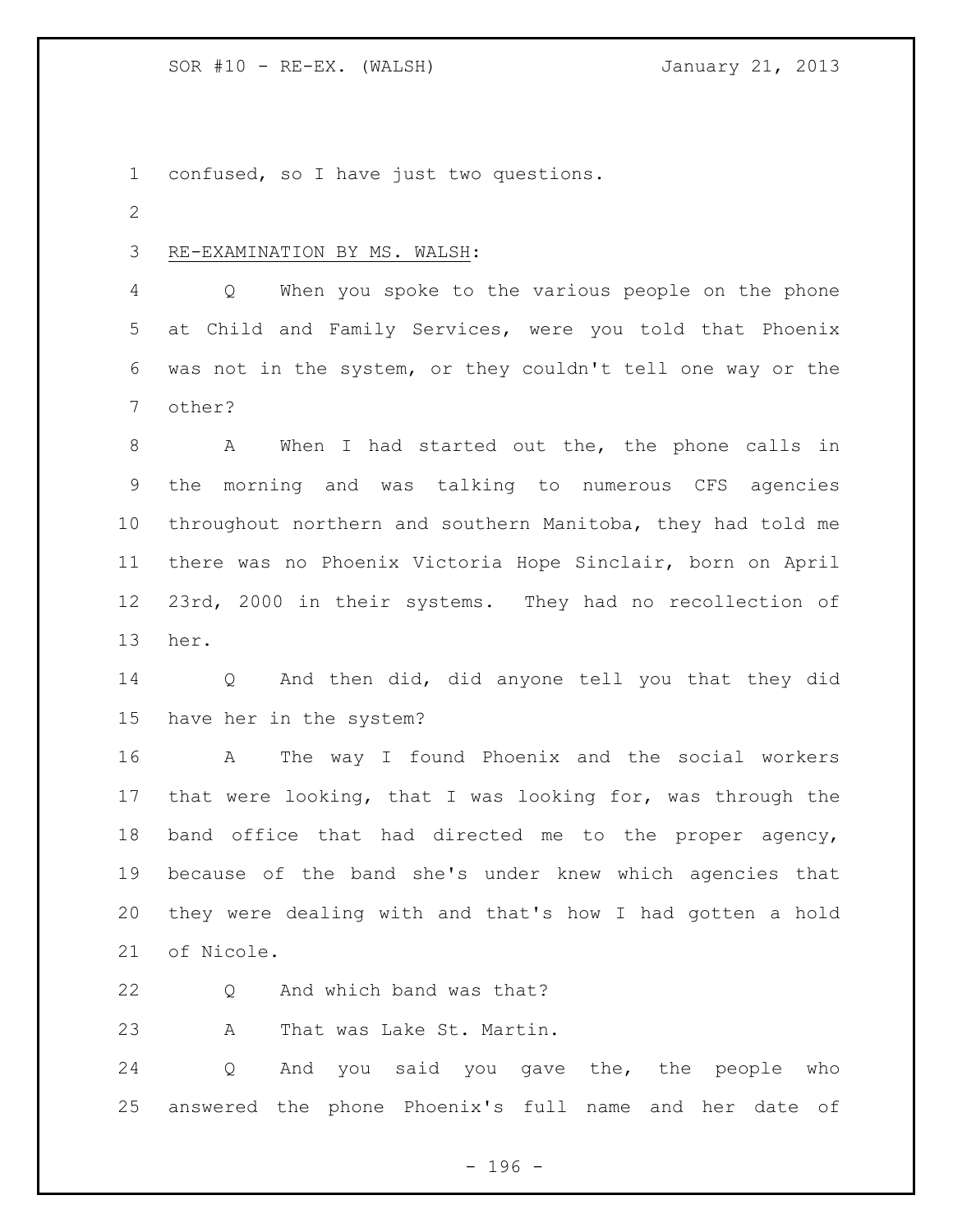confused, so I have just two questions.

RE-EXAMINATION BY MS. WALSH:

Q When you spoke to the various people on the phone at Child and Family Services, were you told that Phoenix was not in the system, or they couldn't tell one way or the other?

A When I had started out the, the phone calls in the morning and was talking to numerous CFS agencies throughout northern and southern Manitoba, they had told me there was no Phoenix Victoria Hope Sinclair, born on April 23rd, 2000 in their systems. They had no recollection of her.

Q And then did, did anyone tell you that they did have her in the system?

A The way I found Phoenix and the social workers that were looking, that I was looking for, was through the band office that had directed me to the proper agency, because of the band she's under knew which agencies that they were dealing with and that's how I had gotten a hold of Nicole.

Q And which band was that?

A That was Lake St. Martin.

Q And you said you gave the, the people who answered the phone Phoenix's full name and her date of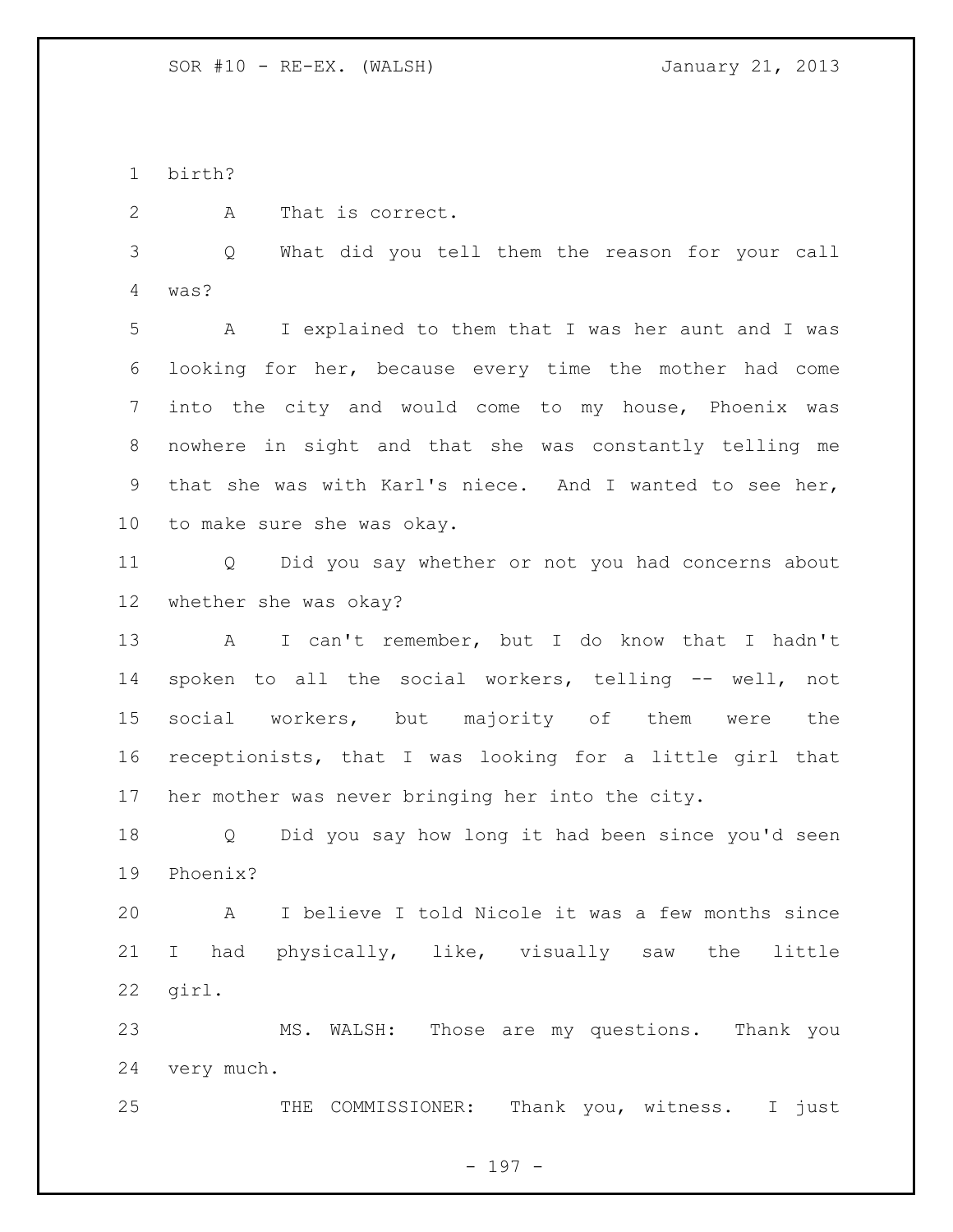birth?

A That is correct.

Q What did you tell them the reason for your call was?

A I explained to them that I was her aunt and I was looking for her, because every time the mother had come into the city and would come to my house, Phoenix was nowhere in sight and that she was constantly telling me that she was with Karl's niece. And I wanted to see her, to make sure she was okay.

Q Did you say whether or not you had concerns about whether she was okay?

A I can't remember, but I do know that I hadn't spoken to all the social workers, telling -- well, not social workers, but majority of them were the receptionists, that I was looking for a little girl that her mother was never bringing her into the city.

Q Did you say how long it had been since you'd seen Phoenix?

A I believe I told Nicole it was a few months since I had physically, like, visually saw the little girl.

MS. WALSH: Those are my questions. Thank you very much.

THE COMMISSIONER: Thank you, witness. I just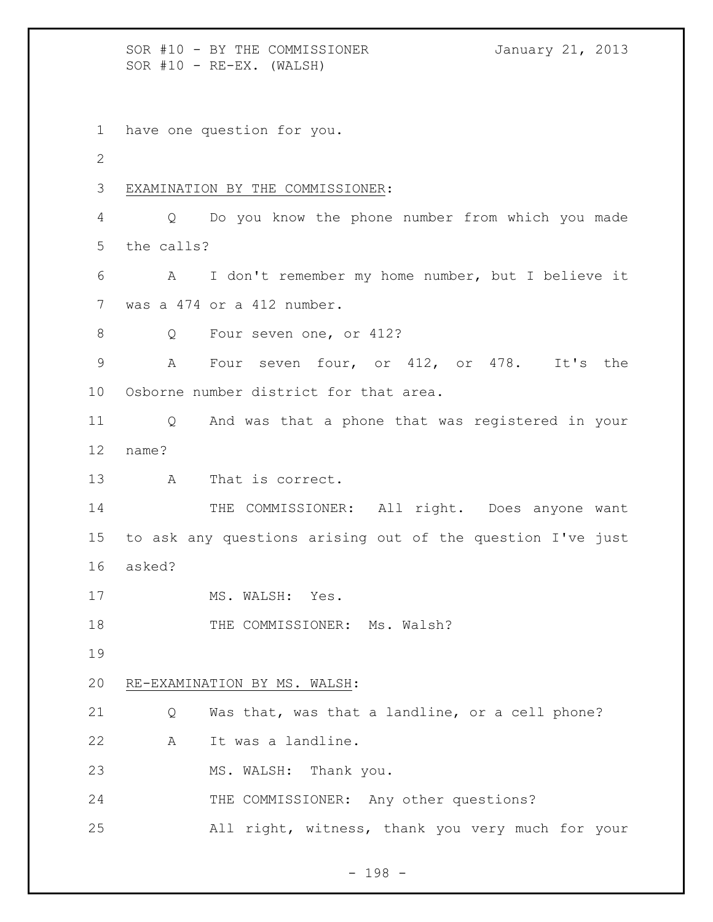have one question for you.

EXAMINATION BY THE COMMISSIONER:

Q Do you know the phone number from which you made the calls?

A I don't remember my home number, but I believe it was a 474 or a 412 number.

Q Four seven one, or 412?

A Four seven four, or 412, or 478. It's the Osborne number district for that area.

Q And was that a phone that was registered in your name?

A That is correct.

THE COMMISSIONER: All right. Does anyone want to ask any questions arising out of the question I've just asked?

MS. WALSH: Yes.

THE COMMISSIONER: Ms. Walsh?

RE-EXAMINATION BY MS. WALSH:

Q Was that, was that a landline, or a cell phone?

A It was a landline.

MS. WALSH: Thank you.

THE COMMISSIONER: Any other questions?

All right, witness, thank you very much for your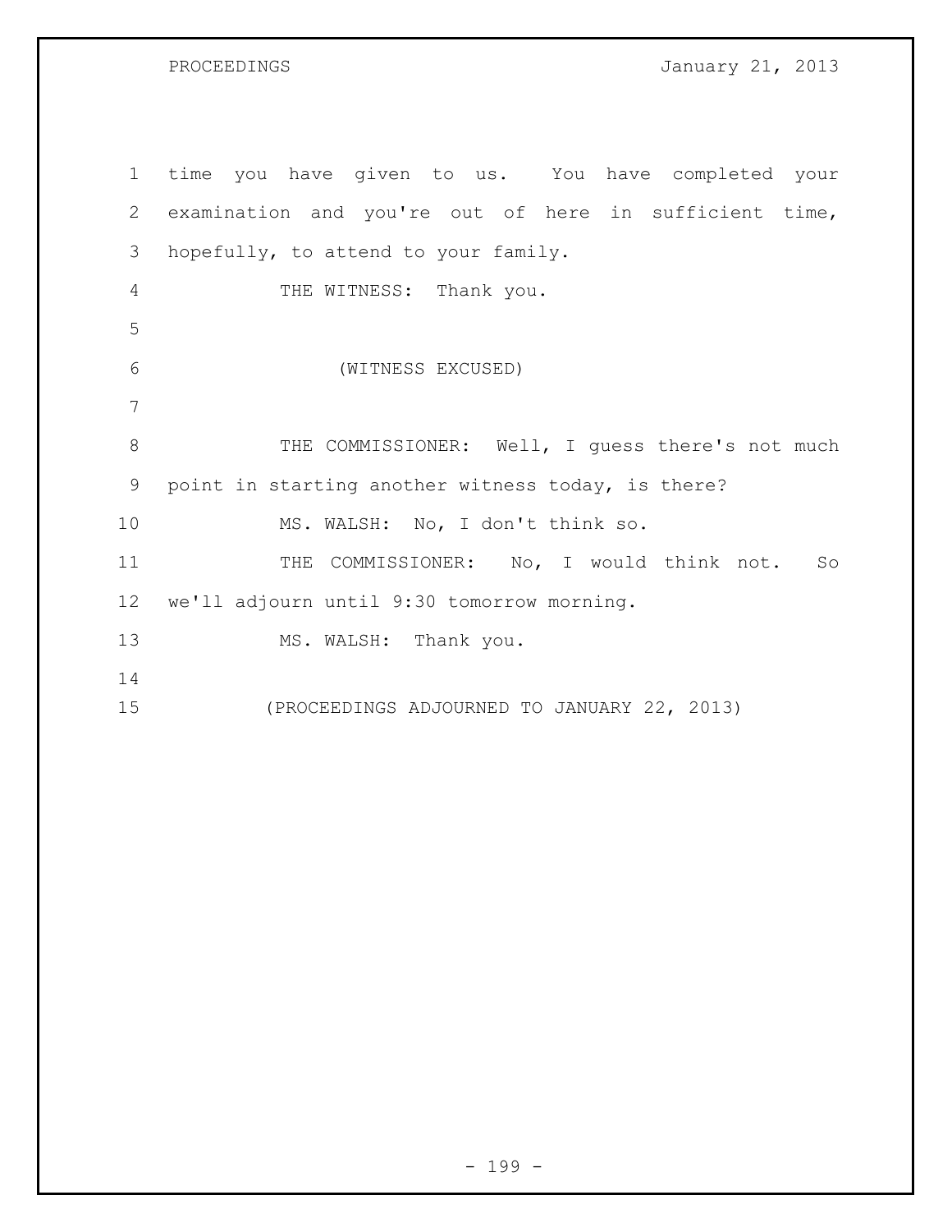time you have given to us. You have completed your examination and you're out of here in sufficient time, hopefully, to attend to your family.

THE WITNESS: Thank you.

(WITNESS EXCUSED)

THE COMMISSIONER: Well, I guess there's not much point in starting another witness today, is there?

MS. WALSH: No, I don't think so.

THE COMMISSIONER: No, I would think not. So we'll adjourn until 9:30 tomorrow morning.

MS. WALSH: Thank you.

(PROCEEDINGS ADJOURNED TO JANUARY 22, 2013)